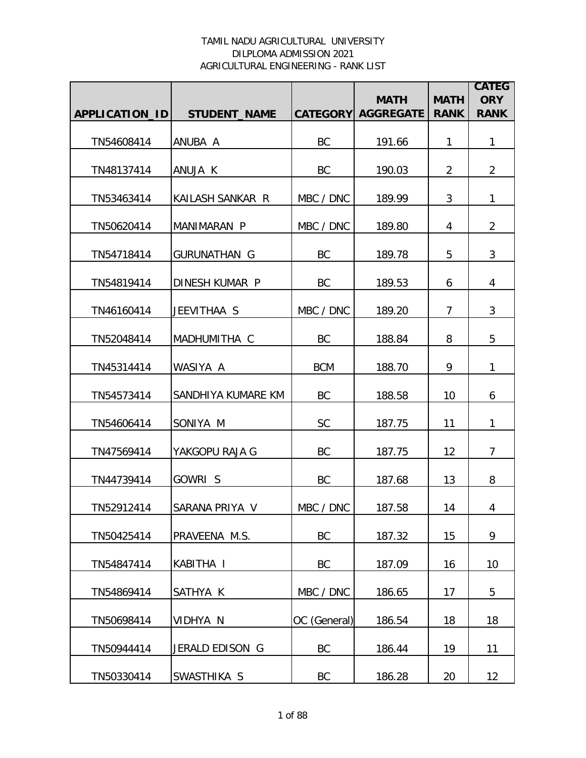TAMIL NADU AGRICULTURAL UNIVERSITY
DILPLOMA ADMISSION 2021
AGRICULTURAL ENGINEERING - RANK LIST

| APPLICATION_ID | STUDENT_NAME | CATEGORY | MATH AGGREGATE | MATH RANK | CATEGORY RANK |
|---|---|---|---|---|---|
| TN54608414 | ANUBA A | BC | 191.66 | 1 | 1 |
| TN48137414 | ANUJA K | BC | 190.03 | 2 | 2 |
| TN53463414 | KAILASH SANKAR R | MBC / DNC | 189.99 | 3 | 1 |
| TN50620414 | MANIMARAN P | MBC / DNC | 189.80 | 4 | 2 |
| TN54718414 | GURUNATHAN G | BC | 189.78 | 5 | 3 |
| TN54819414 | DINESH KUMAR P | BC | 189.53 | 6 | 4 |
| TN46160414 | JEEVITHAA S | MBC / DNC | 189.20 | 7 | 3 |
| TN52048414 | MADHUMITHA C | BC | 188.84 | 8 | 5 |
| TN45314414 | WASIYA A | BCM | 188.70 | 9 | 1 |
| TN54573414 | SANDHIYA KUMARE KM | BC | 188.58 | 10 | 6 |
| TN54606414 | SONIYA M | SC | 187.75 | 11 | 1 |
| TN47569414 | YAKGOPU RAJA G | BC | 187.75 | 12 | 7 |
| TN44739414 | GOWRI S | BC | 187.68 | 13 | 8 |
| TN52912414 | SARANA PRIYA V | MBC / DNC | 187.58 | 14 | 4 |
| TN50425414 | PRAVEENA M.S. | BC | 187.32 | 15 | 9 |
| TN54847414 | KABITHA I | BC | 187.09 | 16 | 10 |
| TN54869414 | SATHYA K | MBC / DNC | 186.65 | 17 | 5 |
| TN50698414 | VIDHYA N | OC (General) | 186.54 | 18 | 18 |
| TN50944414 | JERALD EDISON G | BC | 186.44 | 19 | 11 |
| TN50330414 | SWASTHIKA S | BC | 186.28 | 20 | 12 |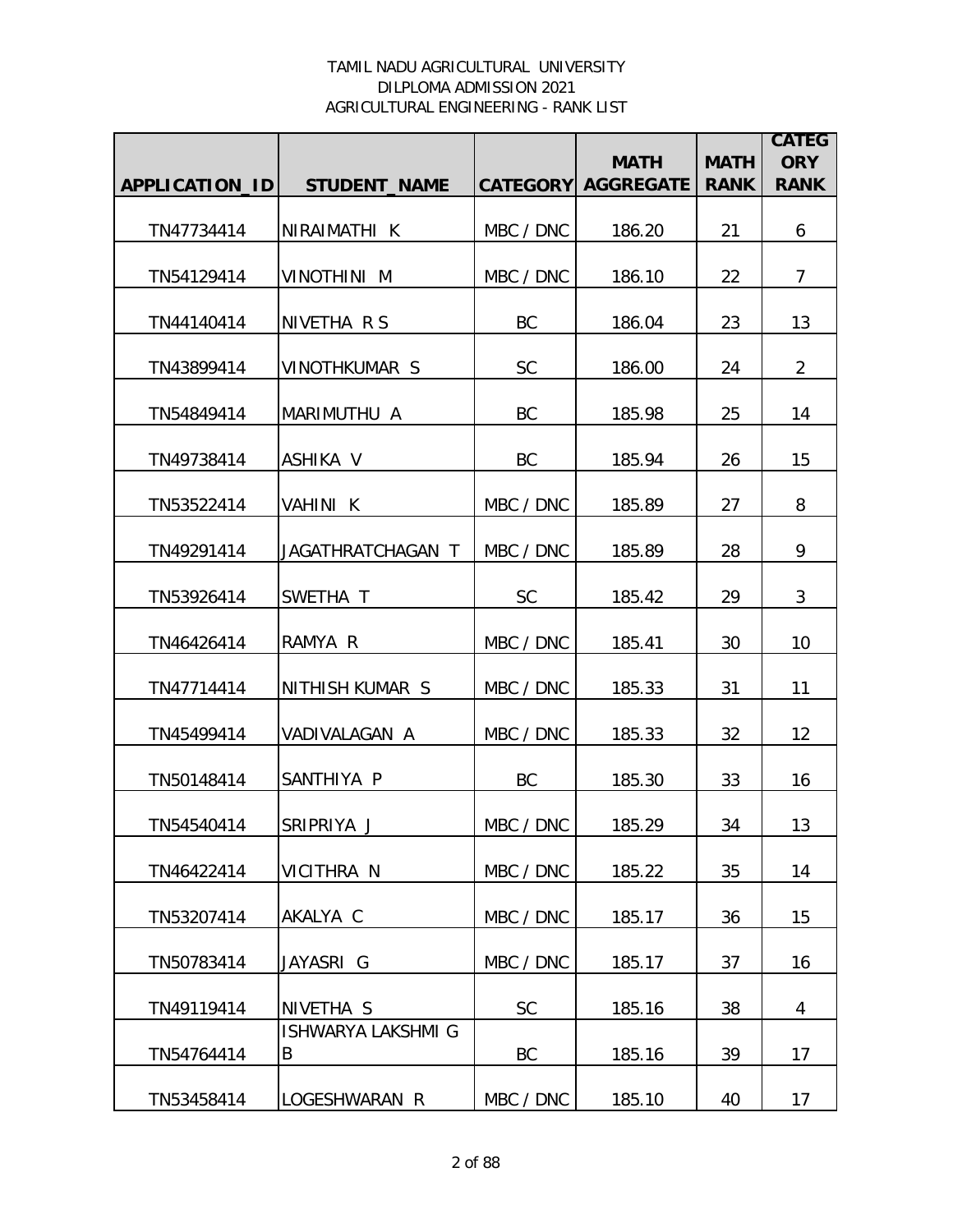TAMIL NADU AGRICULTURAL UNIVERSITY
DILPLOMA ADMISSION 2021
AGRICULTURAL ENGINEERING - RANK LIST

| APPLICATION_ID | STUDENT_NAME | CATEGORY | MATH AGGREGATE | MATH RANK | CATEGORY RANK |
|---|---|---|---|---|---|
| TN47734414 | NIRAIMATHI K | MBC / DNC | 186.20 | 21 | 6 |
| TN54129414 | VINOTHINI M | MBC / DNC | 186.10 | 22 | 7 |
| TN44140414 | NIVETHA R S | BC | 186.04 | 23 | 13 |
| TN43899414 | VINOTHKUMAR S | SC | 186.00 | 24 | 2 |
| TN54849414 | MARIMUTHU A | BC | 185.98 | 25 | 14 |
| TN49738414 | ASHIKA V | BC | 185.94 | 26 | 15 |
| TN53522414 | VAHINI K | MBC / DNC | 185.89 | 27 | 8 |
| TN49291414 | JAGATHRATCHAGAN T | MBC / DNC | 185.89 | 28 | 9 |
| TN53926414 | SWETHA T | SC | 185.42 | 29 | 3 |
| TN46426414 | RAMYA R | MBC / DNC | 185.41 | 30 | 10 |
| TN47714414 | NITHISH KUMAR S | MBC / DNC | 185.33 | 31 | 11 |
| TN45499414 | VADIVALAGAN A | MBC / DNC | 185.33 | 32 | 12 |
| TN50148414 | SANTHIYA P | BC | 185.30 | 33 | 16 |
| TN54540414 | SRIPRIYA J | MBC / DNC | 185.29 | 34 | 13 |
| TN46422414 | VICITHRA N | MBC / DNC | 185.22 | 35 | 14 |
| TN53207414 | AKALYA C | MBC / DNC | 185.17 | 36 | 15 |
| TN50783414 | JAYASRI G | MBC / DNC | 185.17 | 37 | 16 |
| TN49119414 | NIVETHA S | SC | 185.16 | 38 | 4 |
| TN54764414 | ISHWARYA LAKSHMI G B | BC | 185.16 | 39 | 17 |
| TN53458414 | LOGESHWARAN R | MBC / DNC | 185.10 | 40 | 17 |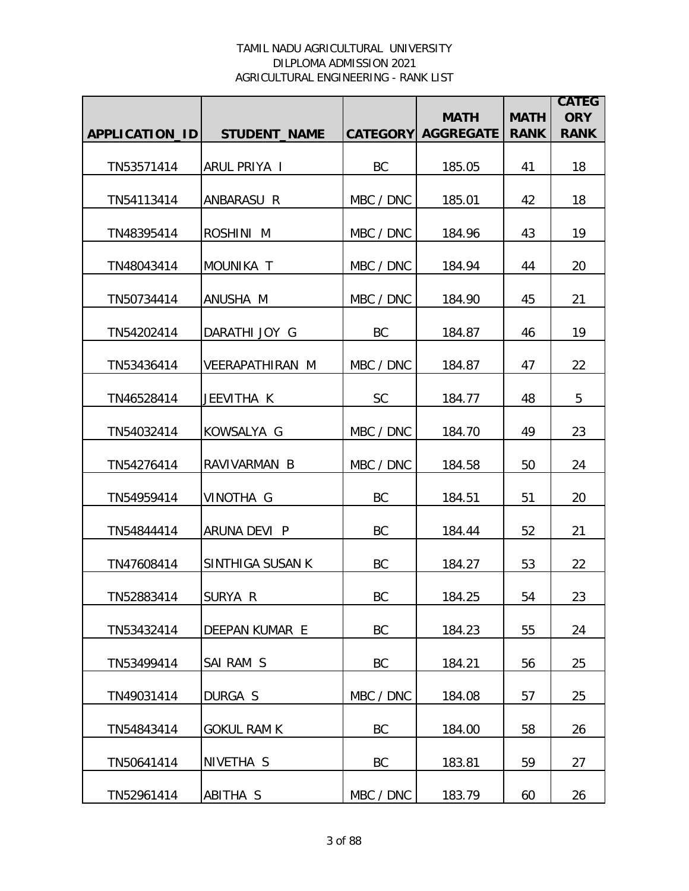TAMIL NADU AGRICULTURAL UNIVERSITY
DILPLOMA ADMISSION 2021
AGRICULTURAL ENGINEERING - RANK LIST

| APPLICATION_ID | STUDENT_NAME | CATEGORY | MATH AGGREGATE | MATH RANK | CATEGORY RANK |
|---|---|---|---|---|---|
| TN53571414 | ARUL PRIYA I | BC | 185.05 | 41 | 18 |
| TN54113414 | ANBARASU R | MBC / DNC | 185.01 | 42 | 18 |
| TN48395414 | ROSHINI M | MBC / DNC | 184.96 | 43 | 19 |
| TN48043414 | MOUNIKA T | MBC / DNC | 184.94 | 44 | 20 |
| TN50734414 | ANUSHA M | MBC / DNC | 184.90 | 45 | 21 |
| TN54202414 | DARATHI JOY G | BC | 184.87 | 46 | 19 |
| TN53436414 | VEERAPATHIRAN M | MBC / DNC | 184.87 | 47 | 22 |
| TN46528414 | JEEVITHA K | SC | 184.77 | 48 | 5 |
| TN54032414 | KOWSALYA G | MBC / DNC | 184.70 | 49 | 23 |
| TN54276414 | RAVIVARMAN B | MBC / DNC | 184.58 | 50 | 24 |
| TN54959414 | VINOTHA G | BC | 184.51 | 51 | 20 |
| TN54844414 | ARUNA DEVI P | BC | 184.44 | 52 | 21 |
| TN47608414 | SINTHIGA SUSAN K | BC | 184.27 | 53 | 22 |
| TN52883414 | SURYA R | BC | 184.25 | 54 | 23 |
| TN53432414 | DEEPAN KUMAR E | BC | 184.23 | 55 | 24 |
| TN53499414 | SAI RAM S | BC | 184.21 | 56 | 25 |
| TN49031414 | DURGA S | MBC / DNC | 184.08 | 57 | 25 |
| TN54843414 | GOKUL RAM K | BC | 184.00 | 58 | 26 |
| TN50641414 | NIVETHA S | BC | 183.81 | 59 | 27 |
| TN52961414 | ABITHA S | MBC / DNC | 183.79 | 60 | 26 |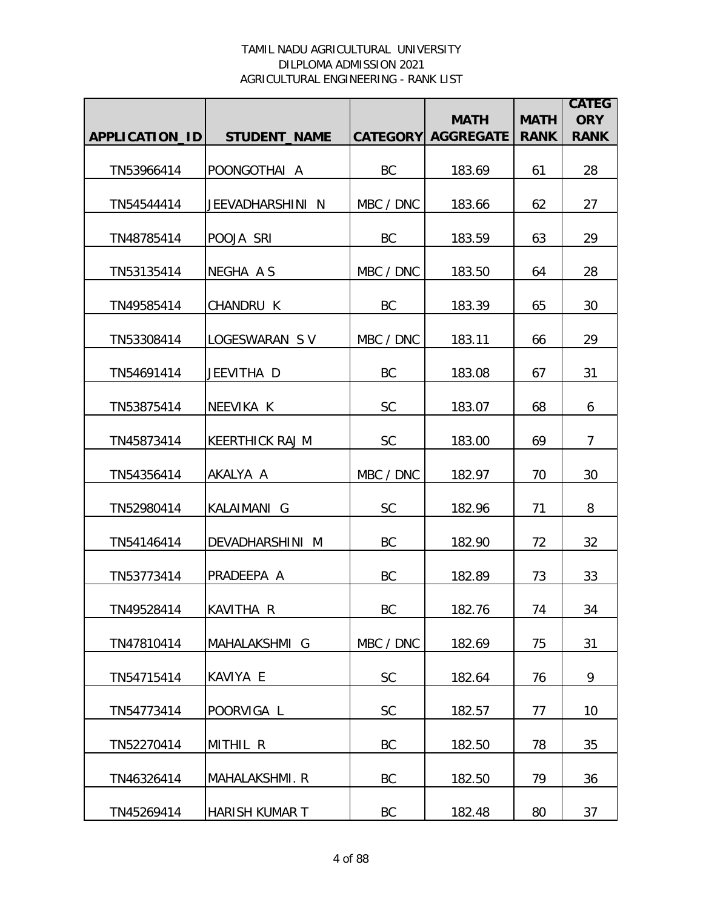TAMIL NADU AGRICULTURAL UNIVERSITY
DILPLOMA ADMISSION 2021
AGRICULTURAL ENGINEERING - RANK LIST

| APPLICATION_ID | STUDENT_NAME | CATEGORY | MATH AGGREGATE | MATH RANK | CATEGORY RANK |
|---|---|---|---|---|---|
| TN53966414 | POONGOTHAI A | BC | 183.69 | 61 | 28 |
| TN54544414 | JEEVADHARSHINI N | MBC / DNC | 183.66 | 62 | 27 |
| TN48785414 | POOJA SRI | BC | 183.59 | 63 | 29 |
| TN53135414 | NEGHA A S | MBC / DNC | 183.50 | 64 | 28 |
| TN49585414 | CHANDRU K | BC | 183.39 | 65 | 30 |
| TN53308414 | LOGESWARAN S V | MBC / DNC | 183.11 | 66 | 29 |
| TN54691414 | JEEVITHA D | BC | 183.08 | 67 | 31 |
| TN53875414 | NEEVIKA K | SC | 183.07 | 68 | 6 |
| TN45873414 | KEERTHICK RAJ M | SC | 183.00 | 69 | 7 |
| TN54356414 | AKALYA A | MBC / DNC | 182.97 | 70 | 30 |
| TN52980414 | KALAIMANI G | SC | 182.96 | 71 | 8 |
| TN54146414 | DEVADHARSHINI M | BC | 182.90 | 72 | 32 |
| TN53773414 | PRADEEPA A | BC | 182.89 | 73 | 33 |
| TN49528414 | KAVITHA R | BC | 182.76 | 74 | 34 |
| TN47810414 | MAHALAKSHMI G | MBC / DNC | 182.69 | 75 | 31 |
| TN54715414 | KAVIYA E | SC | 182.64 | 76 | 9 |
| TN54773414 | POORVIGA L | SC | 182.57 | 77 | 10 |
| TN52270414 | MITHIL R | BC | 182.50 | 78 | 35 |
| TN46326414 | MAHALAKSHMI. R | BC | 182.50 | 79 | 36 |
| TN45269414 | HARISH KUMAR T | BC | 182.48 | 80 | 37 |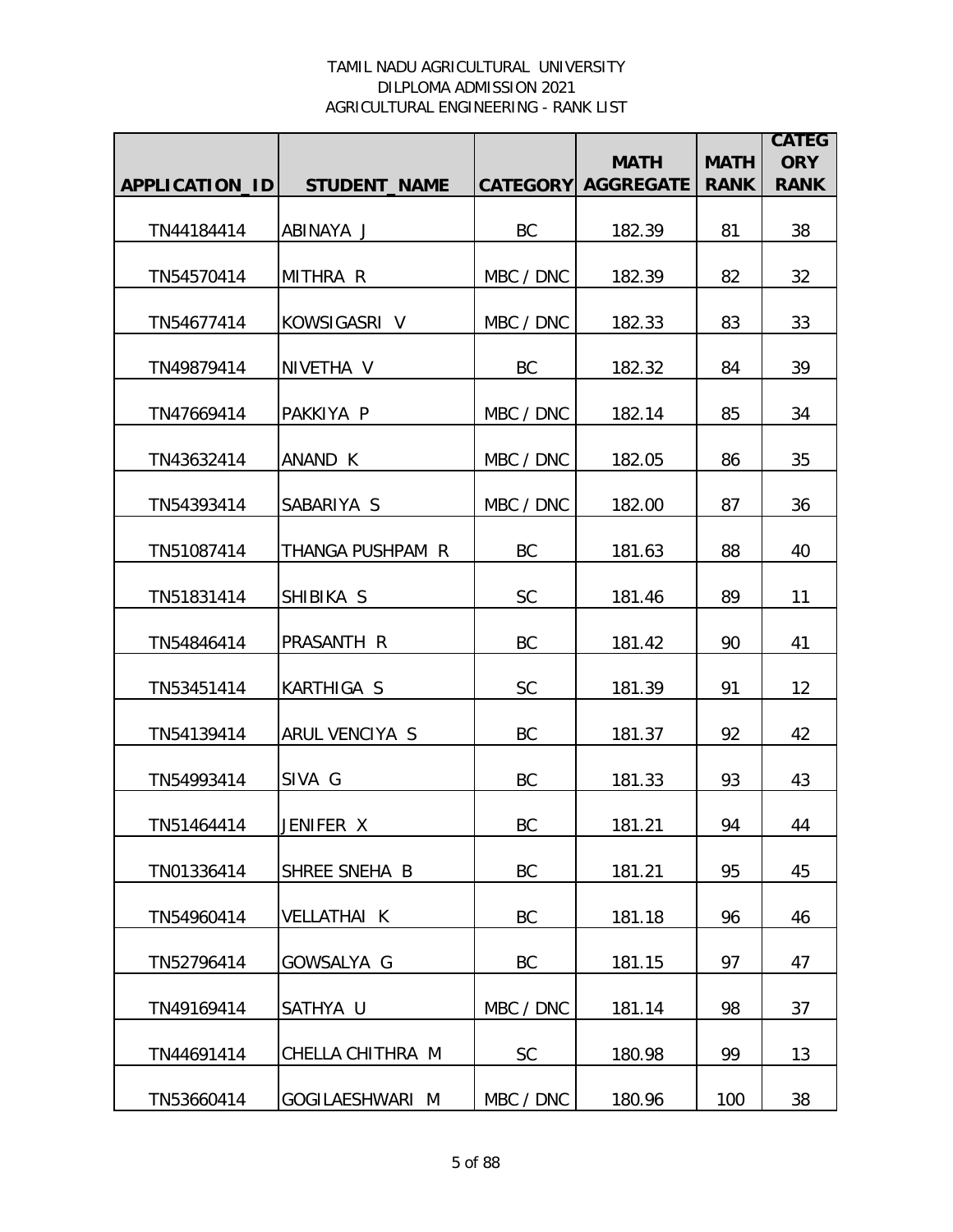TAMIL NADU AGRICULTURAL UNIVERSITY
DILPLOMA ADMISSION 2021
AGRICULTURAL ENGINEERING - RANK LIST

| APPLICATION_ID | STUDENT_NAME | CATEGORY | MATH AGGREGATE | MATH RANK | CATEGORY RANK |
|---|---|---|---|---|---|
| TN44184414 | ABINAYA J | BC | 182.39 | 81 | 38 |
| TN54570414 | MITHRA R | MBC / DNC | 182.39 | 82 | 32 |
| TN54677414 | KOWSIGASRI V | MBC / DNC | 182.33 | 83 | 33 |
| TN49879414 | NIVETHA V | BC | 182.32 | 84 | 39 |
| TN47669414 | PAKKIYA P | MBC / DNC | 182.14 | 85 | 34 |
| TN43632414 | ANAND K | MBC / DNC | 182.05 | 86 | 35 |
| TN54393414 | SABARIYA S | MBC / DNC | 182.00 | 87 | 36 |
| TN51087414 | THANGA PUSHPAM R | BC | 181.63 | 88 | 40 |
| TN51831414 | SHIBIKA S | SC | 181.46 | 89 | 11 |
| TN54846414 | PRASANTH R | BC | 181.42 | 90 | 41 |
| TN53451414 | KARTHIGA S | SC | 181.39 | 91 | 12 |
| TN54139414 | ARUL VENCIYA S | BC | 181.37 | 92 | 42 |
| TN54993414 | SIVA G | BC | 181.33 | 93 | 43 |
| TN51464414 | JENIFER X | BC | 181.21 | 94 | 44 |
| TN01336414 | SHREE SNEHA B | BC | 181.21 | 95 | 45 |
| TN54960414 | VELLATHAI K | BC | 181.18 | 96 | 46 |
| TN52796414 | GOWSALYA G | BC | 181.15 | 97 | 47 |
| TN49169414 | SATHYA U | MBC / DNC | 181.14 | 98 | 37 |
| TN44691414 | CHELLA CHITHRA M | SC | 180.98 | 99 | 13 |
| TN53660414 | GOGILAESHWARI M | MBC / DNC | 180.96 | 100 | 38 |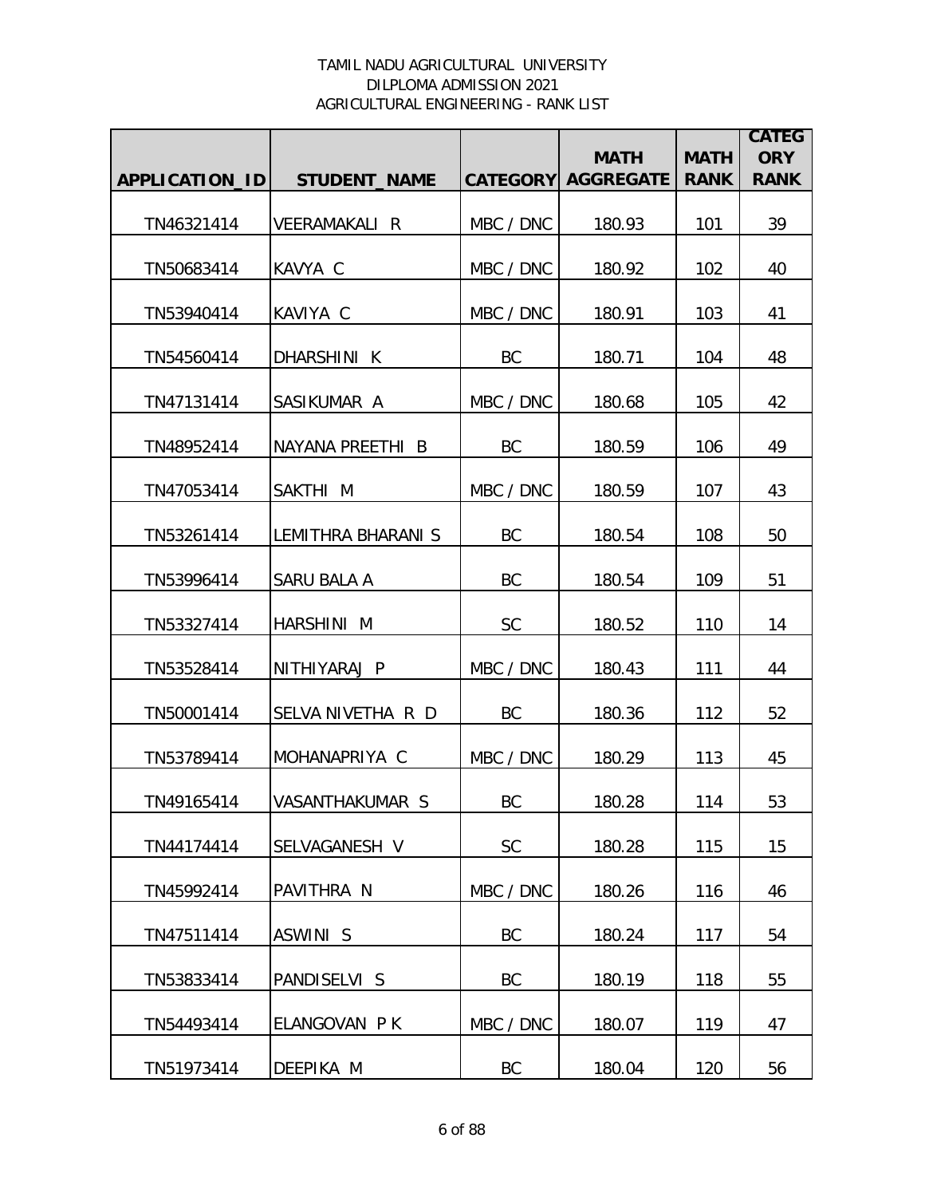TAMIL NADU AGRICULTURAL UNIVERSITY
DILPLOMA ADMISSION 2021
AGRICULTURAL ENGINEERING - RANK LIST

| APPLICATION_ID | STUDENT_NAME | CATEGORY | MATH AGGREGATE | MATH RANK | CATEGORY RANK |
|---|---|---|---|---|---|
| TN46321414 | VEERAMAKALI R | MBC / DNC | 180.93 | 101 | 39 |
| TN50683414 | KAVYA C | MBC / DNC | 180.92 | 102 | 40 |
| TN53940414 | KAVIYA C | MBC / DNC | 180.91 | 103 | 41 |
| TN54560414 | DHARSHINI K | BC | 180.71 | 104 | 48 |
| TN47131414 | SASIKUMAR A | MBC / DNC | 180.68 | 105 | 42 |
| TN48952414 | NAYANA PREETHI B | BC | 180.59 | 106 | 49 |
| TN47053414 | SAKTHI M | MBC / DNC | 180.59 | 107 | 43 |
| TN53261414 | LEMITHRA BHARANI S | BC | 180.54 | 108 | 50 |
| TN53996414 | SARU BALA A | BC | 180.54 | 109 | 51 |
| TN53327414 | HARSHINI M | SC | 180.52 | 110 | 14 |
| TN53528414 | NITHIYARAJ P | MBC / DNC | 180.43 | 111 | 44 |
| TN50001414 | SELVA NIVETHA R D | BC | 180.36 | 112 | 52 |
| TN53789414 | MOHANAPRIYA C | MBC / DNC | 180.29 | 113 | 45 |
| TN49165414 | VASANTHAKUMAR S | BC | 180.28 | 114 | 53 |
| TN44174414 | SELVAGANESH V | SC | 180.28 | 115 | 15 |
| TN45992414 | PAVITHRA N | MBC / DNC | 180.26 | 116 | 46 |
| TN47511414 | ASWINI S | BC | 180.24 | 117 | 54 |
| TN53833414 | PANDISELVI S | BC | 180.19 | 118 | 55 |
| TN54493414 | ELANGOVAN P K | MBC / DNC | 180.07 | 119 | 47 |
| TN51973414 | DEEPIKA M | BC | 180.04 | 120 | 56 |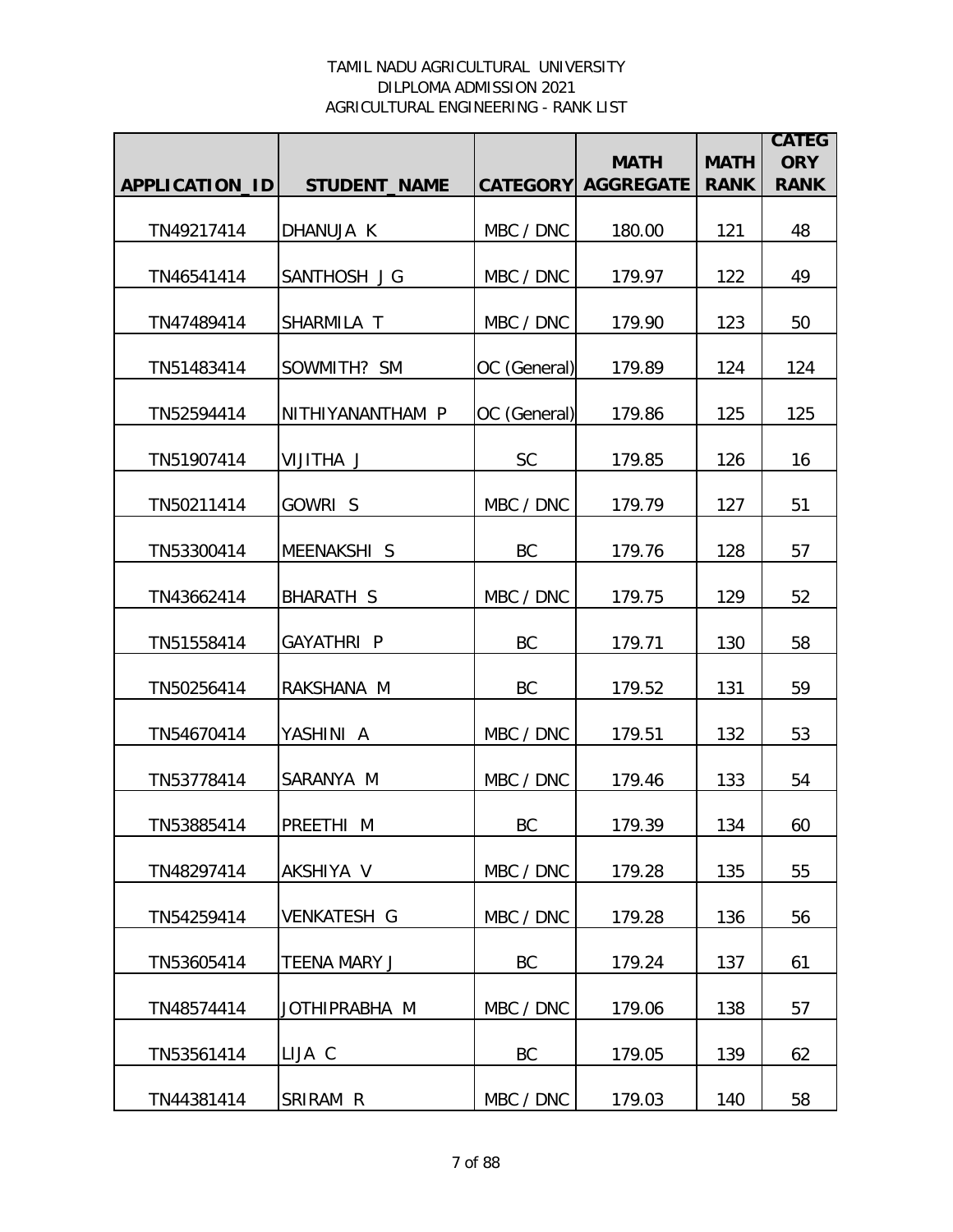TAMIL NADU AGRICULTURAL UNIVERSITY
DILPLOMA ADMISSION 2021
AGRICULTURAL ENGINEERING - RANK LIST

| APPLICATION_ID | STUDENT_NAME | CATEGORY | MATH AGGREGATE | MATH RANK | CATEGORY RANK |
|---|---|---|---|---|---|
| TN49217414 | DHANUJA K | MBC / DNC | 180.00 | 121 | 48 |
| TN46541414 | SANTHOSH J G | MBC / DNC | 179.97 | 122 | 49 |
| TN47489414 | SHARMILA T | MBC / DNC | 179.90 | 123 | 50 |
| TN51483414 | SOWMITH? SM | OC (General) | 179.89 | 124 | 124 |
| TN52594414 | NITHIYANANTHAM P | OC (General) | 179.86 | 125 | 125 |
| TN51907414 | VIJITHA J | SC | 179.85 | 126 | 16 |
| TN50211414 | GOWRI S | MBC / DNC | 179.79 | 127 | 51 |
| TN53300414 | MEENAKSHI S | BC | 179.76 | 128 | 57 |
| TN43662414 | BHARATH S | MBC / DNC | 179.75 | 129 | 52 |
| TN51558414 | GAYATHRI P | BC | 179.71 | 130 | 58 |
| TN50256414 | RAKSHANA M | BC | 179.52 | 131 | 59 |
| TN54670414 | YASHINI A | MBC / DNC | 179.51 | 132 | 53 |
| TN53778414 | SARANYA M | MBC / DNC | 179.46 | 133 | 54 |
| TN53885414 | PREETHI M | BC | 179.39 | 134 | 60 |
| TN48297414 | AKSHIYA V | MBC / DNC | 179.28 | 135 | 55 |
| TN54259414 | VENKATESH G | MBC / DNC | 179.28 | 136 | 56 |
| TN53605414 | TEENA MARY J | BC | 179.24 | 137 | 61 |
| TN48574414 | JOTHIPRABHA M | MBC / DNC | 179.06 | 138 | 57 |
| TN53561414 | LIJA C | BC | 179.05 | 139 | 62 |
| TN44381414 | SRIRAM R | MBC / DNC | 179.03 | 140 | 58 |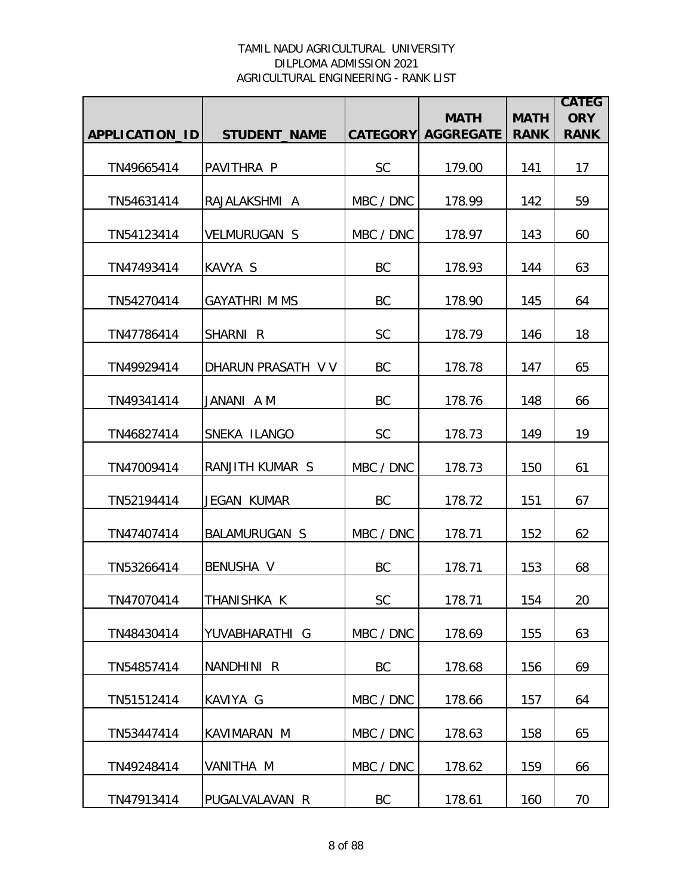TAMIL NADU AGRICULTURAL UNIVERSITY
DILPLOMA ADMISSION 2021
AGRICULTURAL ENGINEERING - RANK LIST

| APPLICATION_ID | STUDENT_NAME | CATEGORY | MATH AGGREGATE | MATH RANK | CATEGORY RANK |
|---|---|---|---|---|---|
| TN49665414 | PAVITHRA P | SC | 179.00 | 141 | 17 |
| TN54631414 | RAJALAKSHMI A | MBC / DNC | 178.99 | 142 | 59 |
| TN54123414 | VELMURUGAN S | MBC / DNC | 178.97 | 143 | 60 |
| TN47493414 | KAVYA S | BC | 178.93 | 144 | 63 |
| TN54270414 | GAYATHRI M MS | BC | 178.90 | 145 | 64 |
| TN47786414 | SHARNI R | SC | 178.79 | 146 | 18 |
| TN49929414 | DHARUN PRASATH V V | BC | 178.78 | 147 | 65 |
| TN49341414 | JANANI A M | BC | 178.76 | 148 | 66 |
| TN46827414 | SNEKA ILANGO | SC | 178.73 | 149 | 19 |
| TN47009414 | RANJITH KUMAR S | MBC / DNC | 178.73 | 150 | 61 |
| TN52194414 | JEGAN KUMAR | BC | 178.72 | 151 | 67 |
| TN47407414 | BALAMURUGAN S | MBC / DNC | 178.71 | 152 | 62 |
| TN53266414 | BENUSHA V | BC | 178.71 | 153 | 68 |
| TN47070414 | THANISHKA K | SC | 178.71 | 154 | 20 |
| TN48430414 | YUVABHARATHI G | MBC / DNC | 178.69 | 155 | 63 |
| TN54857414 | NANDHINI R | BC | 178.68 | 156 | 69 |
| TN51512414 | KAVIYA G | MBC / DNC | 178.66 | 157 | 64 |
| TN53447414 | KAVIMARAN M | MBC / DNC | 178.63 | 158 | 65 |
| TN49248414 | VANITHA M | MBC / DNC | 178.62 | 159 | 66 |
| TN47913414 | PUGALVALAVAN R | BC | 178.61 | 160 | 70 |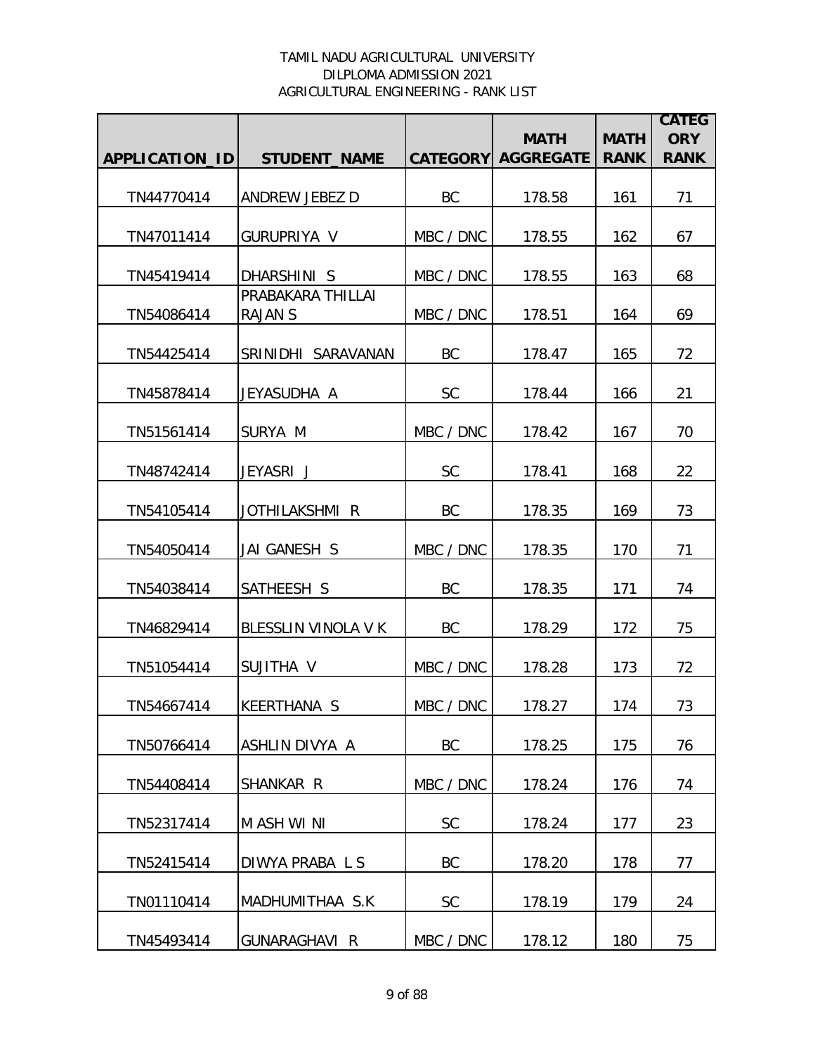TAMIL NADU AGRICULTURAL UNIVERSITY
DILPLOMA ADMISSION 2021
AGRICULTURAL ENGINEERING - RANK LIST

| APPLICATION_ID | STUDENT_NAME | CATEGORY | MATH AGGREGATE | MATH RANK | CATEGORY RANK |
|---|---|---|---|---|---|
| TN44770414 | ANDREW JEBEZ D | BC | 178.58 | 161 | 71 |
| TN47011414 | GURUPRIYA V | MBC / DNC | 178.55 | 162 | 67 |
| TN45419414 | DHARSHINI S | MBC / DNC | 178.55 | 163 | 68 |
| TN54086414 | PRABAKARA THILLAI RAJAN S | MBC / DNC | 178.51 | 164 | 69 |
| TN54425414 | SRINIDHI SARAVANAN | BC | 178.47 | 165 | 72 |
| TN45878414 | JEYASUDHA A | SC | 178.44 | 166 | 21 |
| TN51561414 | SURYA M | MBC / DNC | 178.42 | 167 | 70 |
| TN48742414 | JEYASRI J | SC | 178.41 | 168 | 22 |
| TN54105414 | JOTHILAKSHMI R | BC | 178.35 | 169 | 73 |
| TN54050414 | JAI GANESH S | MBC / DNC | 178.35 | 170 | 71 |
| TN54038414 | SATHEESH S | BC | 178.35 | 171 | 74 |
| TN46829414 | BLESSLIN VINOLA V K | BC | 178.29 | 172 | 75 |
| TN51054414 | SUJITHA V | MBC / DNC | 178.28 | 173 | 72 |
| TN54667414 | KEERTHANA S | MBC / DNC | 178.27 | 174 | 73 |
| TN50766414 | ASHLIN DIVYA A | BC | 178.25 | 175 | 76 |
| TN54408414 | SHANKAR R | MBC / DNC | 178.24 | 176 | 74 |
| TN52317414 | M ASH WI NI | SC | 178.24 | 177 | 23 |
| TN52415414 | DIWYA PRABA L S | BC | 178.20 | 178 | 77 |
| TN01110414 | MADHUMITHAA S.K | SC | 178.19 | 179 | 24 |
| TN45493414 | GUNARAGHAVI R | MBC / DNC | 178.12 | 180 | 75 |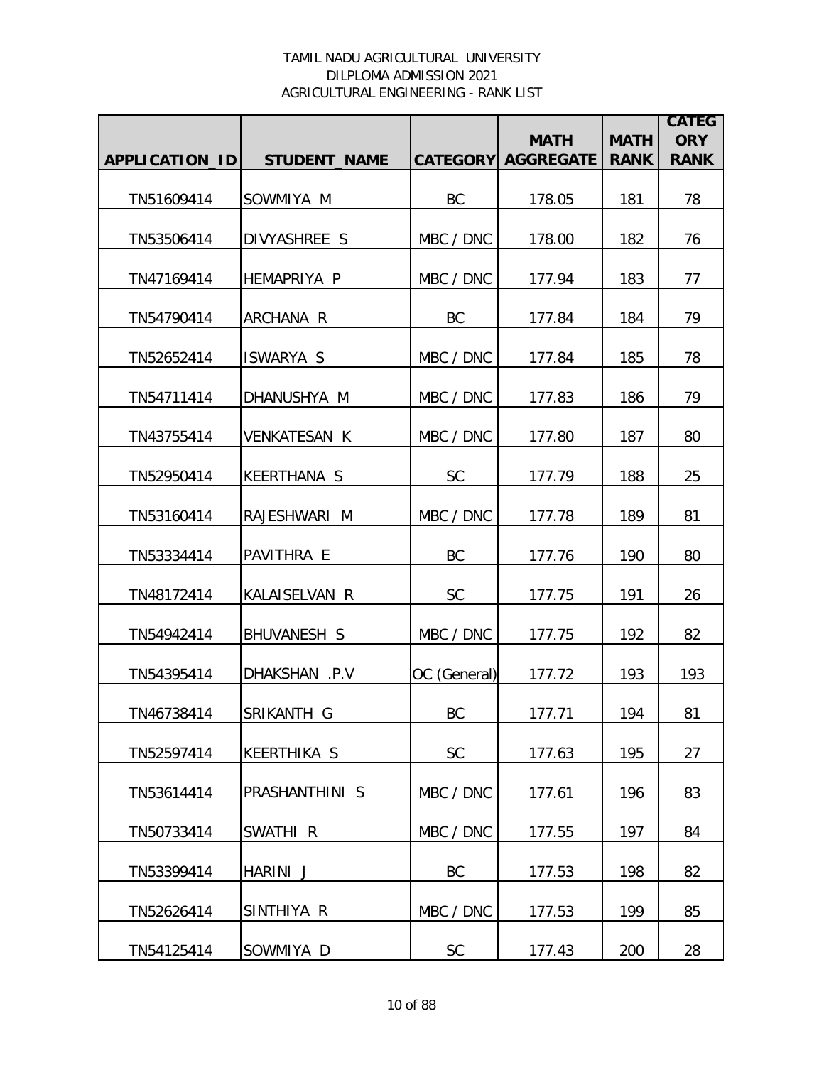TAMIL NADU AGRICULTURAL UNIVERSITY
DILPLOMA ADMISSION 2021
AGRICULTURAL ENGINEERING - RANK LIST

| APPLICATION_ID | STUDENT_NAME | CATEGORY | MATH AGGREGATE | MATH RANK | CATEGORY RANK |
|---|---|---|---|---|---|
| TN51609414 | SOWMIYA M | BC | 178.05 | 181 | 78 |
| TN53506414 | DIVYASHREE S | MBC / DNC | 178.00 | 182 | 76 |
| TN47169414 | HEMAPRIYA P | MBC / DNC | 177.94 | 183 | 77 |
| TN54790414 | ARCHANA R | BC | 177.84 | 184 | 79 |
| TN52652414 | ISWARYA S | MBC / DNC | 177.84 | 185 | 78 |
| TN54711414 | DHANUSHYA M | MBC / DNC | 177.83 | 186 | 79 |
| TN43755414 | VENKATESAN K | MBC / DNC | 177.80 | 187 | 80 |
| TN52950414 | KEERTHANA S | SC | 177.79 | 188 | 25 |
| TN53160414 | RAJESHWARI M | MBC / DNC | 177.78 | 189 | 81 |
| TN53334414 | PAVITHRA E | BC | 177.76 | 190 | 80 |
| TN48172414 | KALAISELVAN R | SC | 177.75 | 191 | 26 |
| TN54942414 | BHUVANESH S | MBC / DNC | 177.75 | 192 | 82 |
| TN54395414 | DHAKSHAN .P.V | OC (General) | 177.72 | 193 | 193 |
| TN46738414 | SRIKANTH G | BC | 177.71 | 194 | 81 |
| TN52597414 | KEERTHIKA S | SC | 177.63 | 195 | 27 |
| TN53614414 | PRASHANTHINI S | MBC / DNC | 177.61 | 196 | 83 |
| TN50733414 | SWATHI R | MBC / DNC | 177.55 | 197 | 84 |
| TN53399414 | HARINI J | BC | 177.53 | 198 | 82 |
| TN52626414 | SINTHIYA R | MBC / DNC | 177.53 | 199 | 85 |
| TN54125414 | SOWMIYA D | SC | 177.43 | 200 | 28 |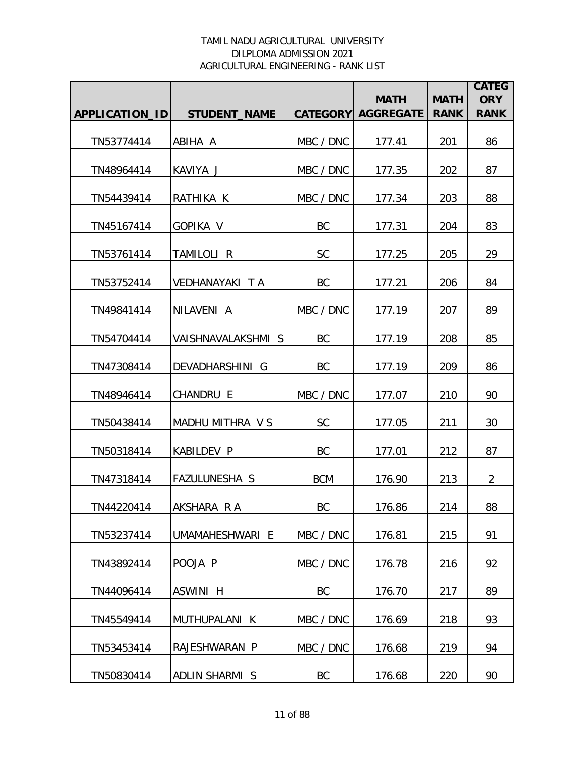TAMIL NADU AGRICULTURAL UNIVERSITY
DILPLOMA ADMISSION 2021
AGRICULTURAL ENGINEERING - RANK LIST

| APPLICATION_ID | STUDENT_NAME | CATEGORY | MATH AGGREGATE | MATH RANK | CATEGORY RANK |
|---|---|---|---|---|---|
| TN53774414 | ABIHA A | MBC / DNC | 177.41 | 201 | 86 |
| TN48964414 | KAVIYA J | MBC / DNC | 177.35 | 202 | 87 |
| TN54439414 | RATHIKA K | MBC / DNC | 177.34 | 203 | 88 |
| TN45167414 | GOPIKA V | BC | 177.31 | 204 | 83 |
| TN53761414 | TAMILOLI R | SC | 177.25 | 205 | 29 |
| TN53752414 | VEDHANAYAKI T A | BC | 177.21 | 206 | 84 |
| TN49841414 | NILAVENI A | MBC / DNC | 177.19 | 207 | 89 |
| TN54704414 | VAISHNAVALAKSHMI S | BC | 177.19 | 208 | 85 |
| TN47308414 | DEVADHARSHINI G | BC | 177.19 | 209 | 86 |
| TN48946414 | CHANDRU E | MBC / DNC | 177.07 | 210 | 90 |
| TN50438414 | MADHU MITHRA V S | SC | 177.05 | 211 | 30 |
| TN50318414 | KABILDEV P | BC | 177.01 | 212 | 87 |
| TN47318414 | FAZULUNESHA S | BCM | 176.90 | 213 | 2 |
| TN44220414 | AKSHARA R A | BC | 176.86 | 214 | 88 |
| TN53237414 | UMAMAHESHWARI E | MBC / DNC | 176.81 | 215 | 91 |
| TN43892414 | POOJA P | MBC / DNC | 176.78 | 216 | 92 |
| TN44096414 | ASWINI H | BC | 176.70 | 217 | 89 |
| TN45549414 | MUTHUPALANI K | MBC / DNC | 176.69 | 218 | 93 |
| TN53453414 | RAJESHWARAN P | MBC / DNC | 176.68 | 219 | 94 |
| TN50830414 | ADLIN SHARMI S | BC | 176.68 | 220 | 90 |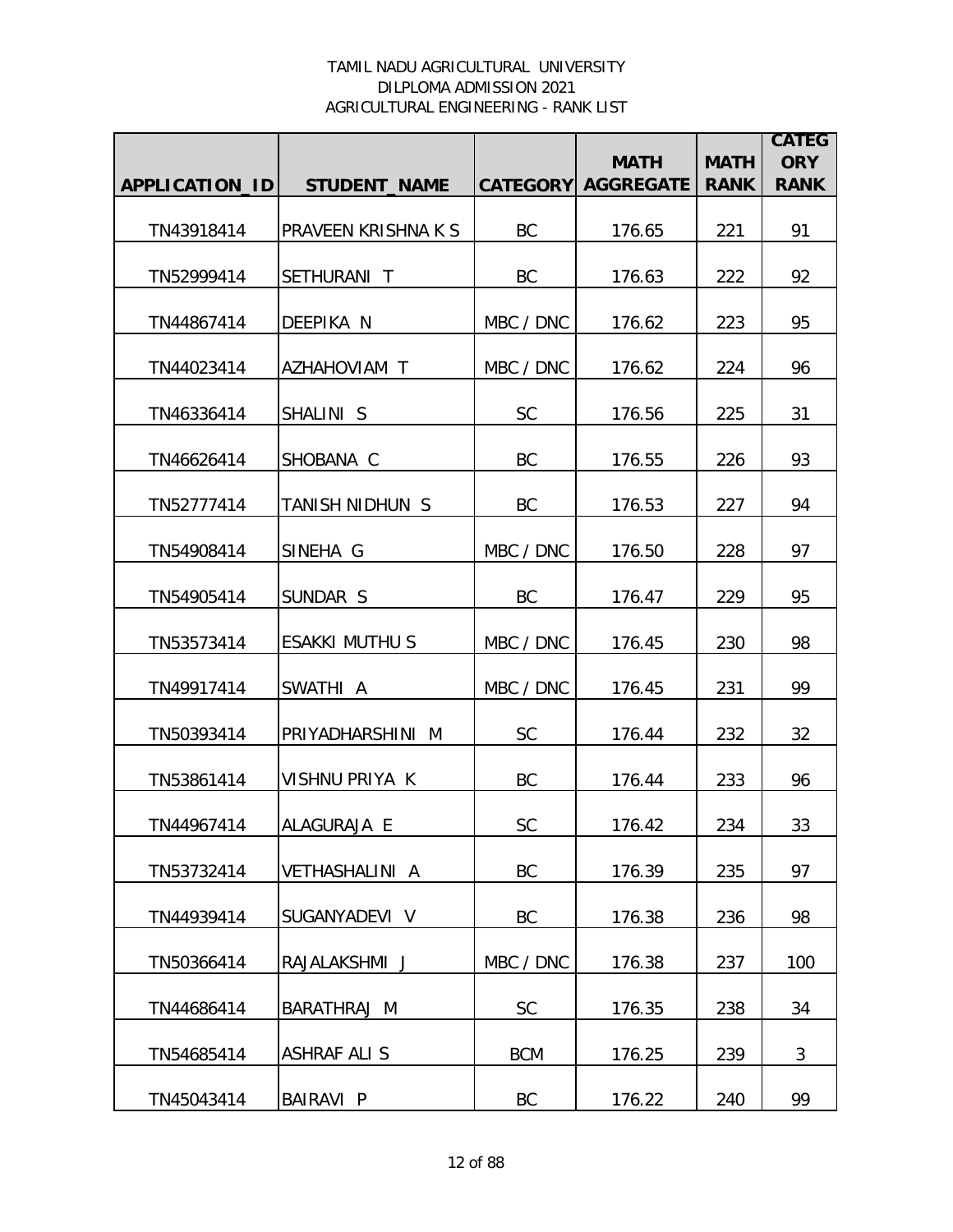TAMIL NADU AGRICULTURAL UNIVERSITY
DILPLOMA ADMISSION 2021
AGRICULTURAL ENGINEERING - RANK LIST

| APPLICATION_ID | STUDENT_NAME | CATEGORY | MATH AGGREGATE | MATH RANK | CATEGORY RANK |
|---|---|---|---|---|---|
| TN43918414 | PRAVEEN KRISHNA K S | BC | 176.65 | 221 | 91 |
| TN52999414 | SETHURANI T | BC | 176.63 | 222 | 92 |
| TN44867414 | DEEPIKA N | MBC / DNC | 176.62 | 223 | 95 |
| TN44023414 | AZHAHOVIAM T | MBC / DNC | 176.62 | 224 | 96 |
| TN46336414 | SHALINI S | SC | 176.56 | 225 | 31 |
| TN46626414 | SHOBANA C | BC | 176.55 | 226 | 93 |
| TN52777414 | TANISH NIDHUN S | BC | 176.53 | 227 | 94 |
| TN54908414 | SINEHA G | MBC / DNC | 176.50 | 228 | 97 |
| TN54905414 | SUNDAR S | BC | 176.47 | 229 | 95 |
| TN53573414 | ESAKKI MUTHU S | MBC / DNC | 176.45 | 230 | 98 |
| TN49917414 | SWATHI A | MBC / DNC | 176.45 | 231 | 99 |
| TN50393414 | PRIYADHARSHINI M | SC | 176.44 | 232 | 32 |
| TN53861414 | VISHNU PRIYA K | BC | 176.44 | 233 | 96 |
| TN44967414 | ALAGURAJA E | SC | 176.42 | 234 | 33 |
| TN53732414 | VETHASHALINI A | BC | 176.39 | 235 | 97 |
| TN44939414 | SUGANYADEVI V | BC | 176.38 | 236 | 98 |
| TN50366414 | RAJALAKSHMI J | MBC / DNC | 176.38 | 237 | 100 |
| TN44686414 | BARATHRAJ M | SC | 176.35 | 238 | 34 |
| TN54685414 | ASHRAF ALI S | BCM | 176.25 | 239 | 3 |
| TN45043414 | BAIRAVI P | BC | 176.22 | 240 | 99 |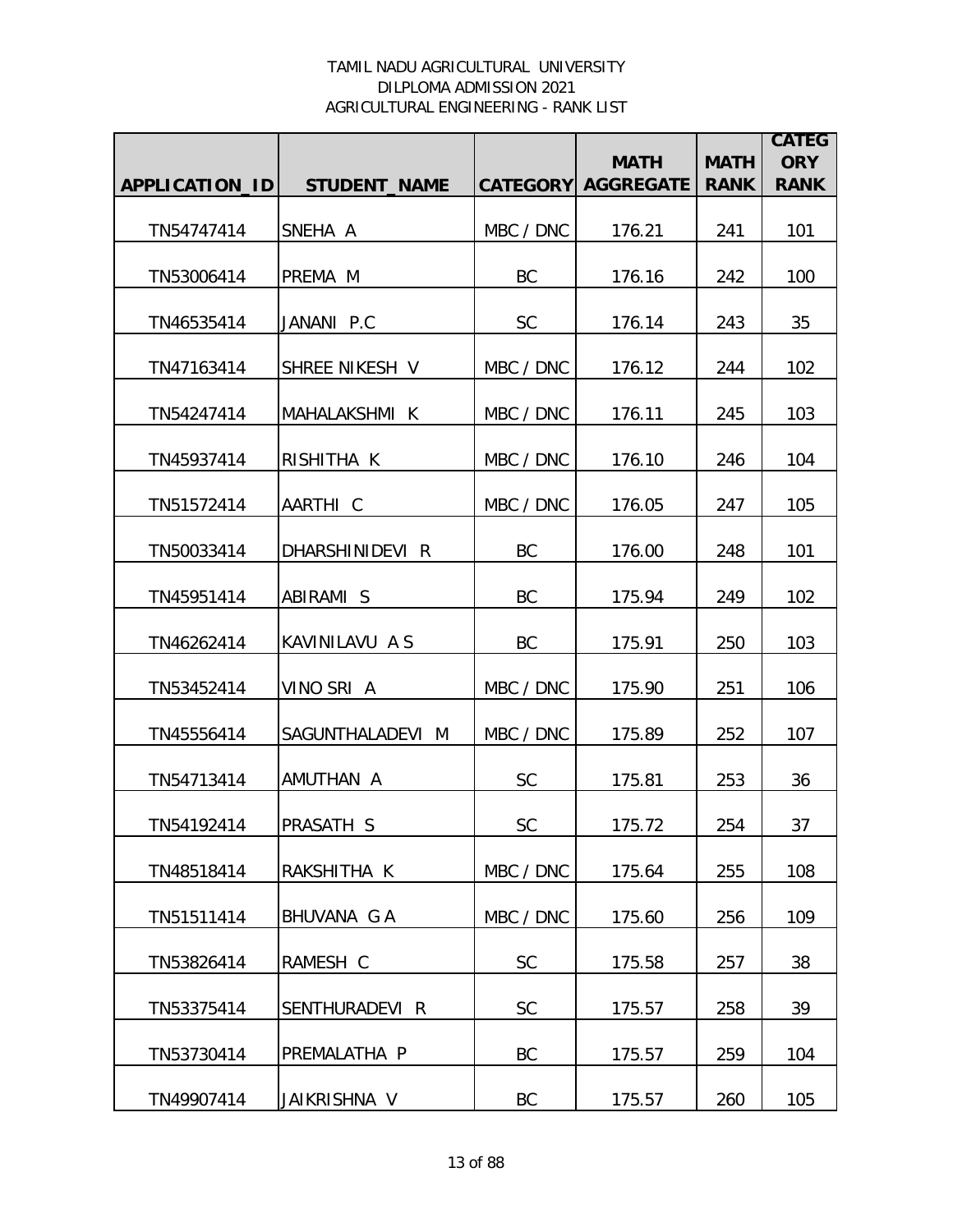TAMIL NADU AGRICULTURAL UNIVERSITY
DILPLOMA ADMISSION 2021
AGRICULTURAL ENGINEERING - RANK LIST

| APPLICATION_ID | STUDENT_NAME | CATEGORY | MATH AGGREGATE | MATH RANK | CATEGORY RANK |
|---|---|---|---|---|---|
| TN54747414 | SNEHA A | MBC / DNC | 176.21 | 241 | 101 |
| TN53006414 | PREMA M | BC | 176.16 | 242 | 100 |
| TN46535414 | JANANI P.C | SC | 176.14 | 243 | 35 |
| TN47163414 | SHREE NIKESH V | MBC / DNC | 176.12 | 244 | 102 |
| TN54247414 | MAHALAKSHMI K | MBC / DNC | 176.11 | 245 | 103 |
| TN45937414 | RISHITHA K | MBC / DNC | 176.10 | 246 | 104 |
| TN51572414 | AARTHI C | MBC / DNC | 176.05 | 247 | 105 |
| TN50033414 | DHARSHINIDEVI R | BC | 176.00 | 248 | 101 |
| TN45951414 | ABIRAMI S | BC | 175.94 | 249 | 102 |
| TN46262414 | KAVINILAVU A S | BC | 175.91 | 250 | 103 |
| TN53452414 | VINO SRI A | MBC / DNC | 175.90 | 251 | 106 |
| TN45556414 | SAGUNTHALADEVI M | MBC / DNC | 175.89 | 252 | 107 |
| TN54713414 | AMUTHAN A | SC | 175.81 | 253 | 36 |
| TN54192414 | PRASATH S | SC | 175.72 | 254 | 37 |
| TN48518414 | RAKSHITHA K | MBC / DNC | 175.64 | 255 | 108 |
| TN51511414 | BHUVANA G A | MBC / DNC | 175.60 | 256 | 109 |
| TN53826414 | RAMESH C | SC | 175.58 | 257 | 38 |
| TN53375414 | SENTHURADEVI R | SC | 175.57 | 258 | 39 |
| TN53730414 | PREMALATHA P | BC | 175.57 | 259 | 104 |
| TN49907414 | JAIKRISHNA V | BC | 175.57 | 260 | 105 |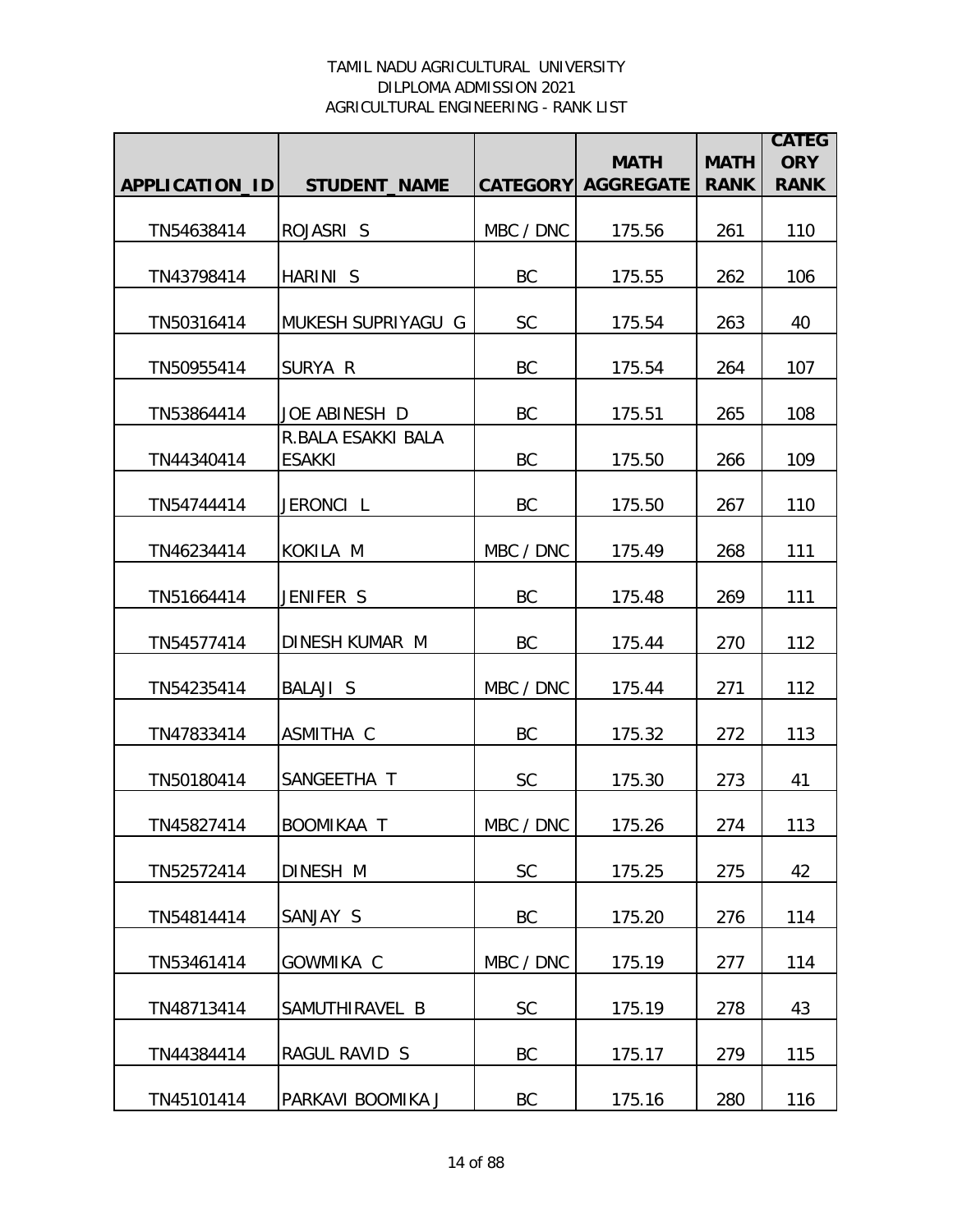TAMIL NADU AGRICULTURAL UNIVERSITY
DILPLOMA ADMISSION 2021
AGRICULTURAL ENGINEERING - RANK LIST

| APPLICATION_ID | STUDENT_NAME | CATEGORY | MATH AGGREGATE | MATH RANK | CATEGORY RANK |
|---|---|---|---|---|---|
| TN54638414 | ROJASRI S | MBC / DNC | 175.56 | 261 | 110 |
| TN43798414 | HARINI S | BC | 175.55 | 262 | 106 |
| TN50316414 | MUKESH SUPRIYAGU G | SC | 175.54 | 263 | 40 |
| TN50955414 | SURYA R | BC | 175.54 | 264 | 107 |
| TN53864414 | JOE ABINESH D | BC | 175.51 | 265 | 108 |
| TN44340414 | R.BALA ESAKKI BALA ESAKKI | BC | 175.50 | 266 | 109 |
| TN54744414 | JERONCI L | BC | 175.50 | 267 | 110 |
| TN46234414 | KOKILA M | MBC / DNC | 175.49 | 268 | 111 |
| TN51664414 | JENIFER S | BC | 175.48 | 269 | 111 |
| TN54577414 | DINESH KUMAR M | BC | 175.44 | 270 | 112 |
| TN54235414 | BALAJI S | MBC / DNC | 175.44 | 271 | 112 |
| TN47833414 | ASMITHA C | BC | 175.32 | 272 | 113 |
| TN50180414 | SANGEETHA T | SC | 175.30 | 273 | 41 |
| TN45827414 | BOOMIKAA T | MBC / DNC | 175.26 | 274 | 113 |
| TN52572414 | DINESH M | SC | 175.25 | 275 | 42 |
| TN54814414 | SANJAY S | BC | 175.20 | 276 | 114 |
| TN53461414 | GOWMIKA C | MBC / DNC | 175.19 | 277 | 114 |
| TN48713414 | SAMUTHIRAVEL B | SC | 175.19 | 278 | 43 |
| TN44384414 | RAGUL RAVID S | BC | 175.17 | 279 | 115 |
| TN45101414 | PARKAVI BOOMIKA J | BC | 175.16 | 280 | 116 |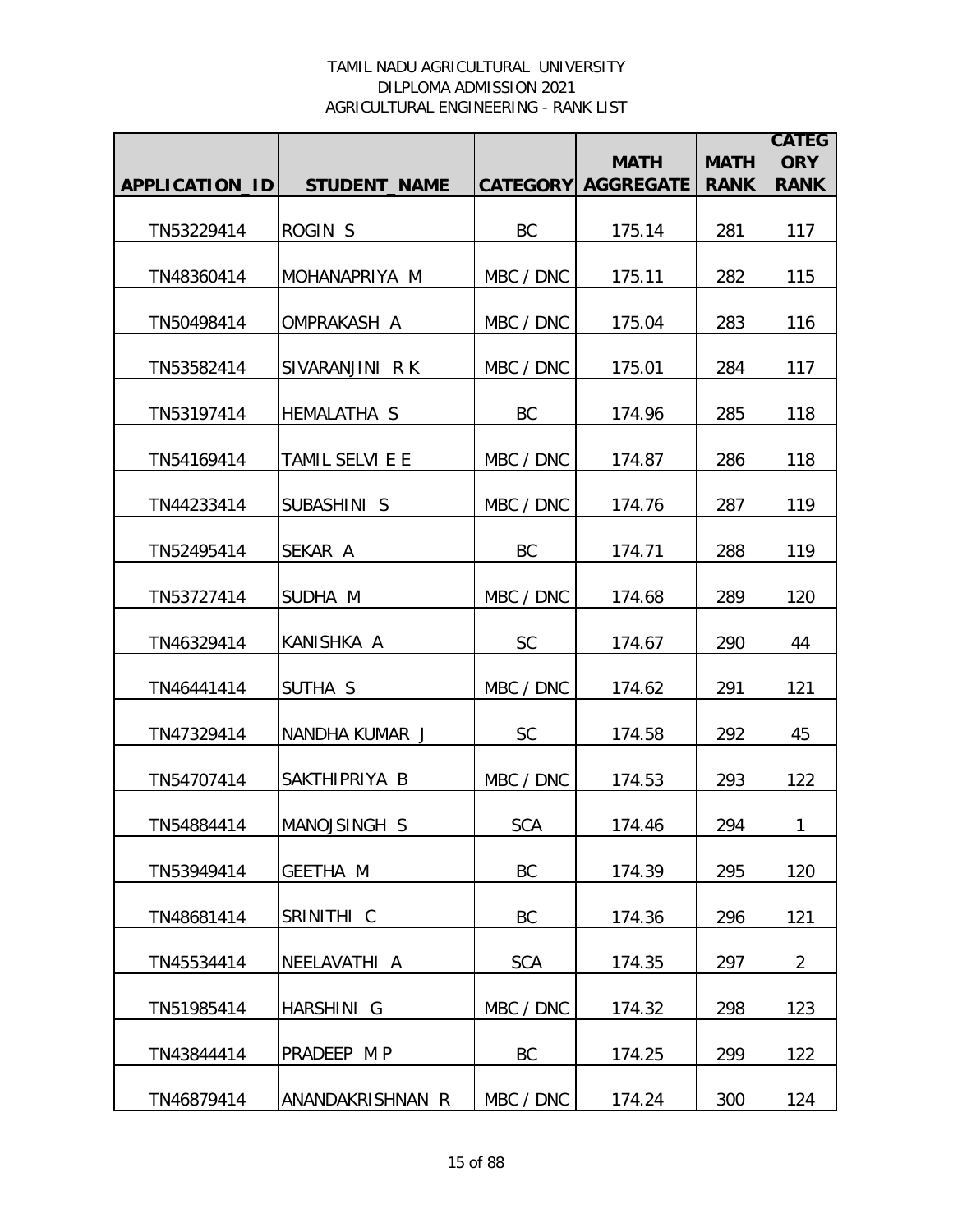TAMIL NADU AGRICULTURAL UNIVERSITY
DILPLOMA ADMISSION 2021
AGRICULTURAL ENGINEERING - RANK LIST

| APPLICATION_ID | STUDENT_NAME | CATEGORY | MATH AGGREGATE | MATH RANK | CATEGORY RANK |
|---|---|---|---|---|---|
| TN53229414 | ROGIN S | BC | 175.14 | 281 | 117 |
| TN48360414 | MOHANAPRIYA M | MBC / DNC | 175.11 | 282 | 115 |
| TN50498414 | OMPRAKASH A | MBC / DNC | 175.04 | 283 | 116 |
| TN53582414 | SIVARANJINI R K | MBC / DNC | 175.01 | 284 | 117 |
| TN53197414 | HEMALATHA S | BC | 174.96 | 285 | 118 |
| TN54169414 | TAMIL SELVI E E | MBC / DNC | 174.87 | 286 | 118 |
| TN44233414 | SUBASHINI S | MBC / DNC | 174.76 | 287 | 119 |
| TN52495414 | SEKAR A | BC | 174.71 | 288 | 119 |
| TN53727414 | SUDHA M | MBC / DNC | 174.68 | 289 | 120 |
| TN46329414 | KANISHKA A | SC | 174.67 | 290 | 44 |
| TN46441414 | SUTHA S | MBC / DNC | 174.62 | 291 | 121 |
| TN47329414 | NANDHA KUMAR J | SC | 174.58 | 292 | 45 |
| TN54707414 | SAKTHIPRIYA B | MBC / DNC | 174.53 | 293 | 122 |
| TN54884414 | MANOJSINGH S | SCA | 174.46 | 294 | 1 |
| TN53949414 | GEETHA M | BC | 174.39 | 295 | 120 |
| TN48681414 | SRINITHI C | BC | 174.36 | 296 | 121 |
| TN45534414 | NEELAVATHI A | SCA | 174.35 | 297 | 2 |
| TN51985414 | HARSHINI G | MBC / DNC | 174.32 | 298 | 123 |
| TN43844414 | PRADEEP M P | BC | 174.25 | 299 | 122 |
| TN46879414 | ANANDAKRISHNAN R | MBC / DNC | 174.24 | 300 | 124 |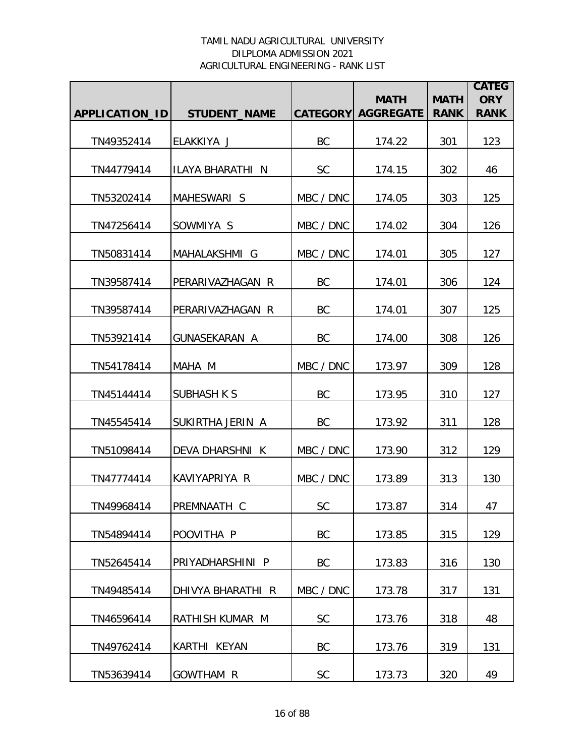TAMIL NADU AGRICULTURAL UNIVERSITY
DILPLOMA ADMISSION 2021
AGRICULTURAL ENGINEERING - RANK LIST

| APPLICATION_ID | STUDENT_NAME | CATEGORY | MATH AGGREGATE | MATH RANK | CATEGORY RANK |
|---|---|---|---|---|---|
| TN49352414 | ELAKKIYA J | BC | 174.22 | 301 | 123 |
| TN44779414 | ILAYA BHARATHI N | SC | 174.15 | 302 | 46 |
| TN53202414 | MAHESWARI S | MBC / DNC | 174.05 | 303 | 125 |
| TN47256414 | SOWMIYA S | MBC / DNC | 174.02 | 304 | 126 |
| TN50831414 | MAHALAKSHMI G | MBC / DNC | 174.01 | 305 | 127 |
| TN39587414 | PERARIVAZHAGAN R | BC | 174.01 | 306 | 124 |
| TN39587414 | PERARIVAZHAGAN R | BC | 174.01 | 307 | 125 |
| TN53921414 | GUNASEKARAN A | BC | 174.00 | 308 | 126 |
| TN54178414 | MAHA M | MBC / DNC | 173.97 | 309 | 128 |
| TN45144414 | SUBHASH K S | BC | 173.95 | 310 | 127 |
| TN45545414 | SUKIRTHA JERIN A | BC | 173.92 | 311 | 128 |
| TN51098414 | DEVA DHARSHNI K | MBC / DNC | 173.90 | 312 | 129 |
| TN47774414 | KAVIYAPRIYA R | MBC / DNC | 173.89 | 313 | 130 |
| TN49968414 | PREMNAATH C | SC | 173.87 | 314 | 47 |
| TN54894414 | POOVITHA P | BC | 173.85 | 315 | 129 |
| TN52645414 | PRIYADHARSHINI P | BC | 173.83 | 316 | 130 |
| TN49485414 | DHIVYA BHARATHI R | MBC / DNC | 173.78 | 317 | 131 |
| TN46596414 | RATHISH KUMAR M | SC | 173.76 | 318 | 48 |
| TN49762414 | KARTHI KEYAN | BC | 173.76 | 319 | 131 |
| TN53639414 | GOWTHAM R | SC | 173.73 | 320 | 49 |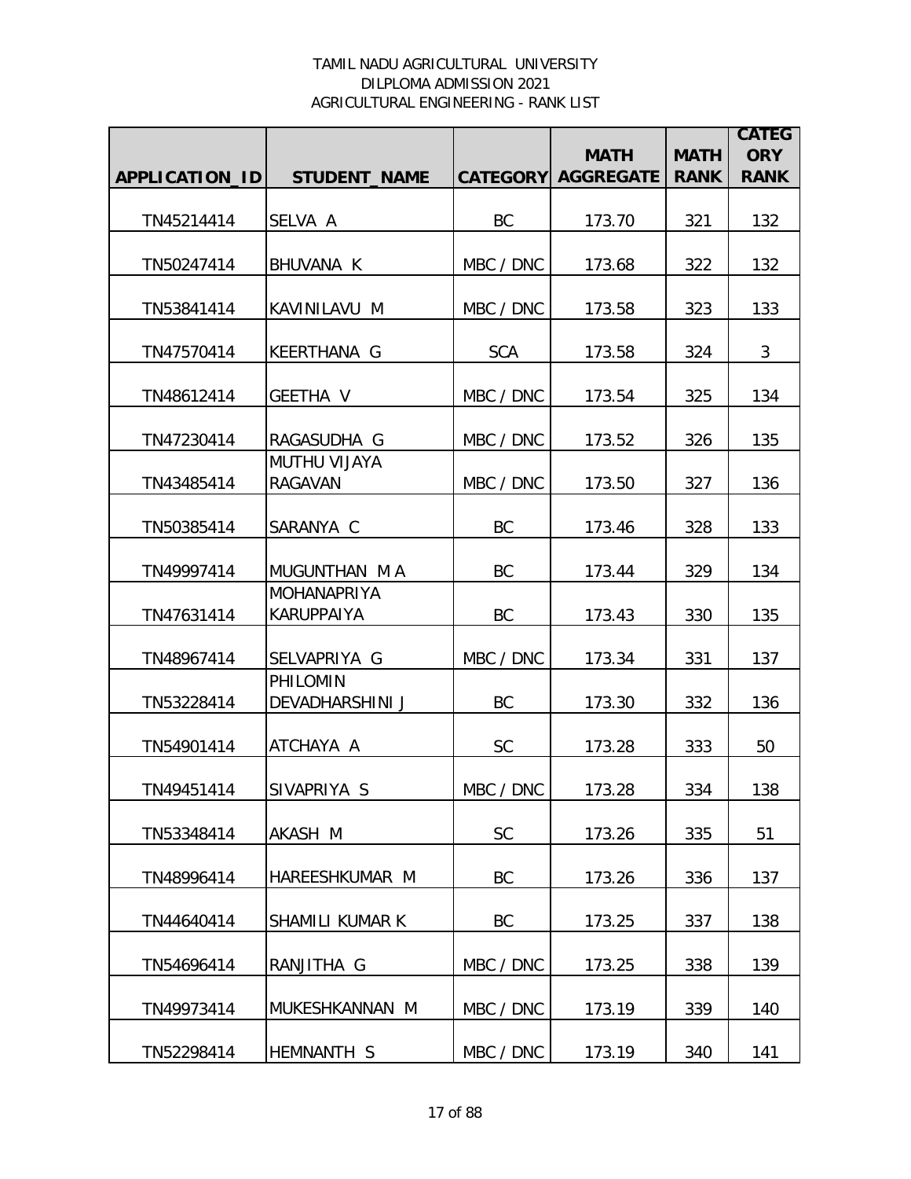TAMIL NADU AGRICULTURAL UNIVERSITY
DILPLOMA ADMISSION 2021
AGRICULTURAL ENGINEERING - RANK LIST

| APPLICATION_ID | STUDENT_NAME | CATEGORY | MATH AGGREGATE | MATH RANK | CATEGORY RANK |
|---|---|---|---|---|---|
| TN45214414 | SELVA A | BC | 173.70 | 321 | 132 |
| TN50247414 | BHUVANA K | MBC / DNC | 173.68 | 322 | 132 |
| TN53841414 | KAVINILAVU M | MBC / DNC | 173.58 | 323 | 133 |
| TN47570414 | KEERTHANA G | SCA | 173.58 | 324 | 3 |
| TN48612414 | GEETHA V | MBC / DNC | 173.54 | 325 | 134 |
| TN47230414 | RAGASUDHA G | MBC / DNC | 173.52 | 326 | 135 |
| TN43485414 | MUTHU VIJAYA RAGAVAN | MBC / DNC | 173.50 | 327 | 136 |
| TN50385414 | SARANYA C | BC | 173.46 | 328 | 133 |
| TN49997414 | MUGUNTHAN M A | BC | 173.44 | 329 | 134 |
| TN47631414 | MOHANAPRIYA KARUPPAIYA | BC | 173.43 | 330 | 135 |
| TN48967414 | SELVAPRIYA G | MBC / DNC | 173.34 | 331 | 137 |
| TN53228414 | PHILOMIN DEVADHARSHINI J | BC | 173.30 | 332 | 136 |
| TN54901414 | ATCHAYA A | SC | 173.28 | 333 | 50 |
| TN49451414 | SIVAPRIYA S | MBC / DNC | 173.28 | 334 | 138 |
| TN53348414 | AKASH M | SC | 173.26 | 335 | 51 |
| TN48996414 | HAREESHKUMAR M | BC | 173.26 | 336 | 137 |
| TN44640414 | SHAMILI KUMAR K | BC | 173.25 | 337 | 138 |
| TN54696414 | RANJITHA G | MBC / DNC | 173.25 | 338 | 139 |
| TN49973414 | MUKESHKANNAN M | MBC / DNC | 173.19 | 339 | 140 |
| TN52298414 | HEMNANTH S | MBC / DNC | 173.19 | 340 | 141 |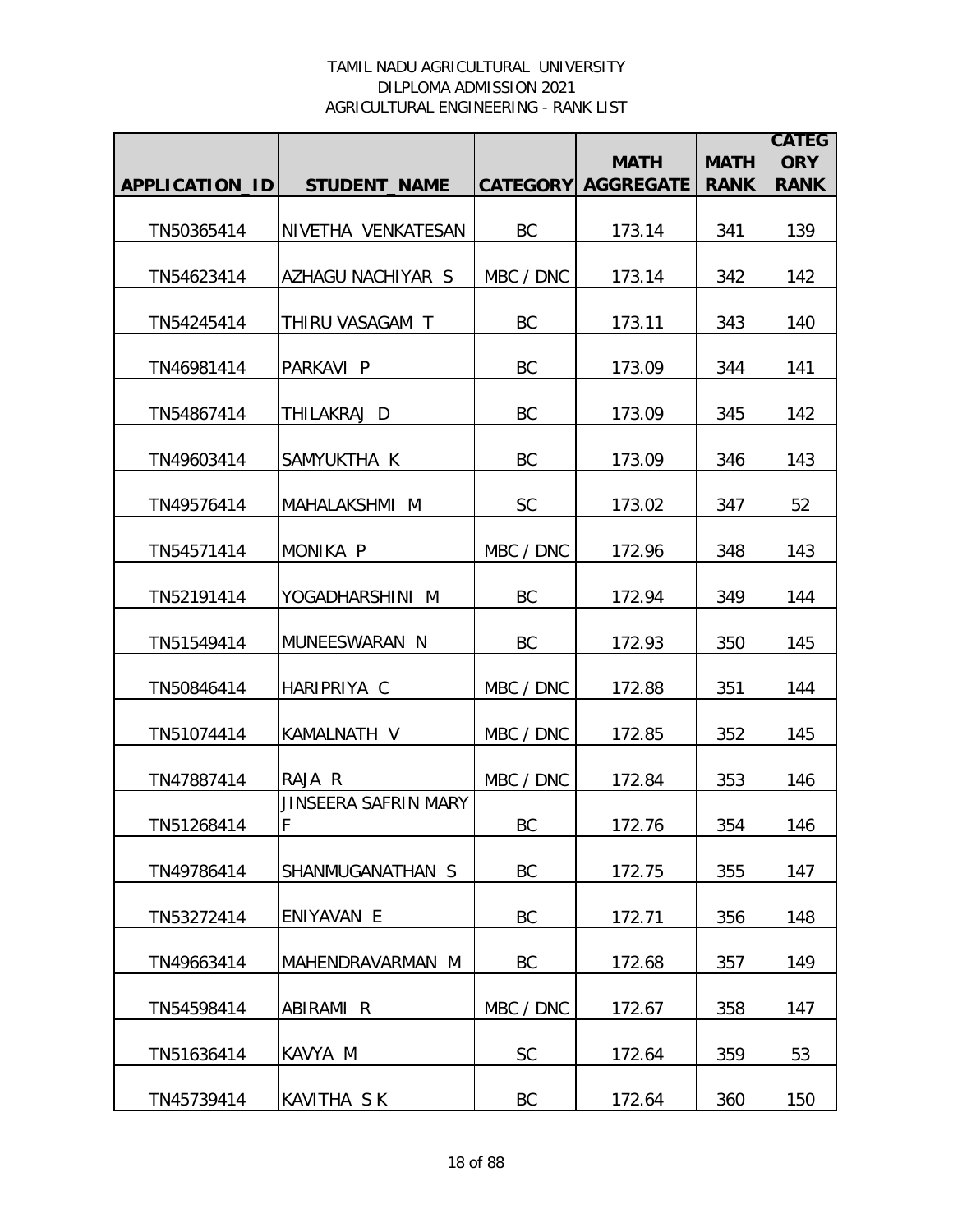TAMIL NADU AGRICULTURAL UNIVERSITY
DILPLOMA ADMISSION 2021
AGRICULTURAL ENGINEERING - RANK LIST

| APPLICATION_ID | STUDENT_NAME | CATEGORY | MATH AGGREGATE | MATH RANK | CATEGORY RANK |
|---|---|---|---|---|---|
| TN50365414 | NIVETHA VENKATESAN | BC | 173.14 | 341 | 139 |
| TN54623414 | AZHAGU NACHIYAR S | MBC / DNC | 173.14 | 342 | 142 |
| TN54245414 | THIRU VASAGAM T | BC | 173.11 | 343 | 140 |
| TN46981414 | PARKAVI P | BC | 173.09 | 344 | 141 |
| TN54867414 | THILAKRAJ D | BC | 173.09 | 345 | 142 |
| TN49603414 | SAMYUKTHA K | BC | 173.09 | 346 | 143 |
| TN49576414 | MAHALAKSHMI M | SC | 173.02 | 347 | 52 |
| TN54571414 | MONIKA P | MBC / DNC | 172.96 | 348 | 143 |
| TN52191414 | YOGADHARSHINI M | BC | 172.94 | 349 | 144 |
| TN51549414 | MUNEESWARAN N | BC | 172.93 | 350 | 145 |
| TN50846414 | HARIPRIYA C | MBC / DNC | 172.88 | 351 | 144 |
| TN51074414 | KAMALNATH V | MBC / DNC | 172.85 | 352 | 145 |
| TN47887414 | RAJA R | MBC / DNC | 172.84 | 353 | 146 |
| TN51268414 | JINSEERA SAFRIN MARY F | BC | 172.76 | 354 | 146 |
| TN49786414 | SHANMUGANATHAN S | BC | 172.75 | 355 | 147 |
| TN53272414 | ENIYAVAN E | BC | 172.71 | 356 | 148 |
| TN49663414 | MAHENDRAVARMAN M | BC | 172.68 | 357 | 149 |
| TN54598414 | ABIRAMI R | MBC / DNC | 172.67 | 358 | 147 |
| TN51636414 | KAVYA M | SC | 172.64 | 359 | 53 |
| TN45739414 | KAVITHA S K | BC | 172.64 | 360 | 150 |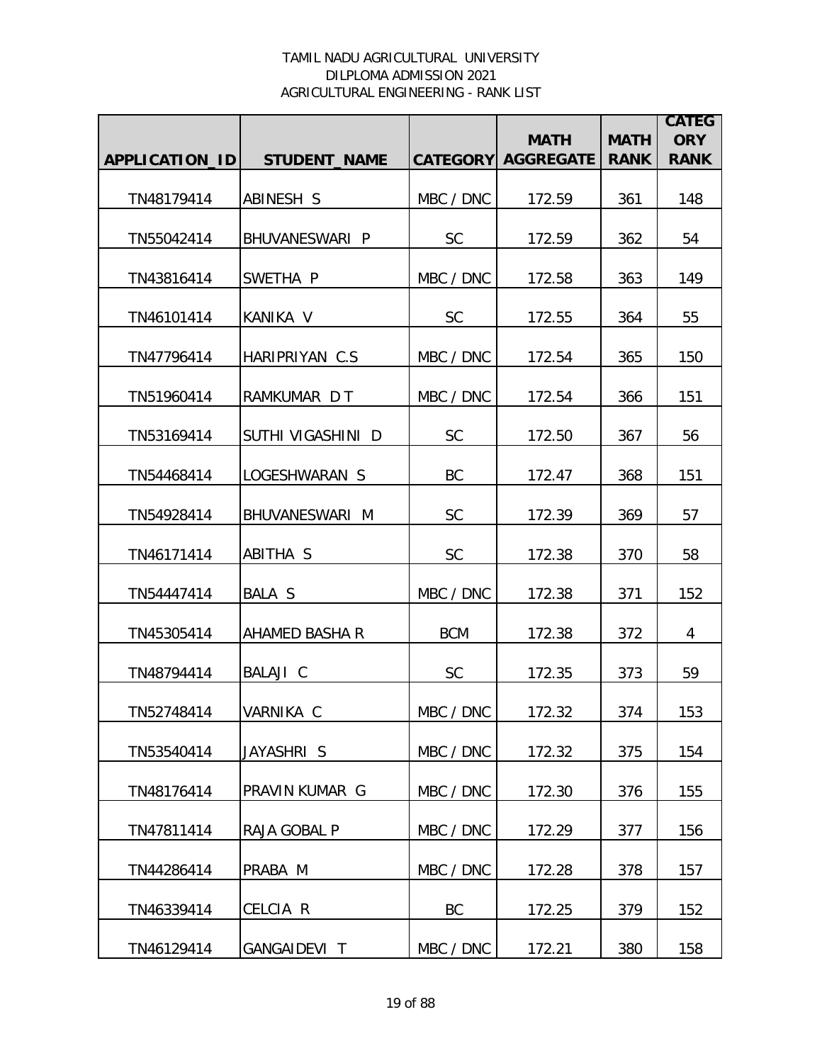TAMIL NADU AGRICULTURAL UNIVERSITY
DILPLOMA ADMISSION 2021
AGRICULTURAL ENGINEERING - RANK LIST

| APPLICATION_ID | STUDENT_NAME | CATEGORY | MATH AGGREGATE | MATH RANK | CATEGORY RANK |
|---|---|---|---|---|---|
| TN48179414 | ABINESH S | MBC / DNC | 172.59 | 361 | 148 |
| TN55042414 | BHUVANESWARI P | SC | 172.59 | 362 | 54 |
| TN43816414 | SWETHA P | MBC / DNC | 172.58 | 363 | 149 |
| TN46101414 | KANIKA V | SC | 172.55 | 364 | 55 |
| TN47796414 | HARIPRIYAN C.S | MBC / DNC | 172.54 | 365 | 150 |
| TN51960414 | RAMKUMAR D T | MBC / DNC | 172.54 | 366 | 151 |
| TN53169414 | SUTHI VIGASHINI D | SC | 172.50 | 367 | 56 |
| TN54468414 | LOGESHWARAN S | BC | 172.47 | 368 | 151 |
| TN54928414 | BHUVANESWARI M | SC | 172.39 | 369 | 57 |
| TN46171414 | ABITHA S | SC | 172.38 | 370 | 58 |
| TN54447414 | BALA S | MBC / DNC | 172.38 | 371 | 152 |
| TN45305414 | AHAMED BASHA R | BCM | 172.38 | 372 | 4 |
| TN48794414 | BALAJI C | SC | 172.35 | 373 | 59 |
| TN52748414 | VARNIKA C | MBC / DNC | 172.32 | 374 | 153 |
| TN53540414 | JAYASHRI S | MBC / DNC | 172.32 | 375 | 154 |
| TN48176414 | PRAVIN KUMAR G | MBC / DNC | 172.30 | 376 | 155 |
| TN47811414 | RAJA GOBAL P | MBC / DNC | 172.29 | 377 | 156 |
| TN44286414 | PRABA M | MBC / DNC | 172.28 | 378 | 157 |
| TN46339414 | CELCIA R | BC | 172.25 | 379 | 152 |
| TN46129414 | GANGAIDEVI T | MBC / DNC | 172.21 | 380 | 158 |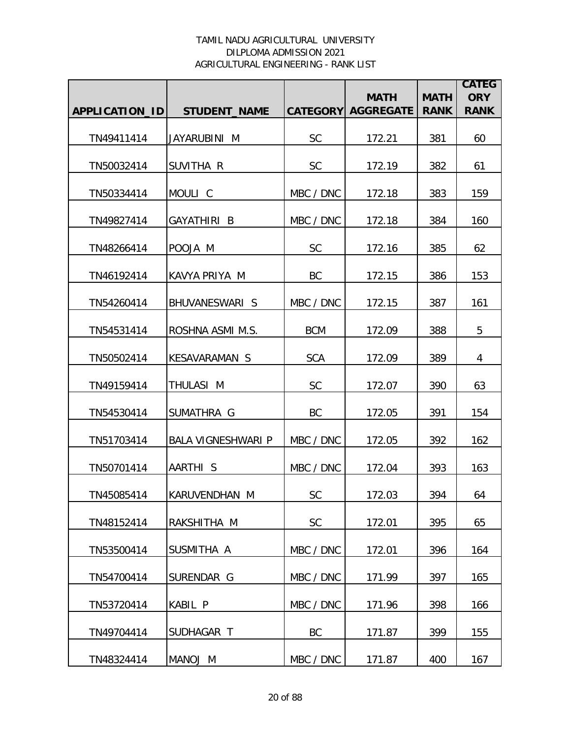TAMIL NADU AGRICULTURAL UNIVERSITY
DILPLOMA ADMISSION 2021
AGRICULTURAL ENGINEERING - RANK LIST

| APPLICATION_ID | STUDENT_NAME | CATEGORY | MATH AGGREGATE | MATH RANK | CATEGORY RANK |
|---|---|---|---|---|---|
| TN49411414 | JAYARUBINI M | SC | 172.21 | 381 | 60 |
| TN50032414 | SUVITHA R | SC | 172.19 | 382 | 61 |
| TN50334414 | MOULI C | MBC / DNC | 172.18 | 383 | 159 |
| TN49827414 | GAYATHIRI B | MBC / DNC | 172.18 | 384 | 160 |
| TN48266414 | POOJA M | SC | 172.16 | 385 | 62 |
| TN46192414 | KAVYA PRIYA M | BC | 172.15 | 386 | 153 |
| TN54260414 | BHUVANESWARI S | MBC / DNC | 172.15 | 387 | 161 |
| TN54531414 | ROSHNA ASMI M.S. | BCM | 172.09 | 388 | 5 |
| TN50502414 | KESAVARAMAN S | SCA | 172.09 | 389 | 4 |
| TN49159414 | THULASI M | SC | 172.07 | 390 | 63 |
| TN54530414 | SUMATHRA G | BC | 172.05 | 391 | 154 |
| TN51703414 | BALA VIGNESHWARI P | MBC / DNC | 172.05 | 392 | 162 |
| TN50701414 | AARTHI S | MBC / DNC | 172.04 | 393 | 163 |
| TN45085414 | KARUVENDHAN M | SC | 172.03 | 394 | 64 |
| TN48152414 | RAKSHITHA M | SC | 172.01 | 395 | 65 |
| TN53500414 | SUSMITHA A | MBC / DNC | 172.01 | 396 | 164 |
| TN54700414 | SURENDAR G | MBC / DNC | 171.99 | 397 | 165 |
| TN53720414 | KABIL P | MBC / DNC | 171.96 | 398 | 166 |
| TN49704414 | SUDHAGAR T | BC | 171.87 | 399 | 155 |
| TN48324414 | MANOJ M | MBC / DNC | 171.87 | 400 | 167 |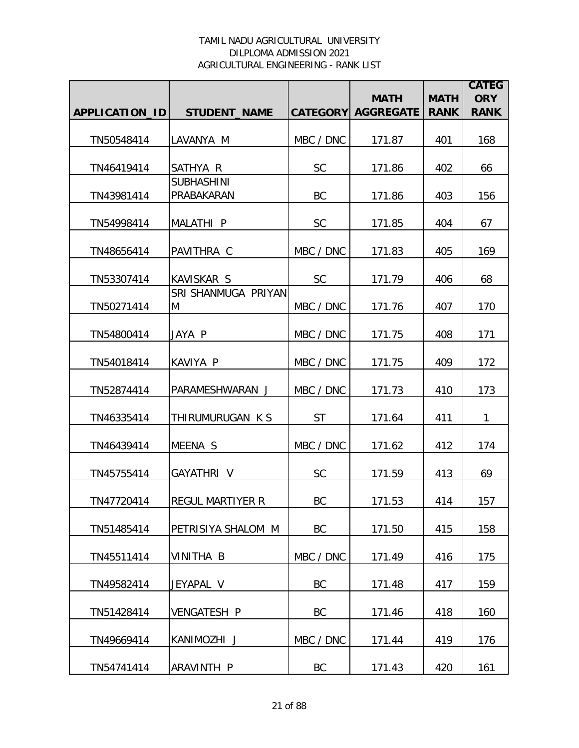TAMIL NADU AGRICULTURAL UNIVERSITY
DILPLOMA ADMISSION 2021
AGRICULTURAL ENGINEERING - RANK LIST

| APPLICATION_ID | STUDENT_NAME | CATEGORY | MATH AGGREGATE | MATH RANK | CATEGORY RANK |
|---|---|---|---|---|---|
| TN50548414 | LAVANYA M | MBC / DNC | 171.87 | 401 | 168 |
| TN46419414 | SATHYA R | SC | 171.86 | 402 | 66 |
| TN43981414 | SUBHASHINI PRABAKARAN | BC | 171.86 | 403 | 156 |
| TN54998414 | MALATHI P | SC | 171.85 | 404 | 67 |
| TN48656414 | PAVITHRA C | MBC / DNC | 171.83 | 405 | 169 |
| TN53307414 | KAVISKAR S | SC | 171.79 | 406 | 68 |
| TN50271414 | SRI SHANMUGA PRIYAN M | MBC / DNC | 171.76 | 407 | 170 |
| TN54800414 | JAYA P | MBC / DNC | 171.75 | 408 | 171 |
| TN54018414 | KAVIYA P | MBC / DNC | 171.75 | 409 | 172 |
| TN52874414 | PARAMESHWARAN J | MBC / DNC | 171.73 | 410 | 173 |
| TN46335414 | THIRUMURUGAN K S | ST | 171.64 | 411 | 1 |
| TN46439414 | MEENA S | MBC / DNC | 171.62 | 412 | 174 |
| TN45755414 | GAYATHRI V | SC | 171.59 | 413 | 69 |
| TN47720414 | REGUL MARTIYER R | BC | 171.53 | 414 | 157 |
| TN51485414 | PETRISIYA SHALOM M | BC | 171.50 | 415 | 158 |
| TN45511414 | VINITHA B | MBC / DNC | 171.49 | 416 | 175 |
| TN49582414 | JEYAPAL V | BC | 171.48 | 417 | 159 |
| TN51428414 | VENGATESH P | BC | 171.46 | 418 | 160 |
| TN49669414 | KANIMOZHI J | MBC / DNC | 171.44 | 419 | 176 |
| TN54741414 | ARAVINTH P | BC | 171.43 | 420 | 161 |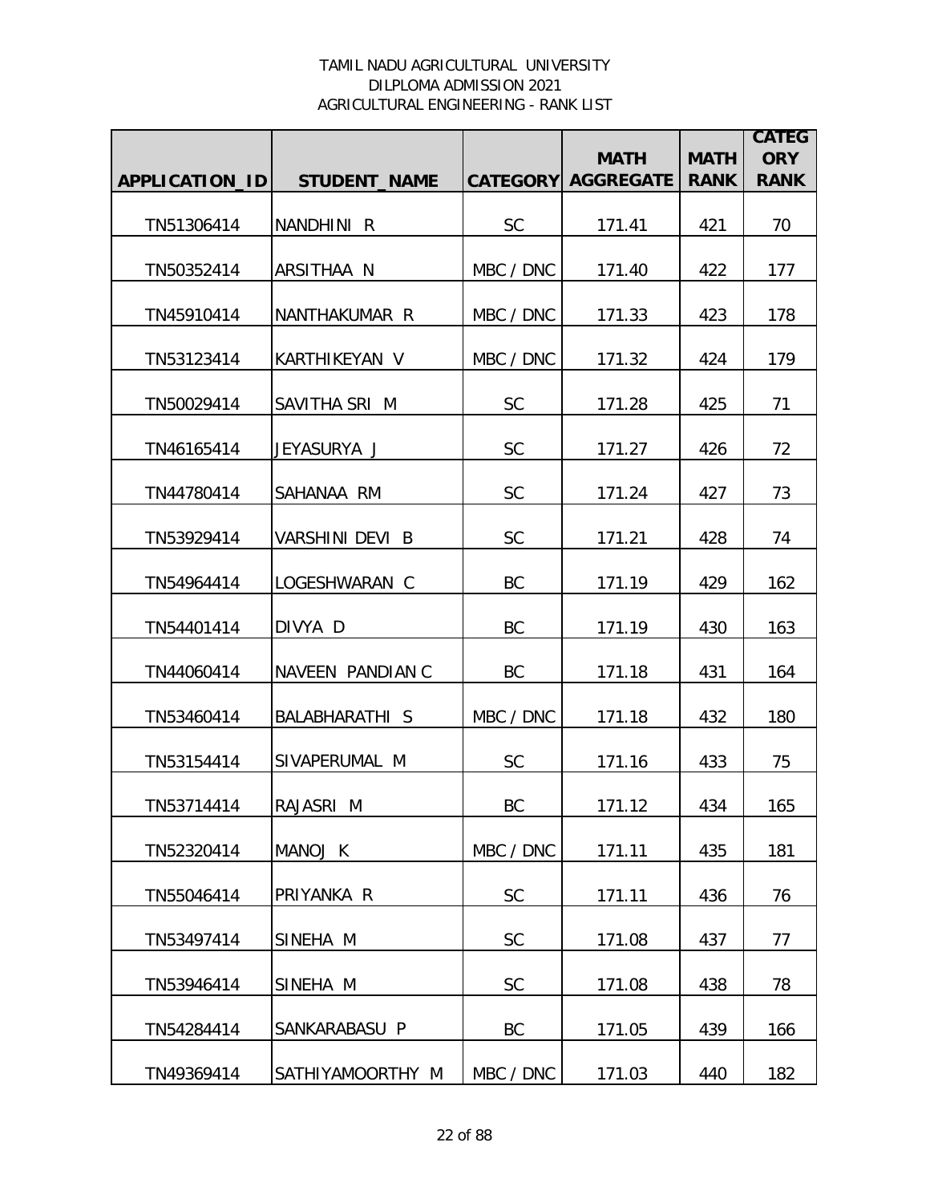TAMIL NADU AGRICULTURAL UNIVERSITY
DILPLOMA ADMISSION 2021
AGRICULTURAL ENGINEERING - RANK LIST

| APPLICATION_ID | STUDENT_NAME | CATEGORY | MATH AGGREGATE | MATH RANK | CATEGORY RANK |
|---|---|---|---|---|---|
| TN51306414 | NANDHINI R | SC | 171.41 | 421 | 70 |
| TN50352414 | ARSITHAA N | MBC / DNC | 171.40 | 422 | 177 |
| TN45910414 | NANTHAKUMAR R | MBC / DNC | 171.33 | 423 | 178 |
| TN53123414 | KARTHIKEYAN V | MBC / DNC | 171.32 | 424 | 179 |
| TN50029414 | SAVITHA SRI M | SC | 171.28 | 425 | 71 |
| TN46165414 | JEYASURYA J | SC | 171.27 | 426 | 72 |
| TN44780414 | SAHANAA RM | SC | 171.24 | 427 | 73 |
| TN53929414 | VARSHINI DEVI B | SC | 171.21 | 428 | 74 |
| TN54964414 | LOGESHWARAN C | BC | 171.19 | 429 | 162 |
| TN54401414 | DIVYA D | BC | 171.19 | 430 | 163 |
| TN44060414 | NAVEEN PANDIAN C | BC | 171.18 | 431 | 164 |
| TN53460414 | BALABHARATHI S | MBC / DNC | 171.18 | 432 | 180 |
| TN53154414 | SIVAPERUMAL M | SC | 171.16 | 433 | 75 |
| TN53714414 | RAJASRI M | BC | 171.12 | 434 | 165 |
| TN52320414 | MANOJ K | MBC / DNC | 171.11 | 435 | 181 |
| TN55046414 | PRIYANKA R | SC | 171.11 | 436 | 76 |
| TN53497414 | SINEHA M | SC | 171.08 | 437 | 77 |
| TN53946414 | SINEHA M | SC | 171.08 | 438 | 78 |
| TN54284414 | SANKARABASU P | BC | 171.05 | 439 | 166 |
| TN49369414 | SATHIYAMOORTHY M | MBC / DNC | 171.03 | 440 | 182 |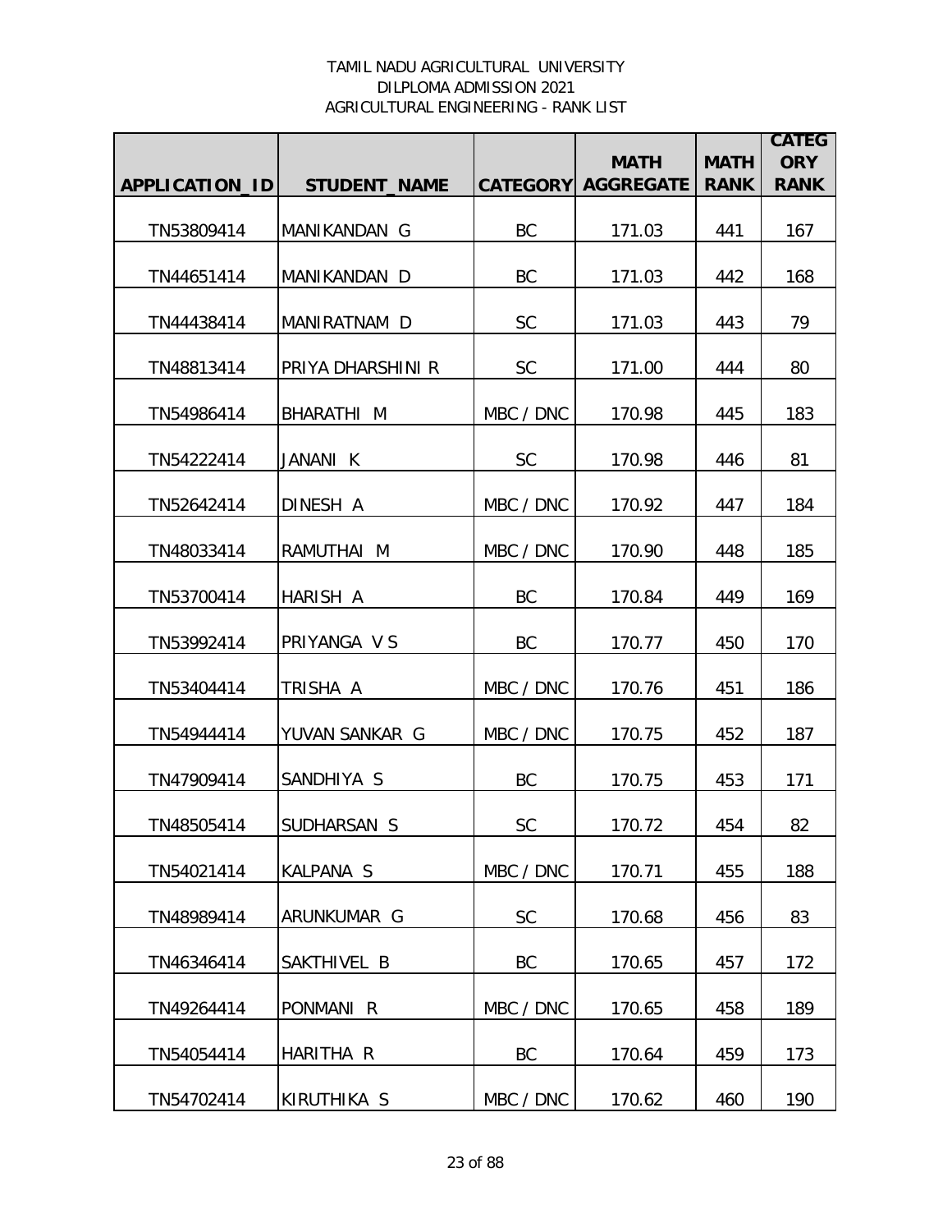TAMIL NADU AGRICULTURAL UNIVERSITY
DILPLOMA ADMISSION 2021
AGRICULTURAL ENGINEERING - RANK LIST

| APPLICATION_ID | STUDENT_NAME | CATEGORY | MATH AGGREGATE | MATH RANK | CATEGORY RANK |
|---|---|---|---|---|---|
| TN53809414 | MANIKANDAN G | BC | 171.03 | 441 | 167 |
| TN44651414 | MANIKANDAN D | BC | 171.03 | 442 | 168 |
| TN44438414 | MANIRATNAM D | SC | 171.03 | 443 | 79 |
| TN48813414 | PRIYA DHARSHINI R | SC | 171.00 | 444 | 80 |
| TN54986414 | BHARATHI M | MBC / DNC | 170.98 | 445 | 183 |
| TN54222414 | JANANI K | SC | 170.98 | 446 | 81 |
| TN52642414 | DINESH A | MBC / DNC | 170.92 | 447 | 184 |
| TN48033414 | RAMUTHAI M | MBC / DNC | 170.90 | 448 | 185 |
| TN53700414 | HARISH A | BC | 170.84 | 449 | 169 |
| TN53992414 | PRIYANGA V S | BC | 170.77 | 450 | 170 |
| TN53404414 | TRISHA A | MBC / DNC | 170.76 | 451 | 186 |
| TN54944414 | YUVAN SANKAR G | MBC / DNC | 170.75 | 452 | 187 |
| TN47909414 | SANDHIYA S | BC | 170.75 | 453 | 171 |
| TN48505414 | SUDHARSAN S | SC | 170.72 | 454 | 82 |
| TN54021414 | KALPANA S | MBC / DNC | 170.71 | 455 | 188 |
| TN48989414 | ARUNKUMAR G | SC | 170.68 | 456 | 83 |
| TN46346414 | SAKTHIVEL B | BC | 170.65 | 457 | 172 |
| TN49264414 | PONMANI R | MBC / DNC | 170.65 | 458 | 189 |
| TN54054414 | HARITHA R | BC | 170.64 | 459 | 173 |
| TN54702414 | KIRUTHIKA S | MBC / DNC | 170.62 | 460 | 190 |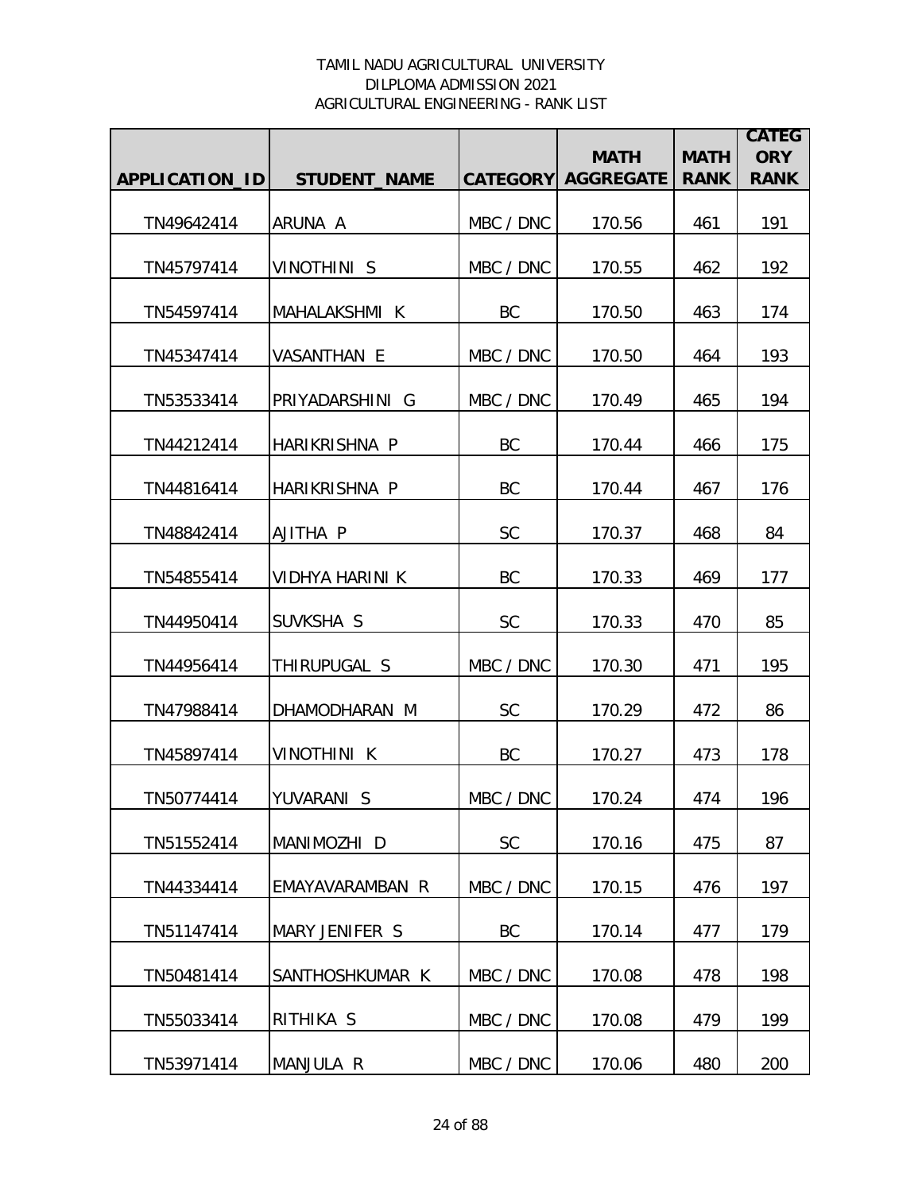TAMIL NADU AGRICULTURAL UNIVERSITY
DILPLOMA ADMISSION 2021
AGRICULTURAL ENGINEERING - RANK LIST

| APPLICATION_ID | STUDENT_NAME | CATEGORY | MATH AGGREGATE | MATH RANK | CATEGORY RANK |
|---|---|---|---|---|---|
| TN49642414 | ARUNA A | MBC / DNC | 170.56 | 461 | 191 |
| TN45797414 | VINOTHINI S | MBC / DNC | 170.55 | 462 | 192 |
| TN54597414 | MAHALAKSHMI K | BC | 170.50 | 463 | 174 |
| TN45347414 | VASANTHAN E | MBC / DNC | 170.50 | 464 | 193 |
| TN53533414 | PRIYADARSHINI G | MBC / DNC | 170.49 | 465 | 194 |
| TN44212414 | HARIKRISHNA P | BC | 170.44 | 466 | 175 |
| TN44816414 | HARIKRISHNA P | BC | 170.44 | 467 | 176 |
| TN48842414 | AJITHA P | SC | 170.37 | 468 | 84 |
| TN54855414 | VIDHYA HARINI K | BC | 170.33 | 469 | 177 |
| TN44950414 | SUVKSHA S | SC | 170.33 | 470 | 85 |
| TN44956414 | THIRUPUGAL S | MBC / DNC | 170.30 | 471 | 195 |
| TN47988414 | DHAMODHARAN M | SC | 170.29 | 472 | 86 |
| TN45897414 | VINOTHINI K | BC | 170.27 | 473 | 178 |
| TN50774414 | YUVARANI S | MBC / DNC | 170.24 | 474 | 196 |
| TN51552414 | MANIMOZHI D | SC | 170.16 | 475 | 87 |
| TN44334414 | EMAYAVARAMBAN R | MBC / DNC | 170.15 | 476 | 197 |
| TN51147414 | MARY JENIFER S | BC | 170.14 | 477 | 179 |
| TN50481414 | SANTHOSHKUMAR K | MBC / DNC | 170.08 | 478 | 198 |
| TN55033414 | RITHIKA S | MBC / DNC | 170.08 | 479 | 199 |
| TN53971414 | MANJULA R | MBC / DNC | 170.06 | 480 | 200 |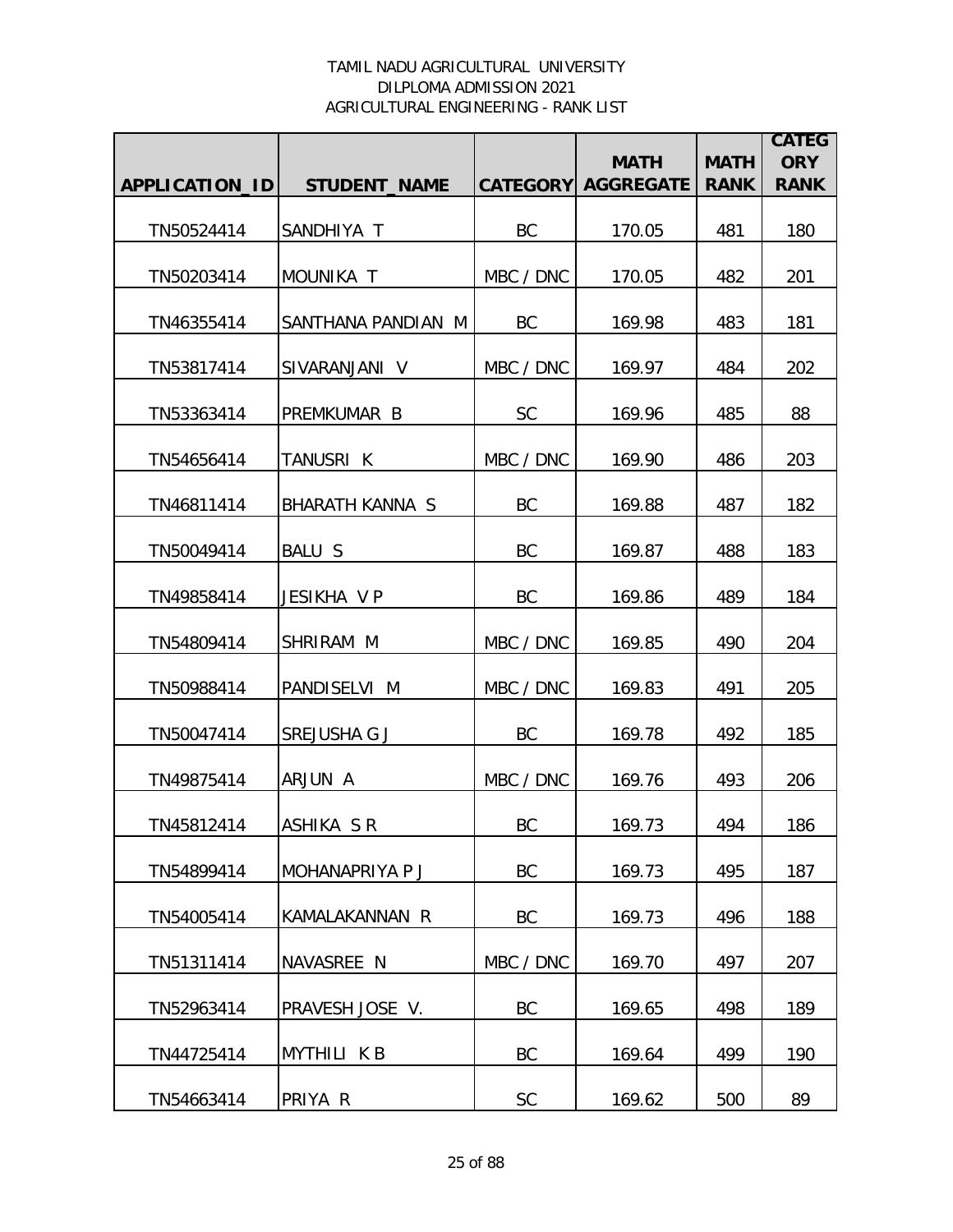TAMIL NADU AGRICULTURAL UNIVERSITY
DILPLOMA ADMISSION 2021
AGRICULTURAL ENGINEERING - RANK LIST

| APPLICATION_ID | STUDENT_NAME | CATEGORY | MATH AGGREGATE | MATH RANK | CATEGORY RANK |
|---|---|---|---|---|---|
| TN50524414 | SANDHIYA T | BC | 170.05 | 481 | 180 |
| TN50203414 | MOUNIKA T | MBC / DNC | 170.05 | 482 | 201 |
| TN46355414 | SANTHANA PANDIAN M | BC | 169.98 | 483 | 181 |
| TN53817414 | SIVARANJANI V | MBC / DNC | 169.97 | 484 | 202 |
| TN53363414 | PREMKUMAR B | SC | 169.96 | 485 | 88 |
| TN54656414 | TANUSRI K | MBC / DNC | 169.90 | 486 | 203 |
| TN46811414 | BHARATH KANNA S | BC | 169.88 | 487 | 182 |
| TN50049414 | BALU S | BC | 169.87 | 488 | 183 |
| TN49858414 | JESIKHA V P | BC | 169.86 | 489 | 184 |
| TN54809414 | SHRIRAM M | MBC / DNC | 169.85 | 490 | 204 |
| TN50988414 | PANDISELVI M | MBC / DNC | 169.83 | 491 | 205 |
| TN50047414 | SREJUSHA G J | BC | 169.78 | 492 | 185 |
| TN49875414 | ARJUN A | MBC / DNC | 169.76 | 493 | 206 |
| TN45812414 | ASHIKA S R | BC | 169.73 | 494 | 186 |
| TN54899414 | MOHANAPRIYA P J | BC | 169.73 | 495 | 187 |
| TN54005414 | KAMALAKANNAN R | BC | 169.73 | 496 | 188 |
| TN51311414 | NAVASREE N | MBC / DNC | 169.70 | 497 | 207 |
| TN52963414 | PRAVESH JOSE V. | BC | 169.65 | 498 | 189 |
| TN44725414 | MYTHILI K B | BC | 169.64 | 499 | 190 |
| TN54663414 | PRIYA R | SC | 169.62 | 500 | 89 |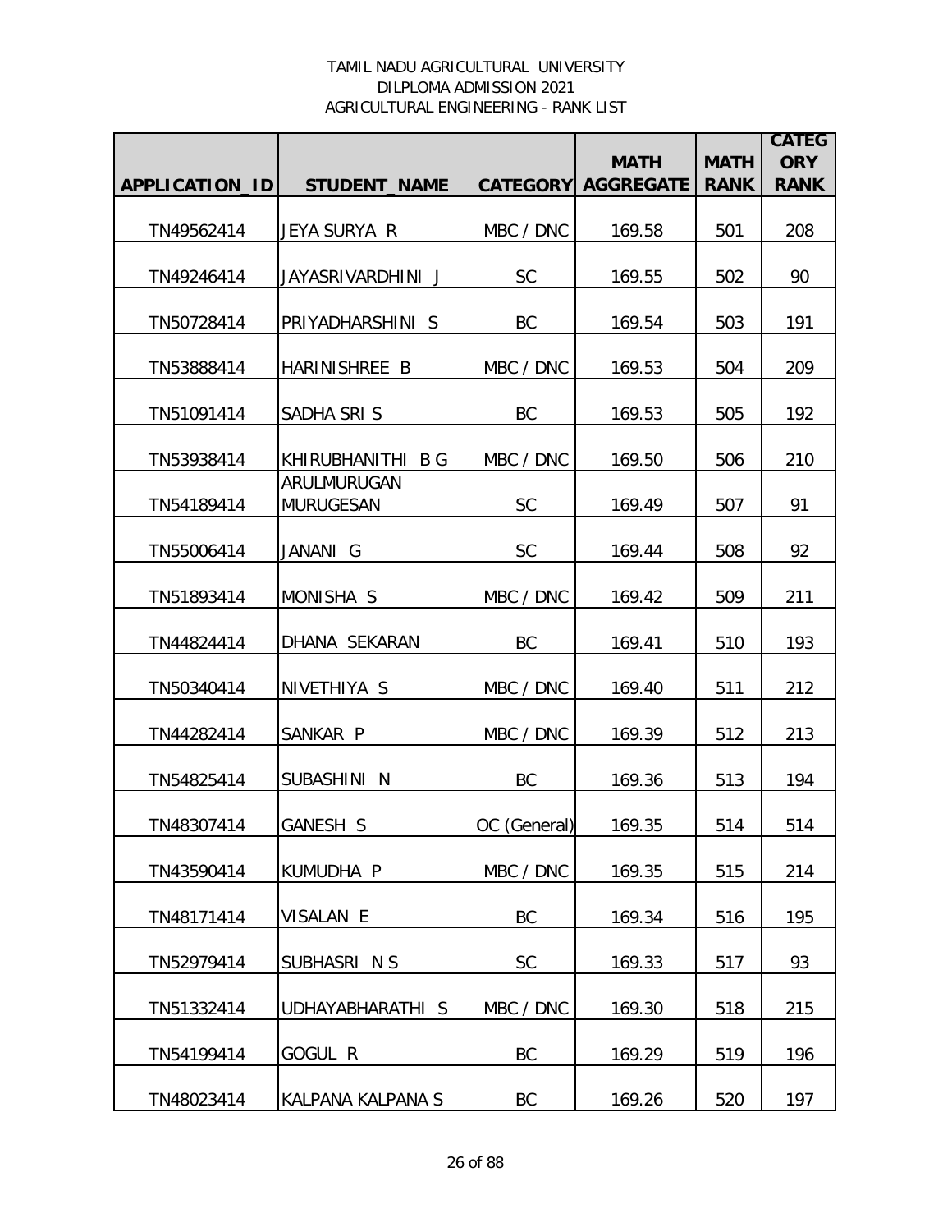TAMIL NADU AGRICULTURAL UNIVERSITY
DILPLOMA ADMISSION 2021
AGRICULTURAL ENGINEERING - RANK LIST

| APPLICATION_ID | STUDENT_NAME | CATEGORY | MATH AGGREGATE | MATH RANK | CATEGORY RANK |
|---|---|---|---|---|---|
| TN49562414 | JEYA SURYA R | MBC / DNC | 169.58 | 501 | 208 |
| TN49246414 | JAYASRIVARDHINI J | SC | 169.55 | 502 | 90 |
| TN50728414 | PRIYADHARSHINI S | BC | 169.54 | 503 | 191 |
| TN53888414 | HARINISHREE B | MBC / DNC | 169.53 | 504 | 209 |
| TN51091414 | SADHA SRI S | BC | 169.53 | 505 | 192 |
| TN53938414 | KHIRUBHANITHI B G | MBC / DNC | 169.50 | 506 | 210 |
| TN54189414 | ARULMURUGAN MURUGESAN | SC | 169.49 | 507 | 91 |
| TN55006414 | JANANI G | SC | 169.44 | 508 | 92 |
| TN51893414 | MONISHA S | MBC / DNC | 169.42 | 509 | 211 |
| TN44824414 | DHANA SEKARAN | BC | 169.41 | 510 | 193 |
| TN50340414 | NIVETHIYA S | MBC / DNC | 169.40 | 511 | 212 |
| TN44282414 | SANKAR P | MBC / DNC | 169.39 | 512 | 213 |
| TN54825414 | SUBASHINI N | BC | 169.36 | 513 | 194 |
| TN48307414 | GANESH S | OC (General) | 169.35 | 514 | 514 |
| TN43590414 | KUMUDHA P | MBC / DNC | 169.35 | 515 | 214 |
| TN48171414 | VISALAN E | BC | 169.34 | 516 | 195 |
| TN52979414 | SUBHASRI N S | SC | 169.33 | 517 | 93 |
| TN51332414 | UDHAYABHARATHI S | MBC / DNC | 169.30 | 518 | 215 |
| TN54199414 | GOGUL R | BC | 169.29 | 519 | 196 |
| TN48023414 | KALPANA KALPANA S | BC | 169.26 | 520 | 197 |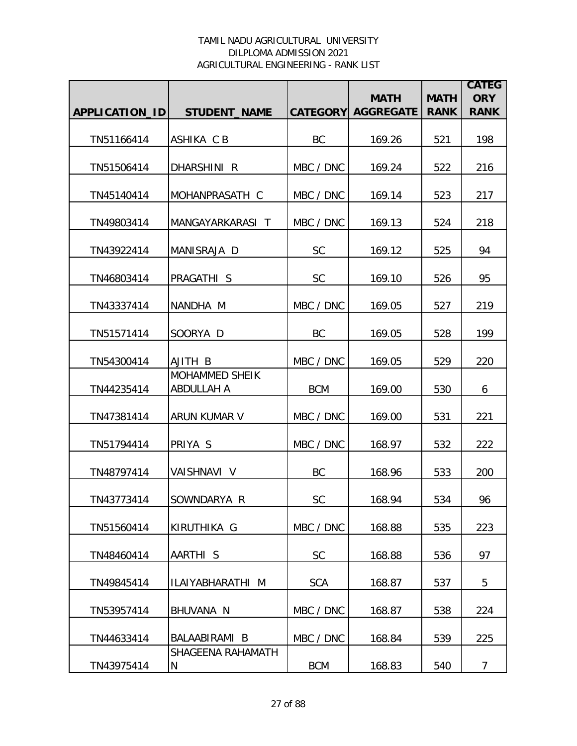TAMIL NADU AGRICULTURAL UNIVERSITY
DILPLOMA ADMISSION 2021
AGRICULTURAL ENGINEERING - RANK LIST

| APPLICATION_ID | STUDENT_NAME | CATEGORY | MATH AGGREGATE | MATH RANK | CATEGORY RANK |
|---|---|---|---|---|---|
| TN51166414 | ASHIKA C B | BC | 169.26 | 521 | 198 |
| TN51506414 | DHARSHINI R | MBC / DNC | 169.24 | 522 | 216 |
| TN45140414 | MOHANPRASATH C | MBC / DNC | 169.14 | 523 | 217 |
| TN49803414 | MANGAYARKARASI T | MBC / DNC | 169.13 | 524 | 218 |
| TN43922414 | MANISRAJA D | SC | 169.12 | 525 | 94 |
| TN46803414 | PRAGATHI S | SC | 169.10 | 526 | 95 |
| TN43337414 | NANDHA M | MBC / DNC | 169.05 | 527 | 219 |
| TN51571414 | SOORYA D | BC | 169.05 | 528 | 199 |
| TN54300414 | AJITH B | MBC / DNC | 169.05 | 529 | 220 |
| TN44235414 | MOHAMMED SHEIK ABDULLAH A | BCM | 169.00 | 530 | 6 |
| TN47381414 | ARUN KUMAR V | MBC / DNC | 169.00 | 531 | 221 |
| TN51794414 | PRIYA S | MBC / DNC | 168.97 | 532 | 222 |
| TN48797414 | VAISHNAVI V | BC | 168.96 | 533 | 200 |
| TN43773414 | SOWNDARYA R | SC | 168.94 | 534 | 96 |
| TN51560414 | KIRUTHIKA G | MBC / DNC | 168.88 | 535 | 223 |
| TN48460414 | AARTHI S | SC | 168.88 | 536 | 97 |
| TN49845414 | ILAIYABHARATHI M | SCA | 168.87 | 537 | 5 |
| TN53957414 | BHUVANA N | MBC / DNC | 168.87 | 538 | 224 |
| TN44633414 | BALAABIRAMI B | MBC / DNC | 168.84 | 539 | 225 |
| TN43975414 | SHAGEENA RAHAMATH N | BCM | 168.83 | 540 | 7 |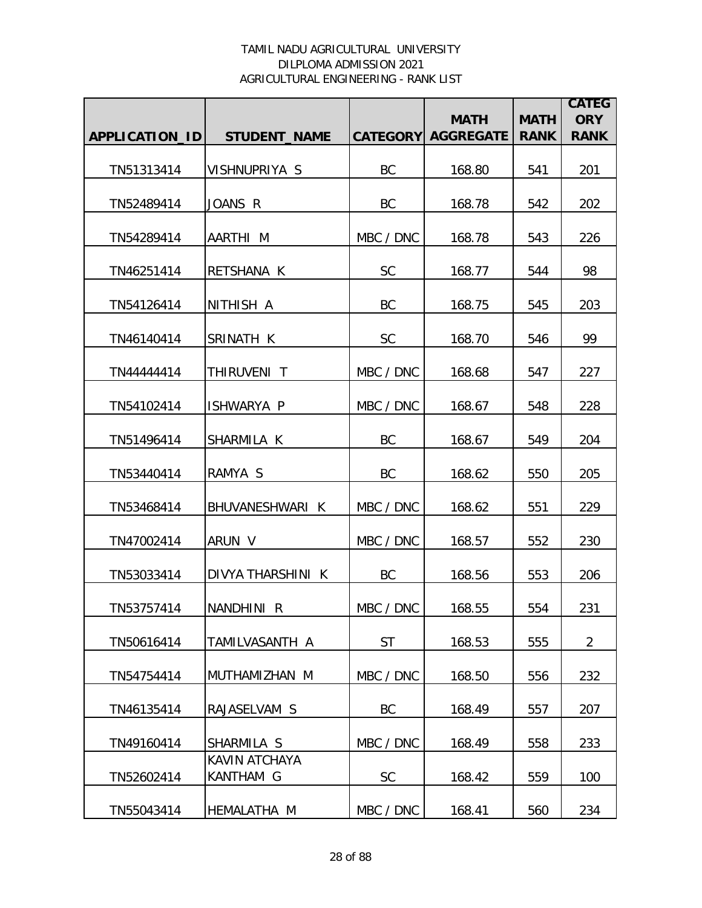TAMIL NADU AGRICULTURAL UNIVERSITY
DILPLOMA ADMISSION 2021
AGRICULTURAL ENGINEERING - RANK LIST

| APPLICATION_ID | STUDENT_NAME | CATEGORY | MATH AGGREGATE | MATH RANK | CATEGORY RANK |
|---|---|---|---|---|---|
| TN51313414 | VISHNUPRIYA S | BC | 168.80 | 541 | 201 |
| TN52489414 | JOANS R | BC | 168.78 | 542 | 202 |
| TN54289414 | AARTHI M | MBC / DNC | 168.78 | 543 | 226 |
| TN46251414 | RETSHANA K | SC | 168.77 | 544 | 98 |
| TN54126414 | NITHISH A | BC | 168.75 | 545 | 203 |
| TN46140414 | SRINATH K | SC | 168.70 | 546 | 99 |
| TN44444414 | THIRUVENI T | MBC / DNC | 168.68 | 547 | 227 |
| TN54102414 | ISHWARYA P | MBC / DNC | 168.67 | 548 | 228 |
| TN51496414 | SHARMILA K | BC | 168.67 | 549 | 204 |
| TN53440414 | RAMYA S | BC | 168.62 | 550 | 205 |
| TN53468414 | BHUVANESHWARI K | MBC / DNC | 168.62 | 551 | 229 |
| TN47002414 | ARUN V | MBC / DNC | 168.57 | 552 | 230 |
| TN53033414 | DIVYA THARSHINI K | BC | 168.56 | 553 | 206 |
| TN53757414 | NANDHINI R | MBC / DNC | 168.55 | 554 | 231 |
| TN50616414 | TAMILVASANTH A | ST | 168.53 | 555 | 2 |
| TN54754414 | MUTHAMIZHAN M | MBC / DNC | 168.50 | 556 | 232 |
| TN46135414 | RAJASELVAM S | BC | 168.49 | 557 | 207 |
| TN49160414 | SHARMILA S | MBC / DNC | 168.49 | 558 | 233 |
| TN52602414 | KAVIN ATCHAYA KANTHAM G | SC | 168.42 | 559 | 100 |
| TN55043414 | HEMALATHA M | MBC / DNC | 168.41 | 560 | 234 |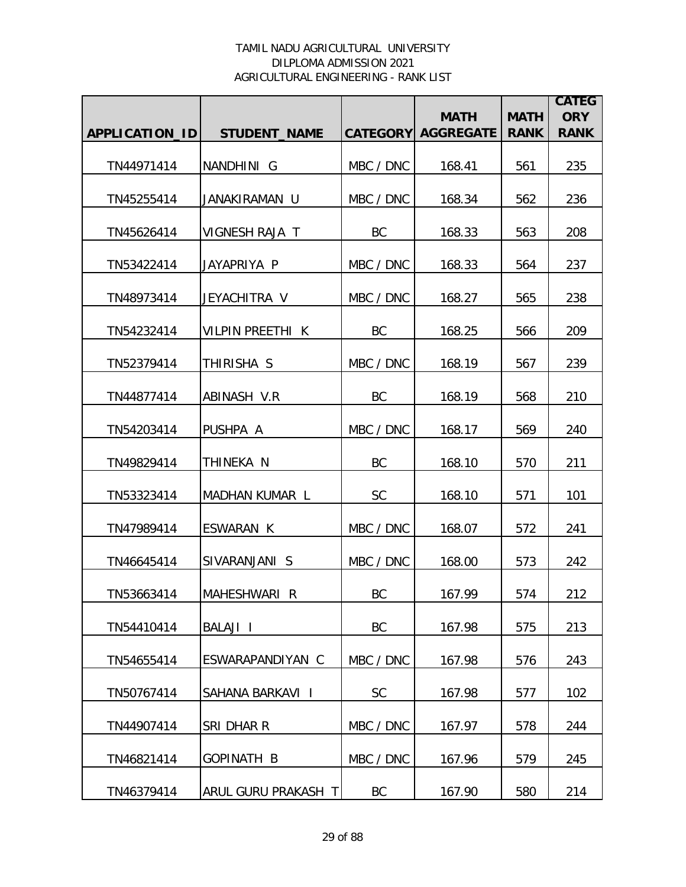TAMIL NADU AGRICULTURAL UNIVERSITY
DILPLOMA ADMISSION 2021
AGRICULTURAL ENGINEERING - RANK LIST

| APPLICATION_ID | STUDENT_NAME | CATEGORY | MATH AGGREGATE | MATH RANK | CATEGORY RANK |
|---|---|---|---|---|---|
| TN44971414 | NANDHINI G | MBC / DNC | 168.41 | 561 | 235 |
| TN45255414 | JANAKIRAMAN U | MBC / DNC | 168.34 | 562 | 236 |
| TN45626414 | VIGNESH RAJA T | BC | 168.33 | 563 | 208 |
| TN53422414 | JAYAPRIYA P | MBC / DNC | 168.33 | 564 | 237 |
| TN48973414 | JEYACHITRA V | MBC / DNC | 168.27 | 565 | 238 |
| TN54232414 | VILPIN PREETHI K | BC | 168.25 | 566 | 209 |
| TN52379414 | THIRISHA S | MBC / DNC | 168.19 | 567 | 239 |
| TN44877414 | ABINASH V.R | BC | 168.19 | 568 | 210 |
| TN54203414 | PUSHPA A | MBC / DNC | 168.17 | 569 | 240 |
| TN49829414 | THINEKA N | BC | 168.10 | 570 | 211 |
| TN53323414 | MADHAN KUMAR L | SC | 168.10 | 571 | 101 |
| TN47989414 | ESWARAN K | MBC / DNC | 168.07 | 572 | 241 |
| TN46645414 | SIVARANJANI S | MBC / DNC | 168.00 | 573 | 242 |
| TN53663414 | MAHESHWARI R | BC | 167.99 | 574 | 212 |
| TN54410414 | BALAJI I | BC | 167.98 | 575 | 213 |
| TN54655414 | ESWARAPANDIYAN C | MBC / DNC | 167.98 | 576 | 243 |
| TN50767414 | SAHANA BARKAVI I | SC | 167.98 | 577 | 102 |
| TN44907414 | SRI DHAR R | MBC / DNC | 167.97 | 578 | 244 |
| TN46821414 | GOPINATH B | MBC / DNC | 167.96 | 579 | 245 |
| TN46379414 | ARUL GURU PRAKASH T | BC | 167.90 | 580 | 214 |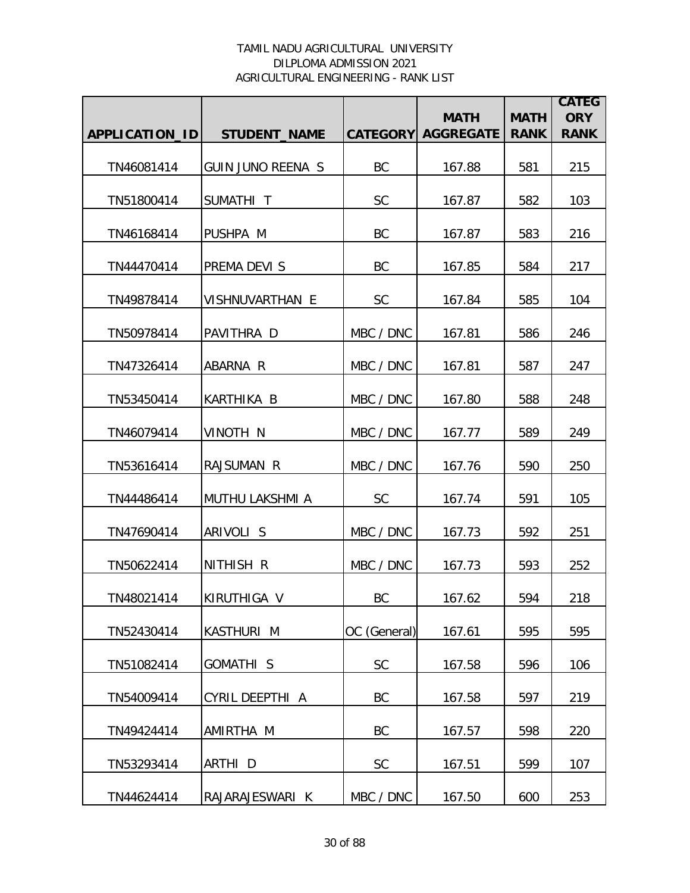TAMIL NADU AGRICULTURAL UNIVERSITY
DILPLOMA ADMISSION 2021
AGRICULTURAL ENGINEERING - RANK LIST

| APPLICATION_ID | STUDENT_NAME | CATEGORY | MATH AGGREGATE | MATH RANK | CATEGORY RANK |
|---|---|---|---|---|---|
| TN46081414 | GUIN JUNO REENA S | BC | 167.88 | 581 | 215 |
| TN51800414 | SUMATHI T | SC | 167.87 | 582 | 103 |
| TN46168414 | PUSHPA M | BC | 167.87 | 583 | 216 |
| TN44470414 | PREMA DEVI S | BC | 167.85 | 584 | 217 |
| TN49878414 | VISHNUVARTHAN E | SC | 167.84 | 585 | 104 |
| TN50978414 | PAVITHRA D | MBC / DNC | 167.81 | 586 | 246 |
| TN47326414 | ABARNA R | MBC / DNC | 167.81 | 587 | 247 |
| TN53450414 | KARTHIKA B | MBC / DNC | 167.80 | 588 | 248 |
| TN46079414 | VINOTH N | MBC / DNC | 167.77 | 589 | 249 |
| TN53616414 | RAJSUMAN R | MBC / DNC | 167.76 | 590 | 250 |
| TN44486414 | MUTHU LAKSHMI A | SC | 167.74 | 591 | 105 |
| TN47690414 | ARIVOLI S | MBC / DNC | 167.73 | 592 | 251 |
| TN50622414 | NITHISH R | MBC / DNC | 167.73 | 593 | 252 |
| TN48021414 | KIRUTHIGA V | BC | 167.62 | 594 | 218 |
| TN52430414 | KASTHURI M | OC (General) | 167.61 | 595 | 595 |
| TN51082414 | GOMATHI S | SC | 167.58 | 596 | 106 |
| TN54009414 | CYRIL DEEPTHI A | BC | 167.58 | 597 | 219 |
| TN49424414 | AMIRTHA M | BC | 167.57 | 598 | 220 |
| TN53293414 | ARTHI D | SC | 167.51 | 599 | 107 |
| TN44624414 | RAJARAJESWARI K | MBC / DNC | 167.50 | 600 | 253 |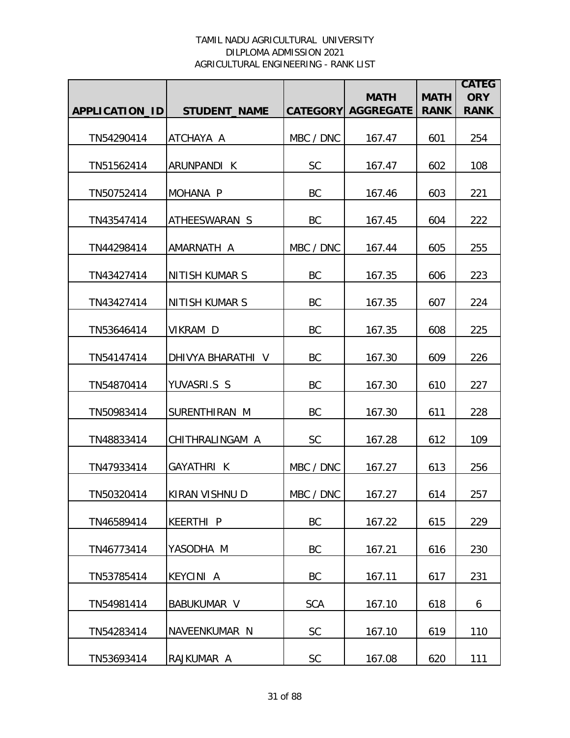TAMIL NADU AGRICULTURAL UNIVERSITY
DILPLOMA ADMISSION 2021
AGRICULTURAL ENGINEERING - RANK LIST

| APPLICATION_ID | STUDENT_NAME | CATEGORY | MATH AGGREGATE | MATH RANK | CATEGORY RANK |
|---|---|---|---|---|---|
| TN54290414 | ATCHAYA A | MBC / DNC | 167.47 | 601 | 254 |
| TN51562414 | ARUNPANDI K | SC | 167.47 | 602 | 108 |
| TN50752414 | MOHANA P | BC | 167.46 | 603 | 221 |
| TN43547414 | ATHEESWARAN S | BC | 167.45 | 604 | 222 |
| TN44298414 | AMARNATH A | MBC / DNC | 167.44 | 605 | 255 |
| TN43427414 | NITISH KUMAR S | BC | 167.35 | 606 | 223 |
| TN43427414 | NITISH KUMAR S | BC | 167.35 | 607 | 224 |
| TN53646414 | VIKRAM D | BC | 167.35 | 608 | 225 |
| TN54147414 | DHIVYA BHARATHI V | BC | 167.30 | 609 | 226 |
| TN54870414 | YUVASRI.S S | BC | 167.30 | 610 | 227 |
| TN50983414 | SURENTHIRAN M | BC | 167.30 | 611 | 228 |
| TN48833414 | CHITHRALINGAM A | SC | 167.28 | 612 | 109 |
| TN47933414 | GAYATHRI K | MBC / DNC | 167.27 | 613 | 256 |
| TN50320414 | KIRAN VISHNU D | MBC / DNC | 167.27 | 614 | 257 |
| TN46589414 | KEERTHI P | BC | 167.22 | 615 | 229 |
| TN46773414 | YASODHA M | BC | 167.21 | 616 | 230 |
| TN53785414 | KEYCINI A | BC | 167.11 | 617 | 231 |
| TN54981414 | BABUKUMAR V | SCA | 167.10 | 618 | 6 |
| TN54283414 | NAVEENKUMAR N | SC | 167.10 | 619 | 110 |
| TN53693414 | RAJKUMAR A | SC | 167.08 | 620 | 111 |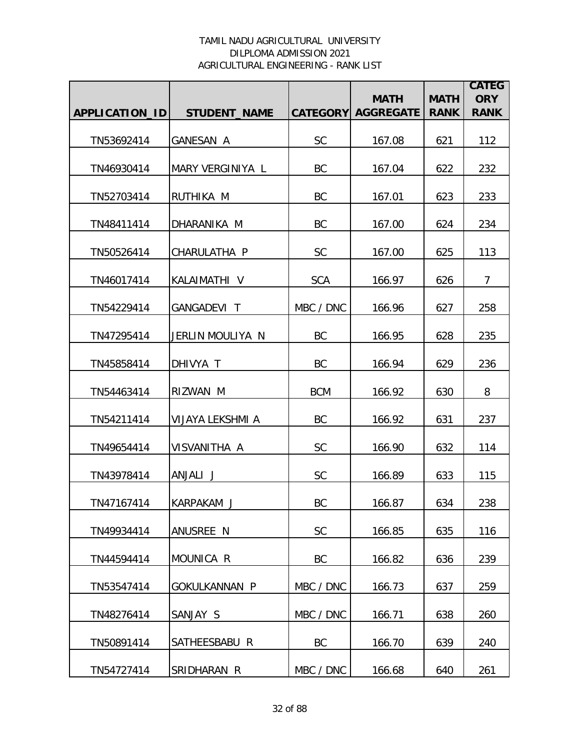TAMIL NADU AGRICULTURAL UNIVERSITY
DILPLOMA ADMISSION 2021
AGRICULTURAL ENGINEERING - RANK LIST

| APPLICATION_ID | STUDENT_NAME | CATEGORY | MATH AGGREGATE | MATH RANK | CATEGORY RANK |
|---|---|---|---|---|---|
| TN53692414 | GANESAN A | SC | 167.08 | 621 | 112 |
| TN46930414 | MARY VERGINIYA L | BC | 167.04 | 622 | 232 |
| TN52703414 | RUTHIKA M | BC | 167.01 | 623 | 233 |
| TN48411414 | DHARANIKA M | BC | 167.00 | 624 | 234 |
| TN50526414 | CHARULATHA P | SC | 167.00 | 625 | 113 |
| TN46017414 | KALAIMATHI V | SCA | 166.97 | 626 | 7 |
| TN54229414 | GANGADEVI T | MBC / DNC | 166.96 | 627 | 258 |
| TN47295414 | JERLIN MOULIYA N | BC | 166.95 | 628 | 235 |
| TN45858414 | DHIVYA T | BC | 166.94 | 629 | 236 |
| TN54463414 | RIZWAN M | BCM | 166.92 | 630 | 8 |
| TN54211414 | VIJAYA LEKSHMI A | BC | 166.92 | 631 | 237 |
| TN49654414 | VISVANITHA A | SC | 166.90 | 632 | 114 |
| TN43978414 | ANJALI J | SC | 166.89 | 633 | 115 |
| TN47167414 | KARPAKAM J | BC | 166.87 | 634 | 238 |
| TN49934414 | ANUSREE N | SC | 166.85 | 635 | 116 |
| TN44594414 | MOUNICA R | BC | 166.82 | 636 | 239 |
| TN53547414 | GOKULKANNAN P | MBC / DNC | 166.73 | 637 | 259 |
| TN48276414 | SANJAY S | MBC / DNC | 166.71 | 638 | 260 |
| TN50891414 | SATHEESBABU R | BC | 166.70 | 639 | 240 |
| TN54727414 | SRIDHARAN R | MBC / DNC | 166.68 | 640 | 261 |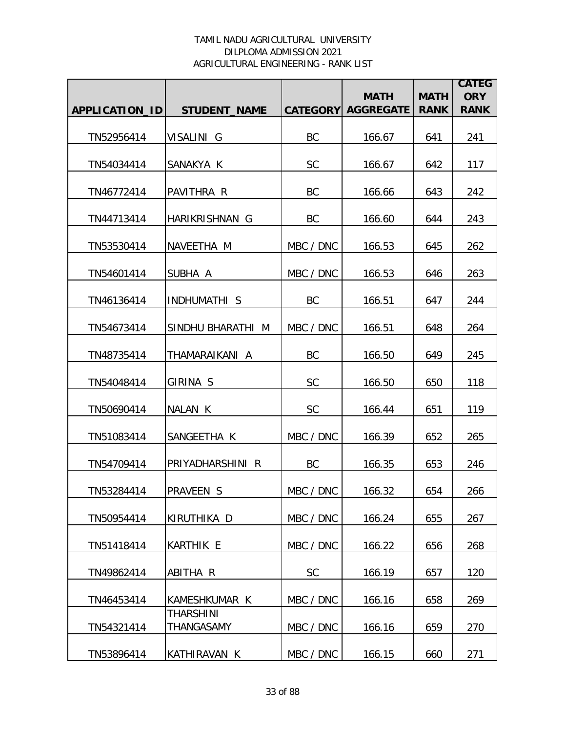TAMIL NADU AGRICULTURAL UNIVERSITY
DILPLOMA ADMISSION 2021
AGRICULTURAL ENGINEERING - RANK LIST

| APPLICATION_ID | STUDENT_NAME | CATEGORY | MATH AGGREGATE | MATH RANK | CATEGORY RANK |
|---|---|---|---|---|---|
| TN52956414 | VISALINI G | BC | 166.67 | 641 | 241 |
| TN54034414 | SANAKYA K | SC | 166.67 | 642 | 117 |
| TN46772414 | PAVITHRA R | BC | 166.66 | 643 | 242 |
| TN44713414 | HARIKRISHNAN G | BC | 166.60 | 644 | 243 |
| TN53530414 | NAVEETHA M | MBC / DNC | 166.53 | 645 | 262 |
| TN54601414 | SUBHA A | MBC / DNC | 166.53 | 646 | 263 |
| TN46136414 | INDHUMATHI S | BC | 166.51 | 647 | 244 |
| TN54673414 | SINDHU BHARATHI M | MBC / DNC | 166.51 | 648 | 264 |
| TN48735414 | THAMARAIKANI A | BC | 166.50 | 649 | 245 |
| TN54048414 | GIRINA S | SC | 166.50 | 650 | 118 |
| TN50690414 | NALAN K | SC | 166.44 | 651 | 119 |
| TN51083414 | SANGEETHA K | MBC / DNC | 166.39 | 652 | 265 |
| TN54709414 | PRIYADHARSHINI R | BC | 166.35 | 653 | 246 |
| TN53284414 | PRAVEEN S | MBC / DNC | 166.32 | 654 | 266 |
| TN50954414 | KIRUTHIKA D | MBC / DNC | 166.24 | 655 | 267 |
| TN51418414 | KARTHIK E | MBC / DNC | 166.22 | 656 | 268 |
| TN49862414 | ABITHA R | SC | 166.19 | 657 | 120 |
| TN46453414 | KAMESHKUMAR K | MBC / DNC | 166.16 | 658 | 269 |
| TN54321414 | THARSHINI THANGASAMY | MBC / DNC | 166.16 | 659 | 270 |
| TN53896414 | KATHIRAVAN K | MBC / DNC | 166.15 | 660 | 271 |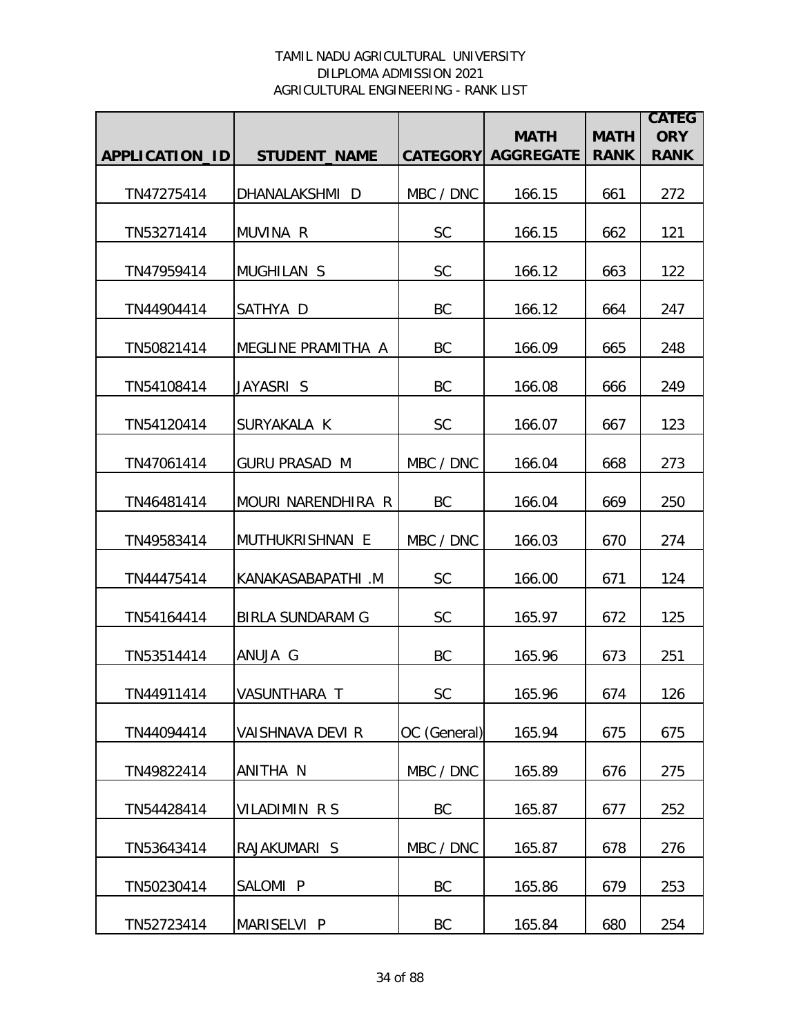TAMIL NADU AGRICULTURAL UNIVERSITY
DILPLOMA ADMISSION 2021
AGRICULTURAL ENGINEERING - RANK LIST

| APPLICATION_ID | STUDENT_NAME | CATEGORY | MATH AGGREGATE | MATH RANK | CATEGORY RANK |
|---|---|---|---|---|---|
| TN47275414 | DHANALAKSHMI D | MBC / DNC | 166.15 | 661 | 272 |
| TN53271414 | MUVINA R | SC | 166.15 | 662 | 121 |
| TN47959414 | MUGHILAN S | SC | 166.12 | 663 | 122 |
| TN44904414 | SATHYA D | BC | 166.12 | 664 | 247 |
| TN50821414 | MEGLINE PRAMITHA A | BC | 166.09 | 665 | 248 |
| TN54108414 | JAYASRI S | BC | 166.08 | 666 | 249 |
| TN54120414 | SURYAKALA K | SC | 166.07 | 667 | 123 |
| TN47061414 | GURU PRASAD M | MBC / DNC | 166.04 | 668 | 273 |
| TN46481414 | MOURI NARENDHIRA R | BC | 166.04 | 669 | 250 |
| TN49583414 | MUTHUKRISHNAN E | MBC / DNC | 166.03 | 670 | 274 |
| TN44475414 | KANAKASABAPATHI .M | SC | 166.00 | 671 | 124 |
| TN54164414 | BIRLA SUNDARAM G | SC | 165.97 | 672 | 125 |
| TN53514414 | ANUJA G | BC | 165.96 | 673 | 251 |
| TN44911414 | VASUNTHARA T | SC | 165.96 | 674 | 126 |
| TN44094414 | VAISHNAVA DEVI R | OC (General) | 165.94 | 675 | 675 |
| TN49822414 | ANITHA N | MBC / DNC | 165.89 | 676 | 275 |
| TN54428414 | VILADIMIN R S | BC | 165.87 | 677 | 252 |
| TN53643414 | RAJAKUMARI S | MBC / DNC | 165.87 | 678 | 276 |
| TN50230414 | SALOMI P | BC | 165.86 | 679 | 253 |
| TN52723414 | MARISELVI P | BC | 165.84 | 680 | 254 |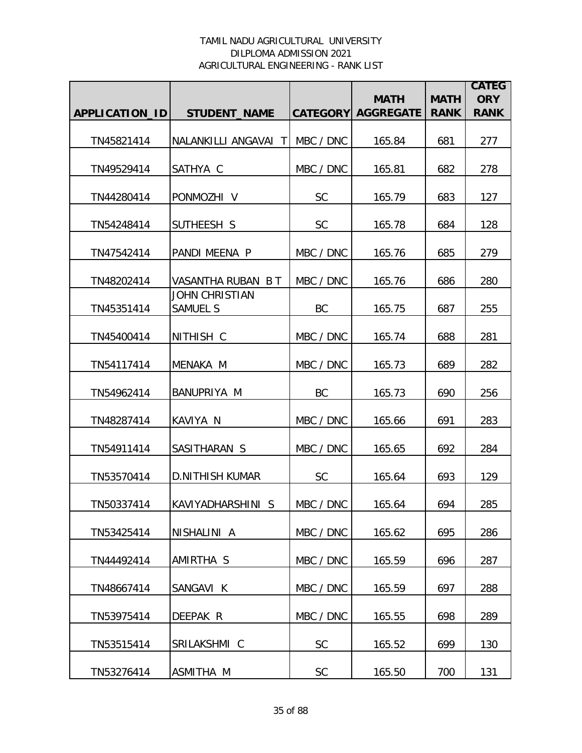TAMIL NADU AGRICULTURAL UNIVERSITY
DILPLOMA ADMISSION 2021
AGRICULTURAL ENGINEERING - RANK LIST

| APPLICATION_ID | STUDENT_NAME | CATEGORY | MATH AGGREGATE | MATH RANK | CATEGORY RANK |
|---|---|---|---|---|---|
| TN45821414 | NALANKILLI ANGAVAI T | MBC / DNC | 165.84 | 681 | 277 |
| TN49529414 | SATHYA C | MBC / DNC | 165.81 | 682 | 278 |
| TN44280414 | PONMOZHI V | SC | 165.79 | 683 | 127 |
| TN54248414 | SUTHEESH S | SC | 165.78 | 684 | 128 |
| TN47542414 | PANDI MEENA P | MBC / DNC | 165.76 | 685 | 279 |
| TN48202414 | VASANTHA RUBAN B T | MBC / DNC | 165.76 | 686 | 280 |
| TN45351414 | JOHN CHRISTIAN SAMUEL S | BC | 165.75 | 687 | 255 |
| TN45400414 | NITHISH C | MBC / DNC | 165.74 | 688 | 281 |
| TN54117414 | MENAKA M | MBC / DNC | 165.73 | 689 | 282 |
| TN54962414 | BANUPRIYA M | BC | 165.73 | 690 | 256 |
| TN48287414 | KAVIYA N | MBC / DNC | 165.66 | 691 | 283 |
| TN54911414 | SASITHARAN S | MBC / DNC | 165.65 | 692 | 284 |
| TN53570414 | D.NITHISH KUMAR | SC | 165.64 | 693 | 129 |
| TN50337414 | KAVIYADHARSHINI S | MBC / DNC | 165.64 | 694 | 285 |
| TN53425414 | NISHALINI A | MBC / DNC | 165.62 | 695 | 286 |
| TN44492414 | AMIRTHA S | MBC / DNC | 165.59 | 696 | 287 |
| TN48667414 | SANGAVI K | MBC / DNC | 165.59 | 697 | 288 |
| TN53975414 | DEEPAK R | MBC / DNC | 165.55 | 698 | 289 |
| TN53515414 | SRILAKSHMI C | SC | 165.52 | 699 | 130 |
| TN53276414 | ASMITHA M | SC | 165.50 | 700 | 131 |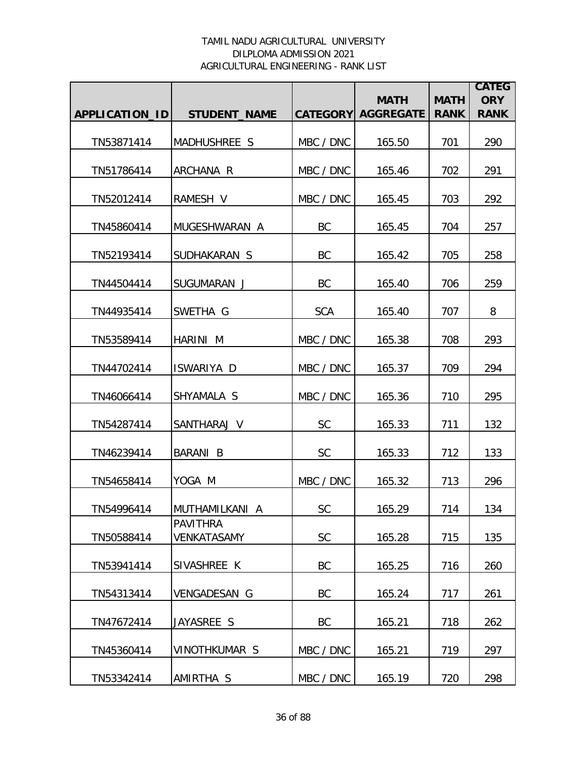TAMIL NADU AGRICULTURAL UNIVERSITY
DILPLOMA ADMISSION 2021
AGRICULTURAL ENGINEERING - RANK LIST

| APPLICATION_ID | STUDENT_NAME | CATEGORY | MATH AGGREGATE | MATH RANK | CATEGORY RANK |
|---|---|---|---|---|---|
| TN53871414 | MADHUSHREE S | MBC / DNC | 165.50 | 701 | 290 |
| TN51786414 | ARCHANA R | MBC / DNC | 165.46 | 702 | 291 |
| TN52012414 | RAMESH V | MBC / DNC | 165.45 | 703 | 292 |
| TN45860414 | MUGESHWARAN A | BC | 165.45 | 704 | 257 |
| TN52193414 | SUDHAKARAN S | BC | 165.42 | 705 | 258 |
| TN44504414 | SUGUMARAN J | BC | 165.40 | 706 | 259 |
| TN44935414 | SWETHA G | SCA | 165.40 | 707 | 8 |
| TN53589414 | HARINI M | MBC / DNC | 165.38 | 708 | 293 |
| TN44702414 | ISWARIYA D | MBC / DNC | 165.37 | 709 | 294 |
| TN46066414 | SHYAMALA S | MBC / DNC | 165.36 | 710 | 295 |
| TN54287414 | SANTHARAJ V | SC | 165.33 | 711 | 132 |
| TN46239414 | BARANI B | SC | 165.33 | 712 | 133 |
| TN54658414 | YOGA M | MBC / DNC | 165.32 | 713 | 296 |
| TN54996414 | MUTHAMILKANI A | SC | 165.29 | 714 | 134 |
| TN50588414 | PAVITHRA VENKATASAMY | SC | 165.28 | 715 | 135 |
| TN53941414 | SIVASHREE K | BC | 165.25 | 716 | 260 |
| TN54313414 | VENGADESAN G | BC | 165.24 | 717 | 261 |
| TN47672414 | JAYASREE S | BC | 165.21 | 718 | 262 |
| TN45360414 | VINOTHKUMAR S | MBC / DNC | 165.21 | 719 | 297 |
| TN53342414 | AMIRTHA S | MBC / DNC | 165.19 | 720 | 298 |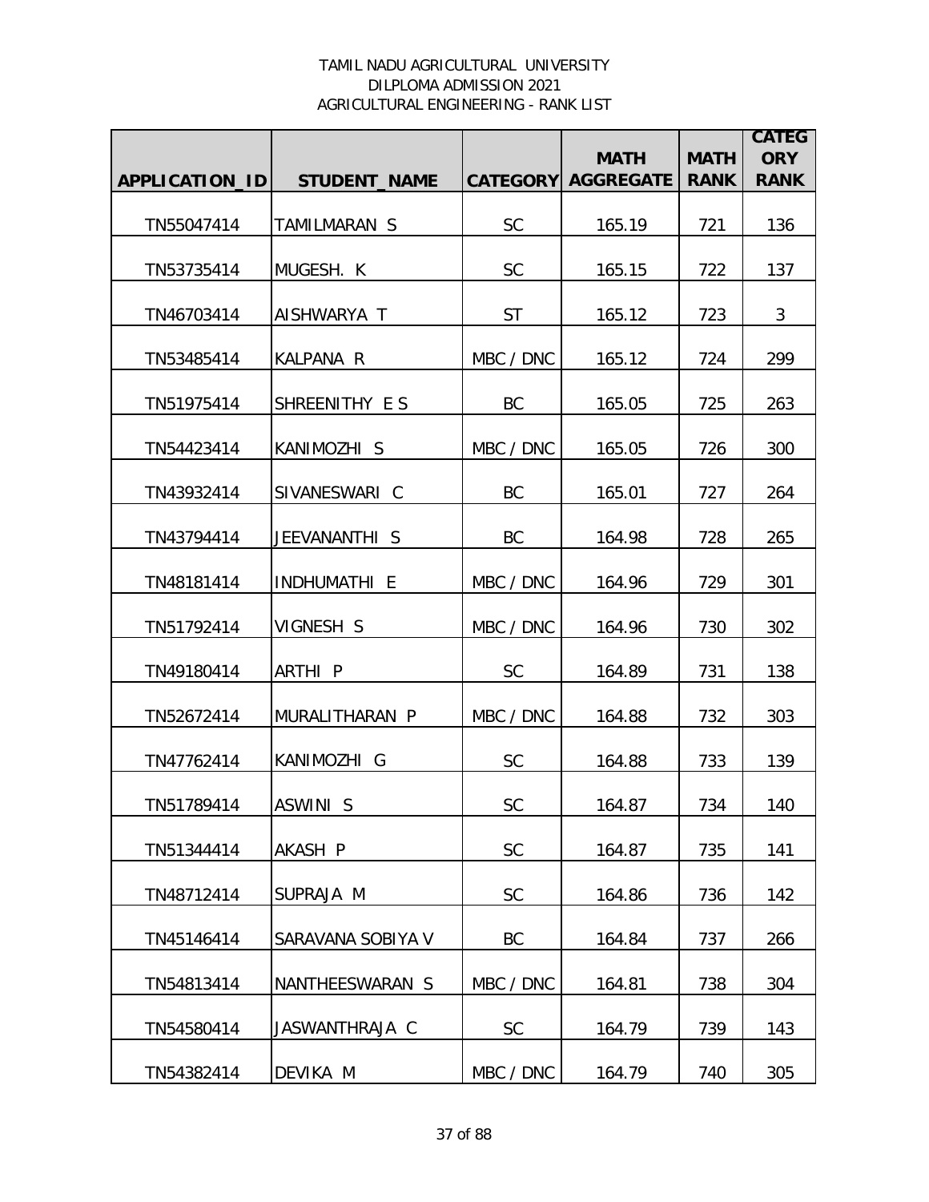TAMIL NADU AGRICULTURAL UNIVERSITY
DILPLOMA ADMISSION 2021
AGRICULTURAL ENGINEERING - RANK LIST

| APPLICATION_ID | STUDENT_NAME | CATEGORY | MATH AGGREGATE | MATH RANK | CATEGORY RANK |
|---|---|---|---|---|---|
| TN55047414 | TAMILMARAN S | SC | 165.19 | 721 | 136 |
| TN53735414 | MUGESH. K | SC | 165.15 | 722 | 137 |
| TN46703414 | AISHWARYA T | ST | 165.12 | 723 | 3 |
| TN53485414 | KALPANA R | MBC / DNC | 165.12 | 724 | 299 |
| TN51975414 | SHREENITHY E S | BC | 165.05 | 725 | 263 |
| TN54423414 | KANIMOZHI S | MBC / DNC | 165.05 | 726 | 300 |
| TN43932414 | SIVANESWARI C | BC | 165.01 | 727 | 264 |
| TN43794414 | JEEVANANTHI S | BC | 164.98 | 728 | 265 |
| TN48181414 | INDHUMATHI E | MBC / DNC | 164.96 | 729 | 301 |
| TN51792414 | VIGNESH S | MBC / DNC | 164.96 | 730 | 302 |
| TN49180414 | ARTHI P | SC | 164.89 | 731 | 138 |
| TN52672414 | MURALITHARAN P | MBC / DNC | 164.88 | 732 | 303 |
| TN47762414 | KANIMOZHI G | SC | 164.88 | 733 | 139 |
| TN51789414 | ASWINI S | SC | 164.87 | 734 | 140 |
| TN51344414 | AKASH P | SC | 164.87 | 735 | 141 |
| TN48712414 | SUPRAJA M | SC | 164.86 | 736 | 142 |
| TN45146414 | SARAVANA SOBIYA V | BC | 164.84 | 737 | 266 |
| TN54813414 | NANTHEESWARAN S | MBC / DNC | 164.81 | 738 | 304 |
| TN54580414 | JASWANTHRAJA C | SC | 164.79 | 739 | 143 |
| TN54382414 | DEVIKA M | MBC / DNC | 164.79 | 740 | 305 |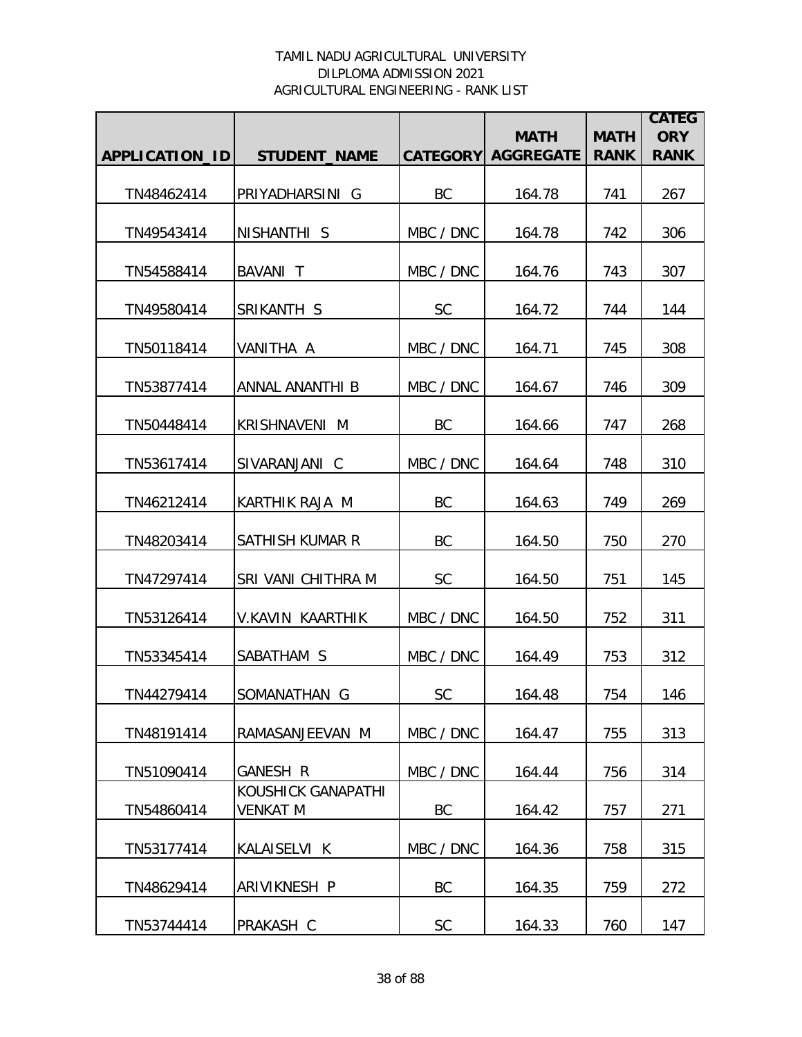TAMIL NADU AGRICULTURAL UNIVERSITY
DILPLOMA ADMISSION 2021
AGRICULTURAL ENGINEERING - RANK LIST

| APPLICATION_ID | STUDENT_NAME | CATEGORY | MATH AGGREGATE | MATH RANK | CATEGORY RANK |
|---|---|---|---|---|---|
| TN48462414 | PRIYADHARSINI G | BC | 164.78 | 741 | 267 |
| TN49543414 | NISHANTHI S | MBC / DNC | 164.78 | 742 | 306 |
| TN54588414 | BAVANI T | MBC / DNC | 164.76 | 743 | 307 |
| TN49580414 | SRIKANTH S | SC | 164.72 | 744 | 144 |
| TN50118414 | VANITHA A | MBC / DNC | 164.71 | 745 | 308 |
| TN53877414 | ANNAL ANANTHI B | MBC / DNC | 164.67 | 746 | 309 |
| TN50448414 | KRISHNAVENI M | BC | 164.66 | 747 | 268 |
| TN53617414 | SIVARANJANI C | MBC / DNC | 164.64 | 748 | 310 |
| TN46212414 | KARTHIK RAJA M | BC | 164.63 | 749 | 269 |
| TN48203414 | SATHISH KUMAR R | BC | 164.50 | 750 | 270 |
| TN47297414 | SRI VANI CHITHRA M | SC | 164.50 | 751 | 145 |
| TN53126414 | V.KAVIN KAARTHIK | MBC / DNC | 164.50 | 752 | 311 |
| TN53345414 | SABATHAM S | MBC / DNC | 164.49 | 753 | 312 |
| TN44279414 | SOMANATHAN G | SC | 164.48 | 754 | 146 |
| TN48191414 | RAMASANJEEVAN M | MBC / DNC | 164.47 | 755 | 313 |
| TN51090414 | GANESH R | MBC / DNC | 164.44 | 756 | 314 |
| TN54860414 | KOUSHICK GANAPATHI VENKAT M | BC | 164.42 | 757 | 271 |
| TN53177414 | KALAISELVI K | MBC / DNC | 164.36 | 758 | 315 |
| TN48629414 | ARIVIKNESH P | BC | 164.35 | 759 | 272 |
| TN53744414 | PRAKASH C | SC | 164.33 | 760 | 147 |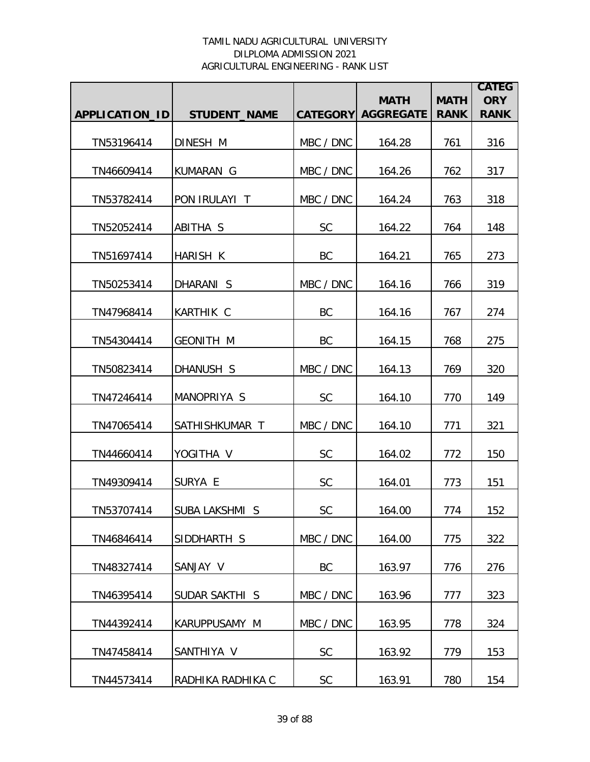TAMIL NADU AGRICULTURAL UNIVERSITY
DILPLOMA ADMISSION 2021
AGRICULTURAL ENGINEERING - RANK LIST

| APPLICATION_ID | STUDENT_NAME | CATEGORY | MATH AGGREGATE | MATH RANK | CATEGORY RANK |
|---|---|---|---|---|---|
| TN53196414 | DINESH M | MBC / DNC | 164.28 | 761 | 316 |
| TN46609414 | KUMARAN G | MBC / DNC | 164.26 | 762 | 317 |
| TN53782414 | PON IRULAYI T | MBC / DNC | 164.24 | 763 | 318 |
| TN52052414 | ABITHA S | SC | 164.22 | 764 | 148 |
| TN51697414 | HARISH K | BC | 164.21 | 765 | 273 |
| TN50253414 | DHARANI S | MBC / DNC | 164.16 | 766 | 319 |
| TN47968414 | KARTHIK C | BC | 164.16 | 767 | 274 |
| TN54304414 | GEONITH M | BC | 164.15 | 768 | 275 |
| TN50823414 | DHANUSH S | MBC / DNC | 164.13 | 769 | 320 |
| TN47246414 | MANOPRIYA S | SC | 164.10 | 770 | 149 |
| TN47065414 | SATHISHKUMAR T | MBC / DNC | 164.10 | 771 | 321 |
| TN44660414 | YOGITHA V | SC | 164.02 | 772 | 150 |
| TN49309414 | SURYA E | SC | 164.01 | 773 | 151 |
| TN53707414 | SUBA LAKSHMI S | SC | 164.00 | 774 | 152 |
| TN46846414 | SIDDHARTH S | MBC / DNC | 164.00 | 775 | 322 |
| TN48327414 | SANJAY V | BC | 163.97 | 776 | 276 |
| TN46395414 | SUDAR SAKTHI S | MBC / DNC | 163.96 | 777 | 323 |
| TN44392414 | KARUPPUSAMY M | MBC / DNC | 163.95 | 778 | 324 |
| TN47458414 | SANTHIYA V | SC | 163.92 | 779 | 153 |
| TN44573414 | RADHIKA RADHIKA C | SC | 163.91 | 780 | 154 |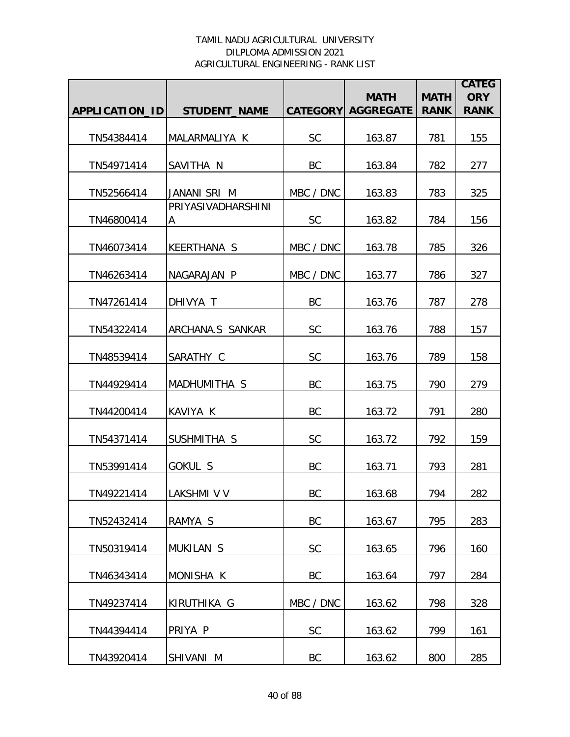TAMIL NADU AGRICULTURAL UNIVERSITY
DILPLOMA ADMISSION 2021
AGRICULTURAL ENGINEERING - RANK LIST

| APPLICATION_ID | STUDENT_NAME | CATEGORY | MATH AGGREGATE | MATH RANK | CATEGORY RANK |
|---|---|---|---|---|---|
| TN54384414 | MALARMALIYA K | SC | 163.87 | 781 | 155 |
| TN54971414 | SAVITHA N | BC | 163.84 | 782 | 277 |
| TN52566414 | JANANI SRI M | MBC / DNC | 163.83 | 783 | 325 |
| TN46800414 | PRIYASIVADHARSHINI A | SC | 163.82 | 784 | 156 |
| TN46073414 | KEERTHANA S | MBC / DNC | 163.78 | 785 | 326 |
| TN46263414 | NAGARAJAN P | MBC / DNC | 163.77 | 786 | 327 |
| TN47261414 | DHIVYA T | BC | 163.76 | 787 | 278 |
| TN54322414 | ARCHANA.S SANKAR | SC | 163.76 | 788 | 157 |
| TN48539414 | SARATHY C | SC | 163.76 | 789 | 158 |
| TN44929414 | MADHUMITHA S | BC | 163.75 | 790 | 279 |
| TN44200414 | KAVIYA K | BC | 163.72 | 791 | 280 |
| TN54371414 | SUSHMITHA S | SC | 163.72 | 792 | 159 |
| TN53991414 | GOKUL S | BC | 163.71 | 793 | 281 |
| TN49221414 | LAKSHMI V V | BC | 163.68 | 794 | 282 |
| TN52432414 | RAMYA S | BC | 163.67 | 795 | 283 |
| TN50319414 | MUKILAN S | SC | 163.65 | 796 | 160 |
| TN46343414 | MONISHA K | BC | 163.64 | 797 | 284 |
| TN49237414 | KIRUTHIKA G | MBC / DNC | 163.62 | 798 | 328 |
| TN44394414 | PRIYA P | SC | 163.62 | 799 | 161 |
| TN43920414 | SHIVANI M | BC | 163.62 | 800 | 285 |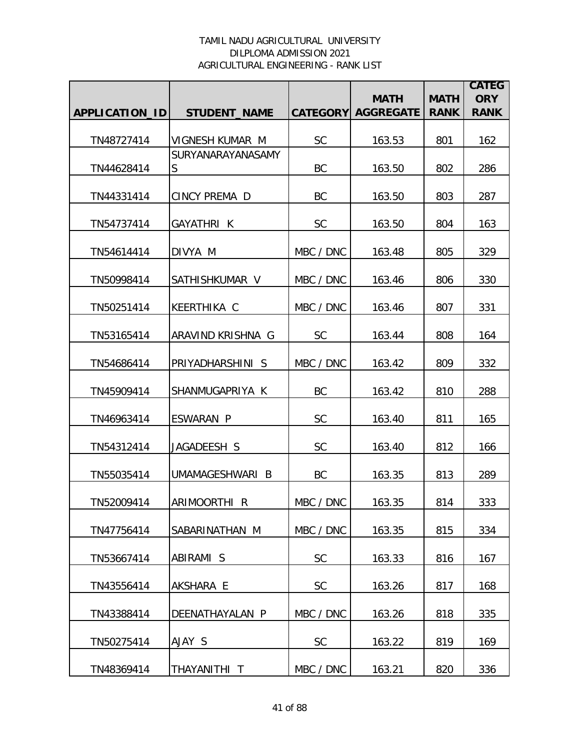TAMIL NADU AGRICULTURAL UNIVERSITY
DILPLOMA ADMISSION 2021
AGRICULTURAL ENGINEERING - RANK LIST

| APPLICATION_ID | STUDENT_NAME | CATEGORY | MATH AGGREGATE | MATH RANK | CATEGORY RANK |
|---|---|---|---|---|---|
| TN48727414 | VIGNESH KUMAR M | SC | 163.53 | 801 | 162 |
| TN44628414 | SURYANARAYANASAMY S | BC | 163.50 | 802 | 286 |
| TN44331414 | CINCY PREMA D | BC | 163.50 | 803 | 287 |
| TN54737414 | GAYATHRI K | SC | 163.50 | 804 | 163 |
| TN54614414 | DIVYA M | MBC / DNC | 163.48 | 805 | 329 |
| TN50998414 | SATHISHKUMAR V | MBC / DNC | 163.46 | 806 | 330 |
| TN50251414 | KEERTHIKA C | MBC / DNC | 163.46 | 807 | 331 |
| TN53165414 | ARAVIND KRISHNA G | SC | 163.44 | 808 | 164 |
| TN54686414 | PRIYADHARSHINI S | MBC / DNC | 163.42 | 809 | 332 |
| TN45909414 | SHANMUGAPRIYA K | BC | 163.42 | 810 | 288 |
| TN46963414 | ESWARAN P | SC | 163.40 | 811 | 165 |
| TN54312414 | JAGADEESH S | SC | 163.40 | 812 | 166 |
| TN55035414 | UMAMAGESHWARI B | BC | 163.35 | 813 | 289 |
| TN52009414 | ARIMOORTHI R | MBC / DNC | 163.35 | 814 | 333 |
| TN47756414 | SABARINATHAN M | MBC / DNC | 163.35 | 815 | 334 |
| TN53667414 | ABIRAMI S | SC | 163.33 | 816 | 167 |
| TN43556414 | AKSHARA E | SC | 163.26 | 817 | 168 |
| TN43388414 | DEENATHAYALAN P | MBC / DNC | 163.26 | 818 | 335 |
| TN50275414 | AJAY S | SC | 163.22 | 819 | 169 |
| TN48369414 | THAYANITHI T | MBC / DNC | 163.21 | 820 | 336 |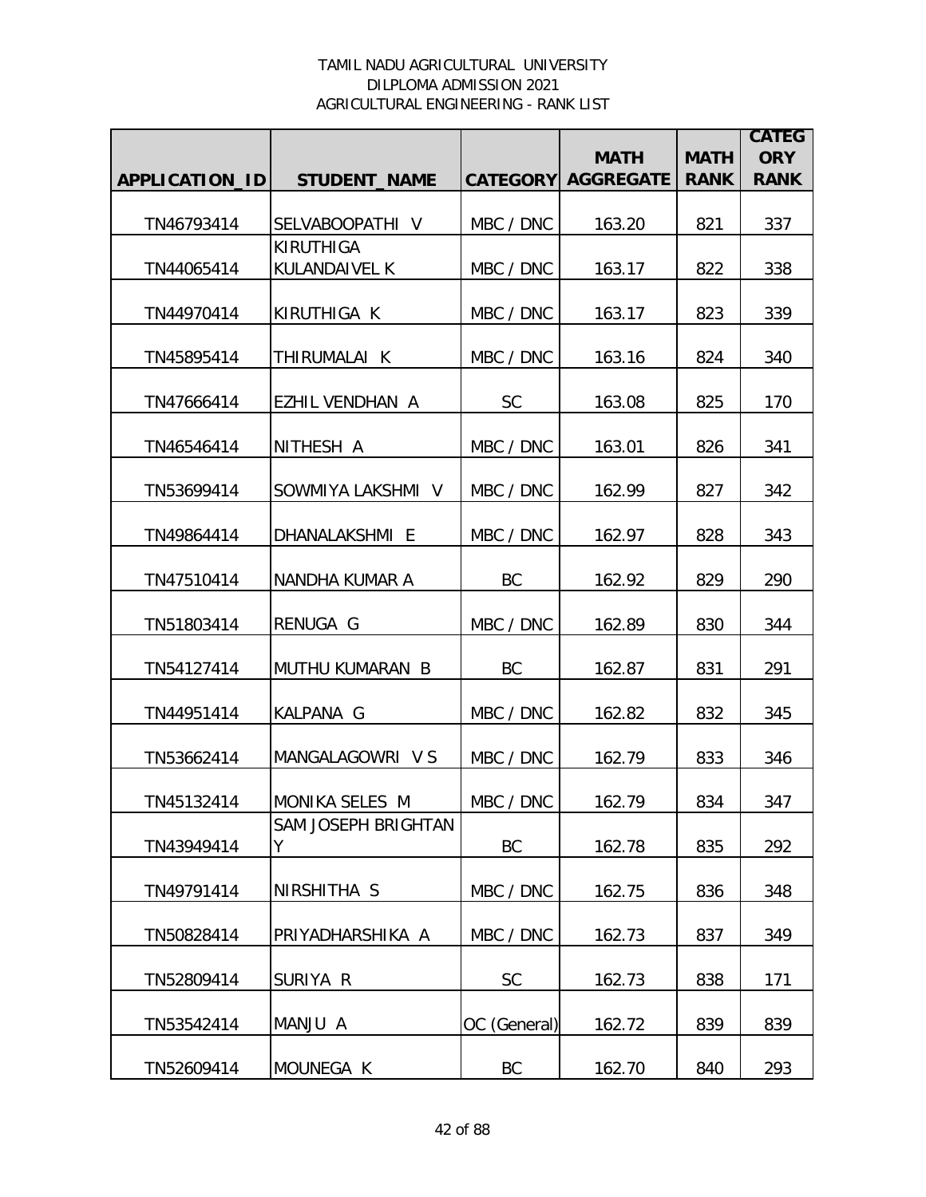TAMIL NADU AGRICULTURAL UNIVERSITY
DILPLOMA ADMISSION 2021
AGRICULTURAL ENGINEERING - RANK LIST

| APPLICATION_ID | STUDENT_NAME | CATEGORY | MATH AGGREGATE | MATH RANK | CATEGORY RANK |
|---|---|---|---|---|---|
| TN46793414 | SELVABOOPATHI V | MBC / DNC | 163.20 | 821 | 337 |
| TN44065414 | KIRUTHIGA KULANDAIVEL K | MBC / DNC | 163.17 | 822 | 338 |
| TN44970414 | KIRUTHIGA K | MBC / DNC | 163.17 | 823 | 339 |
| TN45895414 | THIRUMALAI K | MBC / DNC | 163.16 | 824 | 340 |
| TN47666414 | EZHIL VENDHAN A | SC | 163.08 | 825 | 170 |
| TN46546414 | NITHESH A | MBC / DNC | 163.01 | 826 | 341 |
| TN53699414 | SOWMIYA LAKSHMI V | MBC / DNC | 162.99 | 827 | 342 |
| TN49864414 | DHANALAKSHMI E | MBC / DNC | 162.97 | 828 | 343 |
| TN47510414 | NANDHA KUMAR A | BC | 162.92 | 829 | 290 |
| TN51803414 | RENUGA G | MBC / DNC | 162.89 | 830 | 344 |
| TN54127414 | MUTHU KUMARAN B | BC | 162.87 | 831 | 291 |
| TN44951414 | KALPANA G | MBC / DNC | 162.82 | 832 | 345 |
| TN53662414 | MANGALAGOWRI V S | MBC / DNC | 162.79 | 833 | 346 |
| TN45132414 | MONIKA SELES M | MBC / DNC | 162.79 | 834 | 347 |
| TN43949414 | SAM JOSEPH BRIGHTAN Y | BC | 162.78 | 835 | 292 |
| TN49791414 | NIRSHITHA S | MBC / DNC | 162.75 | 836 | 348 |
| TN50828414 | PRIYADHARSHIKA A | MBC / DNC | 162.73 | 837 | 349 |
| TN52809414 | SURIYA R | SC | 162.73 | 838 | 171 |
| TN53542414 | MANJU A | OC (General) | 162.72 | 839 | 839 |
| TN52609414 | MOUNEGA K | BC | 162.70 | 840 | 293 |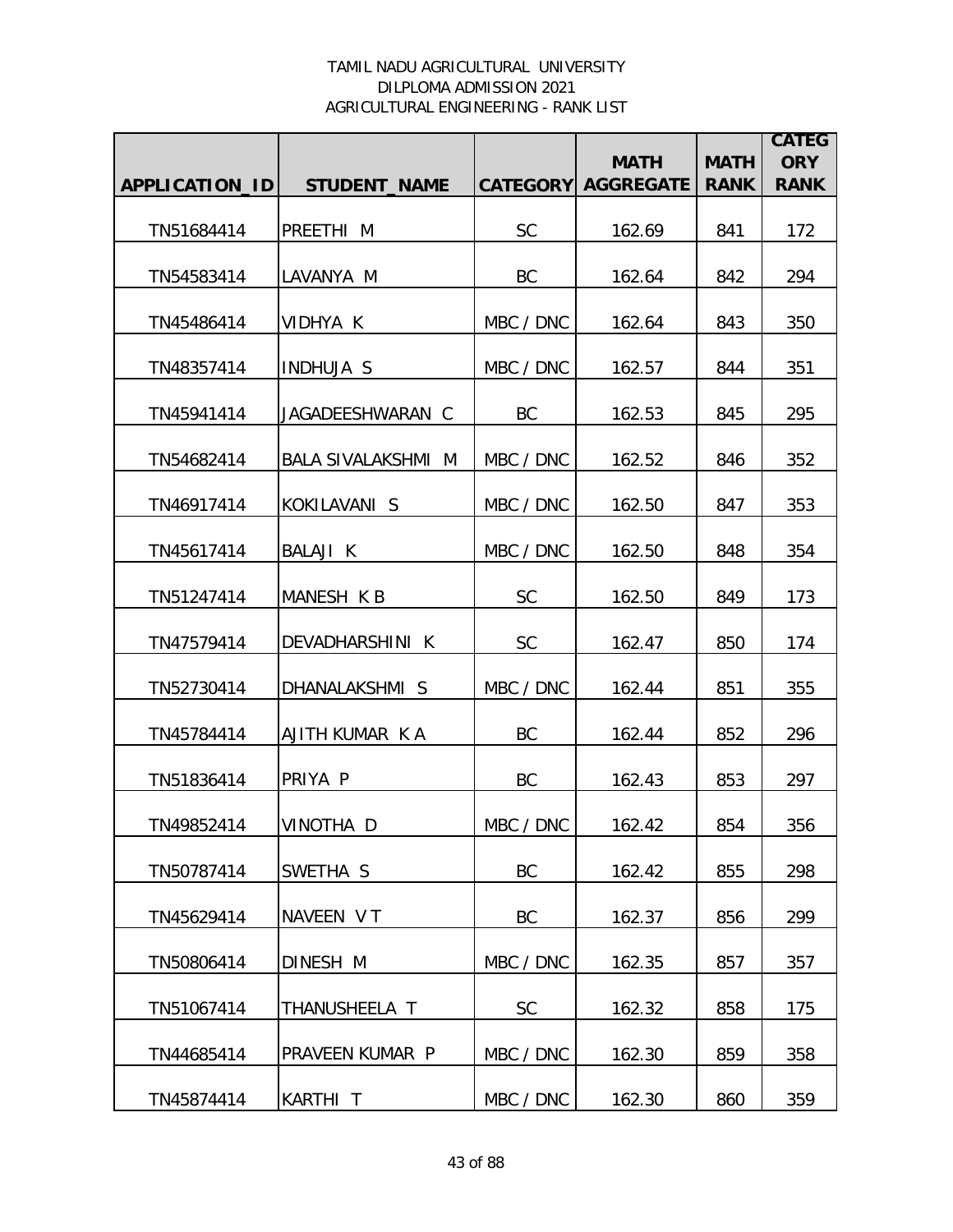TAMIL NADU AGRICULTURAL UNIVERSITY
DILPLOMA ADMISSION 2021
AGRICULTURAL ENGINEERING - RANK LIST

| APPLICATION_ID | STUDENT_NAME | CATEGORY | MATH AGGREGATE | MATH RANK | CATEGORY RANK |
|---|---|---|---|---|---|
| TN51684414 | PREETHI M | SC | 162.69 | 841 | 172 |
| TN54583414 | LAVANYA M | BC | 162.64 | 842 | 294 |
| TN45486414 | VIDHYA K | MBC / DNC | 162.64 | 843 | 350 |
| TN48357414 | INDHUJA S | MBC / DNC | 162.57 | 844 | 351 |
| TN45941414 | JAGADEESHWARAN C | BC | 162.53 | 845 | 295 |
| TN54682414 | BALA SIVALAKSHMI M | MBC / DNC | 162.52 | 846 | 352 |
| TN46917414 | KOKILAVANI S | MBC / DNC | 162.50 | 847 | 353 |
| TN45617414 | BALAJI K | MBC / DNC | 162.50 | 848 | 354 |
| TN51247414 | MANESH K B | SC | 162.50 | 849 | 173 |
| TN47579414 | DEVADHARSHINI K | SC | 162.47 | 850 | 174 |
| TN52730414 | DHANALAKSHMI S | MBC / DNC | 162.44 | 851 | 355 |
| TN45784414 | AJITH KUMAR K A | BC | 162.44 | 852 | 296 |
| TN51836414 | PRIYA P | BC | 162.43 | 853 | 297 |
| TN49852414 | VINOTHA D | MBC / DNC | 162.42 | 854 | 356 |
| TN50787414 | SWETHA S | BC | 162.42 | 855 | 298 |
| TN45629414 | NAVEEN V T | BC | 162.37 | 856 | 299 |
| TN50806414 | DINESH M | MBC / DNC | 162.35 | 857 | 357 |
| TN51067414 | THANUSHEELA T | SC | 162.32 | 858 | 175 |
| TN44685414 | PRAVEEN KUMAR P | MBC / DNC | 162.30 | 859 | 358 |
| TN45874414 | KARTHI T | MBC / DNC | 162.30 | 860 | 359 |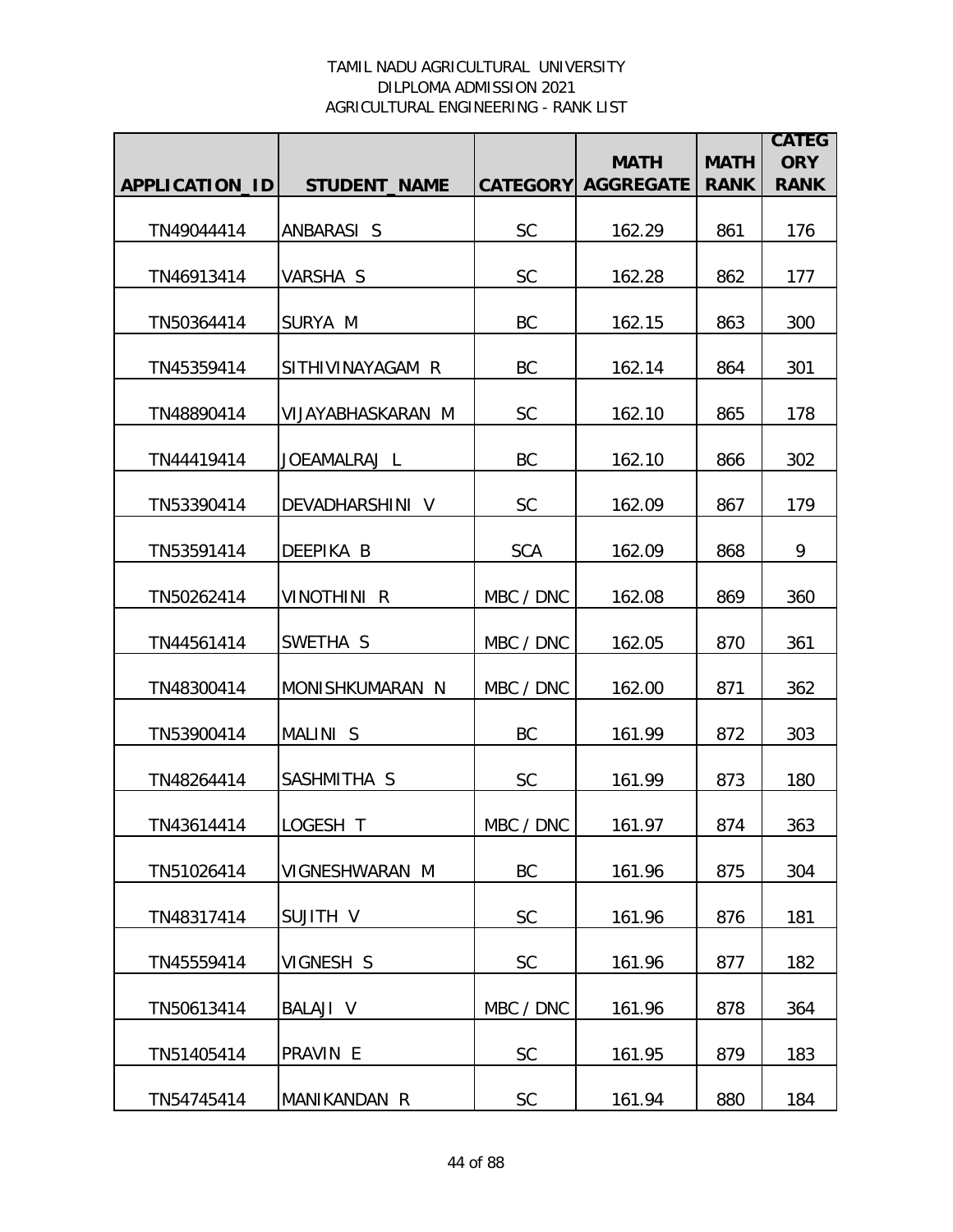TAMIL NADU AGRICULTURAL UNIVERSITY
DILPLOMA ADMISSION 2021
AGRICULTURAL ENGINEERING - RANK LIST

| APPLICATION_ID | STUDENT_NAME | CATEGORY | MATH AGGREGATE | MATH RANK | CATEGORY RANK |
|---|---|---|---|---|---|
| TN49044414 | ANBARASI S | SC | 162.29 | 861 | 176 |
| TN46913414 | VARSHA S | SC | 162.28 | 862 | 177 |
| TN50364414 | SURYA M | BC | 162.15 | 863 | 300 |
| TN45359414 | SITHIVINAYAGAM R | BC | 162.14 | 864 | 301 |
| TN48890414 | VIJAYABHASKARAN M | SC | 162.10 | 865 | 178 |
| TN44419414 | JOEAMALRAJ L | BC | 162.10 | 866 | 302 |
| TN53390414 | DEVADHARSHINI V | SC | 162.09 | 867 | 179 |
| TN53591414 | DEEPIKA B | SCA | 162.09 | 868 | 9 |
| TN50262414 | VINOTHINI R | MBC / DNC | 162.08 | 869 | 360 |
| TN44561414 | SWETHA S | MBC / DNC | 162.05 | 870 | 361 |
| TN48300414 | MONISHKUMARAN N | MBC / DNC | 162.00 | 871 | 362 |
| TN53900414 | MALINI S | BC | 161.99 | 872 | 303 |
| TN48264414 | SASHMITHA S | SC | 161.99 | 873 | 180 |
| TN43614414 | LOGESH T | MBC / DNC | 161.97 | 874 | 363 |
| TN51026414 | VIGNESHWARAN M | BC | 161.96 | 875 | 304 |
| TN48317414 | SUJITH V | SC | 161.96 | 876 | 181 |
| TN45559414 | VIGNESH S | SC | 161.96 | 877 | 182 |
| TN50613414 | BALAJI V | MBC / DNC | 161.96 | 878 | 364 |
| TN51405414 | PRAVIN E | SC | 161.95 | 879 | 183 |
| TN54745414 | MANIKANDAN R | SC | 161.94 | 880 | 184 |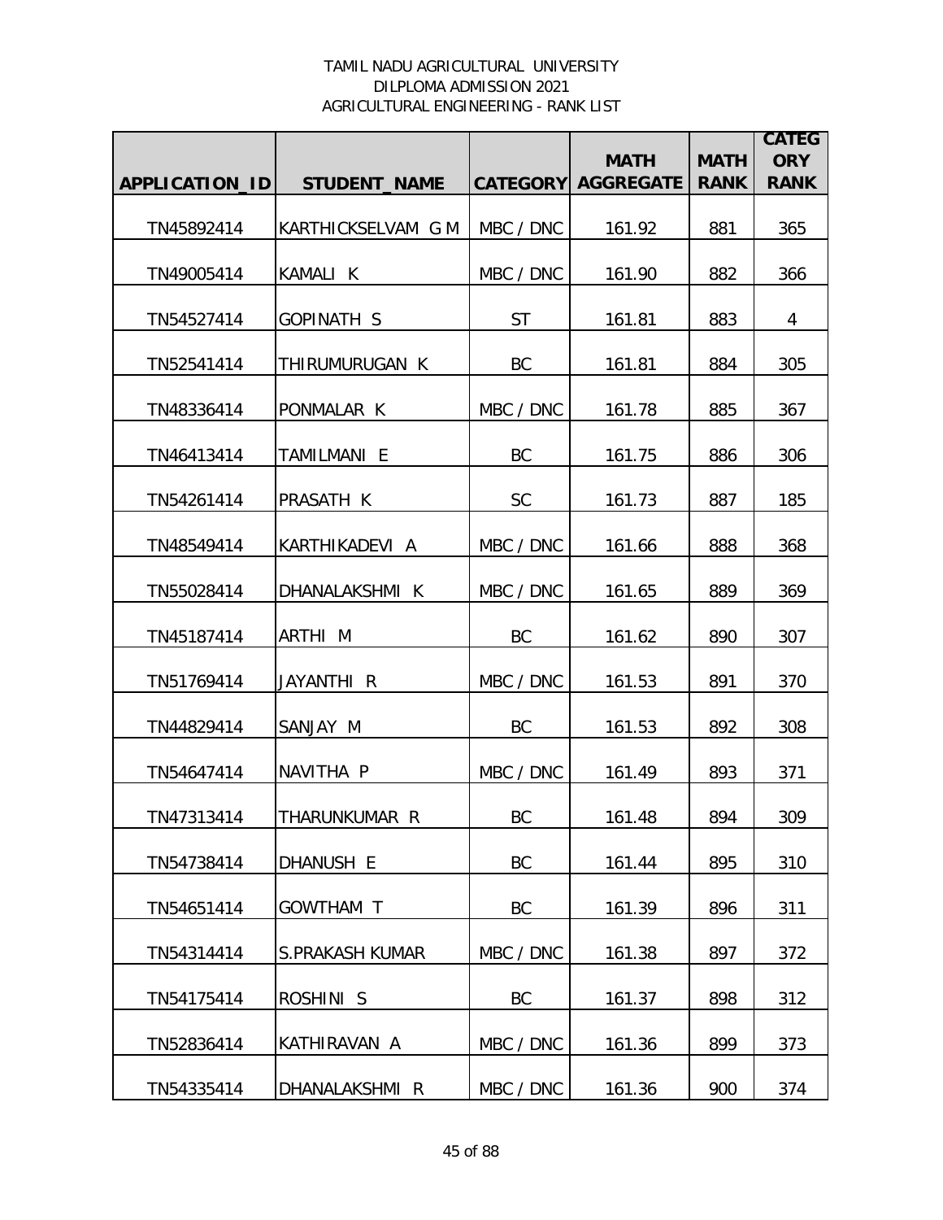TAMIL NADU AGRICULTURAL UNIVERSITY
DILPLOMA ADMISSION 2021
AGRICULTURAL ENGINEERING - RANK LIST

| APPLICATION_ID | STUDENT_NAME | CATEGORY | MATH AGGREGATE | MATH RANK | CATEGORY RANK |
|---|---|---|---|---|---|
| TN45892414 | KARTHICKSELVAM G M | MBC / DNC | 161.92 | 881 | 365 |
| TN49005414 | KAMALI K | MBC / DNC | 161.90 | 882 | 366 |
| TN54527414 | GOPINATH S | ST | 161.81 | 883 | 4 |
| TN52541414 | THIRUMURUGAN K | BC | 161.81 | 884 | 305 |
| TN48336414 | PONMALAR K | MBC / DNC | 161.78 | 885 | 367 |
| TN46413414 | TAMILMANI E | BC | 161.75 | 886 | 306 |
| TN54261414 | PRASATH K | SC | 161.73 | 887 | 185 |
| TN48549414 | KARTHIKADEVI A | MBC / DNC | 161.66 | 888 | 368 |
| TN55028414 | DHANALAKSHMI K | MBC / DNC | 161.65 | 889 | 369 |
| TN45187414 | ARTHI M | BC | 161.62 | 890 | 307 |
| TN51769414 | JAYANTHI R | MBC / DNC | 161.53 | 891 | 370 |
| TN44829414 | SANJAY M | BC | 161.53 | 892 | 308 |
| TN54647414 | NAVITHA P | MBC / DNC | 161.49 | 893 | 371 |
| TN47313414 | THARUNKUMAR R | BC | 161.48 | 894 | 309 |
| TN54738414 | DHANUSH E | BC | 161.44 | 895 | 310 |
| TN54651414 | GOWTHAM T | BC | 161.39 | 896 | 311 |
| TN54314414 | S.PRAKASH KUMAR | MBC / DNC | 161.38 | 897 | 372 |
| TN54175414 | ROSHINI S | BC | 161.37 | 898 | 312 |
| TN52836414 | KATHIRAVAN A | MBC / DNC | 161.36 | 899 | 373 |
| TN54335414 | DHANALAKSHMI R | MBC / DNC | 161.36 | 900 | 374 |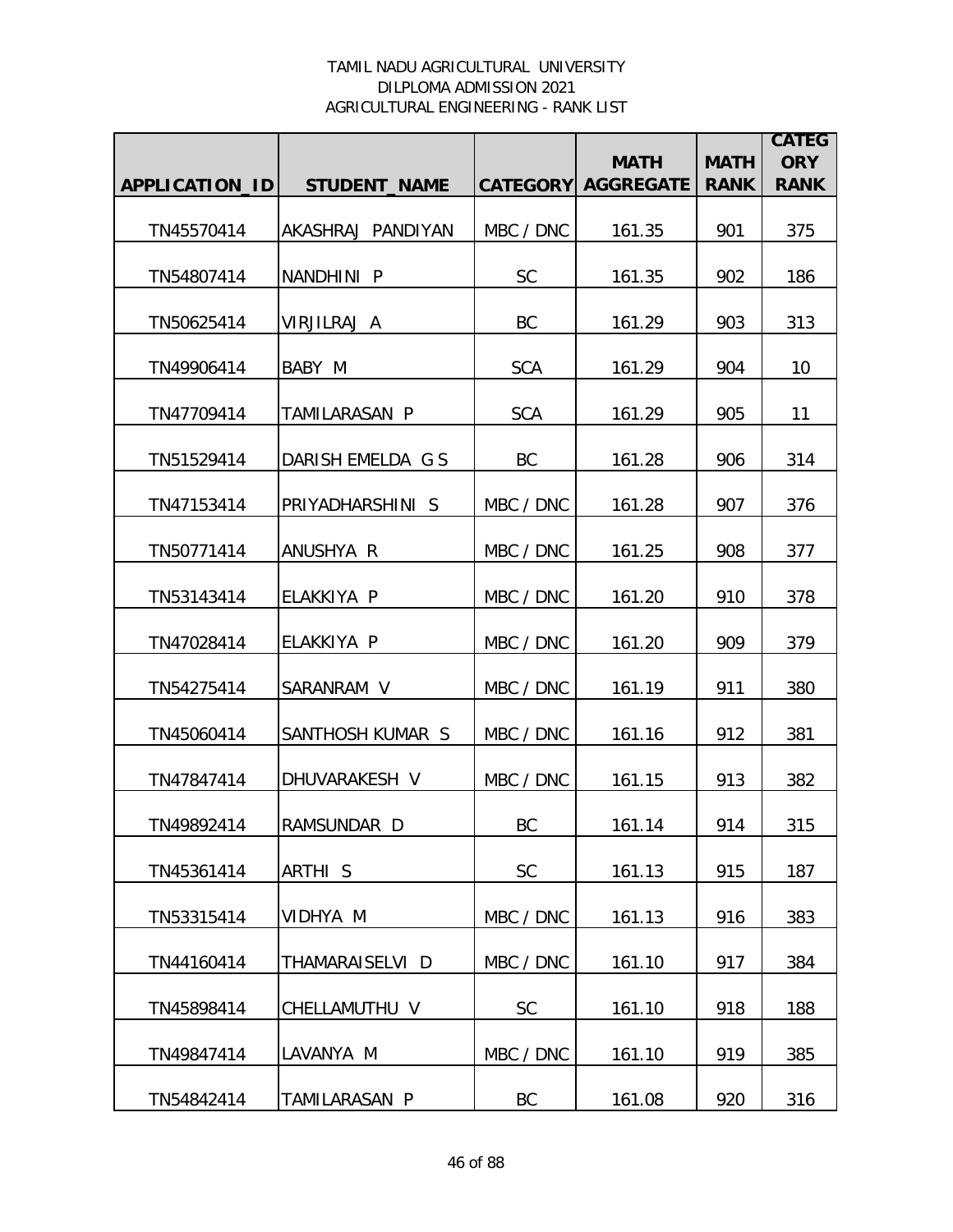TAMIL NADU AGRICULTURAL UNIVERSITY
DILPLOMA ADMISSION 2021
AGRICULTURAL ENGINEERING - RANK LIST

| APPLICATION_ID | STUDENT_NAME | CATEGORY | MATH AGGREGATE | MATH RANK | CATEGORY RANK |
|---|---|---|---|---|---|
| TN45570414 | AKASHRAJ PANDIYAN | MBC / DNC | 161.35 | 901 | 375 |
| TN54807414 | NANDHINI P | SC | 161.35 | 902 | 186 |
| TN50625414 | VIRJILRAJ A | BC | 161.29 | 903 | 313 |
| TN49906414 | BABY M | SCA | 161.29 | 904 | 10 |
| TN47709414 | TAMILARASAN P | SCA | 161.29 | 905 | 11 |
| TN51529414 | DARISH EMELDA G S | BC | 161.28 | 906 | 314 |
| TN47153414 | PRIYADHARSHINI S | MBC / DNC | 161.28 | 907 | 376 |
| TN50771414 | ANUSHYA R | MBC / DNC | 161.25 | 908 | 377 |
| TN53143414 | ELAKKIYA P | MBC / DNC | 161.20 | 910 | 378 |
| TN47028414 | ELAKKIYA P | MBC / DNC | 161.20 | 909 | 379 |
| TN54275414 | SARANRAM V | MBC / DNC | 161.19 | 911 | 380 |
| TN45060414 | SANTHOSH KUMAR S | MBC / DNC | 161.16 | 912 | 381 |
| TN47847414 | DHUVARAKESH V | MBC / DNC | 161.15 | 913 | 382 |
| TN49892414 | RAMSUNDAR D | BC | 161.14 | 914 | 315 |
| TN45361414 | ARTHI S | SC | 161.13 | 915 | 187 |
| TN53315414 | VIDHYA M | MBC / DNC | 161.13 | 916 | 383 |
| TN44160414 | THAMARAISELVI D | MBC / DNC | 161.10 | 917 | 384 |
| TN45898414 | CHELLAMUTHU V | SC | 161.10 | 918 | 188 |
| TN49847414 | LAVANYA M | MBC / DNC | 161.10 | 919 | 385 |
| TN54842414 | TAMILARASAN P | BC | 161.08 | 920 | 316 |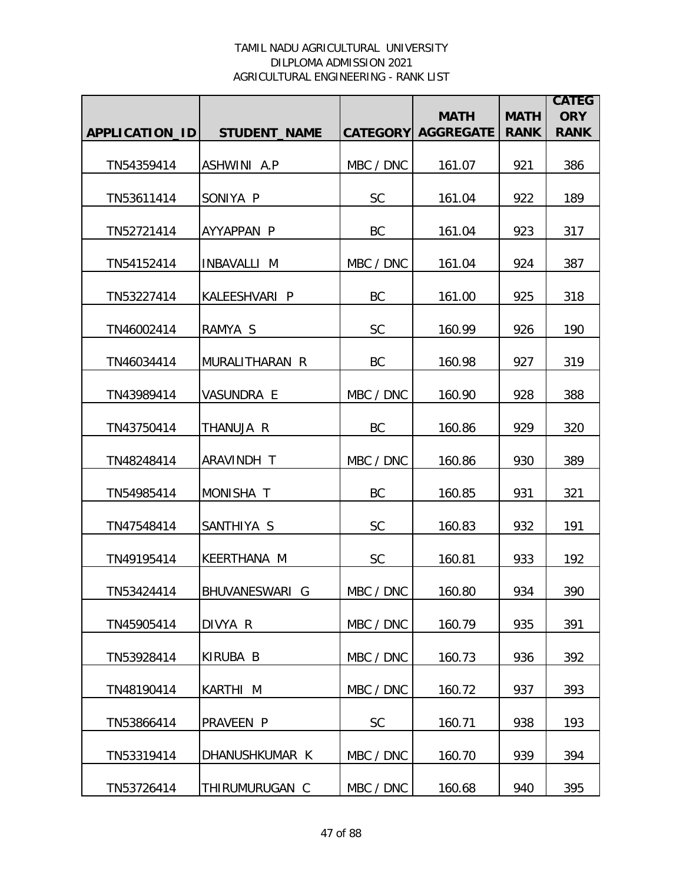TAMIL NADU AGRICULTURAL UNIVERSITY
DILPLOMA ADMISSION 2021
AGRICULTURAL ENGINEERING - RANK LIST

| APPLICATION_ID | STUDENT_NAME | CATEGORY | MATH AGGREGATE | MATH RANK | CATEGORY RANK |
|---|---|---|---|---|---|
| TN54359414 | ASHWINI A.P | MBC / DNC | 161.07 | 921 | 386 |
| TN53611414 | SONIYA P | SC | 161.04 | 922 | 189 |
| TN52721414 | AYYAPPAN P | BC | 161.04 | 923 | 317 |
| TN54152414 | INBAVALLI M | MBC / DNC | 161.04 | 924 | 387 |
| TN53227414 | KALEESHVARI P | BC | 161.00 | 925 | 318 |
| TN46002414 | RAMYA S | SC | 160.99 | 926 | 190 |
| TN46034414 | MURALITHARAN R | BC | 160.98 | 927 | 319 |
| TN43989414 | VASUNDRA E | MBC / DNC | 160.90 | 928 | 388 |
| TN43750414 | THANUJA R | BC | 160.86 | 929 | 320 |
| TN48248414 | ARAVINDH T | MBC / DNC | 160.86 | 930 | 389 |
| TN54985414 | MONISHA T | BC | 160.85 | 931 | 321 |
| TN47548414 | SANTHIYA S | SC | 160.83 | 932 | 191 |
| TN49195414 | KEERTHANA M | SC | 160.81 | 933 | 192 |
| TN53424414 | BHUVANESWARI G | MBC / DNC | 160.80 | 934 | 390 |
| TN45905414 | DIVYA R | MBC / DNC | 160.79 | 935 | 391 |
| TN53928414 | KIRUBA B | MBC / DNC | 160.73 | 936 | 392 |
| TN48190414 | KARTHI M | MBC / DNC | 160.72 | 937 | 393 |
| TN53866414 | PRAVEEN P | SC | 160.71 | 938 | 193 |
| TN53319414 | DHANUSHKUMAR K | MBC / DNC | 160.70 | 939 | 394 |
| TN53726414 | THIRUMURUGAN C | MBC / DNC | 160.68 | 940 | 395 |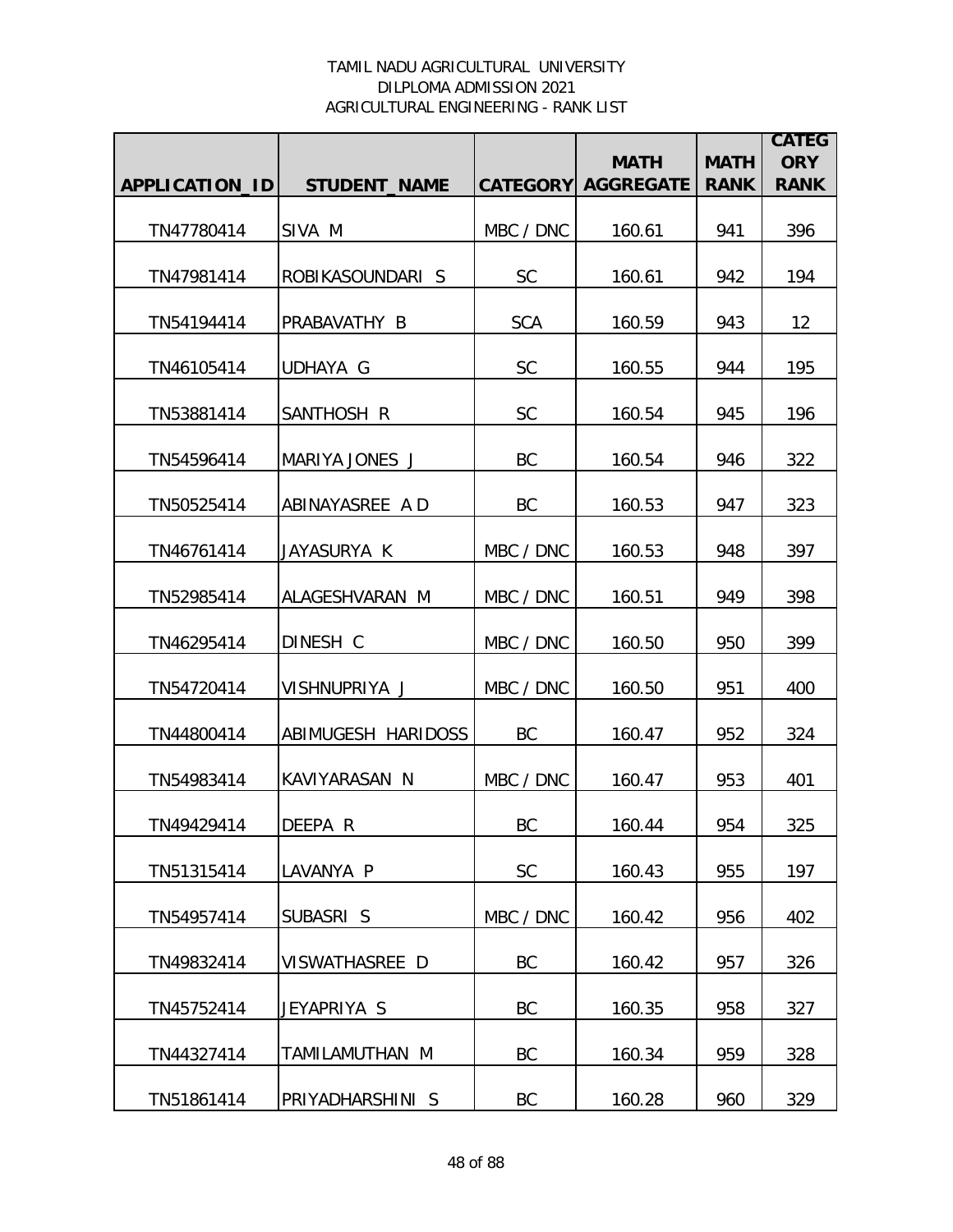TAMIL NADU AGRICULTURAL UNIVERSITY
DILPLOMA ADMISSION 2021
AGRICULTURAL ENGINEERING - RANK LIST

| APPLICATION_ID | STUDENT_NAME | CATEGORY | MATH AGGREGATE | MATH RANK | CATEGORY RANK |
|---|---|---|---|---|---|
| TN47780414 | SIVA M | MBC / DNC | 160.61 | 941 | 396 |
| TN47981414 | ROBIKASOUNDARI S | SC | 160.61 | 942 | 194 |
| TN54194414 | PRABAVATHY B | SCA | 160.59 | 943 | 12 |
| TN46105414 | UDHAYA G | SC | 160.55 | 944 | 195 |
| TN53881414 | SANTHOSH R | SC | 160.54 | 945 | 196 |
| TN54596414 | MARIYA JONES J | BC | 160.54 | 946 | 322 |
| TN50525414 | ABINAYASREE A D | BC | 160.53 | 947 | 323 |
| TN46761414 | JAYASURYA K | MBC / DNC | 160.53 | 948 | 397 |
| TN52985414 | ALAGESHVARAN M | MBC / DNC | 160.51 | 949 | 398 |
| TN46295414 | DINESH C | MBC / DNC | 160.50 | 950 | 399 |
| TN54720414 | VISHNUPRIYA J | MBC / DNC | 160.50 | 951 | 400 |
| TN44800414 | ABIMUGESH HARIDOSS | BC | 160.47 | 952 | 324 |
| TN54983414 | KAVIYARASAN N | MBC / DNC | 160.47 | 953 | 401 |
| TN49429414 | DEEPA R | BC | 160.44 | 954 | 325 |
| TN51315414 | LAVANYA P | SC | 160.43 | 955 | 197 |
| TN54957414 | SUBASRI S | MBC / DNC | 160.42 | 956 | 402 |
| TN49832414 | VISWATHASREE D | BC | 160.42 | 957 | 326 |
| TN45752414 | JEYAPRIYA S | BC | 160.35 | 958 | 327 |
| TN44327414 | TAMILAMUTHAN M | BC | 160.34 | 959 | 328 |
| TN51861414 | PRIYADHARSHINI S | BC | 160.28 | 960 | 329 |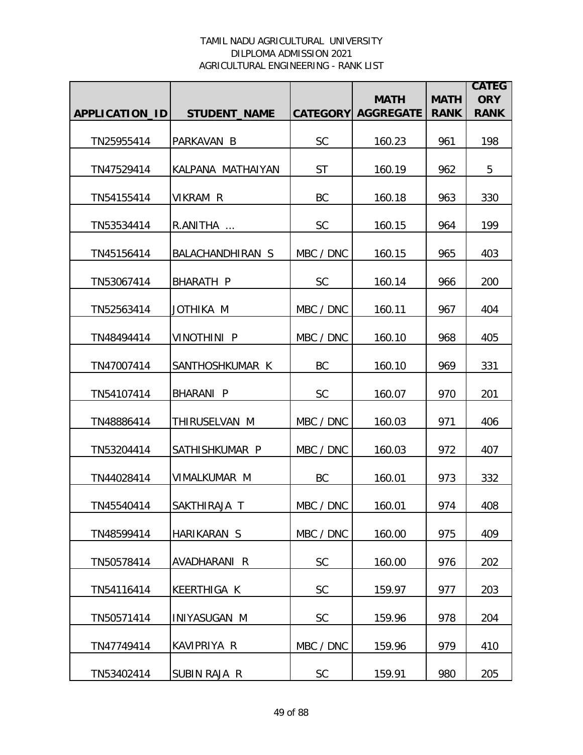TAMIL NADU AGRICULTURAL UNIVERSITY
DILPLOMA ADMISSION 2021
AGRICULTURAL ENGINEERING - RANK LIST

| APPLICATION_ID | STUDENT_NAME | CATEGORY | MATH AGGREGATE | MATH RANK | CATEGORY RANK |
|---|---|---|---|---|---|
| TN25955414 | PARKAVAN B | SC | 160.23 | 961 | 198 |
| TN47529414 | KALPANA MATHAIYAN | ST | 160.19 | 962 | 5 |
| TN54155414 | VIKRAM R | BC | 160.18 | 963 | 330 |
| TN53534414 | R.ANITHA ... | SC | 160.15 | 964 | 199 |
| TN45156414 | BALACHANDHIRAN S | MBC / DNC | 160.15 | 965 | 403 |
| TN53067414 | BHARATH P | SC | 160.14 | 966 | 200 |
| TN52563414 | JOTHIKA M | MBC / DNC | 160.11 | 967 | 404 |
| TN48494414 | VINOTHINI P | MBC / DNC | 160.10 | 968 | 405 |
| TN47007414 | SANTHOSHKUMAR K | BC | 160.10 | 969 | 331 |
| TN54107414 | BHARANI P | SC | 160.07 | 970 | 201 |
| TN48886414 | THIRUSELVAN M | MBC / DNC | 160.03 | 971 | 406 |
| TN53204414 | SATHISHKUMAR P | MBC / DNC | 160.03 | 972 | 407 |
| TN44028414 | VIMALKUMAR M | BC | 160.01 | 973 | 332 |
| TN45540414 | SAKTHIRAJA T | MBC / DNC | 160.01 | 974 | 408 |
| TN48599414 | HARIKARAN S | MBC / DNC | 160.00 | 975 | 409 |
| TN50578414 | AVADHARANI R | SC | 160.00 | 976 | 202 |
| TN54116414 | KEERTHIGA K | SC | 159.97 | 977 | 203 |
| TN50571414 | INIYASUGAN M | SC | 159.96 | 978 | 204 |
| TN47749414 | KAVIPRIYA R | MBC / DNC | 159.96 | 979 | 410 |
| TN53402414 | SUBIN RAJA R | SC | 159.91 | 980 | 205 |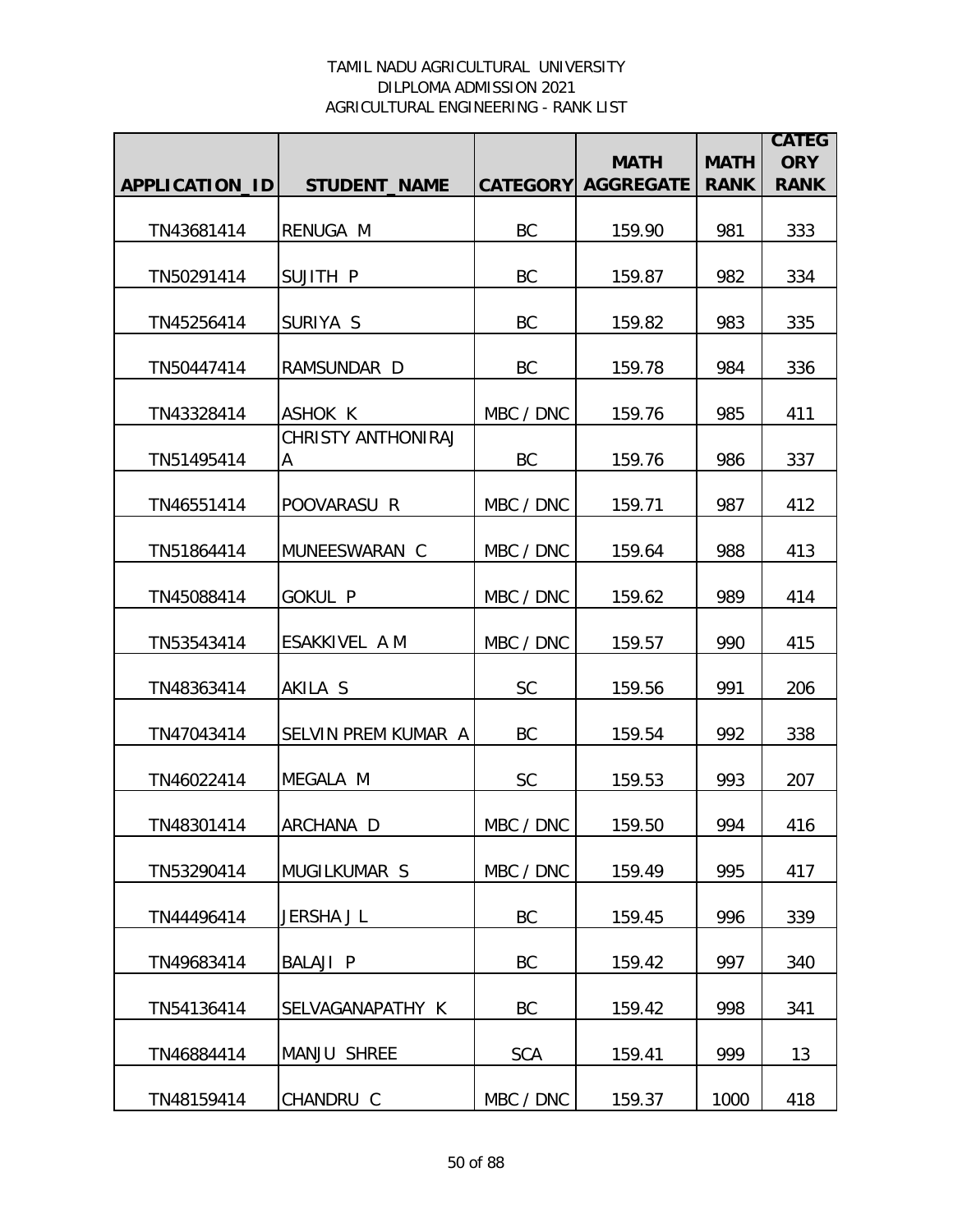TAMIL NADU AGRICULTURAL UNIVERSITY
DILPLOMA ADMISSION 2021
AGRICULTURAL ENGINEERING - RANK LIST

| APPLICATION_ID | STUDENT_NAME | CATEGORY | MATH AGGREGATE | MATH RANK | CATEGORY RANK |
|---|---|---|---|---|---|
| TN43681414 | RENUGA M | BC | 159.90 | 981 | 333 |
| TN50291414 | SUJITH P | BC | 159.87 | 982 | 334 |
| TN45256414 | SURIYA S | BC | 159.82 | 983 | 335 |
| TN50447414 | RAMSUNDAR D | BC | 159.78 | 984 | 336 |
| TN43328414 | ASHOK K | MBC / DNC | 159.76 | 985 | 411 |
| TN51495414 | CHRISTY ANTHONIRAJ A | BC | 159.76 | 986 | 337 |
| TN46551414 | POOVARASU R | MBC / DNC | 159.71 | 987 | 412 |
| TN51864414 | MUNEESWARAN C | MBC / DNC | 159.64 | 988 | 413 |
| TN45088414 | GOKUL P | MBC / DNC | 159.62 | 989 | 414 |
| TN53543414 | ESAKKIVEL A M | MBC / DNC | 159.57 | 990 | 415 |
| TN48363414 | AKILA S | SC | 159.56 | 991 | 206 |
| TN47043414 | SELVIN PREM KUMAR A | BC | 159.54 | 992 | 338 |
| TN46022414 | MEGALA M | SC | 159.53 | 993 | 207 |
| TN48301414 | ARCHANA D | MBC / DNC | 159.50 | 994 | 416 |
| TN53290414 | MUGILKUMAR S | MBC / DNC | 159.49 | 995 | 417 |
| TN44496414 | JERSHA J L | BC | 159.45 | 996 | 339 |
| TN49683414 | BALAJI P | BC | 159.42 | 997 | 340 |
| TN54136414 | SELVAGANAPATHY K | BC | 159.42 | 998 | 341 |
| TN46884414 | MANJU SHREE | SCA | 159.41 | 999 | 13 |
| TN48159414 | CHANDRU C | MBC / DNC | 159.37 | 1000 | 418 |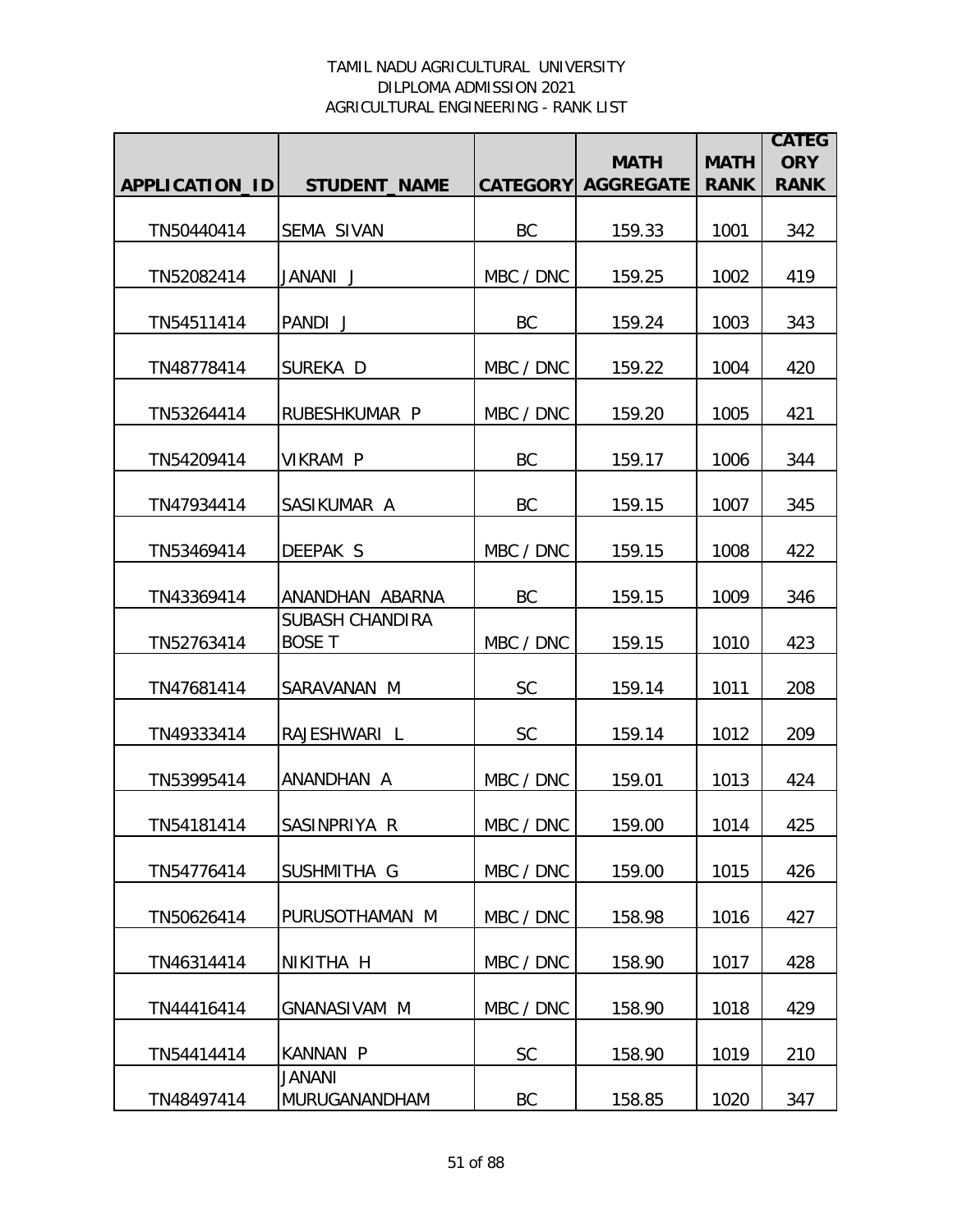TAMIL NADU AGRICULTURAL UNIVERSITY
DILPLOMA ADMISSION 2021
AGRICULTURAL ENGINEERING - RANK LIST

| APPLICATION_ID | STUDENT_NAME | CATEGORY | MATH AGGREGATE | MATH RANK | CATEGORY RANK |
|---|---|---|---|---|---|
| TN50440414 | SEMA SIVAN | BC | 159.33 | 1001 | 342 |
| TN52082414 | JANANI J | MBC / DNC | 159.25 | 1002 | 419 |
| TN54511414 | PANDI J | BC | 159.24 | 1003 | 343 |
| TN48778414 | SUREKA D | MBC / DNC | 159.22 | 1004 | 420 |
| TN53264414 | RUBESHKUMAR P | MBC / DNC | 159.20 | 1005 | 421 |
| TN54209414 | VIKRAM P | BC | 159.17 | 1006 | 344 |
| TN47934414 | SASIKUMAR A | BC | 159.15 | 1007 | 345 |
| TN53469414 | DEEPAK S | MBC / DNC | 159.15 | 1008 | 422 |
| TN43369414 | ANANDHAN ABARNA | BC | 159.15 | 1009 | 346 |
| TN52763414 | SUBASH CHANDIRA BOSE T | MBC / DNC | 159.15 | 1010 | 423 |
| TN47681414 | SARAVANAN M | SC | 159.14 | 1011 | 208 |
| TN49333414 | RAJESHWARI L | SC | 159.14 | 1012 | 209 |
| TN53995414 | ANANDHAN A | MBC / DNC | 159.01 | 1013 | 424 |
| TN54181414 | SASINPRIYA R | MBC / DNC | 159.00 | 1014 | 425 |
| TN54776414 | SUSHMITHA G | MBC / DNC | 159.00 | 1015 | 426 |
| TN50626414 | PURUSOTHAMAN M | MBC / DNC | 158.98 | 1016 | 427 |
| TN46314414 | NIKITHA H | MBC / DNC | 158.90 | 1017 | 428 |
| TN44416414 | GNANASIVAM M | MBC / DNC | 158.90 | 1018 | 429 |
| TN54414414 | KANNAN P | SC | 158.90 | 1019 | 210 |
| TN48497414 | JANANI MURUGANANDHAM | BC | 158.85 | 1020 | 347 |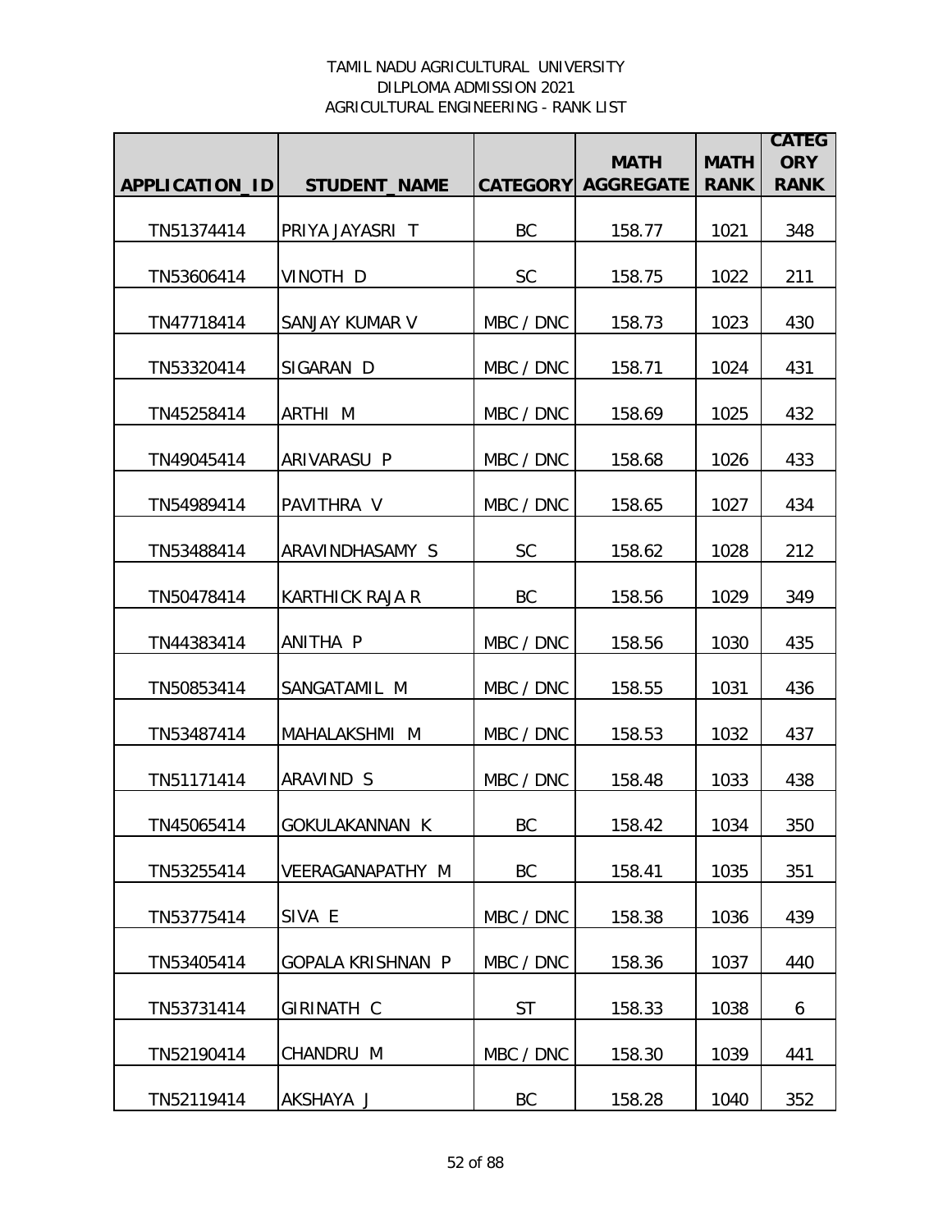TAMIL NADU AGRICULTURAL UNIVERSITY
DILPLOMA ADMISSION 2021
AGRICULTURAL ENGINEERING - RANK LIST

| APPLICATION_ID | STUDENT_NAME | CATEGORY | MATH AGGREGATE | MATH RANK | CATEGORY RANK |
|---|---|---|---|---|---|
| TN51374414 | PRIYA JAYASRI T | BC | 158.77 | 1021 | 348 |
| TN53606414 | VINOTH D | SC | 158.75 | 1022 | 211 |
| TN47718414 | SANJAY KUMAR V | MBC / DNC | 158.73 | 1023 | 430 |
| TN53320414 | SIGARAN D | MBC / DNC | 158.71 | 1024 | 431 |
| TN45258414 | ARTHI M | MBC / DNC | 158.69 | 1025 | 432 |
| TN49045414 | ARIVARASU P | MBC / DNC | 158.68 | 1026 | 433 |
| TN54989414 | PAVITHRA V | MBC / DNC | 158.65 | 1027 | 434 |
| TN53488414 | ARAVINDHASAMY S | SC | 158.62 | 1028 | 212 |
| TN50478414 | KARTHICK RAJA R | BC | 158.56 | 1029 | 349 |
| TN44383414 | ANITHA P | MBC / DNC | 158.56 | 1030 | 435 |
| TN50853414 | SANGATAMIL M | MBC / DNC | 158.55 | 1031 | 436 |
| TN53487414 | MAHALAKSHMI M | MBC / DNC | 158.53 | 1032 | 437 |
| TN51171414 | ARAVIND S | MBC / DNC | 158.48 | 1033 | 438 |
| TN45065414 | GOKULAKANNAN K | BC | 158.42 | 1034 | 350 |
| TN53255414 | VEERAGANAPATHY M | BC | 158.41 | 1035 | 351 |
| TN53775414 | SIVA E | MBC / DNC | 158.38 | 1036 | 439 |
| TN53405414 | GOPALA KRISHNAN P | MBC / DNC | 158.36 | 1037 | 440 |
| TN53731414 | GIRINATH C | ST | 158.33 | 1038 | 6 |
| TN52190414 | CHANDRU M | MBC / DNC | 158.30 | 1039 | 441 |
| TN52119414 | AKSHAYA J | BC | 158.28 | 1040 | 352 |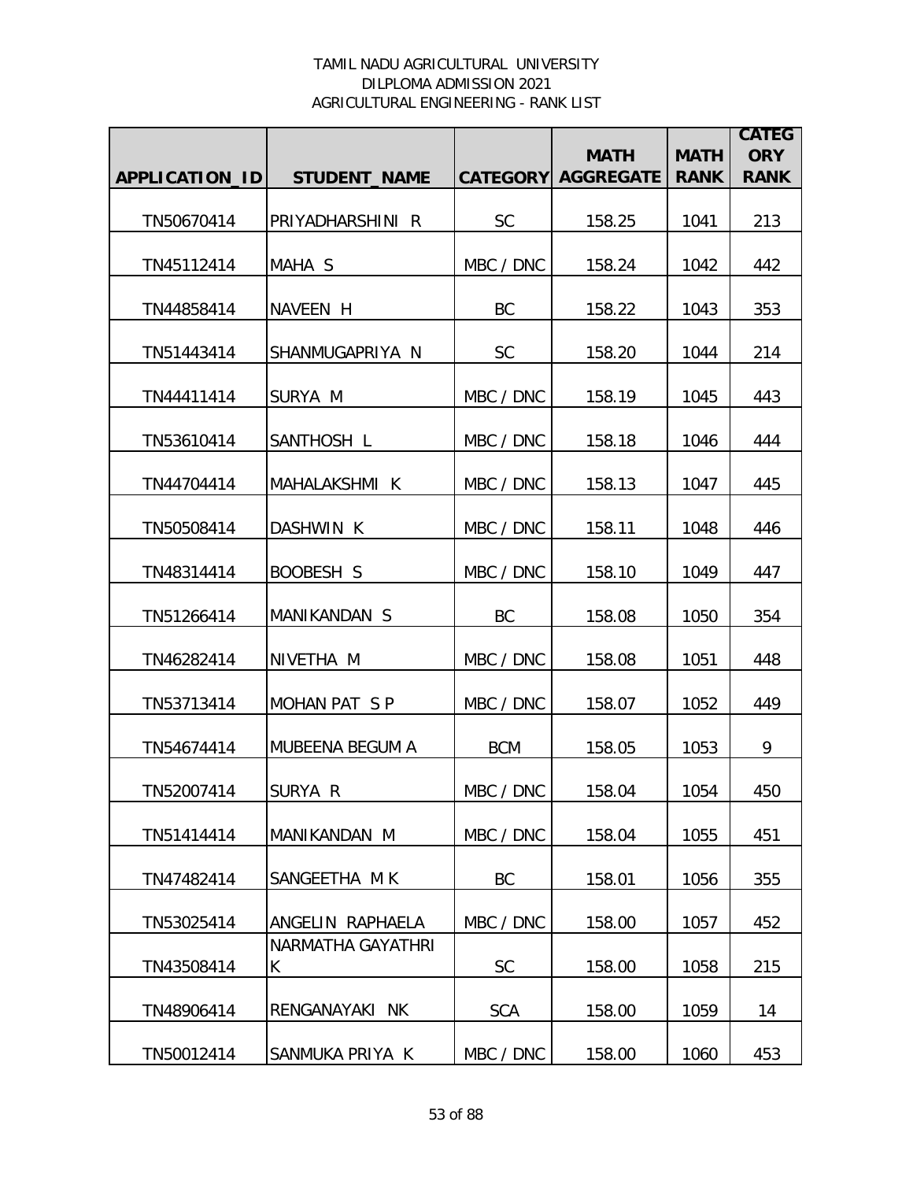TAMIL NADU AGRICULTURAL UNIVERSITY
DILPLOMA ADMISSION 2021
AGRICULTURAL ENGINEERING - RANK LIST

| APPLICATION_ID | STUDENT_NAME | CATEGORY | MATH AGGREGATE | MATH RANK | CATEGORY RANK |
|---|---|---|---|---|---|
| TN50670414 | PRIYADHARSHINI R | SC | 158.25 | 1041 | 213 |
| TN45112414 | MAHA S | MBC / DNC | 158.24 | 1042 | 442 |
| TN44858414 | NAVEEN H | BC | 158.22 | 1043 | 353 |
| TN51443414 | SHANMUGAPRIYA N | SC | 158.20 | 1044 | 214 |
| TN44411414 | SURYA M | MBC / DNC | 158.19 | 1045 | 443 |
| TN53610414 | SANTHOSH L | MBC / DNC | 158.18 | 1046 | 444 |
| TN44704414 | MAHALAKSHMI K | MBC / DNC | 158.13 | 1047 | 445 |
| TN50508414 | DASHWIN K | MBC / DNC | 158.11 | 1048 | 446 |
| TN48314414 | BOOBESH S | MBC / DNC | 158.10 | 1049 | 447 |
| TN51266414 | MANIKANDAN S | BC | 158.08 | 1050 | 354 |
| TN46282414 | NIVETHA M | MBC / DNC | 158.08 | 1051 | 448 |
| TN53713414 | MOHAN PAT S P | MBC / DNC | 158.07 | 1052 | 449 |
| TN54674414 | MUBEENA BEGUM A | BCM | 158.05 | 1053 | 9 |
| TN52007414 | SURYA R | MBC / DNC | 158.04 | 1054 | 450 |
| TN51414414 | MANIKANDAN M | MBC / DNC | 158.04 | 1055 | 451 |
| TN47482414 | SANGEETHA M K | BC | 158.01 | 1056 | 355 |
| TN53025414 | ANGELIN RAPHAELA | MBC / DNC | 158.00 | 1057 | 452 |
| TN43508414 | NARMATHA GAYATHRI K | SC | 158.00 | 1058 | 215 |
| TN48906414 | RENGANAYAKI NK | SCA | 158.00 | 1059 | 14 |
| TN50012414 | SANMUKA PRIYA K | MBC / DNC | 158.00 | 1060 | 453 |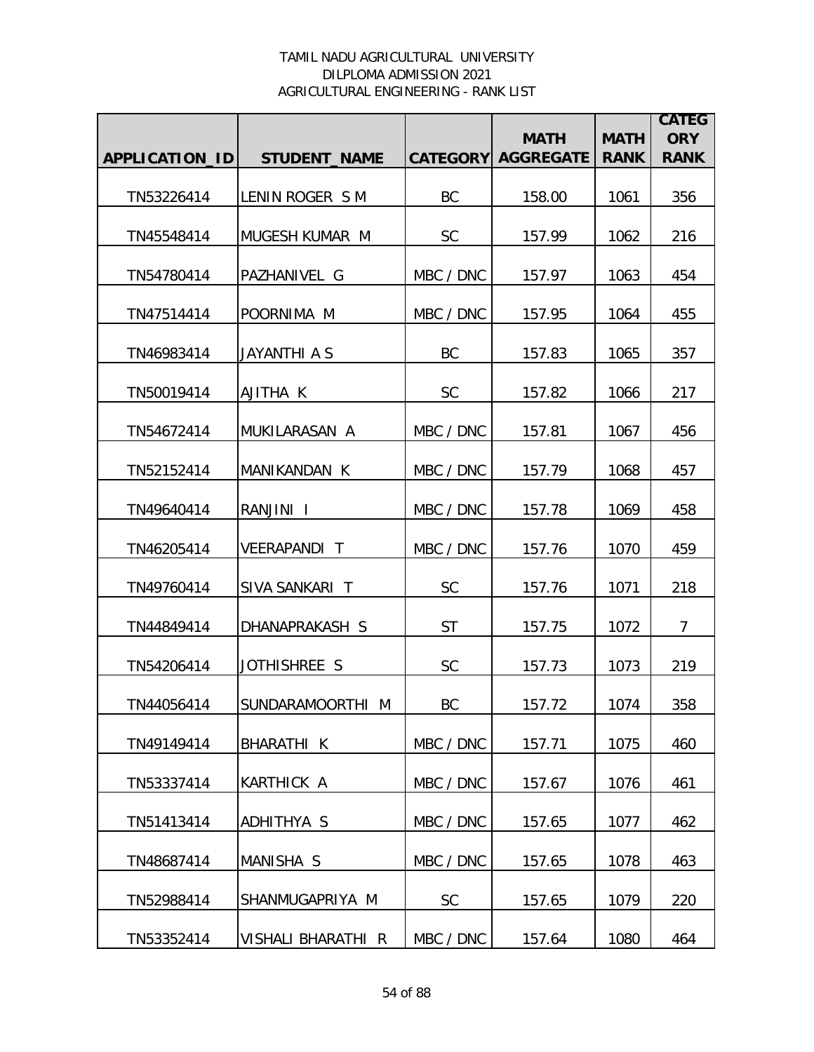TAMIL NADU AGRICULTURAL UNIVERSITY
DILPLOMA ADMISSION 2021
AGRICULTURAL ENGINEERING - RANK LIST

| APPLICATION_ID | STUDENT_NAME | CATEGORY | MATH AGGREGATE | MATH RANK | CATEGORY RANK |
|---|---|---|---|---|---|
| TN53226414 | LENIN ROGER S M | BC | 158.00 | 1061 | 356 |
| TN45548414 | MUGESH KUMAR M | SC | 157.99 | 1062 | 216 |
| TN54780414 | PAZHANIVEL G | MBC / DNC | 157.97 | 1063 | 454 |
| TN47514414 | POORNIMA M | MBC / DNC | 157.95 | 1064 | 455 |
| TN46983414 | JAYANTHI A S | BC | 157.83 | 1065 | 357 |
| TN50019414 | AJITHA K | SC | 157.82 | 1066 | 217 |
| TN54672414 | MUKILARASAN A | MBC / DNC | 157.81 | 1067 | 456 |
| TN52152414 | MANIKANDAN K | MBC / DNC | 157.79 | 1068 | 457 |
| TN49640414 | RANJINI I | MBC / DNC | 157.78 | 1069 | 458 |
| TN46205414 | VEERAPANDI T | MBC / DNC | 157.76 | 1070 | 459 |
| TN49760414 | SIVA SANKARI T | SC | 157.76 | 1071 | 218 |
| TN44849414 | DHANAPRAKASH S | ST | 157.75 | 1072 | 7 |
| TN54206414 | JOTHISHREE S | SC | 157.73 | 1073 | 219 |
| TN44056414 | SUNDARAMOORTHI M | BC | 157.72 | 1074 | 358 |
| TN49149414 | BHARATHI K | MBC / DNC | 157.71 | 1075 | 460 |
| TN53337414 | KARTHICK A | MBC / DNC | 157.67 | 1076 | 461 |
| TN51413414 | ADHITHYA S | MBC / DNC | 157.65 | 1077 | 462 |
| TN48687414 | MANISHA S | MBC / DNC | 157.65 | 1078 | 463 |
| TN52988414 | SHANMUGAPRIYA M | SC | 157.65 | 1079 | 220 |
| TN53352414 | VISHALI BHARATHI R | MBC / DNC | 157.64 | 1080 | 464 |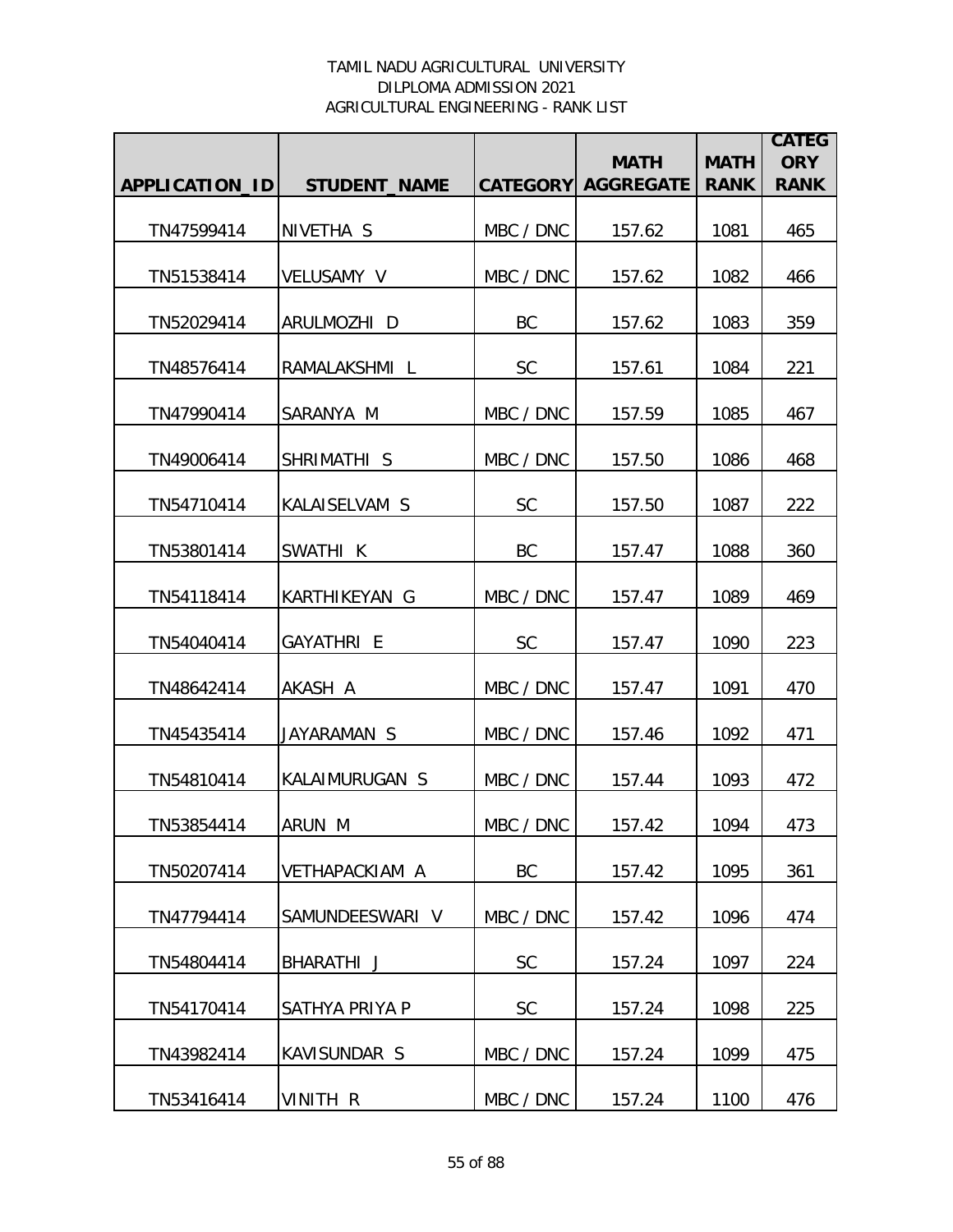TAMIL NADU AGRICULTURAL UNIVERSITY
DILPLOMA ADMISSION 2021
AGRICULTURAL ENGINEERING - RANK LIST

| APPLICATION_ID | STUDENT_NAME | CATEGORY | MATH AGGREGATE | MATH RANK | CATEGORY RANK |
|---|---|---|---|---|---|
| TN47599414 | NIVETHA S | MBC / DNC | 157.62 | 1081 | 465 |
| TN51538414 | VELUSAMY V | MBC / DNC | 157.62 | 1082 | 466 |
| TN52029414 | ARULMOZHI D | BC | 157.62 | 1083 | 359 |
| TN48576414 | RAMALAKSHMI L | SC | 157.61 | 1084 | 221 |
| TN47990414 | SARANYA M | MBC / DNC | 157.59 | 1085 | 467 |
| TN49006414 | SHRIMATHI S | MBC / DNC | 157.50 | 1086 | 468 |
| TN54710414 | KALAISELVAM S | SC | 157.50 | 1087 | 222 |
| TN53801414 | SWATHI K | BC | 157.47 | 1088 | 360 |
| TN54118414 | KARTHIKEYAN G | MBC / DNC | 157.47 | 1089 | 469 |
| TN54040414 | GAYATHRI E | SC | 157.47 | 1090 | 223 |
| TN48642414 | AKASH A | MBC / DNC | 157.47 | 1091 | 470 |
| TN45435414 | JAYARAMAN S | MBC / DNC | 157.46 | 1092 | 471 |
| TN54810414 | KALAIMURUGAN S | MBC / DNC | 157.44 | 1093 | 472 |
| TN53854414 | ARUN M | MBC / DNC | 157.42 | 1094 | 473 |
| TN50207414 | VETHAPACKIAM A | BC | 157.42 | 1095 | 361 |
| TN47794414 | SAMUNDEESWARI V | MBC / DNC | 157.42 | 1096 | 474 |
| TN54804414 | BHARATHI J | SC | 157.24 | 1097 | 224 |
| TN54170414 | SATHYA PRIYA P | SC | 157.24 | 1098 | 225 |
| TN43982414 | KAVISUNDAR S | MBC / DNC | 157.24 | 1099 | 475 |
| TN53416414 | VINITH R | MBC / DNC | 157.24 | 1100 | 476 |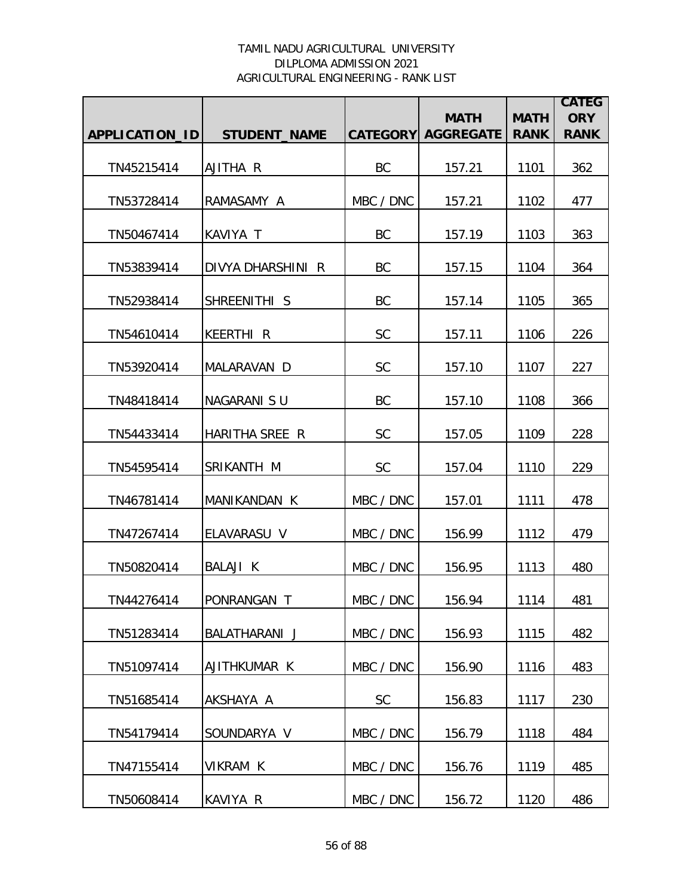TAMIL NADU AGRICULTURAL UNIVERSITY
DILPLOMA ADMISSION 2021
AGRICULTURAL ENGINEERING - RANK LIST

| APPLICATION_ID | STUDENT_NAME | CATEGORY | MATH AGGREGATE | MATH RANK | CATEGORY RANK |
|---|---|---|---|---|---|
| TN45215414 | AJITHA R | BC | 157.21 | 1101 | 362 |
| TN53728414 | RAMASAMY A | MBC / DNC | 157.21 | 1102 | 477 |
| TN50467414 | KAVIYA T | BC | 157.19 | 1103 | 363 |
| TN53839414 | DIVYA DHARSHINI R | BC | 157.15 | 1104 | 364 |
| TN52938414 | SHREENITHI S | BC | 157.14 | 1105 | 365 |
| TN54610414 | KEERTHI R | SC | 157.11 | 1106 | 226 |
| TN53920414 | MALARAVAN D | SC | 157.10 | 1107 | 227 |
| TN48418414 | NAGARANI S U | BC | 157.10 | 1108 | 366 |
| TN54433414 | HARITHA SREE R | SC | 157.05 | 1109 | 228 |
| TN54595414 | SRIKANTH M | SC | 157.04 | 1110 | 229 |
| TN46781414 | MANIKANDAN K | MBC / DNC | 157.01 | 1111 | 478 |
| TN47267414 | ELAVARASU V | MBC / DNC | 156.99 | 1112 | 479 |
| TN50820414 | BALAJI K | MBC / DNC | 156.95 | 1113 | 480 |
| TN44276414 | PONRANGAN T | MBC / DNC | 156.94 | 1114 | 481 |
| TN51283414 | BALATHARANI J | MBC / DNC | 156.93 | 1115 | 482 |
| TN51097414 | AJITHKUMAR K | MBC / DNC | 156.90 | 1116 | 483 |
| TN51685414 | AKSHAYA A | SC | 156.83 | 1117 | 230 |
| TN54179414 | SOUNDARYA V | MBC / DNC | 156.79 | 1118 | 484 |
| TN47155414 | VIKRAM K | MBC / DNC | 156.76 | 1119 | 485 |
| TN50608414 | KAVIYA R | MBC / DNC | 156.72 | 1120 | 486 |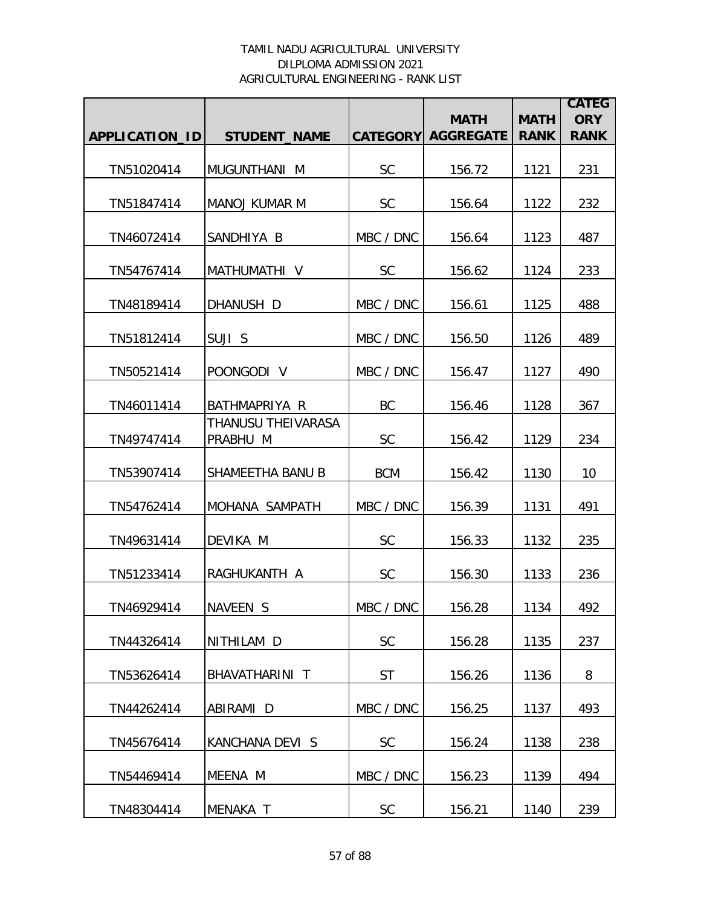TAMIL NADU AGRICULTURAL UNIVERSITY
DILPLOMA ADMISSION 2021
AGRICULTURAL ENGINEERING - RANK LIST

| APPLICATION_ID | STUDENT_NAME | CATEGORY | MATH AGGREGATE | MATH RANK | CATEGORY RANK |
|---|---|---|---|---|---|
| TN51020414 | MUGUNTHANI M | SC | 156.72 | 1121 | 231 |
| TN51847414 | MANOJ KUMAR M | SC | 156.64 | 1122 | 232 |
| TN46072414 | SANDHIYA B | MBC / DNC | 156.64 | 1123 | 487 |
| TN54767414 | MATHUMATHI V | SC | 156.62 | 1124 | 233 |
| TN48189414 | DHANUSH D | MBC / DNC | 156.61 | 1125 | 488 |
| TN51812414 | SUJI S | MBC / DNC | 156.50 | 1126 | 489 |
| TN50521414 | POONGODI V | MBC / DNC | 156.47 | 1127 | 490 |
| TN46011414 | BATHMAPRIYA R | BC | 156.46 | 1128 | 367 |
| TN49747414 | THANUSU THEIVARASA PRABHU M | SC | 156.42 | 1129 | 234 |
| TN53907414 | SHAMEETHA BANU B | BCM | 156.42 | 1130 | 10 |
| TN54762414 | MOHANA SAMPATH | MBC / DNC | 156.39 | 1131 | 491 |
| TN49631414 | DEVIKA M | SC | 156.33 | 1132 | 235 |
| TN51233414 | RAGHUKANTH A | SC | 156.30 | 1133 | 236 |
| TN46929414 | NAVEEN S | MBC / DNC | 156.28 | 1134 | 492 |
| TN44326414 | NITHILAM D | SC | 156.28 | 1135 | 237 |
| TN53626414 | BHAVATHARINI T | ST | 156.26 | 1136 | 8 |
| TN44262414 | ABIRAMI D | MBC / DNC | 156.25 | 1137 | 493 |
| TN45676414 | KANCHANA DEVI S | SC | 156.24 | 1138 | 238 |
| TN54469414 | MEENA M | MBC / DNC | 156.23 | 1139 | 494 |
| TN48304414 | MENAKA T | SC | 156.21 | 1140 | 239 |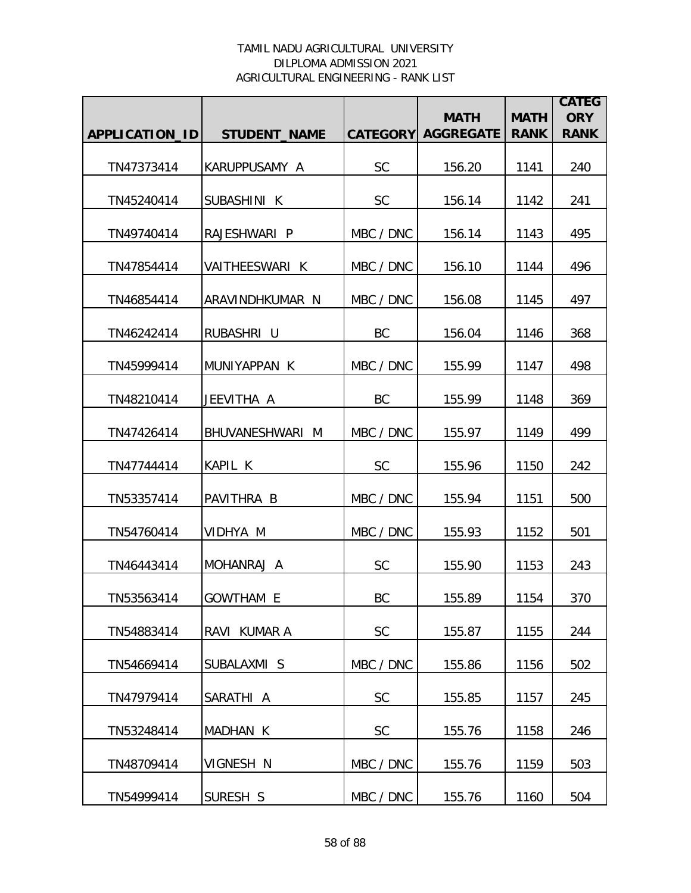TAMIL NADU AGRICULTURAL UNIVERSITY
DILPLOMA ADMISSION 2021
AGRICULTURAL ENGINEERING - RANK LIST

| APPLICATION_ID | STUDENT_NAME | CATEGORY | MATH AGGREGATE | MATH RANK | CATEGORY RANK |
|---|---|---|---|---|---|
| TN47373414 | KARUPPUSAMY A | SC | 156.20 | 1141 | 240 |
| TN45240414 | SUBASHINI K | SC | 156.14 | 1142 | 241 |
| TN49740414 | RAJESHWARI P | MBC / DNC | 156.14 | 1143 | 495 |
| TN47854414 | VAITHEESWARI K | MBC / DNC | 156.10 | 1144 | 496 |
| TN46854414 | ARAVINDHKUMAR N | MBC / DNC | 156.08 | 1145 | 497 |
| TN46242414 | RUBASHRI U | BC | 156.04 | 1146 | 368 |
| TN45999414 | MUNIYAPPAN K | MBC / DNC | 155.99 | 1147 | 498 |
| TN48210414 | JEEVITHA A | BC | 155.99 | 1148 | 369 |
| TN47426414 | BHUVANESHWARI M | MBC / DNC | 155.97 | 1149 | 499 |
| TN47744414 | KAPIL K | SC | 155.96 | 1150 | 242 |
| TN53357414 | PAVITHRA B | MBC / DNC | 155.94 | 1151 | 500 |
| TN54760414 | VIDHYA M | MBC / DNC | 155.93 | 1152 | 501 |
| TN46443414 | MOHANRAJ A | SC | 155.90 | 1153 | 243 |
| TN53563414 | GOWTHAM E | BC | 155.89 | 1154 | 370 |
| TN54883414 | RAVI KUMAR A | SC | 155.87 | 1155 | 244 |
| TN54669414 | SUBALAXMI S | MBC / DNC | 155.86 | 1156 | 502 |
| TN47979414 | SARATHI A | SC | 155.85 | 1157 | 245 |
| TN53248414 | MADHAN K | SC | 155.76 | 1158 | 246 |
| TN48709414 | VIGNESH N | MBC / DNC | 155.76 | 1159 | 503 |
| TN54999414 | SURESH S | MBC / DNC | 155.76 | 1160 | 504 |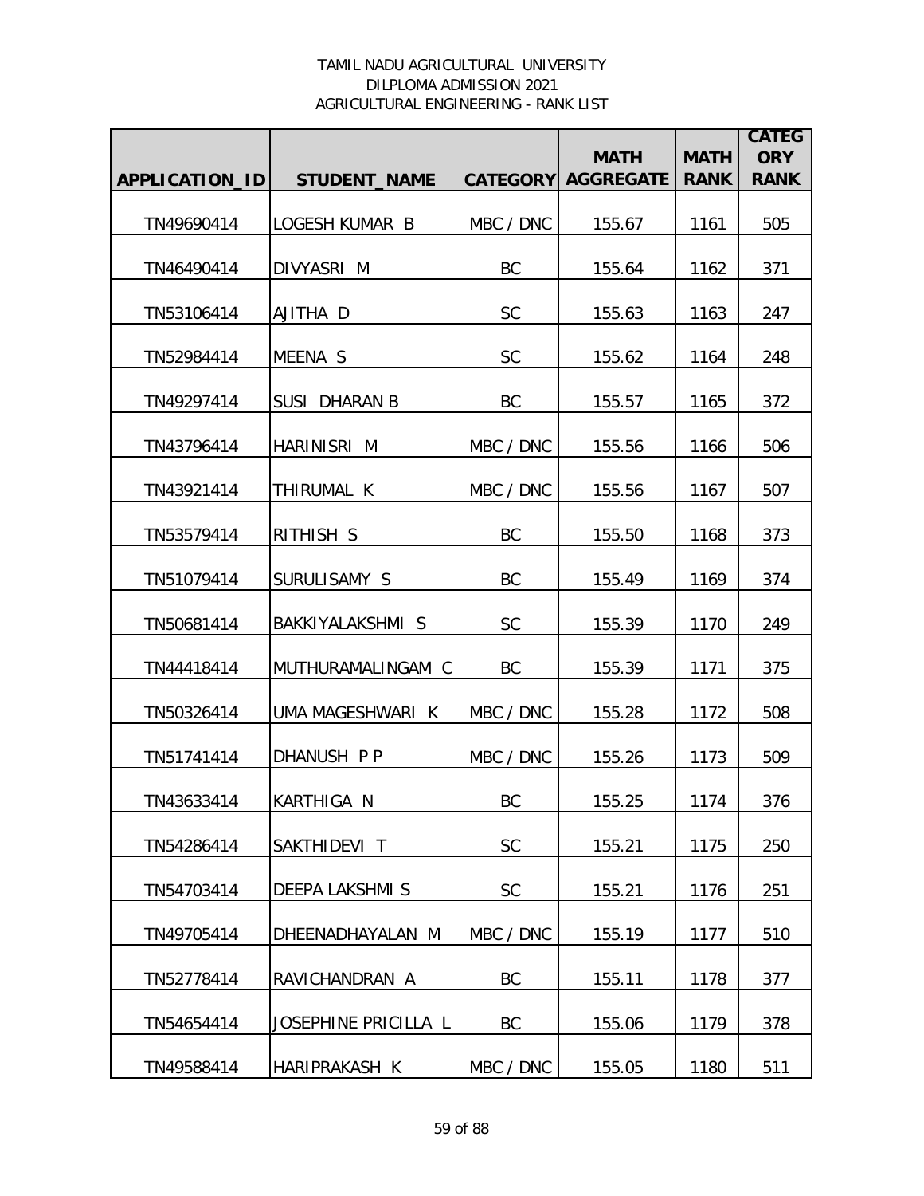TAMIL NADU AGRICULTURAL UNIVERSITY
DILPLOMA ADMISSION 2021
AGRICULTURAL ENGINEERING - RANK LIST

| APPLICATION_ID | STUDENT_NAME | CATEGORY | MATH AGGREGATE | MATH RANK | CATEGORY RANK |
|---|---|---|---|---|---|
| TN49690414 | LOGESH KUMAR B | MBC / DNC | 155.67 | 1161 | 505 |
| TN46490414 | DIVYASRI M | BC | 155.64 | 1162 | 371 |
| TN53106414 | AJITHA D | SC | 155.63 | 1163 | 247 |
| TN52984414 | MEENA S | SC | 155.62 | 1164 | 248 |
| TN49297414 | SUSI DHARAN B | BC | 155.57 | 1165 | 372 |
| TN43796414 | HARINISRI M | MBC / DNC | 155.56 | 1166 | 506 |
| TN43921414 | THIRUMAL K | MBC / DNC | 155.56 | 1167 | 507 |
| TN53579414 | RITHISH S | BC | 155.50 | 1168 | 373 |
| TN51079414 | SURULISAMY S | BC | 155.49 | 1169 | 374 |
| TN50681414 | BAKKIYALAKSHMI S | SC | 155.39 | 1170 | 249 |
| TN44418414 | MUTHURAMALINGAM C | BC | 155.39 | 1171 | 375 |
| TN50326414 | UMA MAGESHWARI K | MBC / DNC | 155.28 | 1172 | 508 |
| TN51741414 | DHANUSH P P | MBC / DNC | 155.26 | 1173 | 509 |
| TN43633414 | KARTHIGA N | BC | 155.25 | 1174 | 376 |
| TN54286414 | SAKTHIDEVI T | SC | 155.21 | 1175 | 250 |
| TN54703414 | DEEPA LAKSHMI S | SC | 155.21 | 1176 | 251 |
| TN49705414 | DHEENADHAYALAN M | MBC / DNC | 155.19 | 1177 | 510 |
| TN52778414 | RAVICHANDRAN A | BC | 155.11 | 1178 | 377 |
| TN54654414 | JOSEPHINE PRICILLA L | BC | 155.06 | 1179 | 378 |
| TN49588414 | HARIPRAKASH K | MBC / DNC | 155.05 | 1180 | 511 |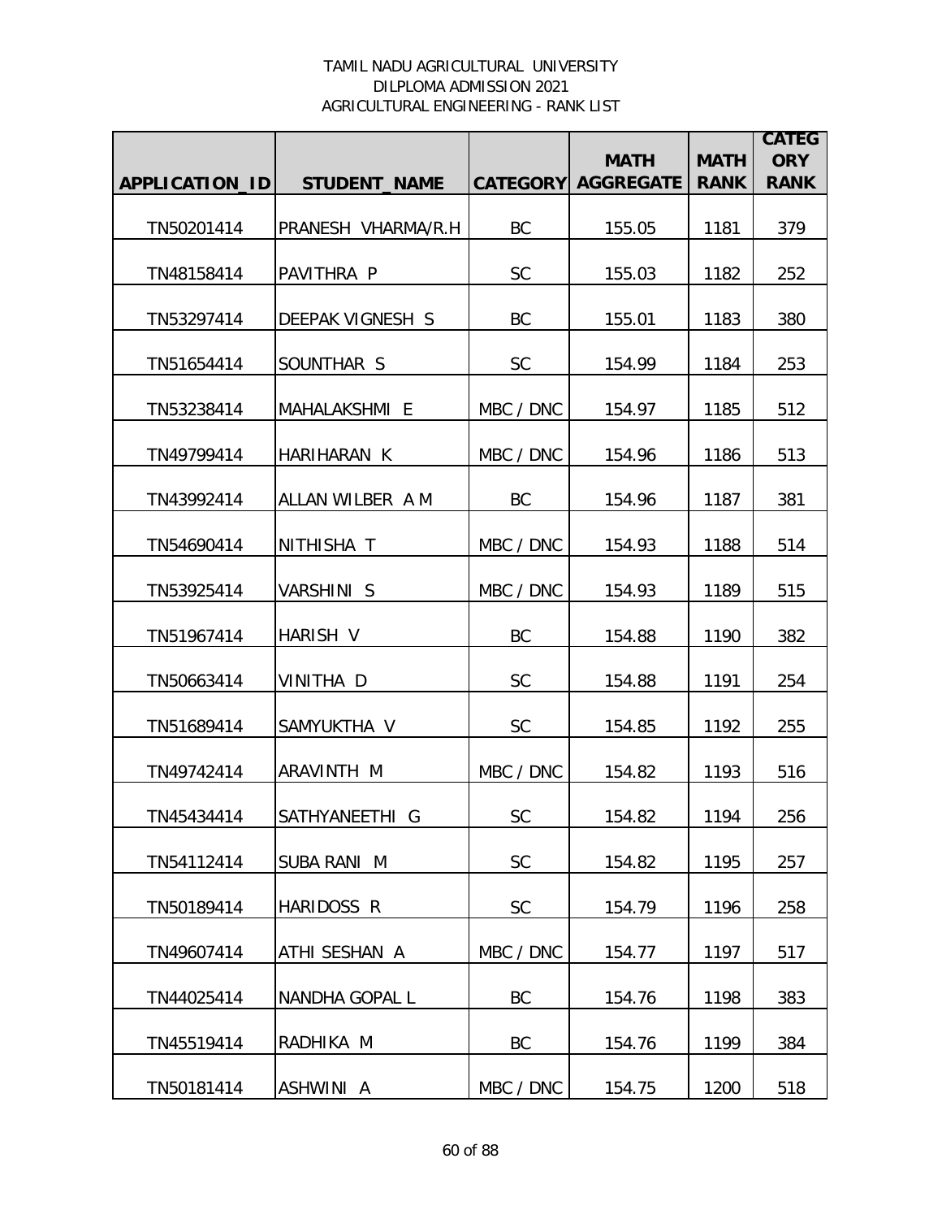TAMIL NADU AGRICULTURAL UNIVERSITY
DILPLOMA ADMISSION 2021
AGRICULTURAL ENGINEERING - RANK LIST

| APPLICATION_ID | STUDENT_NAME | CATEGORY | MATH AGGREGATE | MATH RANK | CATEGORY RANK |
|---|---|---|---|---|---|
| TN50201414 | PRANESH VHARMA/R.H | BC | 155.05 | 1181 | 379 |
| TN48158414 | PAVITHRA P | SC | 155.03 | 1182 | 252 |
| TN53297414 | DEEPAK VIGNESH S | BC | 155.01 | 1183 | 380 |
| TN51654414 | SOUNTHAR S | SC | 154.99 | 1184 | 253 |
| TN53238414 | MAHALAKSHMI E | MBC / DNC | 154.97 | 1185 | 512 |
| TN49799414 | HARIHARAN K | MBC / DNC | 154.96 | 1186 | 513 |
| TN43992414 | ALLAN WILBER A M | BC | 154.96 | 1187 | 381 |
| TN54690414 | NITHISHA T | MBC / DNC | 154.93 | 1188 | 514 |
| TN53925414 | VARSHINI S | MBC / DNC | 154.93 | 1189 | 515 |
| TN51967414 | HARISH V | BC | 154.88 | 1190 | 382 |
| TN50663414 | VINITHA D | SC | 154.88 | 1191 | 254 |
| TN51689414 | SAMYUKTHA V | SC | 154.85 | 1192 | 255 |
| TN49742414 | ARAVINTH M | MBC / DNC | 154.82 | 1193 | 516 |
| TN45434414 | SATHYANEETHI G | SC | 154.82 | 1194 | 256 |
| TN54112414 | SUBA RANI M | SC | 154.82 | 1195 | 257 |
| TN50189414 | HARIDOSS R | SC | 154.79 | 1196 | 258 |
| TN49607414 | ATHI SESHAN A | MBC / DNC | 154.77 | 1197 | 517 |
| TN44025414 | NANDHA GOPAL L | BC | 154.76 | 1198 | 383 |
| TN45519414 | RADHIKA M | BC | 154.76 | 1199 | 384 |
| TN50181414 | ASHWINI A | MBC / DNC | 154.75 | 1200 | 518 |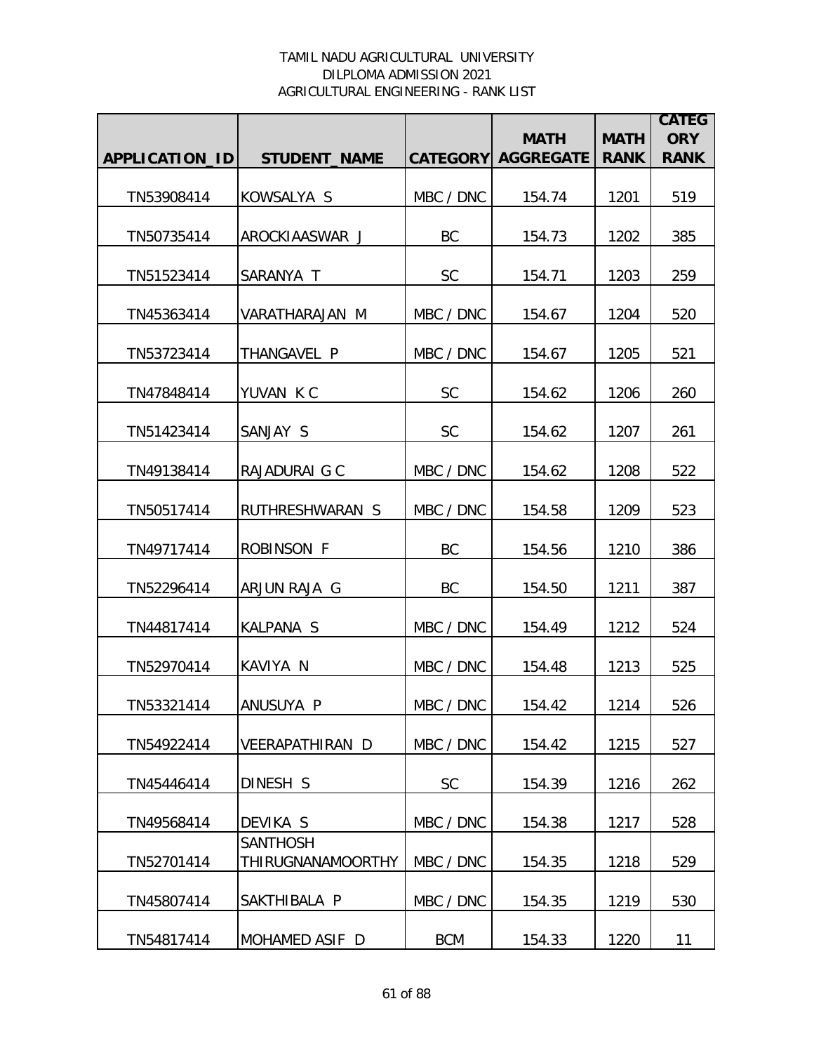TAMIL NADU AGRICULTURAL UNIVERSITY
DILPLOMA ADMISSION 2021
AGRICULTURAL ENGINEERING - RANK LIST

| APPLICATION_ID | STUDENT_NAME | CATEGORY | MATH AGGREGATE | MATH RANK | CATEGORY RANK |
|---|---|---|---|---|---|
| TN53908414 | KOWSALYA S | MBC / DNC | 154.74 | 1201 | 519 |
| TN50735414 | AROCKIAASWAR J | BC | 154.73 | 1202 | 385 |
| TN51523414 | SARANYA T | SC | 154.71 | 1203 | 259 |
| TN45363414 | VARATHARAJAN M | MBC / DNC | 154.67 | 1204 | 520 |
| TN53723414 | THANGAVEL P | MBC / DNC | 154.67 | 1205 | 521 |
| TN47848414 | YUVAN K C | SC | 154.62 | 1206 | 260 |
| TN51423414 | SANJAY S | SC | 154.62 | 1207 | 261 |
| TN49138414 | RAJADURAI G C | MBC / DNC | 154.62 | 1208 | 522 |
| TN50517414 | RUTHRESHWARAN S | MBC / DNC | 154.58 | 1209 | 523 |
| TN49717414 | ROBINSON F | BC | 154.56 | 1210 | 386 |
| TN52296414 | ARJUN RAJA G | BC | 154.50 | 1211 | 387 |
| TN44817414 | KALPANA S | MBC / DNC | 154.49 | 1212 | 524 |
| TN52970414 | KAVIYA N | MBC / DNC | 154.48 | 1213 | 525 |
| TN53321414 | ANUSUYA P | MBC / DNC | 154.42 | 1214 | 526 |
| TN54922414 | VEERAPATHIRAN D | MBC / DNC | 154.42 | 1215 | 527 |
| TN45446414 | DINESH S | SC | 154.39 | 1216 | 262 |
| TN49568414 | DEVIKA S | MBC / DNC | 154.38 | 1217 | 528 |
| TN52701414 | SANTHOSH THIRUGNANAMOORTHY | MBC / DNC | 154.35 | 1218 | 529 |
| TN45807414 | SAKTHIBALA P | MBC / DNC | 154.35 | 1219 | 530 |
| TN54817414 | MOHAMED ASIF D | BCM | 154.33 | 1220 | 11 |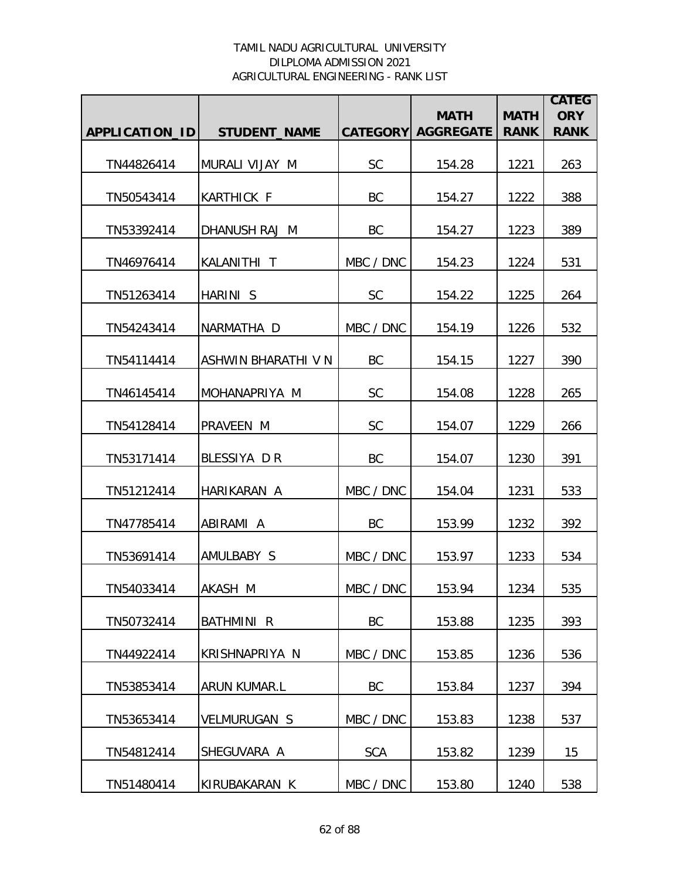TAMIL NADU AGRICULTURAL UNIVERSITY
DILPLOMA ADMISSION 2021
AGRICULTURAL ENGINEERING - RANK LIST

| APPLICATION_ID | STUDENT_NAME | CATEGORY | MATH AGGREGATE | MATH RANK | CATEGORY RANK |
|---|---|---|---|---|---|
| TN44826414 | MURALI VIJAY M | SC | 154.28 | 1221 | 263 |
| TN50543414 | KARTHICK F | BC | 154.27 | 1222 | 388 |
| TN53392414 | DHANUSH RAJ M | BC | 154.27 | 1223 | 389 |
| TN46976414 | KALANITHI T | MBC / DNC | 154.23 | 1224 | 531 |
| TN51263414 | HARINI S | SC | 154.22 | 1225 | 264 |
| TN54243414 | NARMATHA D | MBC / DNC | 154.19 | 1226 | 532 |
| TN54114414 | ASHWIN BHARATHI V N | BC | 154.15 | 1227 | 390 |
| TN46145414 | MOHANAPRIYA M | SC | 154.08 | 1228 | 265 |
| TN54128414 | PRAVEEN M | SC | 154.07 | 1229 | 266 |
| TN53171414 | BLESSIYA D R | BC | 154.07 | 1230 | 391 |
| TN51212414 | HARIKARAN A | MBC / DNC | 154.04 | 1231 | 533 |
| TN47785414 | ABIRAMI A | BC | 153.99 | 1232 | 392 |
| TN53691414 | AMULBABY S | MBC / DNC | 153.97 | 1233 | 534 |
| TN54033414 | AKASH M | MBC / DNC | 153.94 | 1234 | 535 |
| TN50732414 | BATHMINI R | BC | 153.88 | 1235 | 393 |
| TN44922414 | KRISHNAPRIYA N | MBC / DNC | 153.85 | 1236 | 536 |
| TN53853414 | ARUN KUMAR.L | BC | 153.84 | 1237 | 394 |
| TN53653414 | VELMURUGAN S | MBC / DNC | 153.83 | 1238 | 537 |
| TN54812414 | SHEGUVARA A | SCA | 153.82 | 1239 | 15 |
| TN51480414 | KIRUBAKARAN K | MBC / DNC | 153.80 | 1240 | 538 |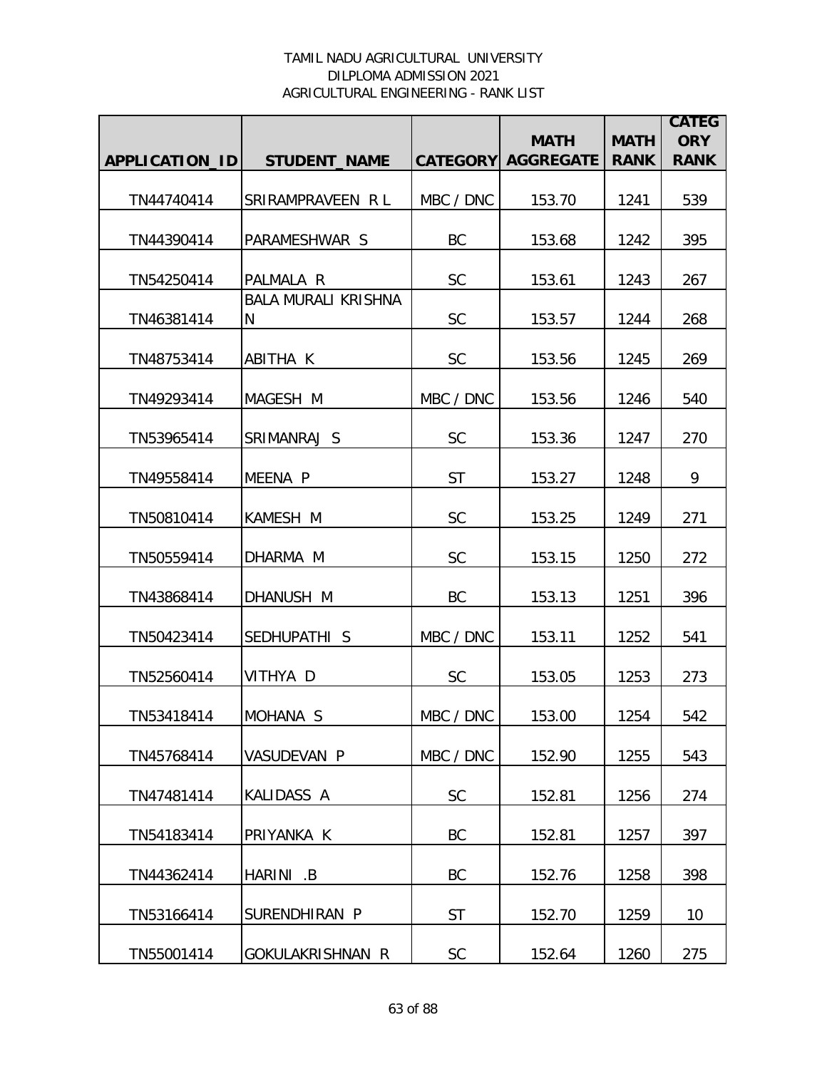TAMIL NADU AGRICULTURAL UNIVERSITY
DILPLOMA ADMISSION 2021
AGRICULTURAL ENGINEERING - RANK LIST

| APPLICATION_ID | STUDENT_NAME | CATEGORY | MATH AGGREGATE | MATH RANK | CATEGORY RANK |
|---|---|---|---|---|---|
| TN44740414 | SRIRAMPRAVEEN R L | MBC / DNC | 153.70 | 1241 | 539 |
| TN44390414 | PARAMESHWAR S | BC | 153.68 | 1242 | 395 |
| TN54250414 | PALMALA R | SC | 153.61 | 1243 | 267 |
| TN46381414 | BALA MURALI KRISHNA N | SC | 153.57 | 1244 | 268 |
| TN48753414 | ABITHA K | SC | 153.56 | 1245 | 269 |
| TN49293414 | MAGESH M | MBC / DNC | 153.56 | 1246 | 540 |
| TN53965414 | SRIMANRAJ S | SC | 153.36 | 1247 | 270 |
| TN49558414 | MEENA P | ST | 153.27 | 1248 | 9 |
| TN50810414 | KAMESH M | SC | 153.25 | 1249 | 271 |
| TN50559414 | DHARMA M | SC | 153.15 | 1250 | 272 |
| TN43868414 | DHANUSH M | BC | 153.13 | 1251 | 396 |
| TN50423414 | SEDHUPATHI S | MBC / DNC | 153.11 | 1252 | 541 |
| TN52560414 | VITHYA D | SC | 153.05 | 1253 | 273 |
| TN53418414 | MOHANA S | MBC / DNC | 153.00 | 1254 | 542 |
| TN45768414 | VASUDEVAN P | MBC / DNC | 152.90 | 1255 | 543 |
| TN47481414 | KALIDASS A | SC | 152.81 | 1256 | 274 |
| TN54183414 | PRIYANKA K | BC | 152.81 | 1257 | 397 |
| TN44362414 | HARINI .B | BC | 152.76 | 1258 | 398 |
| TN53166414 | SURENDHIRAN P | ST | 152.70 | 1259 | 10 |
| TN55001414 | GOKULAKRISHNAN R | SC | 152.64 | 1260 | 275 |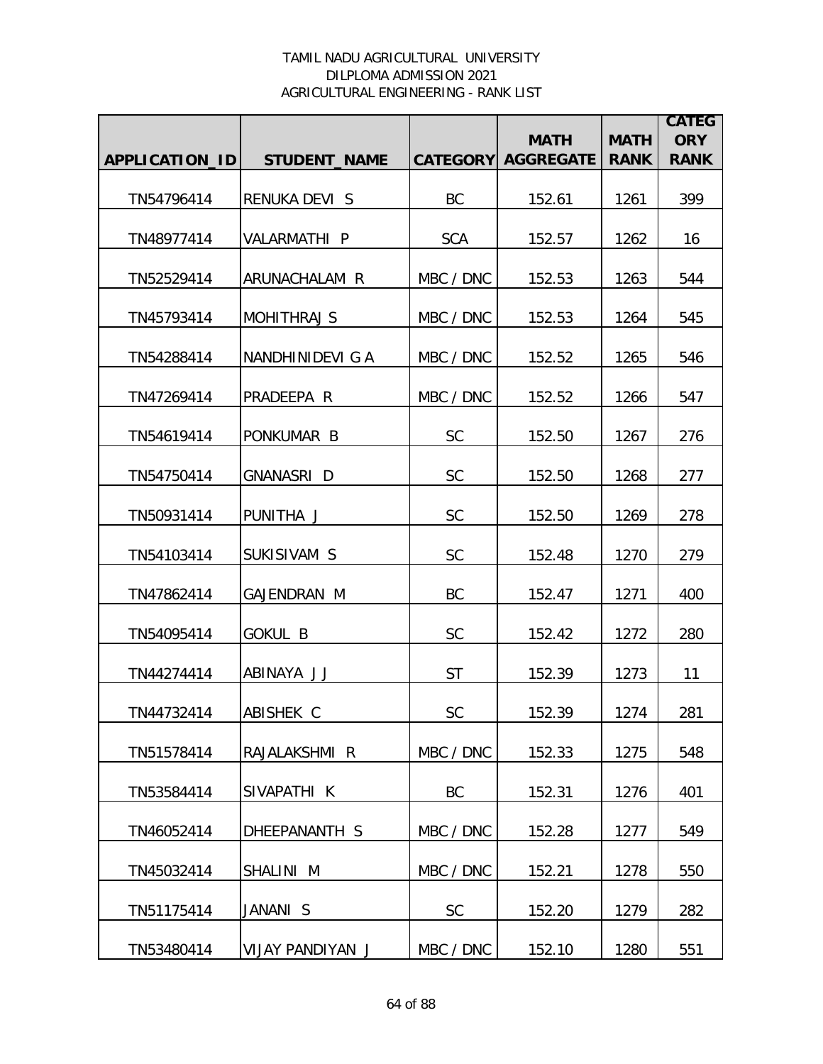TAMIL NADU AGRICULTURAL UNIVERSITY
DILPLOMA ADMISSION 2021
AGRICULTURAL ENGINEERING - RANK LIST

| APPLICATION_ID | STUDENT_NAME | CATEGORY | MATH AGGREGATE | MATH RANK | CATEGORY RANK |
|---|---|---|---|---|---|
| TN54796414 | RENUKA DEVI S | BC | 152.61 | 1261 | 399 |
| TN48977414 | VALARMATHI P | SCA | 152.57 | 1262 | 16 |
| TN52529414 | ARUNACHALAM R | MBC / DNC | 152.53 | 1263 | 544 |
| TN45793414 | MOHITHRAJ S | MBC / DNC | 152.53 | 1264 | 545 |
| TN54288414 | NANDHINIDEVI G A | MBC / DNC | 152.52 | 1265 | 546 |
| TN47269414 | PRADEEPA R | MBC / DNC | 152.52 | 1266 | 547 |
| TN54619414 | PONKUMAR B | SC | 152.50 | 1267 | 276 |
| TN54750414 | GNANASRI D | SC | 152.50 | 1268 | 277 |
| TN50931414 | PUNITHA J | SC | 152.50 | 1269 | 278 |
| TN54103414 | SUKISIVAM S | SC | 152.48 | 1270 | 279 |
| TN47862414 | GAJENDRAN M | BC | 152.47 | 1271 | 400 |
| TN54095414 | GOKUL B | SC | 152.42 | 1272 | 280 |
| TN44274414 | ABINAYA J J | ST | 152.39 | 1273 | 11 |
| TN44732414 | ABISHEK C | SC | 152.39 | 1274 | 281 |
| TN51578414 | RAJALAKSHMI R | MBC / DNC | 152.33 | 1275 | 548 |
| TN53584414 | SIVAPATHI K | BC | 152.31 | 1276 | 401 |
| TN46052414 | DHEEPANANTH S | MBC / DNC | 152.28 | 1277 | 549 |
| TN45032414 | SHALINI M | MBC / DNC | 152.21 | 1278 | 550 |
| TN51175414 | JANANI S | SC | 152.20 | 1279 | 282 |
| TN53480414 | VIJAY PANDIYAN J | MBC / DNC | 152.10 | 1280 | 551 |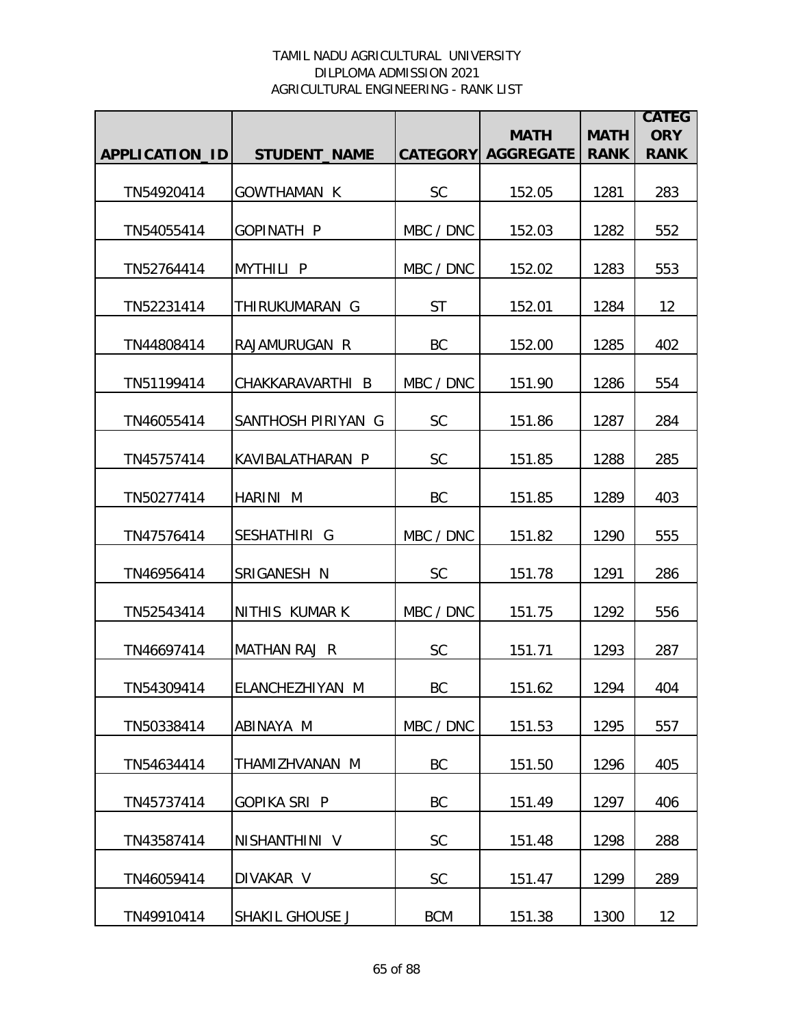TAMIL NADU AGRICULTURAL UNIVERSITY
DILPLOMA ADMISSION 2021
AGRICULTURAL ENGINEERING - RANK LIST

| APPLICATION_ID | STUDENT_NAME | CATEGORY | MATH AGGREGATE | MATH RANK | CATEGORY RANK |
|---|---|---|---|---|---|
| TN54920414 | GOWTHAMAN K | SC | 152.05 | 1281 | 283 |
| TN54055414 | GOPINATH P | MBC / DNC | 152.03 | 1282 | 552 |
| TN52764414 | MYTHILI P | MBC / DNC | 152.02 | 1283 | 553 |
| TN52231414 | THIRUKUMARAN G | ST | 152.01 | 1284 | 12 |
| TN44808414 | RAJAMURUGAN R | BC | 152.00 | 1285 | 402 |
| TN51199414 | CHAKKARAVARTHI B | MBC / DNC | 151.90 | 1286 | 554 |
| TN46055414 | SANTHOSH PIRIYAN G | SC | 151.86 | 1287 | 284 |
| TN45757414 | KAVIBALATHARAN P | SC | 151.85 | 1288 | 285 |
| TN50277414 | HARINI M | BC | 151.85 | 1289 | 403 |
| TN47576414 | SESHATHIRI G | MBC / DNC | 151.82 | 1290 | 555 |
| TN46956414 | SRIGANESH N | SC | 151.78 | 1291 | 286 |
| TN52543414 | NITHIS KUMAR K | MBC / DNC | 151.75 | 1292 | 556 |
| TN46697414 | MATHAN RAJ R | SC | 151.71 | 1293 | 287 |
| TN54309414 | ELANCHEZHIYAN M | BC | 151.62 | 1294 | 404 |
| TN50338414 | ABINAYA M | MBC / DNC | 151.53 | 1295 | 557 |
| TN54634414 | THAMIZHVANAN M | BC | 151.50 | 1296 | 405 |
| TN45737414 | GOPIKA SRI P | BC | 151.49 | 1297 | 406 |
| TN43587414 | NISHANTHINI V | SC | 151.48 | 1298 | 288 |
| TN46059414 | DIVAKAR V | SC | 151.47 | 1299 | 289 |
| TN49910414 | SHAKIL GHOUSE J | BCM | 151.38 | 1300 | 12 |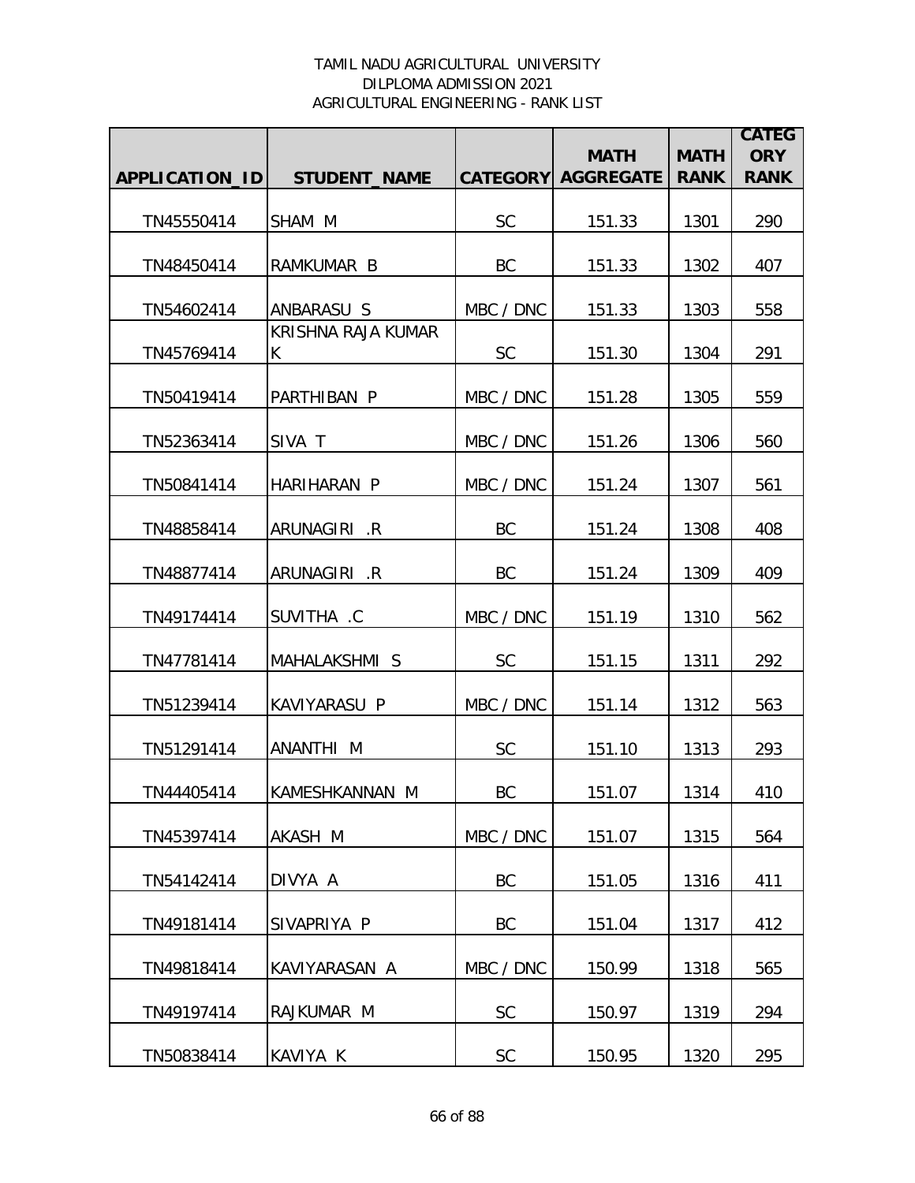TAMIL NADU AGRICULTURAL UNIVERSITY
DILPLOMA ADMISSION 2021
AGRICULTURAL ENGINEERING - RANK LIST

| APPLICATION_ID | STUDENT_NAME | CATEGORY | MATH AGGREGATE | MATH RANK | CATEGORY RANK |
|---|---|---|---|---|---|
| TN45550414 | SHAM M | SC | 151.33 | 1301 | 290 |
| TN48450414 | RAMKUMAR B | BC | 151.33 | 1302 | 407 |
| TN54602414 | ANBARASU S | MBC / DNC | 151.33 | 1303 | 558 |
| TN45769414 | KRISHNA RAJA KUMAR K | SC | 151.30 | 1304 | 291 |
| TN50419414 | PARTHIBAN P | MBC / DNC | 151.28 | 1305 | 559 |
| TN52363414 | SIVA T | MBC / DNC | 151.26 | 1306 | 560 |
| TN50841414 | HARIHARAN P | MBC / DNC | 151.24 | 1307 | 561 |
| TN48858414 | ARUNAGIRI .R | BC | 151.24 | 1308 | 408 |
| TN48877414 | ARUNAGIRI .R | BC | 151.24 | 1309 | 409 |
| TN49174414 | SUVITHA .C | MBC / DNC | 151.19 | 1310 | 562 |
| TN47781414 | MAHALAKSHMI S | SC | 151.15 | 1311 | 292 |
| TN51239414 | KAVIYARASU P | MBC / DNC | 151.14 | 1312 | 563 |
| TN51291414 | ANANTHI M | SC | 151.10 | 1313 | 293 |
| TN44405414 | KAMESHKANNAN M | BC | 151.07 | 1314 | 410 |
| TN45397414 | AKASH M | MBC / DNC | 151.07 | 1315 | 564 |
| TN54142414 | DIVYA A | BC | 151.05 | 1316 | 411 |
| TN49181414 | SIVAPRIYA P | BC | 151.04 | 1317 | 412 |
| TN49818414 | KAVIYARASAN A | MBC / DNC | 150.99 | 1318 | 565 |
| TN49197414 | RAJKUMAR M | SC | 150.97 | 1319 | 294 |
| TN50838414 | KAVIYA K | SC | 150.95 | 1320 | 295 |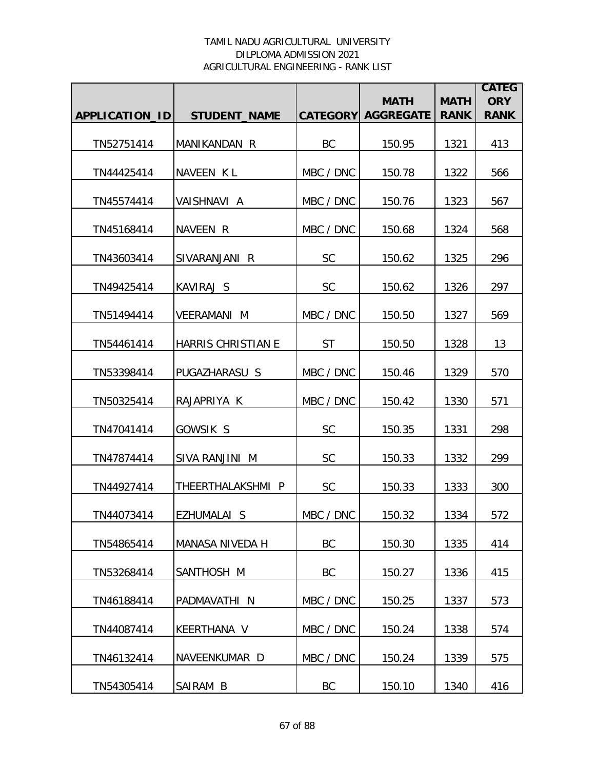TAMIL NADU AGRICULTURAL UNIVERSITY
DILPLOMA ADMISSION 2021
AGRICULTURAL ENGINEERING - RANK LIST

| APPLICATION_ID | STUDENT_NAME | CATEGORY | MATH AGGREGATE | MATH RANK | CATEGORY RANK |
|---|---|---|---|---|---|
| TN52751414 | MANIKANDAN R | BC | 150.95 | 1321 | 413 |
| TN44425414 | NAVEEN K L | MBC / DNC | 150.78 | 1322 | 566 |
| TN45574414 | VAISHNAVI A | MBC / DNC | 150.76 | 1323 | 567 |
| TN45168414 | NAVEEN R | MBC / DNC | 150.68 | 1324 | 568 |
| TN43603414 | SIVARANJANI R | SC | 150.62 | 1325 | 296 |
| TN49425414 | KAVIRAJ S | SC | 150.62 | 1326 | 297 |
| TN51494414 | VEERAMANI M | MBC / DNC | 150.50 | 1327 | 569 |
| TN54461414 | HARRIS CHRISTIAN E | ST | 150.50 | 1328 | 13 |
| TN53398414 | PUGAZHARASU S | MBC / DNC | 150.46 | 1329 | 570 |
| TN50325414 | RAJAPRIYA K | MBC / DNC | 150.42 | 1330 | 571 |
| TN47041414 | GOWSIK S | SC | 150.35 | 1331 | 298 |
| TN47874414 | SIVA RANJINI M | SC | 150.33 | 1332 | 299 |
| TN44927414 | THEERTHALAKSHMI P | SC | 150.33 | 1333 | 300 |
| TN44073414 | EZHUMALAI S | MBC / DNC | 150.32 | 1334 | 572 |
| TN54865414 | MANASA NIVEDA H | BC | 150.30 | 1335 | 414 |
| TN53268414 | SANTHOSH M | BC | 150.27 | 1336 | 415 |
| TN46188414 | PADMAVATHI N | MBC / DNC | 150.25 | 1337 | 573 |
| TN44087414 | KEERTHANA V | MBC / DNC | 150.24 | 1338 | 574 |
| TN46132414 | NAVEENKUMAR D | MBC / DNC | 150.24 | 1339 | 575 |
| TN54305414 | SAIRAM B | BC | 150.10 | 1340 | 416 |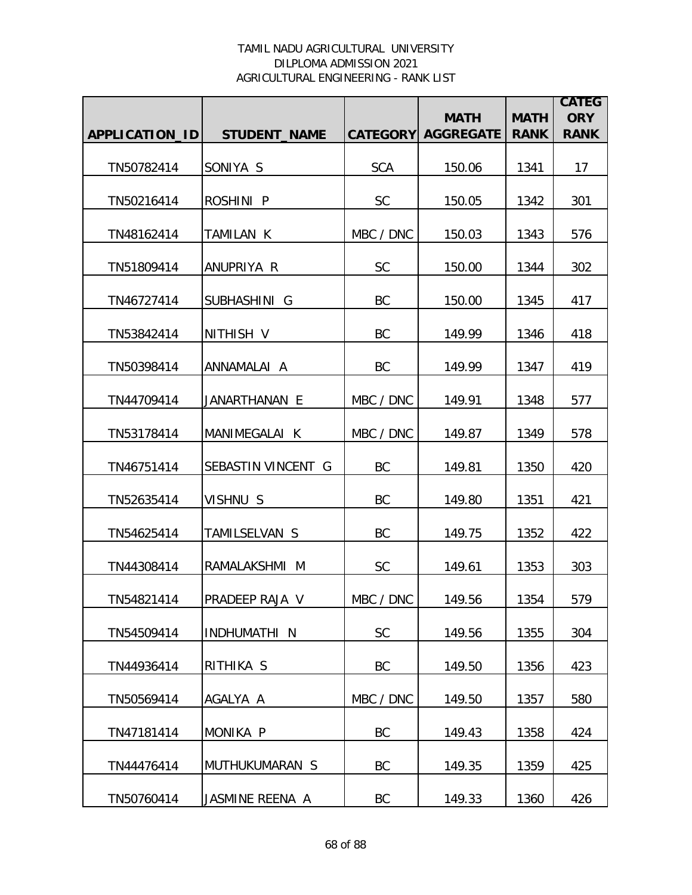TAMIL NADU AGRICULTURAL UNIVERSITY
DILPLOMA ADMISSION 2021
AGRICULTURAL ENGINEERING - RANK LIST

| APPLICATION_ID | STUDENT_NAME | CATEGORY | MATH AGGREGATE | MATH RANK | CATEGORY RANK |
|---|---|---|---|---|---|
| TN50782414 | SONIYA S | SCA | 150.06 | 1341 | 17 |
| TN50216414 | ROSHINI P | SC | 150.05 | 1342 | 301 |
| TN48162414 | TAMILAN K | MBC / DNC | 150.03 | 1343 | 576 |
| TN51809414 | ANUPRIYA R | SC | 150.00 | 1344 | 302 |
| TN46727414 | SUBHASHINI G | BC | 150.00 | 1345 | 417 |
| TN53842414 | NITHISH V | BC | 149.99 | 1346 | 418 |
| TN50398414 | ANNAMALAI A | BC | 149.99 | 1347 | 419 |
| TN44709414 | JANARTHANAN E | MBC / DNC | 149.91 | 1348 | 577 |
| TN53178414 | MANIMEGALAI K | MBC / DNC | 149.87 | 1349 | 578 |
| TN46751414 | SEBASTIN VINCENT G | BC | 149.81 | 1350 | 420 |
| TN52635414 | VISHNU S | BC | 149.80 | 1351 | 421 |
| TN54625414 | TAMILSELVAN S | BC | 149.75 | 1352 | 422 |
| TN44308414 | RAMALAKSHMI M | SC | 149.61 | 1353 | 303 |
| TN54821414 | PRADEEP RAJA V | MBC / DNC | 149.56 | 1354 | 579 |
| TN54509414 | INDHUMATHI N | SC | 149.56 | 1355 | 304 |
| TN44936414 | RITHIKA S | BC | 149.50 | 1356 | 423 |
| TN50569414 | AGALYA A | MBC / DNC | 149.50 | 1357 | 580 |
| TN47181414 | MONIKA P | BC | 149.43 | 1358 | 424 |
| TN44476414 | MUTHUKUMARAN S | BC | 149.35 | 1359 | 425 |
| TN50760414 | JASMINE REENA A | BC | 149.33 | 1360 | 426 |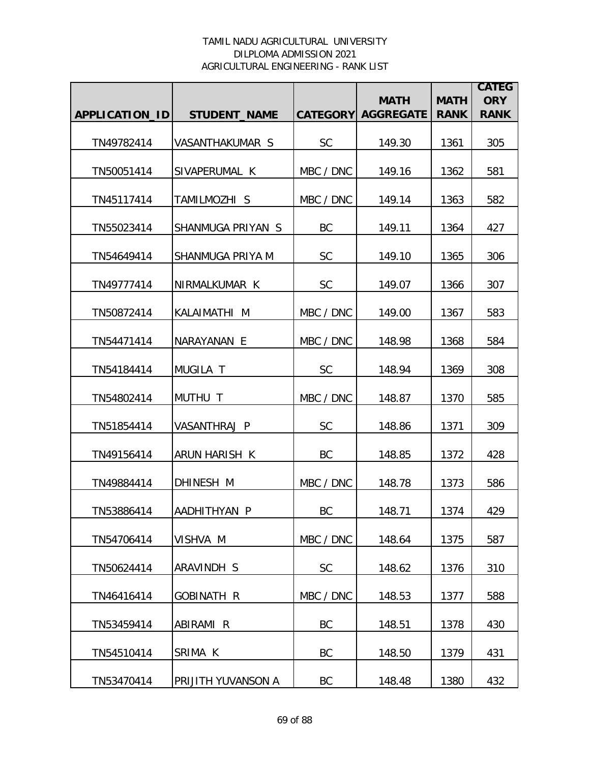TAMIL NADU AGRICULTURAL UNIVERSITY
DILPLOMA ADMISSION 2021
AGRICULTURAL ENGINEERING - RANK LIST

| APPLICATION_ID | STUDENT_NAME | CATEGORY | MATH AGGREGATE | MATH RANK | CATEGORY RANK |
|---|---|---|---|---|---|
| TN49782414 | VASANTHAKUMAR S | SC | 149.30 | 1361 | 305 |
| TN50051414 | SIVAPERUMAL K | MBC / DNC | 149.16 | 1362 | 581 |
| TN45117414 | TAMILMOZHI S | MBC / DNC | 149.14 | 1363 | 582 |
| TN55023414 | SHANMUGA PRIYAN S | BC | 149.11 | 1364 | 427 |
| TN54649414 | SHANMUGA PRIYA M | SC | 149.10 | 1365 | 306 |
| TN49777414 | NIRMALKUMAR K | SC | 149.07 | 1366 | 307 |
| TN50872414 | KALAIMATHI M | MBC / DNC | 149.00 | 1367 | 583 |
| TN54471414 | NARAYANAN E | MBC / DNC | 148.98 | 1368 | 584 |
| TN54184414 | MUGILA T | SC | 148.94 | 1369 | 308 |
| TN54802414 | MUTHU T | MBC / DNC | 148.87 | 1370 | 585 |
| TN51854414 | VASANTHRAJ P | SC | 148.86 | 1371 | 309 |
| TN49156414 | ARUN HARISH K | BC | 148.85 | 1372 | 428 |
| TN49884414 | DHINESH M | MBC / DNC | 148.78 | 1373 | 586 |
| TN53886414 | AADHITHYAN P | BC | 148.71 | 1374 | 429 |
| TN54706414 | VISHVA M | MBC / DNC | 148.64 | 1375 | 587 |
| TN50624414 | ARAVINDH S | SC | 148.62 | 1376 | 310 |
| TN46416414 | GOBINATH R | MBC / DNC | 148.53 | 1377 | 588 |
| TN53459414 | ABIRAMI R | BC | 148.51 | 1378 | 430 |
| TN54510414 | SRIMA K | BC | 148.50 | 1379 | 431 |
| TN53470414 | PRIJITH YUVANSON A | BC | 148.48 | 1380 | 432 |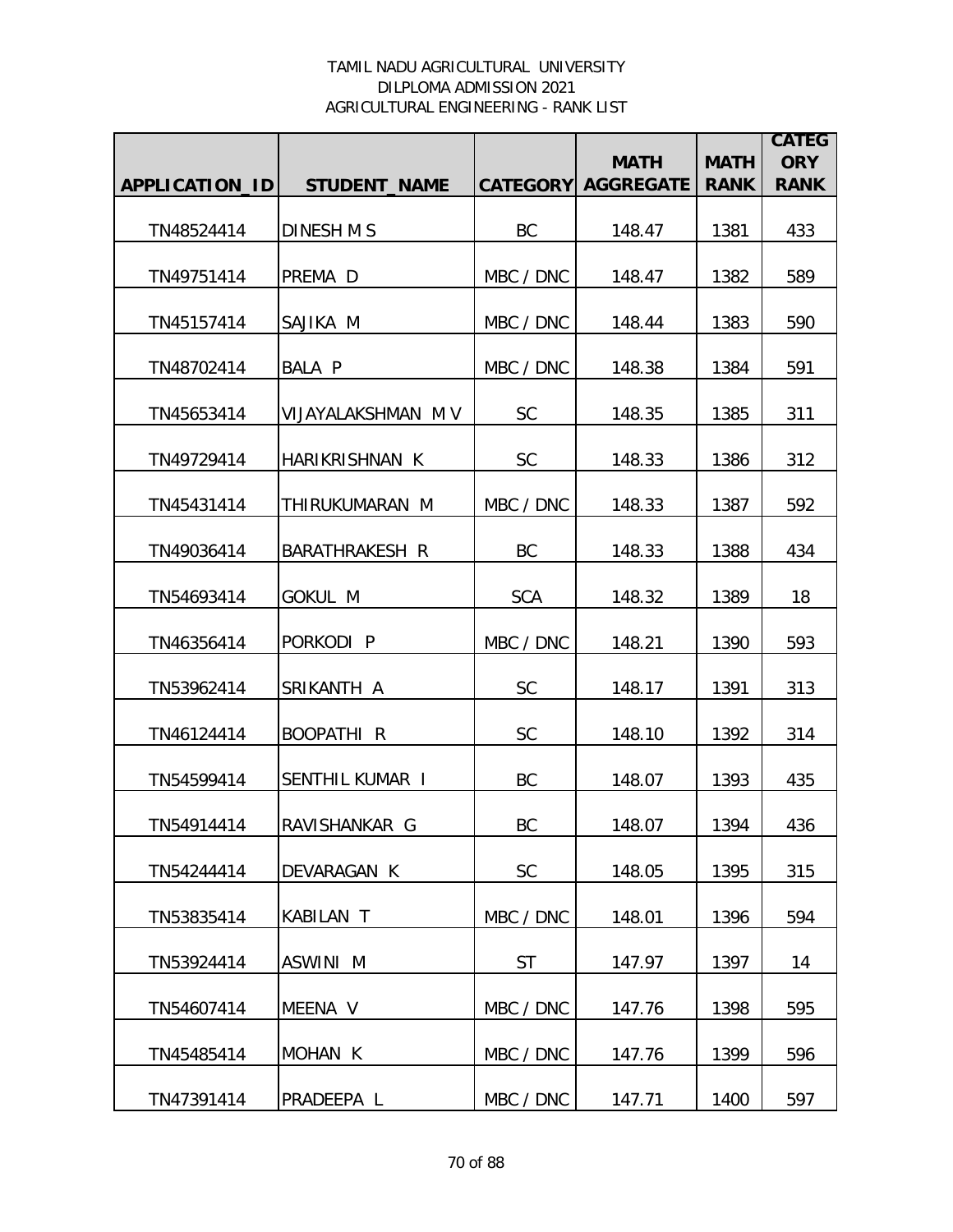TAMIL NADU AGRICULTURAL UNIVERSITY
DILPLOMA ADMISSION 2021
AGRICULTURAL ENGINEERING - RANK LIST

| APPLICATION_ID | STUDENT_NAME | CATEGORY | MATH AGGREGATE | MATH RANK | CATEGORY RANK |
|---|---|---|---|---|---|
| TN48524414 | DINESH M S | BC | 148.47 | 1381 | 433 |
| TN49751414 | PREMA D | MBC / DNC | 148.47 | 1382 | 589 |
| TN45157414 | SAJIKA M | MBC / DNC | 148.44 | 1383 | 590 |
| TN48702414 | BALA P | MBC / DNC | 148.38 | 1384 | 591 |
| TN45653414 | VIJAYALAKSHMAN M V | SC | 148.35 | 1385 | 311 |
| TN49729414 | HARIKRISHNAN K | SC | 148.33 | 1386 | 312 |
| TN45431414 | THIRUKUMARAN M | MBC / DNC | 148.33 | 1387 | 592 |
| TN49036414 | BARATHRAKESH R | BC | 148.33 | 1388 | 434 |
| TN54693414 | GOKUL M | SCA | 148.32 | 1389 | 18 |
| TN46356414 | PORKODI P | MBC / DNC | 148.21 | 1390 | 593 |
| TN53962414 | SRIKANTH A | SC | 148.17 | 1391 | 313 |
| TN46124414 | BOOPATHI R | SC | 148.10 | 1392 | 314 |
| TN54599414 | SENTHIL KUMAR I | BC | 148.07 | 1393 | 435 |
| TN54914414 | RAVISHANKAR G | BC | 148.07 | 1394 | 436 |
| TN54244414 | DEVARAGAN K | SC | 148.05 | 1395 | 315 |
| TN53835414 | KABILAN T | MBC / DNC | 148.01 | 1396 | 594 |
| TN53924414 | ASWINI M | ST | 147.97 | 1397 | 14 |
| TN54607414 | MEENA V | MBC / DNC | 147.76 | 1398 | 595 |
| TN45485414 | MOHAN K | MBC / DNC | 147.76 | 1399 | 596 |
| TN47391414 | PRADEEPA L | MBC / DNC | 147.71 | 1400 | 597 |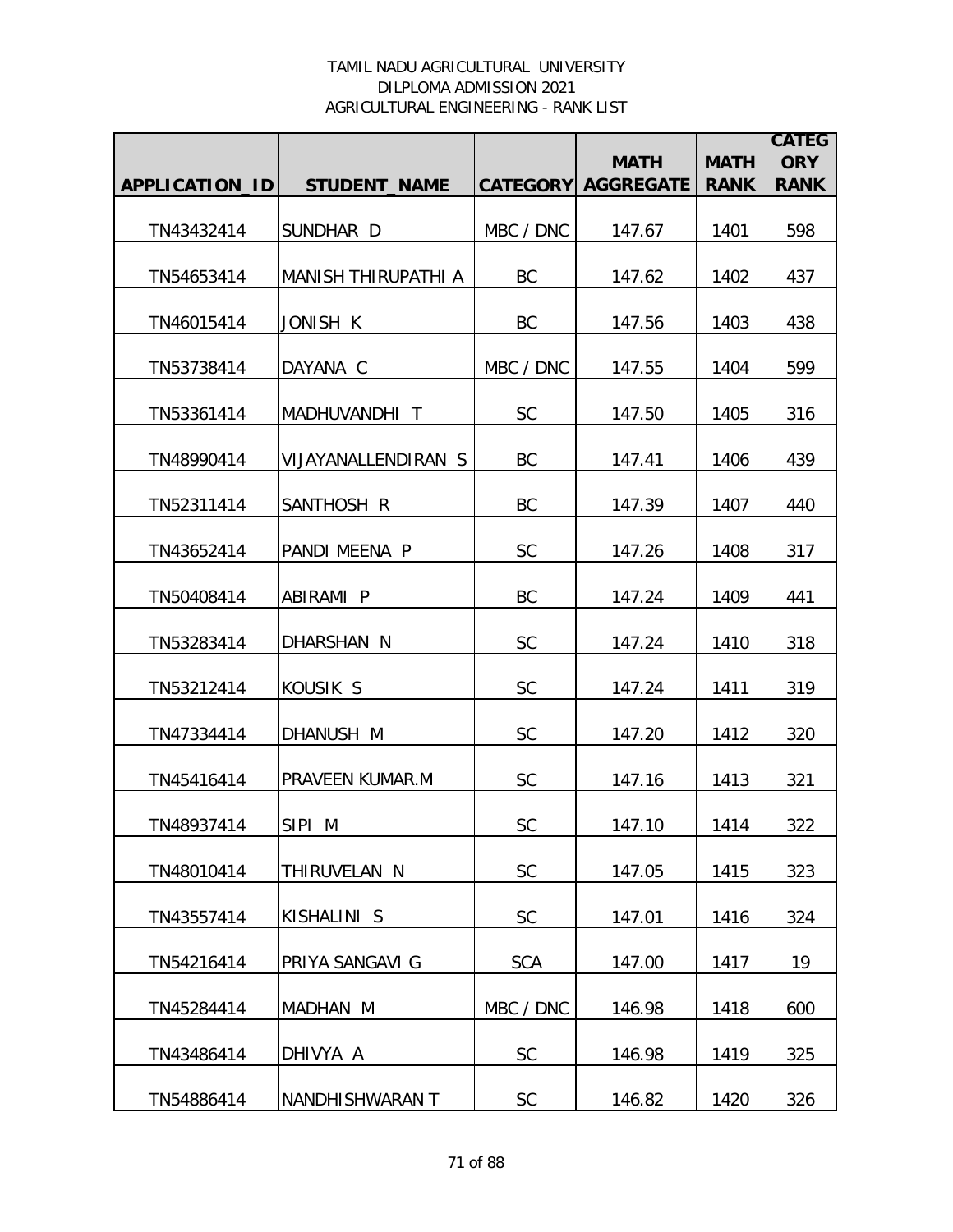TAMIL NADU AGRICULTURAL UNIVERSITY
DILPLOMA ADMISSION 2021
AGRICULTURAL ENGINEERING - RANK LIST

| APPLICATION_ID | STUDENT_NAME | CATEGORY | MATH AGGREGATE | MATH RANK | CATEGORY RANK |
|---|---|---|---|---|---|
| TN43432414 | SUNDHAR D | MBC / DNC | 147.67 | 1401 | 598 |
| TN54653414 | MANISH THIRUPATHI A | BC | 147.62 | 1402 | 437 |
| TN46015414 | JONISH K | BC | 147.56 | 1403 | 438 |
| TN53738414 | DAYANA C | MBC / DNC | 147.55 | 1404 | 599 |
| TN53361414 | MADHUVANDHI T | SC | 147.50 | 1405 | 316 |
| TN48990414 | VIJAYANALLENDIRAN S | BC | 147.41 | 1406 | 439 |
| TN52311414 | SANTHOSH R | BC | 147.39 | 1407 | 440 |
| TN43652414 | PANDI MEENA P | SC | 147.26 | 1408 | 317 |
| TN50408414 | ABIRAMI P | BC | 147.24 | 1409 | 441 |
| TN53283414 | DHARSHAN N | SC | 147.24 | 1410 | 318 |
| TN53212414 | KOUSIK S | SC | 147.24 | 1411 | 319 |
| TN47334414 | DHANUSH M | SC | 147.20 | 1412 | 320 |
| TN45416414 | PRAVEEN KUMAR.M | SC | 147.16 | 1413 | 321 |
| TN48937414 | SIPI M | SC | 147.10 | 1414 | 322 |
| TN48010414 | THIRUVELAN N | SC | 147.05 | 1415 | 323 |
| TN43557414 | KISHALINI S | SC | 147.01 | 1416 | 324 |
| TN54216414 | PRIYA SANGAVI G | SCA | 147.00 | 1417 | 19 |
| TN45284414 | MADHAN M | MBC / DNC | 146.98 | 1418 | 600 |
| TN43486414 | DHIVYA A | SC | 146.98 | 1419 | 325 |
| TN54886414 | NANDHISHWARAN T | SC | 146.82 | 1420 | 326 |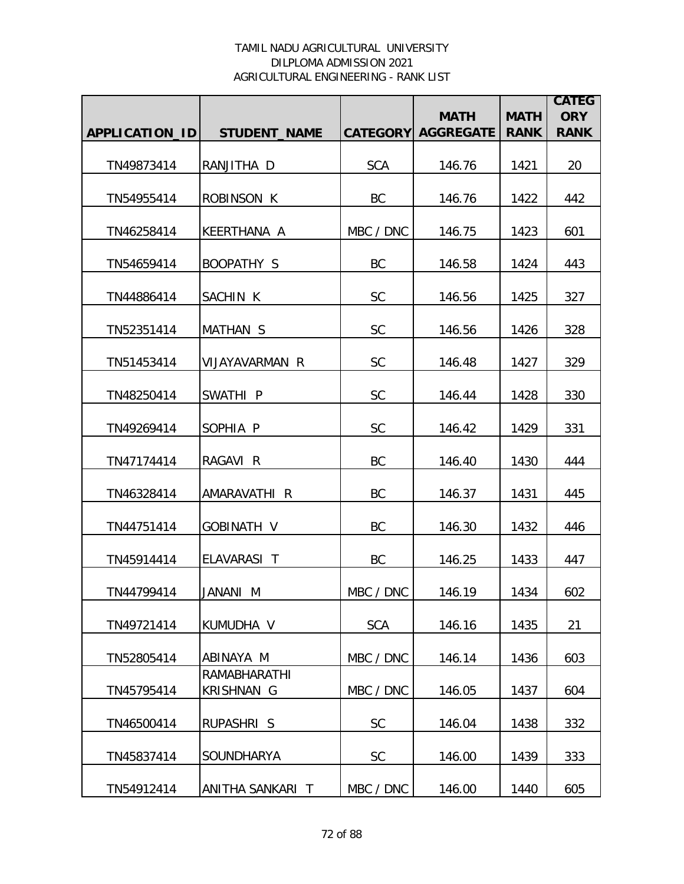TAMIL NADU AGRICULTURAL UNIVERSITY
DILPLOMA ADMISSION 2021
AGRICULTURAL ENGINEERING - RANK LIST

| APPLICATION_ID | STUDENT_NAME | CATEGORY | MATH AGGREGATE | MATH RANK | CATEGORY RANK |
|---|---|---|---|---|---|
| TN49873414 | RANJITHA D | SCA | 146.76 | 1421 | 20 |
| TN54955414 | ROBINSON K | BC | 146.76 | 1422 | 442 |
| TN46258414 | KEERTHANA A | MBC / DNC | 146.75 | 1423 | 601 |
| TN54659414 | BOOPATHY S | BC | 146.58 | 1424 | 443 |
| TN44886414 | SACHIN K | SC | 146.56 | 1425 | 327 |
| TN52351414 | MATHAN S | SC | 146.56 | 1426 | 328 |
| TN51453414 | VIJAYAVARMAN R | SC | 146.48 | 1427 | 329 |
| TN48250414 | SWATHI P | SC | 146.44 | 1428 | 330 |
| TN49269414 | SOPHIA P | SC | 146.42 | 1429 | 331 |
| TN47174414 | RAGAVI R | BC | 146.40 | 1430 | 444 |
| TN46328414 | AMARAVATHI R | BC | 146.37 | 1431 | 445 |
| TN44751414 | GOBINATH V | BC | 146.30 | 1432 | 446 |
| TN45914414 | ELAVARASI T | BC | 146.25 | 1433 | 447 |
| TN44799414 | JANANI M | MBC / DNC | 146.19 | 1434 | 602 |
| TN49721414 | KUMUDHA V | SCA | 146.16 | 1435 | 21 |
| TN52805414 | ABINAYA M | MBC / DNC | 146.14 | 1436 | 603 |
| TN45795414 | RAMABHARATHI KRISHNAN G | MBC / DNC | 146.05 | 1437 | 604 |
| TN46500414 | RUPASHRI S | SC | 146.04 | 1438 | 332 |
| TN45837414 | SOUNDHARYA | SC | 146.00 | 1439 | 333 |
| TN54912414 | ANITHA SANKARI T | MBC / DNC | 146.00 | 1440 | 605 |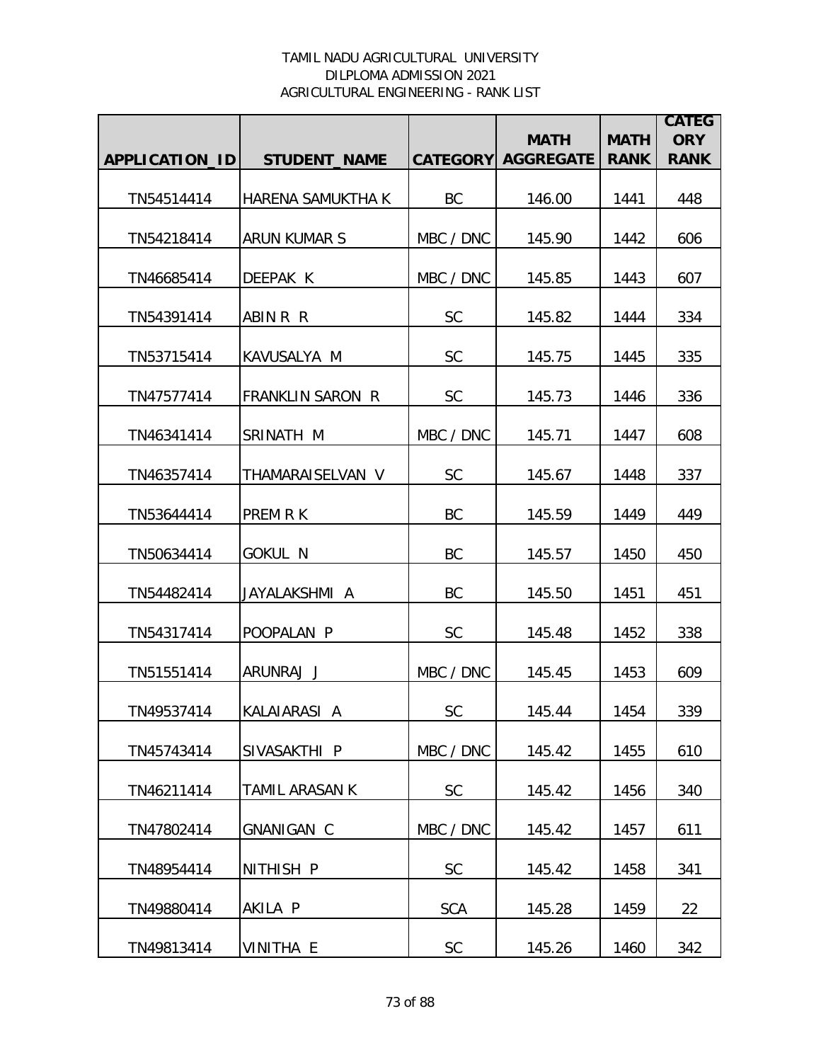TAMIL NADU AGRICULTURAL UNIVERSITY
DILPLOMA ADMISSION 2021
AGRICULTURAL ENGINEERING - RANK LIST

| APPLICATION_ID | STUDENT_NAME | CATEGORY | MATH AGGREGATE | MATH RANK | CATEGORY RANK |
|---|---|---|---|---|---|
| TN54514414 | HARENA SAMUKTHA K | BC | 146.00 | 1441 | 448 |
| TN54218414 | ARUN KUMAR S | MBC / DNC | 145.90 | 1442 | 606 |
| TN46685414 | DEEPAK K | MBC / DNC | 145.85 | 1443 | 607 |
| TN54391414 | ABIN R R | SC | 145.82 | 1444 | 334 |
| TN53715414 | KAVUSALYA M | SC | 145.75 | 1445 | 335 |
| TN47577414 | FRANKLIN SARON R | SC | 145.73 | 1446 | 336 |
| TN46341414 | SRINATH M | MBC / DNC | 145.71 | 1447 | 608 |
| TN46357414 | THAMARAISELVAN V | SC | 145.67 | 1448 | 337 |
| TN53644414 | PREM R K | BC | 145.59 | 1449 | 449 |
| TN50634414 | GOKUL N | BC | 145.57 | 1450 | 450 |
| TN54482414 | JAYALAKSHMI A | BC | 145.50 | 1451 | 451 |
| TN54317414 | POOPALAN P | SC | 145.48 | 1452 | 338 |
| TN51551414 | ARUNRAJ J | MBC / DNC | 145.45 | 1453 | 609 |
| TN49537414 | KALAIARASI A | SC | 145.44 | 1454 | 339 |
| TN45743414 | SIVASAKTHI P | MBC / DNC | 145.42 | 1455 | 610 |
| TN46211414 | TAMIL ARASAN K | SC | 145.42 | 1456 | 340 |
| TN47802414 | GNANIGAN C | MBC / DNC | 145.42 | 1457 | 611 |
| TN48954414 | NITHISH P | SC | 145.42 | 1458 | 341 |
| TN49880414 | AKILA P | SCA | 145.28 | 1459 | 22 |
| TN49813414 | VINITHA E | SC | 145.26 | 1460 | 342 |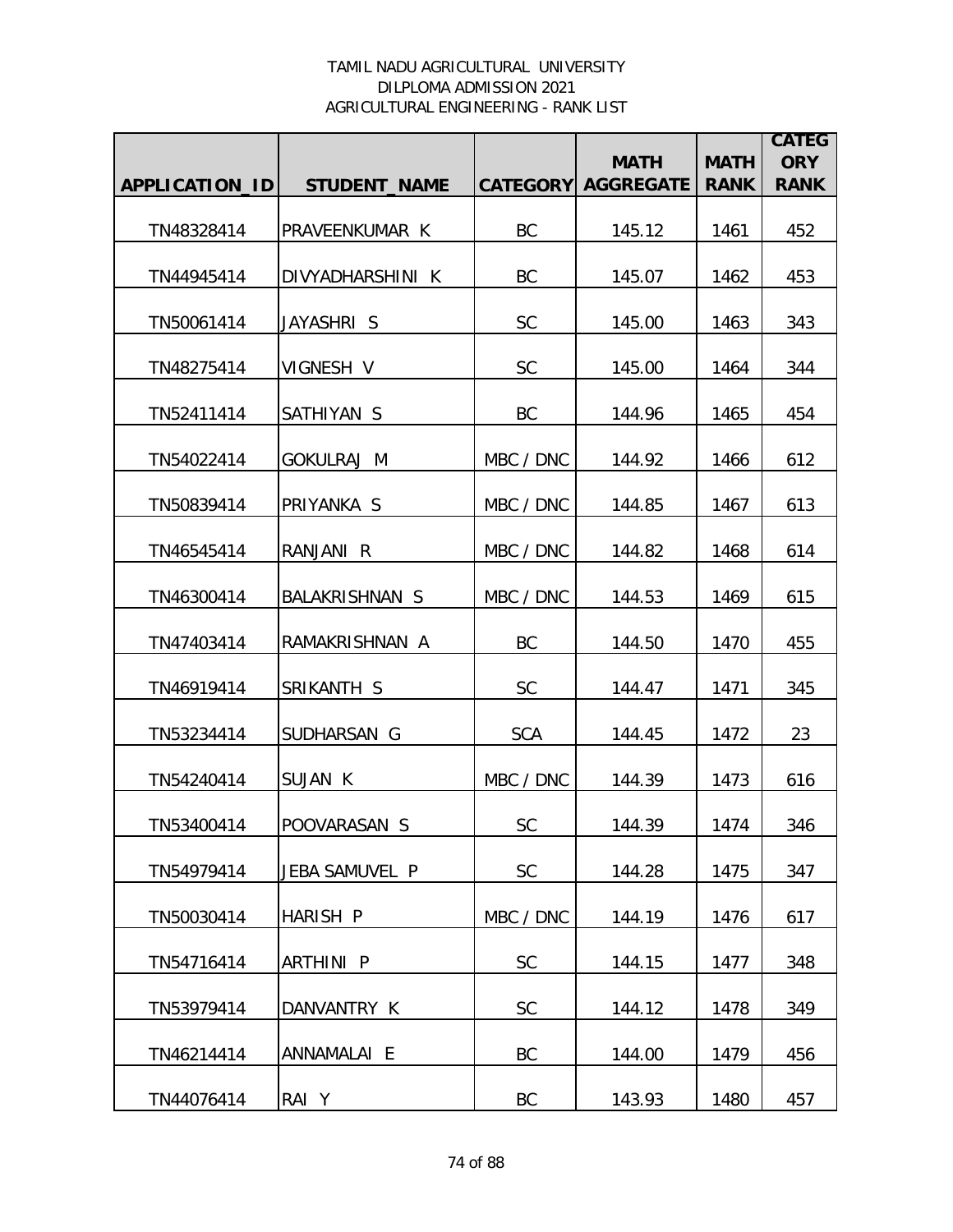TAMIL NADU AGRICULTURAL UNIVERSITY
DILPLOMA ADMISSION 2021
AGRICULTURAL ENGINEERING - RANK LIST

| APPLICATION_ID | STUDENT_NAME | CATEGORY | MATH AGGREGATE | MATH RANK | CATEGORY RANK |
|---|---|---|---|---|---|
| TN48328414 | PRAVEENKUMAR K | BC | 145.12 | 1461 | 452 |
| TN44945414 | DIVYADHARSHINI K | BC | 145.07 | 1462 | 453 |
| TN50061414 | JAYASHRI S | SC | 145.00 | 1463 | 343 |
| TN48275414 | VIGNESH V | SC | 145.00 | 1464 | 344 |
| TN52411414 | SATHIYAN S | BC | 144.96 | 1465 | 454 |
| TN54022414 | GOKULRAJ M | MBC / DNC | 144.92 | 1466 | 612 |
| TN50839414 | PRIYANKA S | MBC / DNC | 144.85 | 1467 | 613 |
| TN46545414 | RANJANI R | MBC / DNC | 144.82 | 1468 | 614 |
| TN46300414 | BALAKRISHNAN S | MBC / DNC | 144.53 | 1469 | 615 |
| TN47403414 | RAMAKRISHNAN A | BC | 144.50 | 1470 | 455 |
| TN46919414 | SRIKANTH S | SC | 144.47 | 1471 | 345 |
| TN53234414 | SUDHARSAN G | SCA | 144.45 | 1472 | 23 |
| TN54240414 | SUJAN K | MBC / DNC | 144.39 | 1473 | 616 |
| TN53400414 | POOVARASAN S | SC | 144.39 | 1474 | 346 |
| TN54979414 | JEBA SAMUVEL P | SC | 144.28 | 1475 | 347 |
| TN50030414 | HARISH P | MBC / DNC | 144.19 | 1476 | 617 |
| TN54716414 | ARTHINI P | SC | 144.15 | 1477 | 348 |
| TN53979414 | DANVANTRY K | SC | 144.12 | 1478 | 349 |
| TN46214414 | ANNAMALAI E | BC | 144.00 | 1479 | 456 |
| TN44076414 | RAI Y | BC | 143.93 | 1480 | 457 |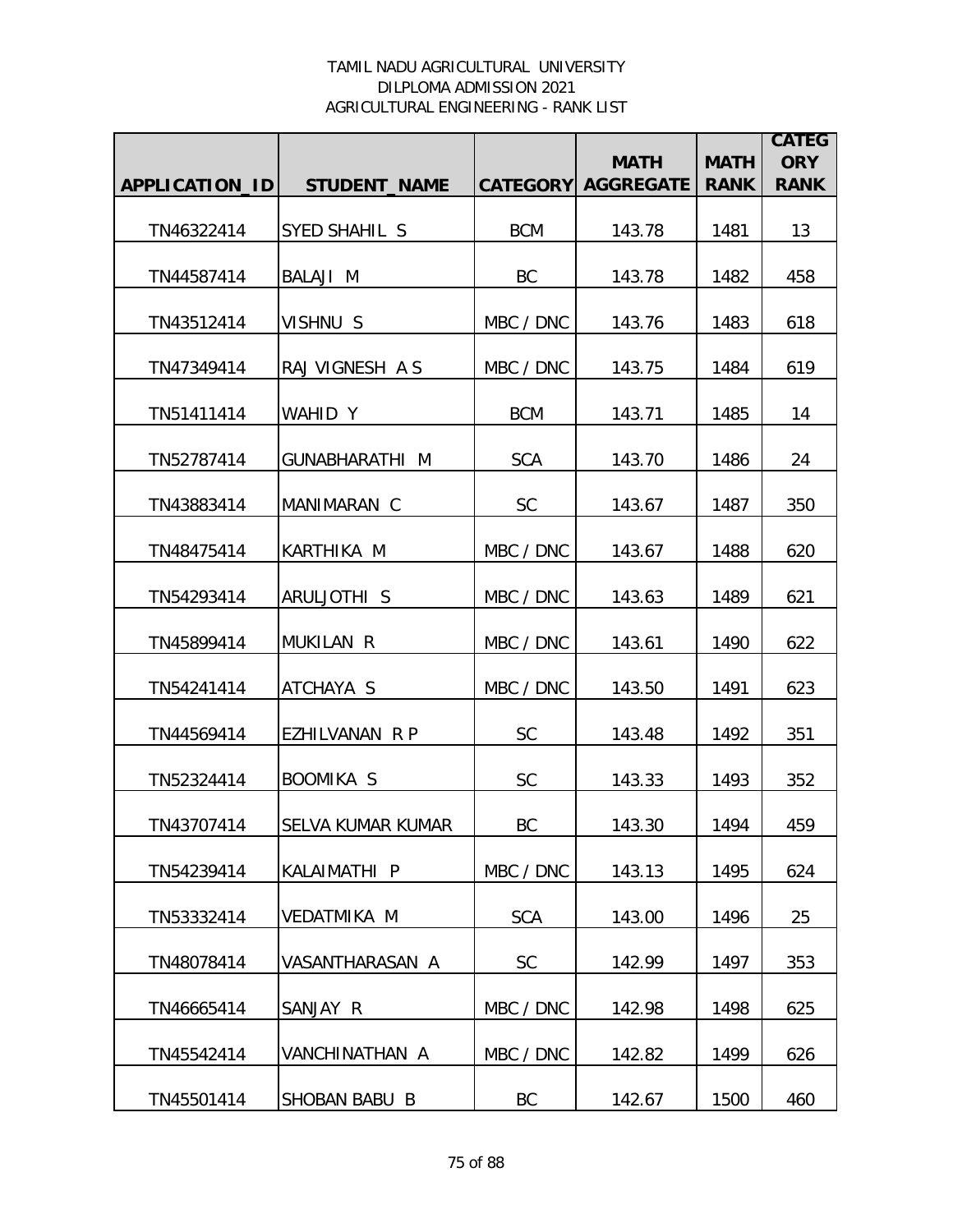TAMIL NADU AGRICULTURAL UNIVERSITY
DILPLOMA ADMISSION 2021
AGRICULTURAL ENGINEERING - RANK LIST

| APPLICATION_ID | STUDENT_NAME | CATEGORY | MATH AGGREGATE | MATH RANK | CATEGORY RANK |
|---|---|---|---|---|---|
| TN46322414 | SYED SHAHIL S | BCM | 143.78 | 1481 | 13 |
| TN44587414 | BALAJI M | BC | 143.78 | 1482 | 458 |
| TN43512414 | VISHNU S | MBC / DNC | 143.76 | 1483 | 618 |
| TN47349414 | RAJ VIGNESH A S | MBC / DNC | 143.75 | 1484 | 619 |
| TN51411414 | WAHID Y | BCM | 143.71 | 1485 | 14 |
| TN52787414 | GUNABHARATHI M | SCA | 143.70 | 1486 | 24 |
| TN43883414 | MANIMARAN C | SC | 143.67 | 1487 | 350 |
| TN48475414 | KARTHIKA M | MBC / DNC | 143.67 | 1488 | 620 |
| TN54293414 | ARULJOTHI S | MBC / DNC | 143.63 | 1489 | 621 |
| TN45899414 | MUKILAN R | MBC / DNC | 143.61 | 1490 | 622 |
| TN54241414 | ATCHAYA S | MBC / DNC | 143.50 | 1491 | 623 |
| TN44569414 | EZHILVANAN R P | SC | 143.48 | 1492 | 351 |
| TN52324414 | BOOMIKA S | SC | 143.33 | 1493 | 352 |
| TN43707414 | SELVA KUMAR KUMAR | BC | 143.30 | 1494 | 459 |
| TN54239414 | KALAIMATHI P | MBC / DNC | 143.13 | 1495 | 624 |
| TN53332414 | VEDATMIKA M | SCA | 143.00 | 1496 | 25 |
| TN48078414 | VASANTHARASAN A | SC | 142.99 | 1497 | 353 |
| TN46665414 | SANJAY R | MBC / DNC | 142.98 | 1498 | 625 |
| TN45542414 | VANCHINATHAN A | MBC / DNC | 142.82 | 1499 | 626 |
| TN45501414 | SHOBAN BABU B | BC | 142.67 | 1500 | 460 |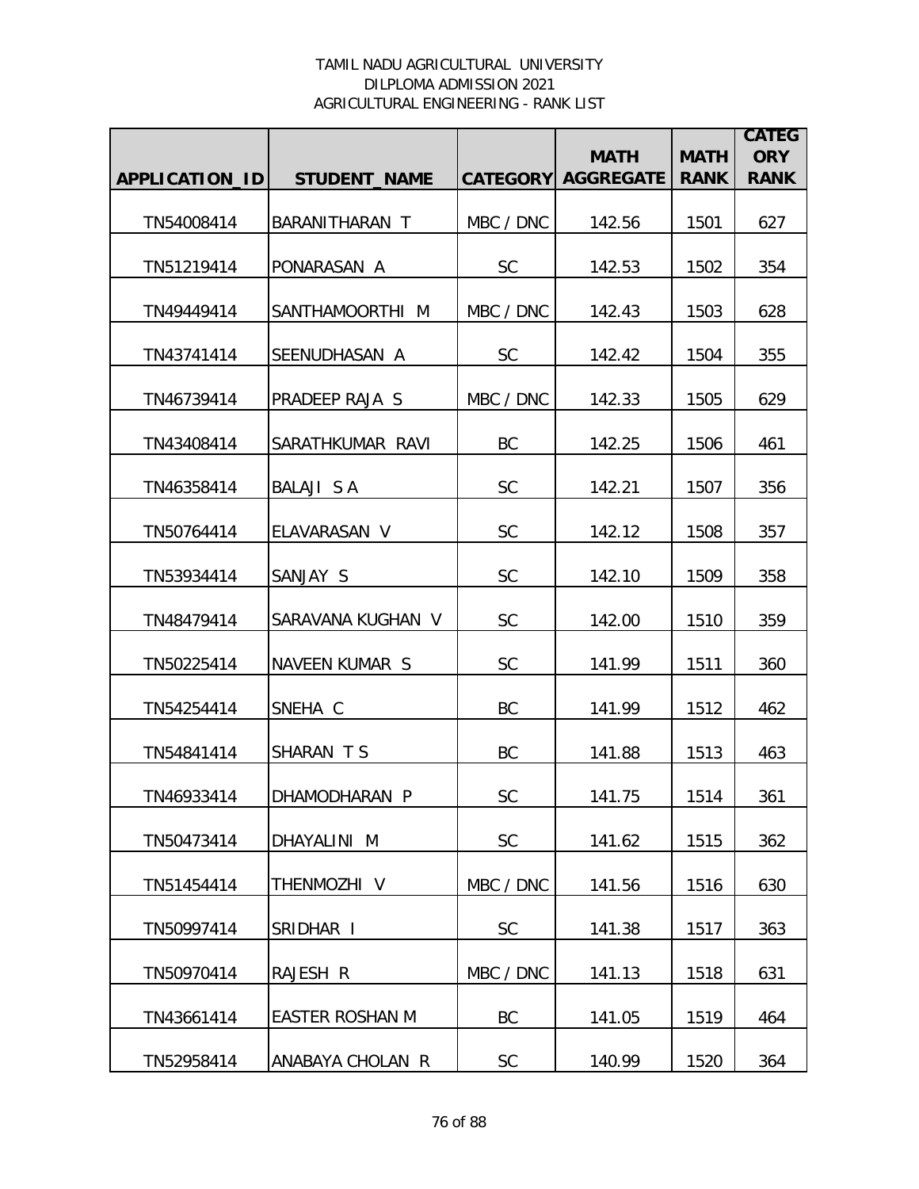TAMIL NADU AGRICULTURAL UNIVERSITY
DILPLOMA ADMISSION 2021
AGRICULTURAL ENGINEERING - RANK LIST

| APPLICATION_ID | STUDENT_NAME | CATEGORY | MATH AGGREGATE | MATH RANK | CATEGORY RANK |
|---|---|---|---|---|---|
| TN54008414 | BARANITHARAN T | MBC / DNC | 142.56 | 1501 | 627 |
| TN51219414 | PONARASAN A | SC | 142.53 | 1502 | 354 |
| TN49449414 | SANTHAMOORTHI M | MBC / DNC | 142.43 | 1503 | 628 |
| TN43741414 | SEENUDHASAN A | SC | 142.42 | 1504 | 355 |
| TN46739414 | PRADEEP RAJA S | MBC / DNC | 142.33 | 1505 | 629 |
| TN43408414 | SARATHKUMAR RAVI | BC | 142.25 | 1506 | 461 |
| TN46358414 | BALAJI S A | SC | 142.21 | 1507 | 356 |
| TN50764414 | ELAVARASAN V | SC | 142.12 | 1508 | 357 |
| TN53934414 | SANJAY S | SC | 142.10 | 1509 | 358 |
| TN48479414 | SARAVANA KUGHAN V | SC | 142.00 | 1510 | 359 |
| TN50225414 | NAVEEN KUMAR S | SC | 141.99 | 1511 | 360 |
| TN54254414 | SNEHA C | BC | 141.99 | 1512 | 462 |
| TN54841414 | SHARAN T S | BC | 141.88 | 1513 | 463 |
| TN46933414 | DHAMODHARAN P | SC | 141.75 | 1514 | 361 |
| TN50473414 | DHAYALINI M | SC | 141.62 | 1515 | 362 |
| TN51454414 | THENMOZHI V | MBC / DNC | 141.56 | 1516 | 630 |
| TN50997414 | SRIDHAR I | SC | 141.38 | 1517 | 363 |
| TN50970414 | RAJESH R | MBC / DNC | 141.13 | 1518 | 631 |
| TN43661414 | EASTER ROSHAN M | BC | 141.05 | 1519 | 464 |
| TN52958414 | ANABAYA CHOLAN R | SC | 140.99 | 1520 | 364 |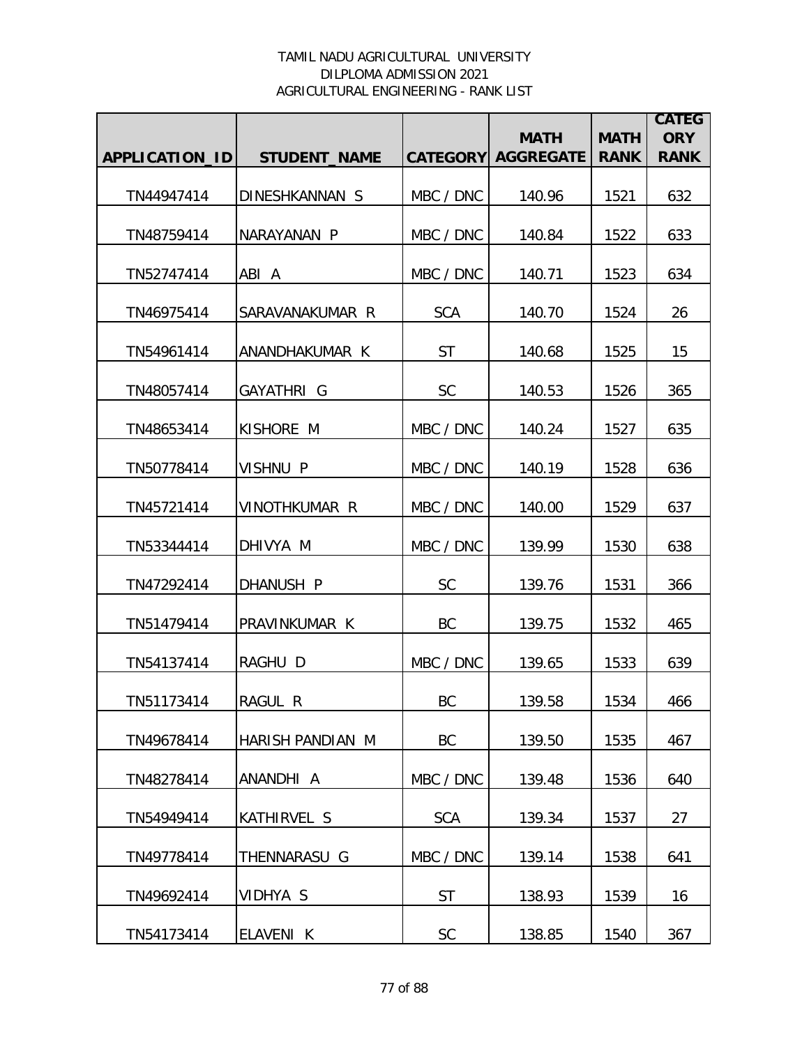TAMIL NADU AGRICULTURAL UNIVERSITY
DILPLOMA ADMISSION 2021
AGRICULTURAL ENGINEERING - RANK LIST

| APPLICATION_ID | STUDENT_NAME | CATEGORY | MATH AGGREGATE | MATH RANK | CATEGORY RANK |
|---|---|---|---|---|---|
| TN44947414 | DINESHKANNAN S | MBC / DNC | 140.96 | 1521 | 632 |
| TN48759414 | NARAYANAN P | MBC / DNC | 140.84 | 1522 | 633 |
| TN52747414 | ABI A | MBC / DNC | 140.71 | 1523 | 634 |
| TN46975414 | SARAVANAKUMAR R | SCA | 140.70 | 1524 | 26 |
| TN54961414 | ANANDHAKUMAR K | ST | 140.68 | 1525 | 15 |
| TN48057414 | GAYATHRI G | SC | 140.53 | 1526 | 365 |
| TN48653414 | KISHORE M | MBC / DNC | 140.24 | 1527 | 635 |
| TN50778414 | VISHNU P | MBC / DNC | 140.19 | 1528 | 636 |
| TN45721414 | VINOTHKUMAR R | MBC / DNC | 140.00 | 1529 | 637 |
| TN53344414 | DHIVYA M | MBC / DNC | 139.99 | 1530 | 638 |
| TN47292414 | DHANUSH P | SC | 139.76 | 1531 | 366 |
| TN51479414 | PRAVINKUMAR K | BC | 139.75 | 1532 | 465 |
| TN54137414 | RAGHU D | MBC / DNC | 139.65 | 1533 | 639 |
| TN51173414 | RAGUL R | BC | 139.58 | 1534 | 466 |
| TN49678414 | HARISH PANDIAN M | BC | 139.50 | 1535 | 467 |
| TN48278414 | ANANDHI A | MBC / DNC | 139.48 | 1536 | 640 |
| TN54949414 | KATHIRVEL S | SCA | 139.34 | 1537 | 27 |
| TN49778414 | THENNARASU G | MBC / DNC | 139.14 | 1538 | 641 |
| TN49692414 | VIDHYA S | ST | 138.93 | 1539 | 16 |
| TN54173414 | ELAVENI K | SC | 138.85 | 1540 | 367 |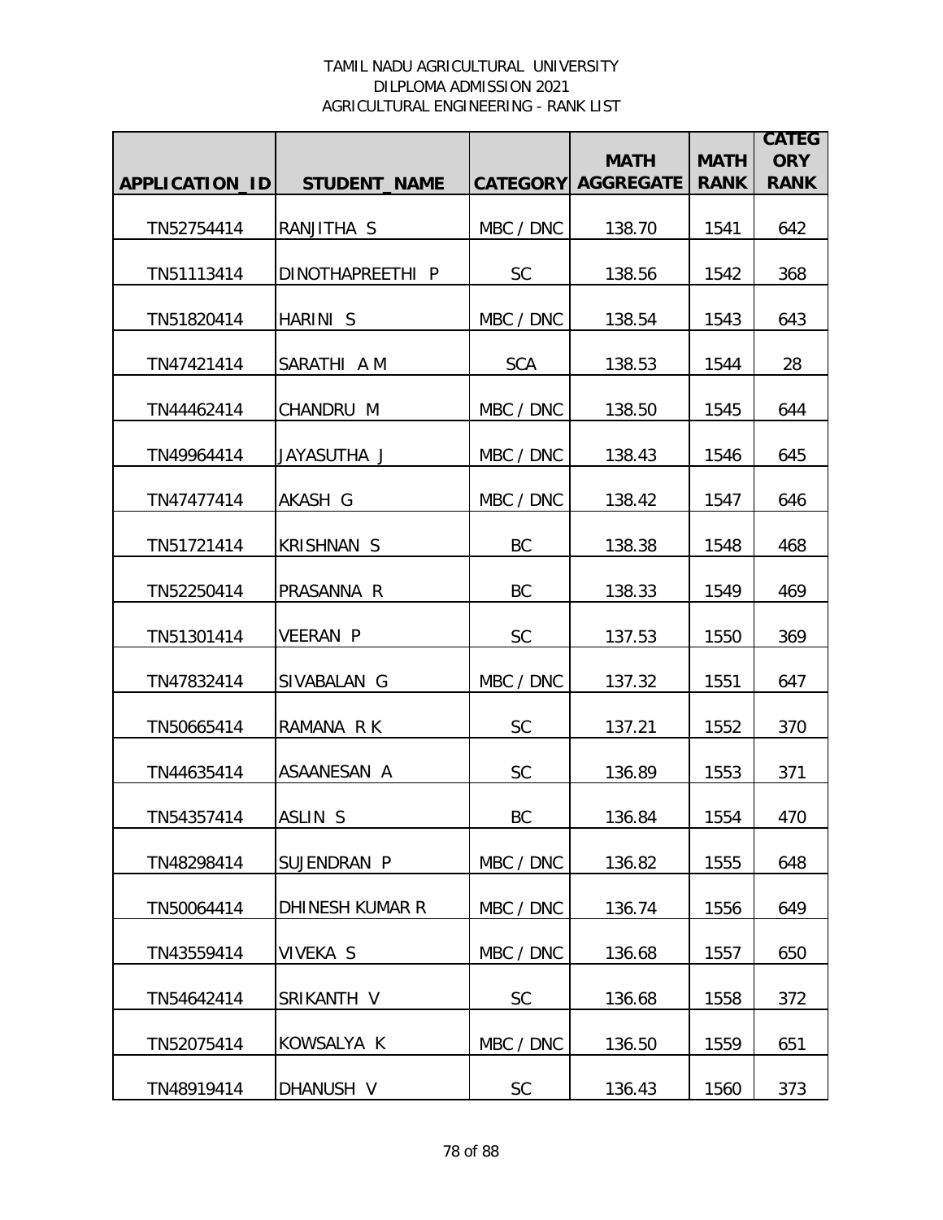TAMIL NADU AGRICULTURAL UNIVERSITY
DILPLOMA ADMISSION 2021
AGRICULTURAL ENGINEERING - RANK LIST

| APPLICATION_ID | STUDENT_NAME | CATEGORY | MATH AGGREGATE | MATH RANK | CATEGORY RANK |
|---|---|---|---|---|---|
| TN52754414 | RANJITHA S | MBC / DNC | 138.70 | 1541 | 642 |
| TN51113414 | DINOTHAPREETHI P | SC | 138.56 | 1542 | 368 |
| TN51820414 | HARINI S | MBC / DNC | 138.54 | 1543 | 643 |
| TN47421414 | SARATHI A M | SCA | 138.53 | 1544 | 28 |
| TN44462414 | CHANDRU M | MBC / DNC | 138.50 | 1545 | 644 |
| TN49964414 | JAYASUTHA J | MBC / DNC | 138.43 | 1546 | 645 |
| TN47477414 | AKASH G | MBC / DNC | 138.42 | 1547 | 646 |
| TN51721414 | KRISHNAN S | BC | 138.38 | 1548 | 468 |
| TN52250414 | PRASANNA R | BC | 138.33 | 1549 | 469 |
| TN51301414 | VEERAN P | SC | 137.53 | 1550 | 369 |
| TN47832414 | SIVABALAN G | MBC / DNC | 137.32 | 1551 | 647 |
| TN50665414 | RAMANA R K | SC | 137.21 | 1552 | 370 |
| TN44635414 | ASAANESAN A | SC | 136.89 | 1553 | 371 |
| TN54357414 | ASLIN S | BC | 136.84 | 1554 | 470 |
| TN48298414 | SUJENDRAN P | MBC / DNC | 136.82 | 1555 | 648 |
| TN50064414 | DHINESH KUMAR R | MBC / DNC | 136.74 | 1556 | 649 |
| TN43559414 | VIVEKA S | MBC / DNC | 136.68 | 1557 | 650 |
| TN54642414 | SRIKANTH V | SC | 136.68 | 1558 | 372 |
| TN52075414 | KOWSALYA K | MBC / DNC | 136.50 | 1559 | 651 |
| TN48919414 | DHANUSH V | SC | 136.43 | 1560 | 373 |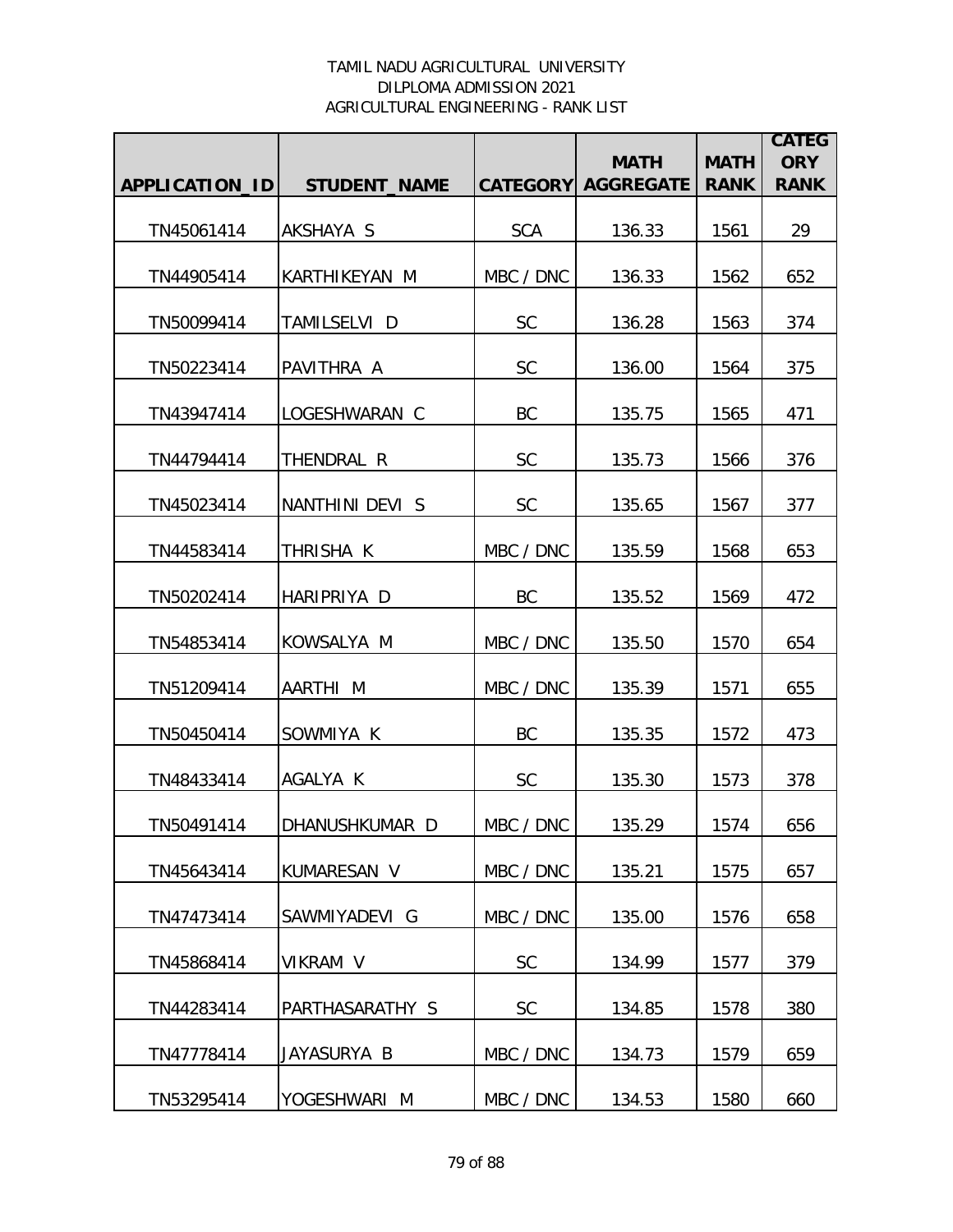TAMIL NADU AGRICULTURAL UNIVERSITY
DILPLOMA ADMISSION 2021
AGRICULTURAL ENGINEERING - RANK LIST

| APPLICATION_ID | STUDENT_NAME | CATEGORY | MATH AGGREGATE | MATH RANK | CATEGORY RANK |
|---|---|---|---|---|---|
| TN45061414 | AKSHAYA S | SCA | 136.33 | 1561 | 29 |
| TN44905414 | KARTHIKEYAN M | MBC / DNC | 136.33 | 1562 | 652 |
| TN50099414 | TAMILSELVI D | SC | 136.28 | 1563 | 374 |
| TN50223414 | PAVITHRA A | SC | 136.00 | 1564 | 375 |
| TN43947414 | LOGESHWARAN C | BC | 135.75 | 1565 | 471 |
| TN44794414 | THENDRAL R | SC | 135.73 | 1566 | 376 |
| TN45023414 | NANTHINI DEVI S | SC | 135.65 | 1567 | 377 |
| TN44583414 | THRISHA K | MBC / DNC | 135.59 | 1568 | 653 |
| TN50202414 | HARIPRIYA D | BC | 135.52 | 1569 | 472 |
| TN54853414 | KOWSALYA M | MBC / DNC | 135.50 | 1570 | 654 |
| TN51209414 | AARTHI M | MBC / DNC | 135.39 | 1571 | 655 |
| TN50450414 | SOWMIYA K | BC | 135.35 | 1572 | 473 |
| TN48433414 | AGALYA K | SC | 135.30 | 1573 | 378 |
| TN50491414 | DHANUSHKUMAR D | MBC / DNC | 135.29 | 1574 | 656 |
| TN45643414 | KUMARESAN V | MBC / DNC | 135.21 | 1575 | 657 |
| TN47473414 | SAWMIYADEVI G | MBC / DNC | 135.00 | 1576 | 658 |
| TN45868414 | VIKRAM V | SC | 134.99 | 1577 | 379 |
| TN44283414 | PARTHASARATHY S | SC | 134.85 | 1578 | 380 |
| TN47778414 | JAYASURYA B | MBC / DNC | 134.73 | 1579 | 659 |
| TN53295414 | YOGESHWARI M | MBC / DNC | 134.53 | 1580 | 660 |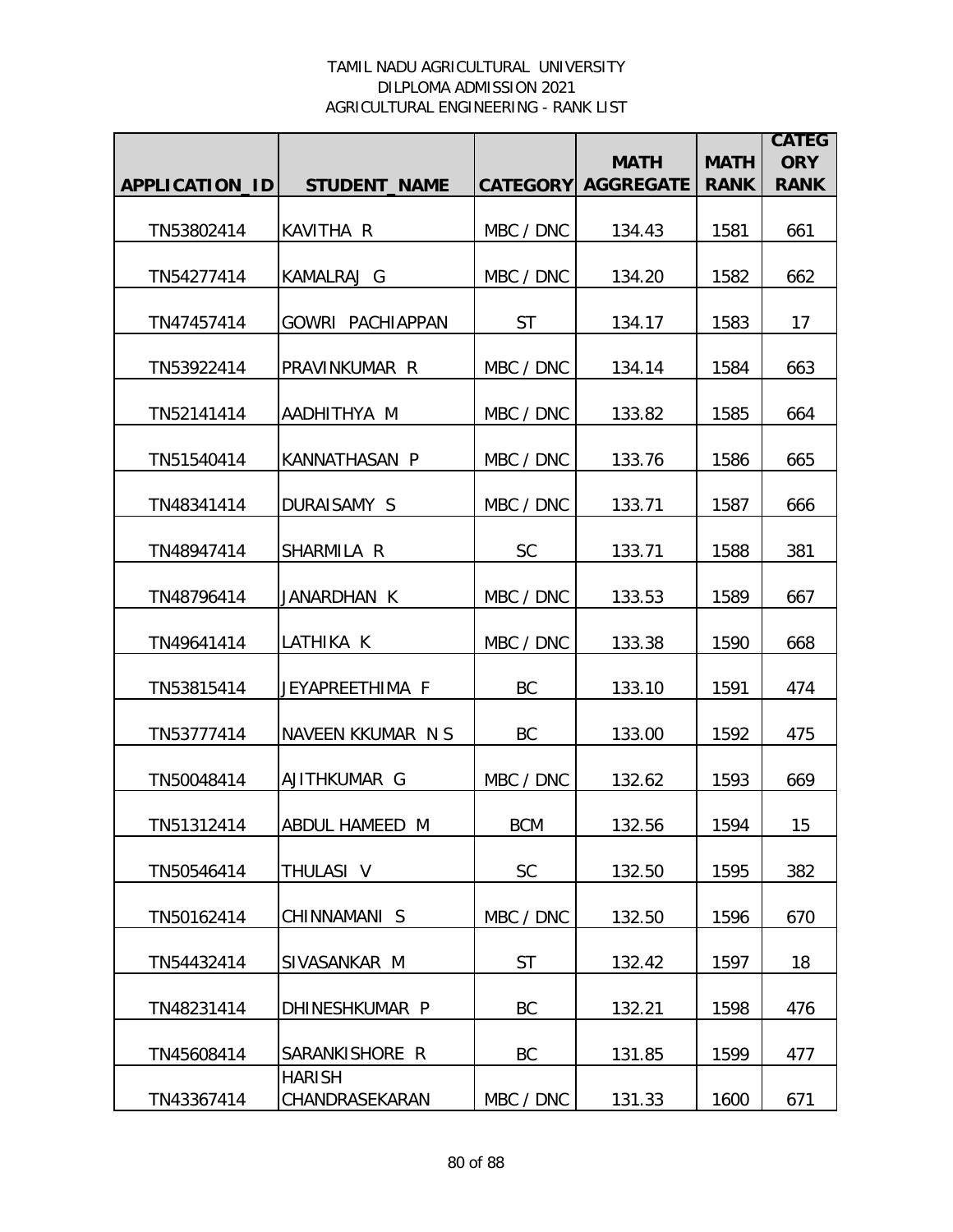TAMIL NADU AGRICULTURAL UNIVERSITY
DILPLOMA ADMISSION 2021
AGRICULTURAL ENGINEERING - RANK LIST

| APPLICATION_ID | STUDENT_NAME | CATEGORY | MATH AGGREGATE | MATH RANK | CATEGORY RANK |
|---|---|---|---|---|---|
| TN53802414 | KAVITHA R | MBC / DNC | 134.43 | 1581 | 661 |
| TN54277414 | KAMALRAJ G | MBC / DNC | 134.20 | 1582 | 662 |
| TN47457414 | GOWRI PACHIAPPAN | ST | 134.17 | 1583 | 17 |
| TN53922414 | PRAVINKUMAR R | MBC / DNC | 134.14 | 1584 | 663 |
| TN52141414 | AADHITHYA M | MBC / DNC | 133.82 | 1585 | 664 |
| TN51540414 | KANNATHASAN P | MBC / DNC | 133.76 | 1586 | 665 |
| TN48341414 | DURAISAMY S | MBC / DNC | 133.71 | 1587 | 666 |
| TN48947414 | SHARMILA R | SC | 133.71 | 1588 | 381 |
| TN48796414 | JANARDHAN K | MBC / DNC | 133.53 | 1589 | 667 |
| TN49641414 | LATHIKA K | MBC / DNC | 133.38 | 1590 | 668 |
| TN53815414 | JEYAPREETHIMA F | BC | 133.10 | 1591 | 474 |
| TN53777414 | NAVEEN KKUMAR N S | BC | 133.00 | 1592 | 475 |
| TN50048414 | AJITHKUMAR G | MBC / DNC | 132.62 | 1593 | 669 |
| TN51312414 | ABDUL HAMEED M | BCM | 132.56 | 1594 | 15 |
| TN50546414 | THULASI V | SC | 132.50 | 1595 | 382 |
| TN50162414 | CHINNAMANI S | MBC / DNC | 132.50 | 1596 | 670 |
| TN54432414 | SIVASANKAR M | ST | 132.42 | 1597 | 18 |
| TN48231414 | DHINESHKUMAR P | BC | 132.21 | 1598 | 476 |
| TN45608414 | SARANKISHORE R | BC | 131.85 | 1599 | 477 |
| TN43367414 | HARISH CHANDRASEKARAN | MBC / DNC | 131.33 | 1600 | 671 |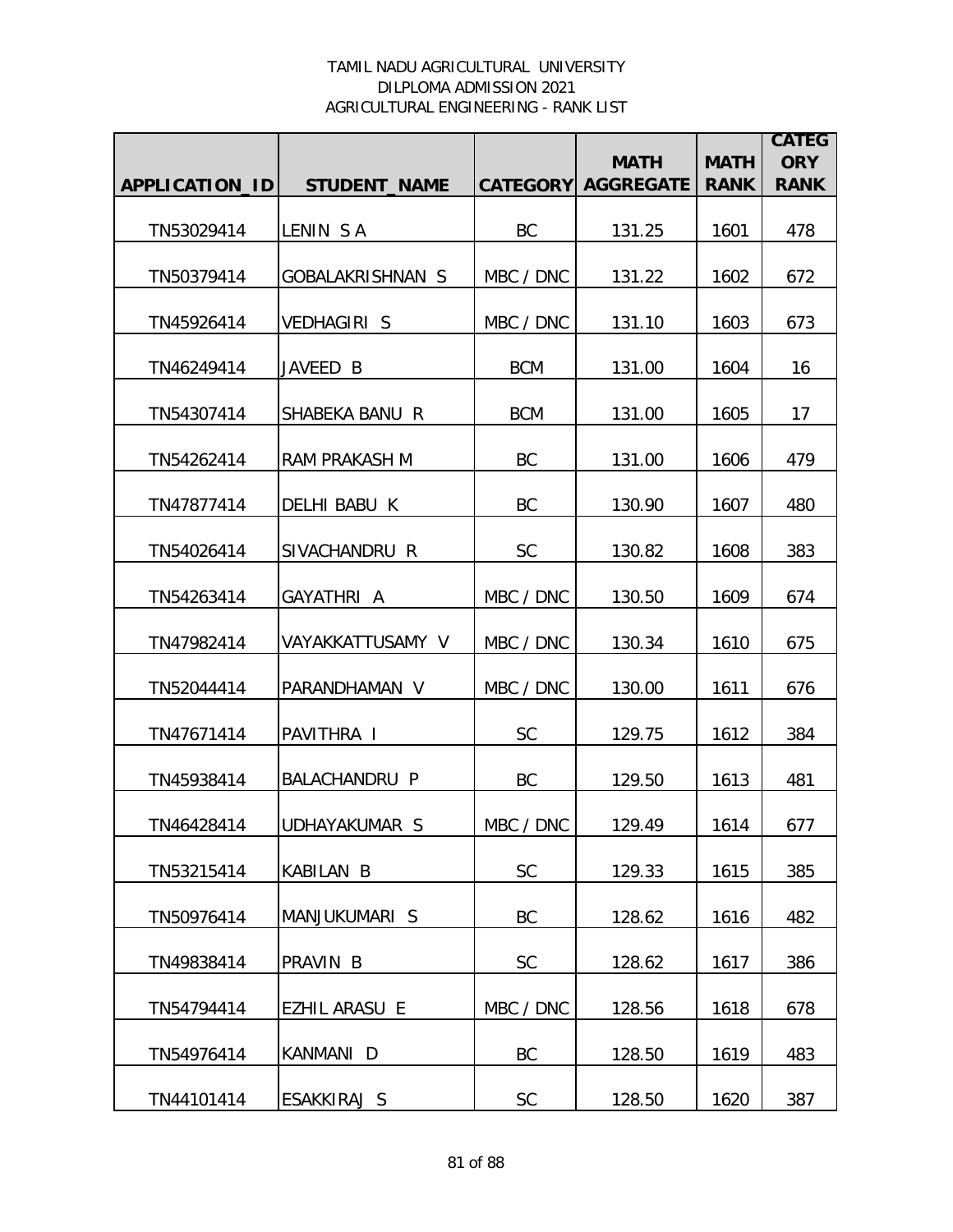TAMIL NADU AGRICULTURAL UNIVERSITY
DILPLOMA ADMISSION 2021
AGRICULTURAL ENGINEERING - RANK LIST

| APPLICATION_ID | STUDENT_NAME | CATEGORY | MATH AGGREGATE | MATH RANK | CATEGORY RANK |
|---|---|---|---|---|---|
| TN53029414 | LENIN S A | BC | 131.25 | 1601 | 478 |
| TN50379414 | GOBALAKRISHNAN S | MBC / DNC | 131.22 | 1602 | 672 |
| TN45926414 | VEDHAGIRI S | MBC / DNC | 131.10 | 1603 | 673 |
| TN46249414 | JAVEED B | BCM | 131.00 | 1604 | 16 |
| TN54307414 | SHABEKA BANU R | BCM | 131.00 | 1605 | 17 |
| TN54262414 | RAM PRAKASH M | BC | 131.00 | 1606 | 479 |
| TN47877414 | DELHI BABU K | BC | 130.90 | 1607 | 480 |
| TN54026414 | SIVACHANDRU R | SC | 130.82 | 1608 | 383 |
| TN54263414 | GAYATHRI A | MBC / DNC | 130.50 | 1609 | 674 |
| TN47982414 | VAYAKKATTUSAMY V | MBC / DNC | 130.34 | 1610 | 675 |
| TN52044414 | PARANDHAMAN V | MBC / DNC | 130.00 | 1611 | 676 |
| TN47671414 | PAVITHRA I | SC | 129.75 | 1612 | 384 |
| TN45938414 | BALACHANDRU P | BC | 129.50 | 1613 | 481 |
| TN46428414 | UDHAYAKUMAR S | MBC / DNC | 129.49 | 1614 | 677 |
| TN53215414 | KABILAN B | SC | 129.33 | 1615 | 385 |
| TN50976414 | MANJUKUMARI S | BC | 128.62 | 1616 | 482 |
| TN49838414 | PRAVIN B | SC | 128.62 | 1617 | 386 |
| TN54794414 | EZHIL ARASU E | MBC / DNC | 128.56 | 1618 | 678 |
| TN54976414 | KANMANI D | BC | 128.50 | 1619 | 483 |
| TN44101414 | ESAKKIRAJ S | SC | 128.50 | 1620 | 387 |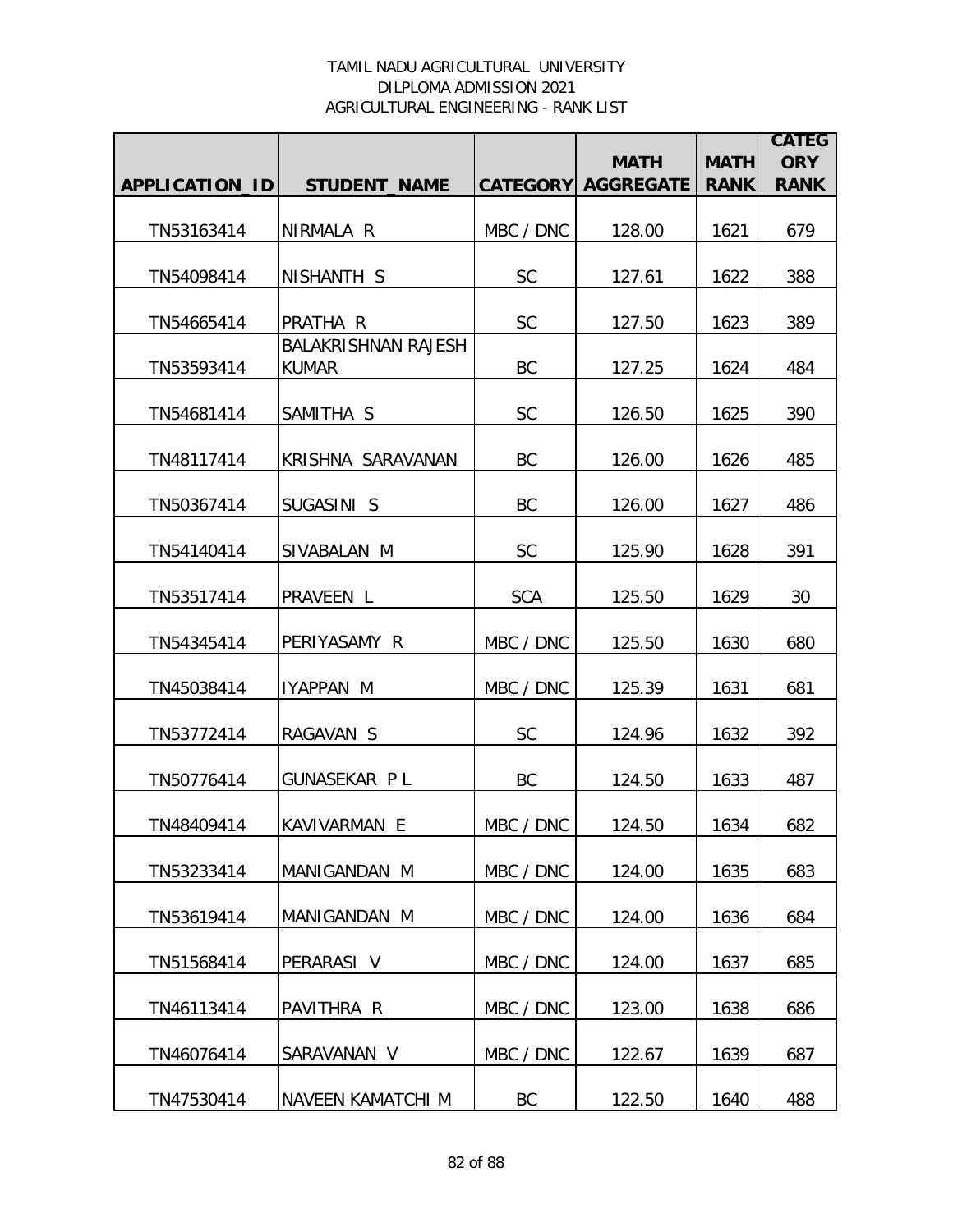TAMIL NADU AGRICULTURAL UNIVERSITY
DILPLOMA ADMISSION 2021
AGRICULTURAL ENGINEERING - RANK LIST

| APPLICATION_ID | STUDENT_NAME | CATEGORY | MATH AGGREGATE | MATH RANK | CATEGORY RANK |
|---|---|---|---|---|---|
| TN53163414 | NIRMALA R | MBC / DNC | 128.00 | 1621 | 679 |
| TN54098414 | NISHANTH S | SC | 127.61 | 1622 | 388 |
| TN54665414 | PRATHA R | SC | 127.50 | 1623 | 389 |
| TN53593414 | BALAKRISHNAN RAJESH KUMAR | BC | 127.25 | 1624 | 484 |
| TN54681414 | SAMITHA S | SC | 126.50 | 1625 | 390 |
| TN48117414 | KRISHNA SARAVANAN | BC | 126.00 | 1626 | 485 |
| TN50367414 | SUGASINI S | BC | 126.00 | 1627 | 486 |
| TN54140414 | SIVABALAN M | SC | 125.90 | 1628 | 391 |
| TN53517414 | PRAVEEN L | SCA | 125.50 | 1629 | 30 |
| TN54345414 | PERIYASAMY R | MBC / DNC | 125.50 | 1630 | 680 |
| TN45038414 | IYAPPAN M | MBC / DNC | 125.39 | 1631 | 681 |
| TN53772414 | RAGAVAN S | SC | 124.96 | 1632 | 392 |
| TN50776414 | GUNASEKAR P L | BC | 124.50 | 1633 | 487 |
| TN48409414 | KAVIVARMAN E | MBC / DNC | 124.50 | 1634 | 682 |
| TN53233414 | MANIGANDAN M | MBC / DNC | 124.00 | 1635 | 683 |
| TN53619414 | MANIGANDAN M | MBC / DNC | 124.00 | 1636 | 684 |
| TN51568414 | PERARASI V | MBC / DNC | 124.00 | 1637 | 685 |
| TN46113414 | PAVITHRA R | MBC / DNC | 123.00 | 1638 | 686 |
| TN46076414 | SARAVANAN V | MBC / DNC | 122.67 | 1639 | 687 |
| TN47530414 | NAVEEN KAMATCHI M | BC | 122.50 | 1640 | 488 |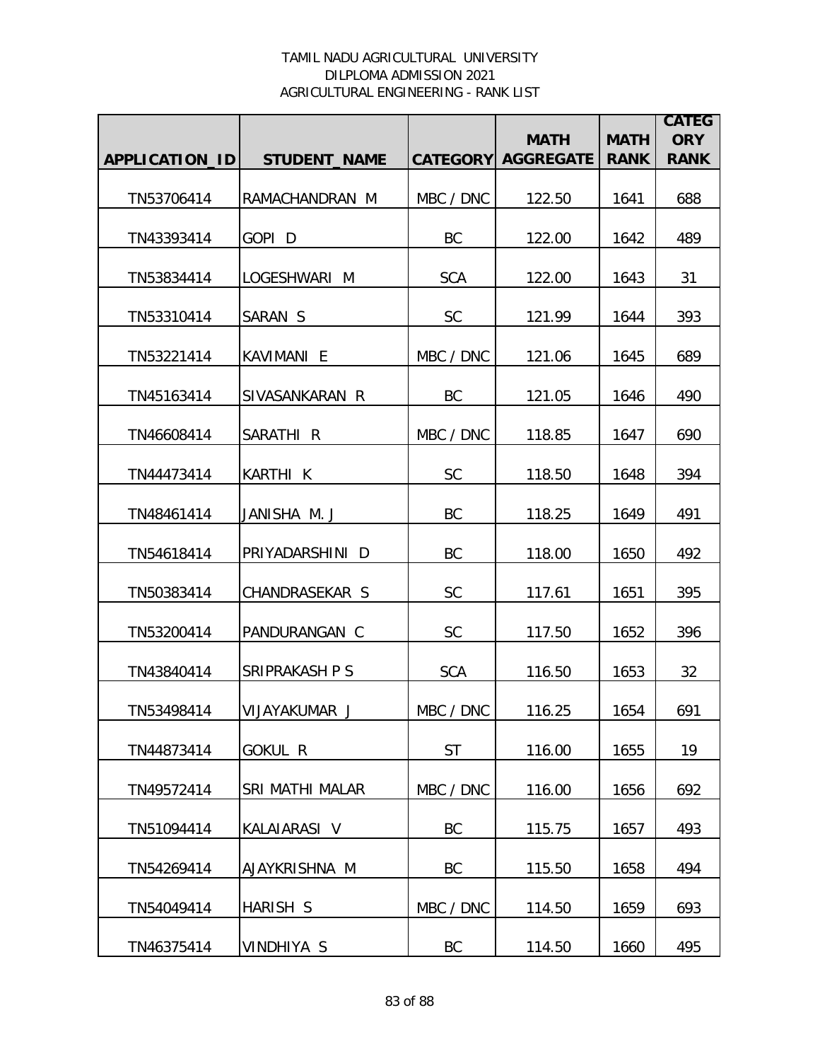TAMIL NADU AGRICULTURAL UNIVERSITY
DILPLOMA ADMISSION 2021
AGRICULTURAL ENGINEERING - RANK LIST

| APPLICATION_ID | STUDENT_NAME | CATEGORY | MATH AGGREGATE | MATH RANK | CATEGORY RANK |
|---|---|---|---|---|---|
| TN53706414 | RAMACHANDRAN M | MBC / DNC | 122.50 | 1641 | 688 |
| TN43393414 | GOPI D | BC | 122.00 | 1642 | 489 |
| TN53834414 | LOGESHWARI M | SCA | 122.00 | 1643 | 31 |
| TN53310414 | SARAN S | SC | 121.99 | 1644 | 393 |
| TN53221414 | KAVIMANI E | MBC / DNC | 121.06 | 1645 | 689 |
| TN45163414 | SIVASANKARAN R | BC | 121.05 | 1646 | 490 |
| TN46608414 | SARATHI R | MBC / DNC | 118.85 | 1647 | 690 |
| TN44473414 | KARTHI K | SC | 118.50 | 1648 | 394 |
| TN48461414 | JANISHA M. J | BC | 118.25 | 1649 | 491 |
| TN54618414 | PRIYADARSHINI D | BC | 118.00 | 1650 | 492 |
| TN50383414 | CHANDRASEKAR S | SC | 117.61 | 1651 | 395 |
| TN53200414 | PANDURANGAN C | SC | 117.50 | 1652 | 396 |
| TN43840414 | SRIPRAKASH P S | SCA | 116.50 | 1653 | 32 |
| TN53498414 | VIJAYAKUMAR J | MBC / DNC | 116.25 | 1654 | 691 |
| TN44873414 | GOKUL R | ST | 116.00 | 1655 | 19 |
| TN49572414 | SRI MATHI MALAR | MBC / DNC | 116.00 | 1656 | 692 |
| TN51094414 | KALAIARASI V | BC | 115.75 | 1657 | 493 |
| TN54269414 | AJAYKRISHNA M | BC | 115.50 | 1658 | 494 |
| TN54049414 | HARISH S | MBC / DNC | 114.50 | 1659 | 693 |
| TN46375414 | VINDHIYA S | BC | 114.50 | 1660 | 495 |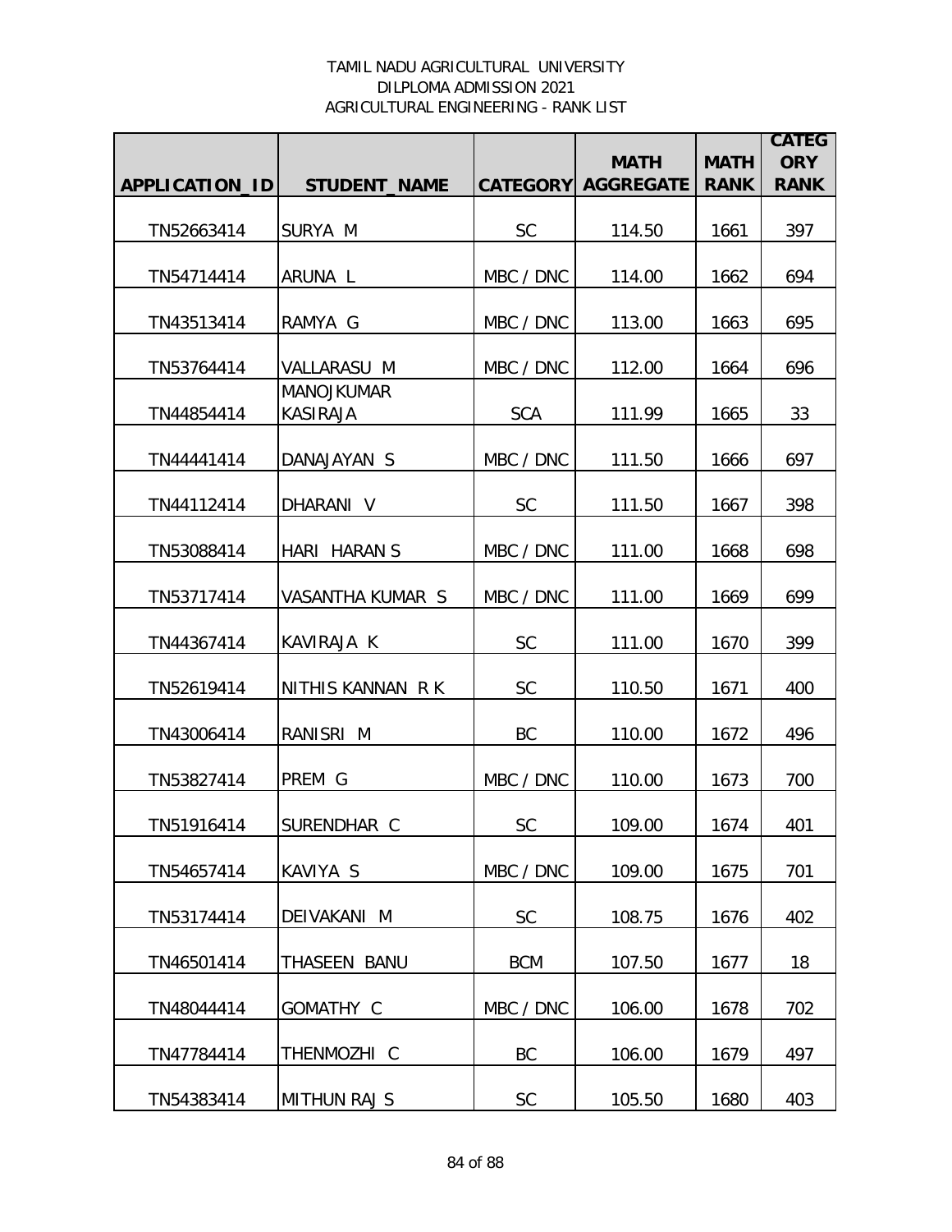TAMIL NADU AGRICULTURAL UNIVERSITY
DILPLOMA ADMISSION 2021
AGRICULTURAL ENGINEERING - RANK LIST

| APPLICATION_ID | STUDENT_NAME | CATEGORY | MATH AGGREGATE | MATH RANK | CATEGORY RANK |
|---|---|---|---|---|---|
| TN52663414 | SURYA M | SC | 114.50 | 1661 | 397 |
| TN54714414 | ARUNA L | MBC / DNC | 114.00 | 1662 | 694 |
| TN43513414 | RAMYA G | MBC / DNC | 113.00 | 1663 | 695 |
| TN53764414 | VALLARASU M | MBC / DNC | 112.00 | 1664 | 696 |
| TN44854414 | MANOJKUMAR KASIRAJA | SCA | 111.99 | 1665 | 33 |
| TN44441414 | DANAJAYAN S | MBC / DNC | 111.50 | 1666 | 697 |
| TN44112414 | DHARANI V | SC | 111.50 | 1667 | 398 |
| TN53088414 | HARI HARAN S | MBC / DNC | 111.00 | 1668 | 698 |
| TN53717414 | VASANTHA KUMAR S | MBC / DNC | 111.00 | 1669 | 699 |
| TN44367414 | KAVIRAJA K | SC | 111.00 | 1670 | 399 |
| TN52619414 | NITHIS KANNAN R K | SC | 110.50 | 1671 | 400 |
| TN43006414 | RANISRI M | BC | 110.00 | 1672 | 496 |
| TN53827414 | PREM G | MBC / DNC | 110.00 | 1673 | 700 |
| TN51916414 | SURENDHAR C | SC | 109.00 | 1674 | 401 |
| TN54657414 | KAVIYA S | MBC / DNC | 109.00 | 1675 | 701 |
| TN53174414 | DEIVAKANI M | SC | 108.75 | 1676 | 402 |
| TN46501414 | THASEEN BANU | BCM | 107.50 | 1677 | 18 |
| TN48044414 | GOMATHY C | MBC / DNC | 106.00 | 1678 | 702 |
| TN47784414 | THENMOZHI C | BC | 106.00 | 1679 | 497 |
| TN54383414 | MITHUN RAJ S | SC | 105.50 | 1680 | 403 |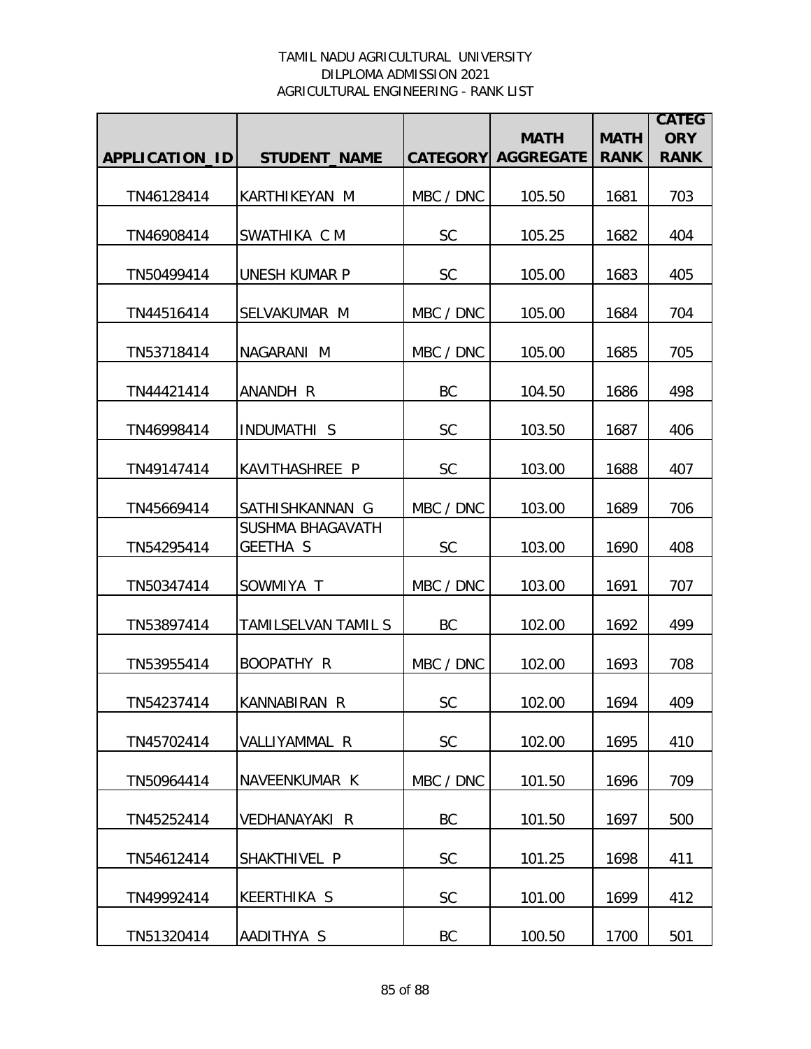TAMIL NADU AGRICULTURAL UNIVERSITY
DILPLOMA ADMISSION 2021
AGRICULTURAL ENGINEERING - RANK LIST

| APPLICATION_ID | STUDENT_NAME | CATEGORY | MATH AGGREGATE | MATH RANK | CATEGORY RANK |
|---|---|---|---|---|---|
| TN46128414 | KARTHIKEYAN M | MBC / DNC | 105.50 | 1681 | 703 |
| TN46908414 | SWATHIKA C M | SC | 105.25 | 1682 | 404 |
| TN50499414 | UNESH KUMAR P | SC | 105.00 | 1683 | 405 |
| TN44516414 | SELVAKUMAR M | MBC / DNC | 105.00 | 1684 | 704 |
| TN53718414 | NAGARANI M | MBC / DNC | 105.00 | 1685 | 705 |
| TN44421414 | ANANDH R | BC | 104.50 | 1686 | 498 |
| TN46998414 | INDUMATHI S | SC | 103.50 | 1687 | 406 |
| TN49147414 | KAVITHASHREE P | SC | 103.00 | 1688 | 407 |
| TN45669414 | SATHISHKANNAN G | MBC / DNC | 103.00 | 1689 | 706 |
| TN54295414 | SUSHMA BHAGAVATH GEETHA S | SC | 103.00 | 1690 | 408 |
| TN50347414 | SOWMIYA T | MBC / DNC | 103.00 | 1691 | 707 |
| TN53897414 | TAMILSELVAN TAMIL S | BC | 102.00 | 1692 | 499 |
| TN53955414 | BOOPATHY R | MBC / DNC | 102.00 | 1693 | 708 |
| TN54237414 | KANNABIRAN R | SC | 102.00 | 1694 | 409 |
| TN45702414 | VALLIYAMMAL R | SC | 102.00 | 1695 | 410 |
| TN50964414 | NAVEENKUMAR K | MBC / DNC | 101.50 | 1696 | 709 |
| TN45252414 | VEDHANAYAKI R | BC | 101.50 | 1697 | 500 |
| TN54612414 | SHAKTHIVEL P | SC | 101.25 | 1698 | 411 |
| TN49992414 | KEERTHIKA S | SC | 101.00 | 1699 | 412 |
| TN51320414 | AADITHYA S | BC | 100.50 | 1700 | 501 |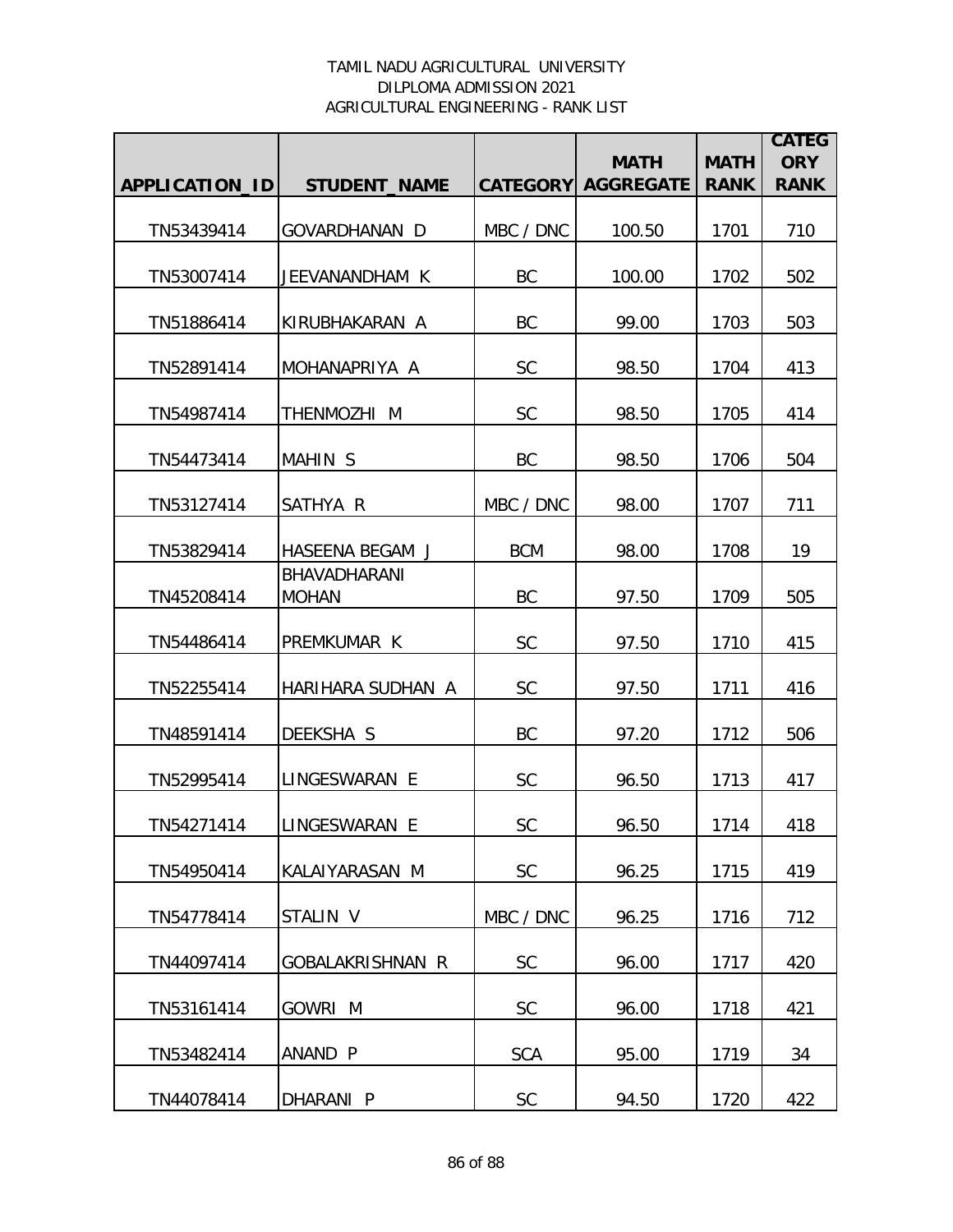TAMIL NADU AGRICULTURAL UNIVERSITY
DILPLOMA ADMISSION 2021
AGRICULTURAL ENGINEERING - RANK LIST

| APPLICATION_ID | STUDENT_NAME | CATEGORY | MATH AGGREGATE | MATH RANK | CATEGORY RANK |
|---|---|---|---|---|---|
| TN53439414 | GOVARDHANAN D | MBC / DNC | 100.50 | 1701 | 710 |
| TN53007414 | JEEVANANDHAM K | BC | 100.00 | 1702 | 502 |
| TN51886414 | KIRUBHAKARAN A | BC | 99.00 | 1703 | 503 |
| TN52891414 | MOHANAPRIYA A | SC | 98.50 | 1704 | 413 |
| TN54987414 | THENMOZHI M | SC | 98.50 | 1705 | 414 |
| TN54473414 | MAHIN S | BC | 98.50 | 1706 | 504 |
| TN53127414 | SATHYA R | MBC / DNC | 98.00 | 1707 | 711 |
| TN53829414 | HASEENA BEGAM J | BCM | 98.00 | 1708 | 19 |
| TN45208414 | BHAVADHARANI MOHAN | BC | 97.50 | 1709 | 505 |
| TN54486414 | PREMKUMAR K | SC | 97.50 | 1710 | 415 |
| TN52255414 | HARIHARA SUDHAN A | SC | 97.50 | 1711 | 416 |
| TN48591414 | DEEKSHA S | BC | 97.20 | 1712 | 506 |
| TN52995414 | LINGESWARAN E | SC | 96.50 | 1713 | 417 |
| TN54271414 | LINGESWARAN E | SC | 96.50 | 1714 | 418 |
| TN54950414 | KALAIYARASAN M | SC | 96.25 | 1715 | 419 |
| TN54778414 | STALIN V | MBC / DNC | 96.25 | 1716 | 712 |
| TN44097414 | GOBALAKRISHNAN R | SC | 96.00 | 1717 | 420 |
| TN53161414 | GOWRI M | SC | 96.00 | 1718 | 421 |
| TN53482414 | ANAND P | SCA | 95.00 | 1719 | 34 |
| TN44078414 | DHARANI P | SC | 94.50 | 1720 | 422 |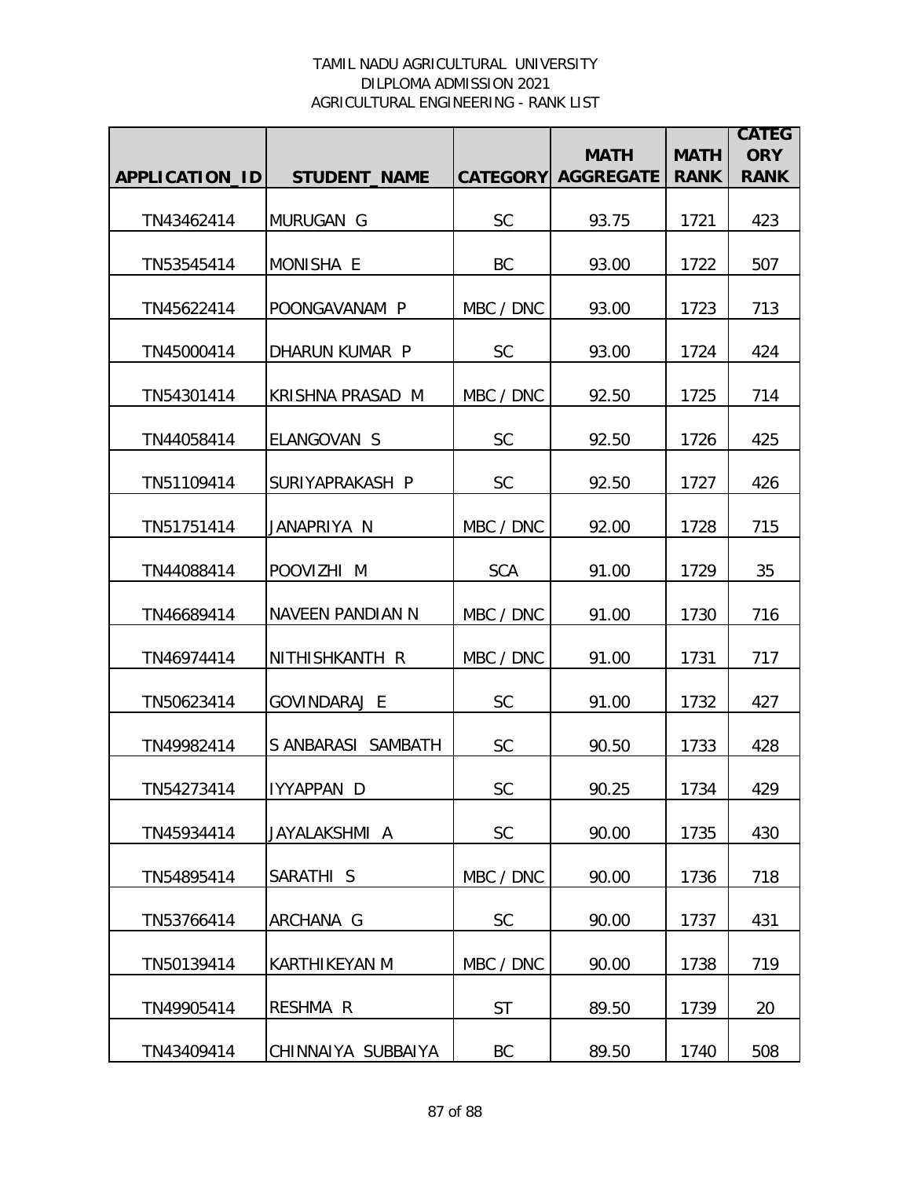TAMIL NADU AGRICULTURAL UNIVERSITY
DILPLOMA ADMISSION 2021
AGRICULTURAL ENGINEERING - RANK LIST

| APPLICATION_ID | STUDENT_NAME | CATEGORY | MATH AGGREGATE | MATH RANK | CATEGORY RANK |
|---|---|---|---|---|---|
| TN43462414 | MURUGAN G | SC | 93.75 | 1721 | 423 |
| TN53545414 | MONISHA E | BC | 93.00 | 1722 | 507 |
| TN45622414 | POONGAVANAM P | MBC / DNC | 93.00 | 1723 | 713 |
| TN45000414 | DHARUN KUMAR P | SC | 93.00 | 1724 | 424 |
| TN54301414 | KRISHNA PRASAD M | MBC / DNC | 92.50 | 1725 | 714 |
| TN44058414 | ELANGOVAN S | SC | 92.50 | 1726 | 425 |
| TN51109414 | SURIYAPRAKASH P | SC | 92.50 | 1727 | 426 |
| TN51751414 | JANAPRIYA N | MBC / DNC | 92.00 | 1728 | 715 |
| TN44088414 | POOVIZHI M | SCA | 91.00 | 1729 | 35 |
| TN46689414 | NAVEEN PANDIAN N | MBC / DNC | 91.00 | 1730 | 716 |
| TN46974414 | NITHISHKANTH R | MBC / DNC | 91.00 | 1731 | 717 |
| TN50623414 | GOVINDARAJ E | SC | 91.00 | 1732 | 427 |
| TN49982414 | S ANBARASI SAMBATH | SC | 90.50 | 1733 | 428 |
| TN54273414 | IYYAPPAN D | SC | 90.25 | 1734 | 429 |
| TN45934414 | JAYALAKSHMI A | SC | 90.00 | 1735 | 430 |
| TN54895414 | SARATHI S | MBC / DNC | 90.00 | 1736 | 718 |
| TN53766414 | ARCHANA G | SC | 90.00 | 1737 | 431 |
| TN50139414 | KARTHIKEYAN M | MBC / DNC | 90.00 | 1738 | 719 |
| TN49905414 | RESHMA R | ST | 89.50 | 1739 | 20 |
| TN43409414 | CHINNAIYA SUBBAIYA | BC | 89.50 | 1740 | 508 |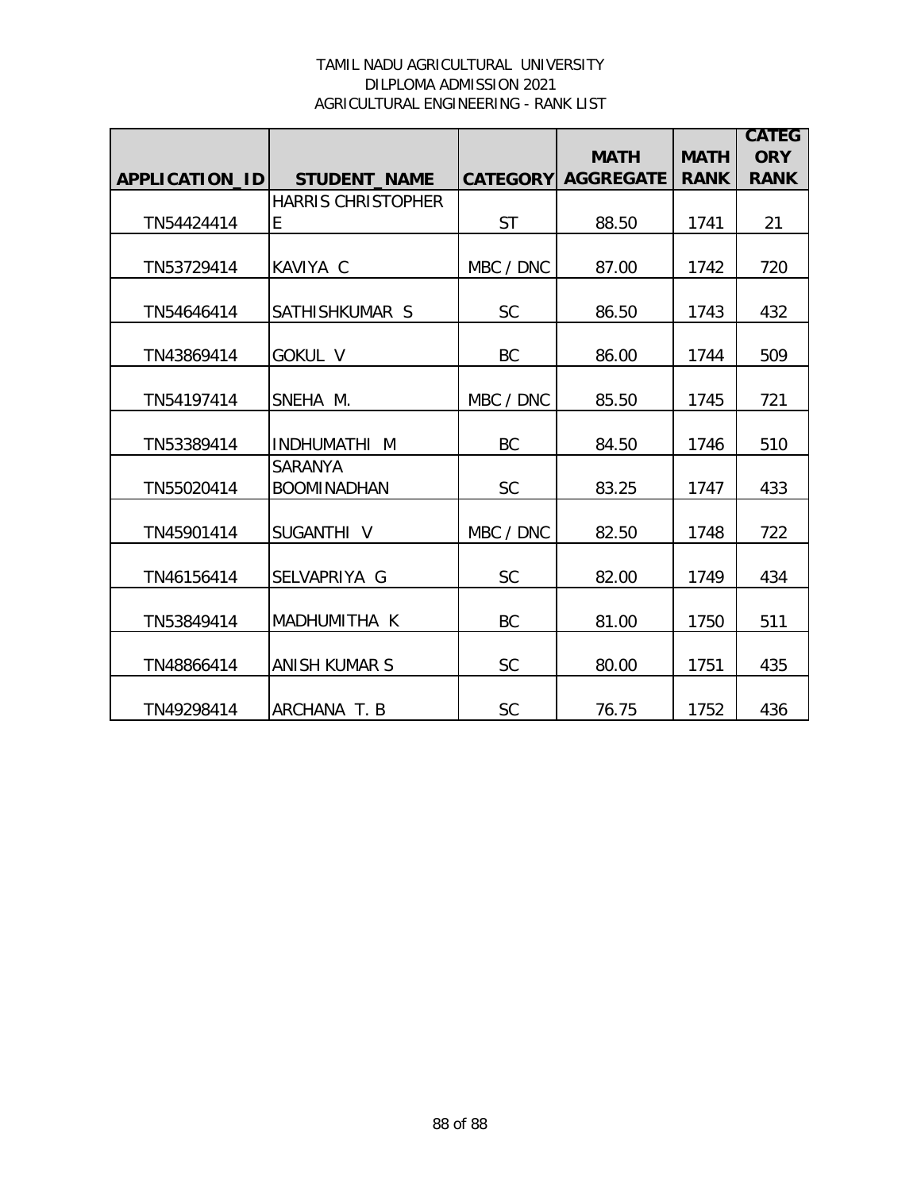TAMIL NADU AGRICULTURAL UNIVERSITY
DILPLOMA ADMISSION 2021
AGRICULTURAL ENGINEERING - RANK LIST

| APPLICATION_ID | STUDENT_NAME | CATEGORY | MATH AGGREGATE | MATH RANK | CATEGORY RANK |
|---|---|---|---|---|---|
| TN54424414 | HARRIS CHRISTOPHER E | ST | 88.50 | 1741 | 21 |
| TN53729414 | KAVIYA C | MBC / DNC | 87.00 | 1742 | 720 |
| TN54646414 | SATHISHKUMAR S | SC | 86.50 | 1743 | 432 |
| TN43869414 | GOKUL V | BC | 86.00 | 1744 | 509 |
| TN54197414 | SNEHA M. | MBC / DNC | 85.50 | 1745 | 721 |
| TN53389414 | INDHUMATHI M | BC | 84.50 | 1746 | 510 |
| TN55020414 | SARANYA BOOMINADHAN | SC | 83.25 | 1747 | 433 |
| TN45901414 | SUGANTHI V | MBC / DNC | 82.50 | 1748 | 722 |
| TN46156414 | SELVAPRIYA G | SC | 82.00 | 1749 | 434 |
| TN53849414 | MADHUMITHA K | BC | 81.00 | 1750 | 511 |
| TN48866414 | ANISH KUMAR S | SC | 80.00 | 1751 | 435 |
| TN49298414 | ARCHANA T. B | SC | 76.75 | 1752 | 436 |